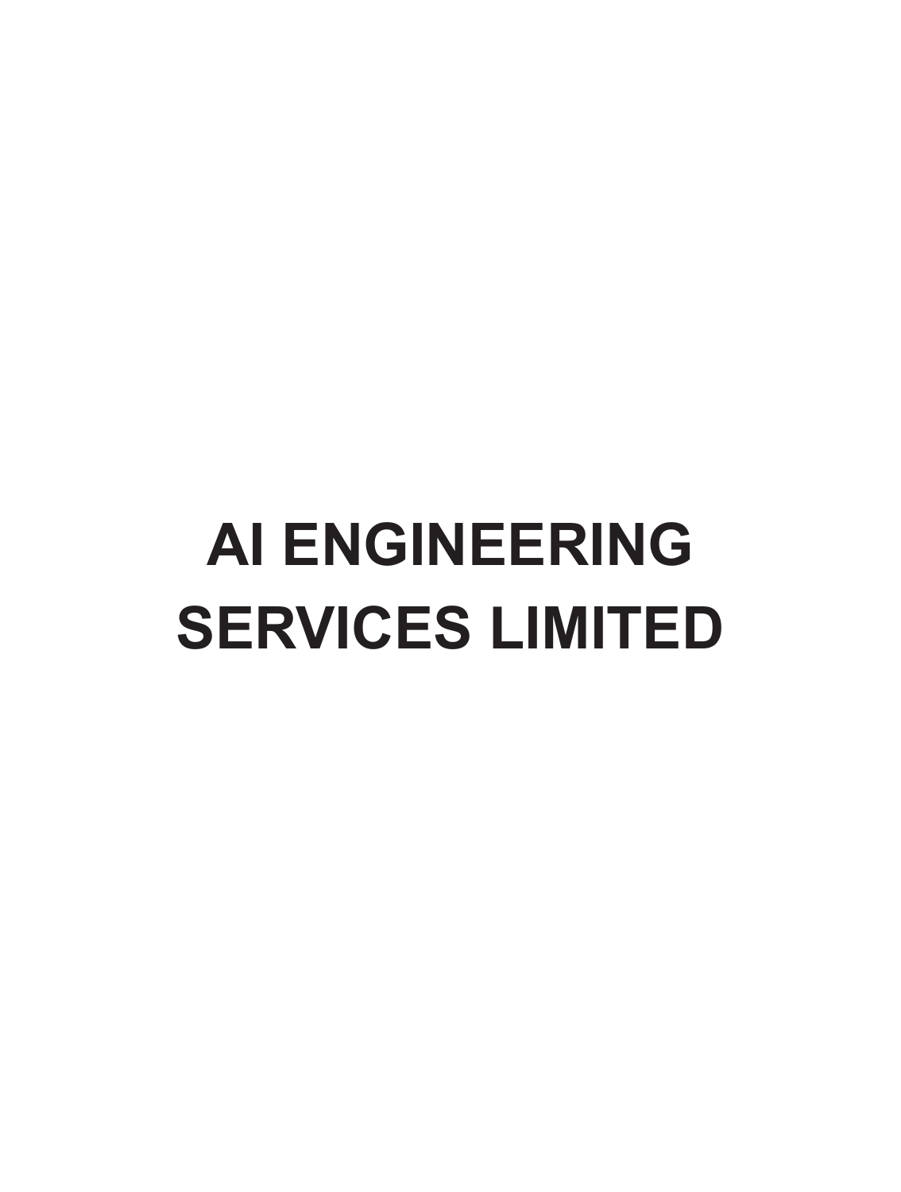# AI ENGINEERING SERVICES LIMITED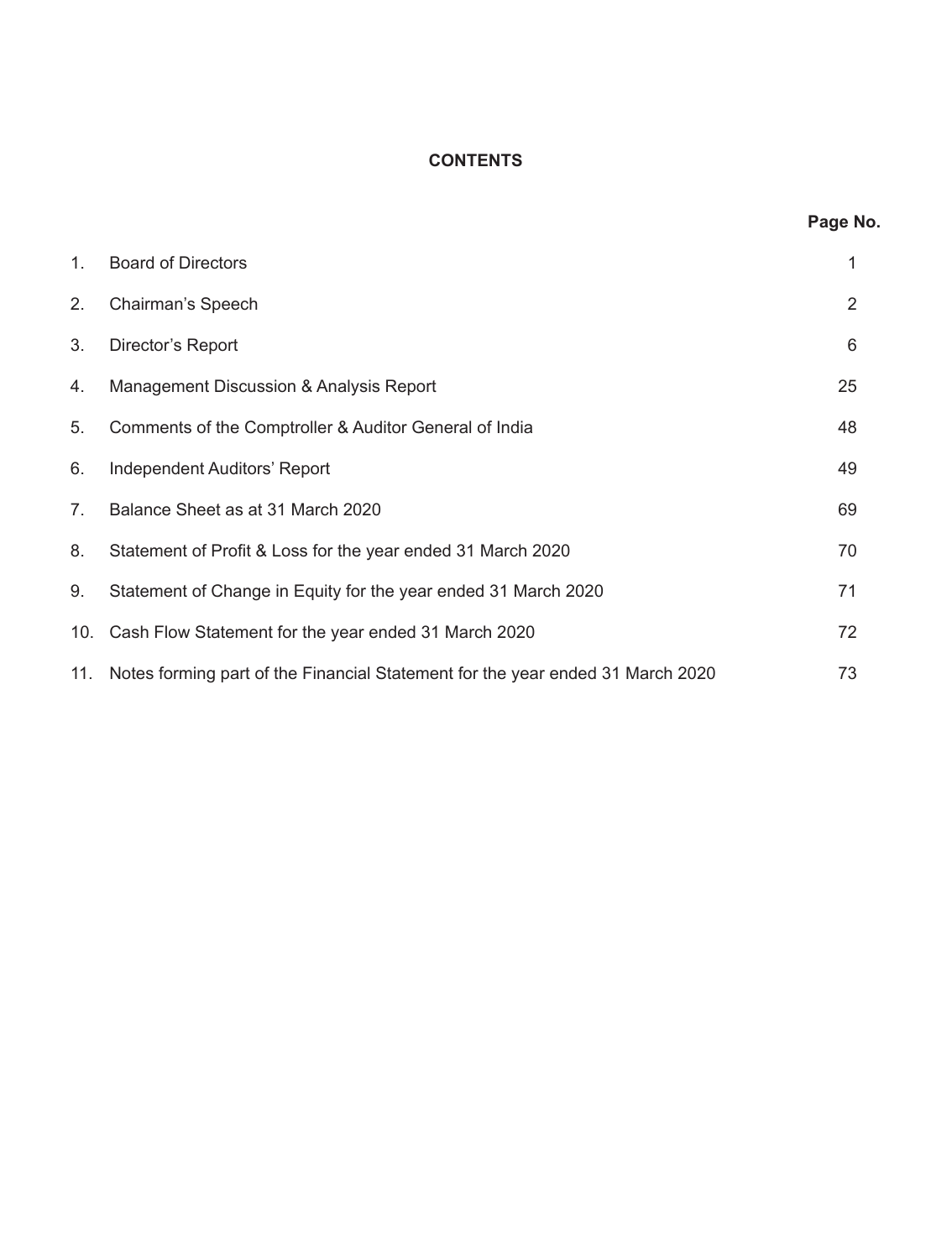# CONTENTS

| | | Page No. |
|---|---|---|
| 1. | Board of Directors | 1 |
| 2. | Chairman's Speech | 2 |
| 3. | Director's Report | 6 |
| 4. | Management Discussion & Analysis Report | 25 |
| 5. | Comments of the Comptroller & Auditor General of India | 48 |
| 6. | Independent Auditors' Report | 49 |
| 7. | Balance Sheet as at 31 March 2020 | 69 |
| 8. | Statement of Profit & Loss for the year ended 31 March 2020 | 70 |
| 9. | Statement of Change in Equity for the year ended 31 March 2020 | 71 |
| 10. | Cash Flow Statement for the year ended 31 March 2020 | 72 |
| 11. | Notes forming part of the Financial Statement for the year ended 31 March 2020 | 73 |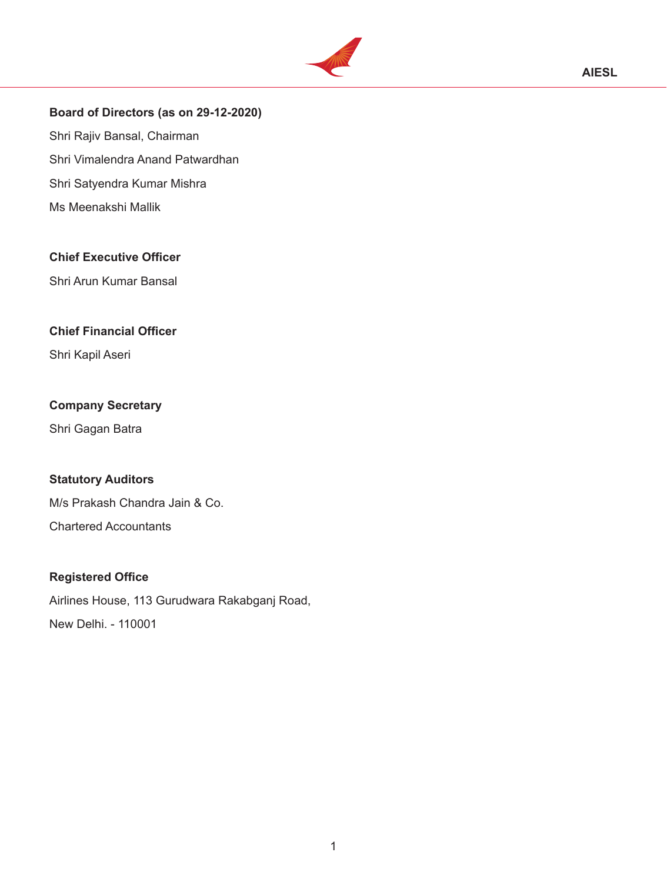**Board of Directors (as on 29-12-2020)**

Shri Rajiv Bansal, Chairman

Shri Vimalendra Anand Patwardhan

Shri Satyendra Kumar Mishra

Ms Meenakshi Mallik

**Chief Executive Officer**

Shri Arun Kumar Bansal

**Chief Financial Officer**

Shri Kapil Aseri

**Company Secretary**

Shri Gagan Batra

**Statutory Auditors**

M/s Prakash Chandra Jain & Co.

Chartered Accountants

**Registered Office**

Airlines House, 113 Gurudwara Rakabganj Road,

New Delhi. - 110001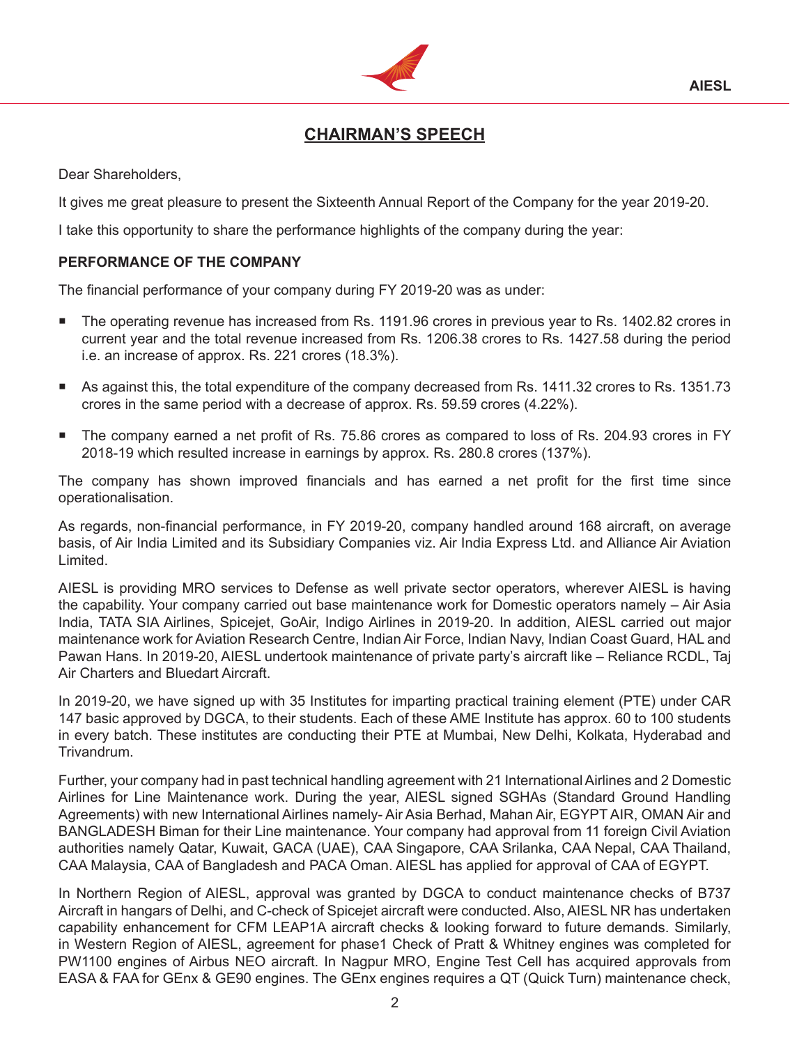# CHAIRMAN'S SPEECH

Dear Shareholders,

It gives me great pleasure to present the Sixteenth Annual Report of the Company for the year 2019-20.

I take this opportunity to share the performance highlights of the company during the year:

**PERFORMANCE OF THE COMPANY**

The financial performance of your company during FY 2019-20 was as under:

- The operating revenue has increased from Rs. 1191.96 crores in previous year to Rs. 1402.82 crores in current year and the total revenue increased from Rs. 1206.38 crores to Rs. 1427.58 during the period i.e. an increase of approx. Rs. 221 crores (18.3%).
- As against this, the total expenditure of the company decreased from Rs. 1411.32 crores to Rs. 1351.73 crores in the same period with a decrease of approx. Rs. 59.59 crores (4.22%).
- The company earned a net profit of Rs. 75.86 crores as compared to loss of Rs. 204.93 crores in FY 2018-19 which resulted increase in earnings by approx. Rs. 280.8 crores (137%).

The company has shown improved financials and has earned a net profit for the first time since operationalisation.

As regards, non-financial performance, in FY 2019-20, company handled around 168 aircraft, on average basis, of Air India Limited and its Subsidiary Companies viz. Air India Express Ltd. and Alliance Air Aviation Limited.

AIESL is providing MRO services to Defense as well private sector operators, wherever AIESL is having the capability. Your company carried out base maintenance work for Domestic operators namely – Air Asia India, TATA SIA Airlines, Spicejet, GoAir, Indigo Airlines in 2019-20. In addition, AIESL carried out major maintenance work for Aviation Research Centre, Indian Air Force, Indian Navy, Indian Coast Guard, HAL and Pawan Hans. In 2019-20, AIESL undertook maintenance of private party's aircraft like – Reliance RCDL, Taj Air Charters and Bluedart Aircraft.

In 2019-20, we have signed up with 35 Institutes for imparting practical training element (PTE) under CAR 147 basic approved by DGCA, to their students. Each of these AME Institute has approx. 60 to 100 students in every batch. These institutes are conducting their PTE at Mumbai, New Delhi, Kolkata, Hyderabad and Trivandrum.

Further, your company had in past technical handling agreement with 21 International Airlines and 2 Domestic Airlines for Line Maintenance work. During the year, AIESL signed SGHAs (Standard Ground Handling Agreements) with new International Airlines namely- Air Asia Berhad, Mahan Air, EGYPT AIR, OMAN Air and BANGLADESH Biman for their Line maintenance. Your company had approval from 11 foreign Civil Aviation authorities namely Qatar, Kuwait, GACA (UAE), CAA Singapore, CAA Srilanka, CAA Nepal, CAA Thailand, CAA Malaysia, CAA of Bangladesh and PACA Oman. AIESL has applied for approval of CAA of EGYPT.

In Northern Region of AIESL, approval was granted by DGCA to conduct maintenance checks of B737 Aircraft in hangars of Delhi, and C-check of Spicejet aircraft were conducted. Also, AIESL NR has undertaken capability enhancement for CFM LEAP1A aircraft checks & looking forward to future demands. Similarly, in Western Region of AIESL, agreement for phase1 Check of Pratt & Whitney engines was completed for PW1100 engines of Airbus NEO aircraft. In Nagpur MRO, Engine Test Cell has acquired approvals from EASA & FAA for GEnx & GE90 engines. The GEnx engines requires a QT (Quick Turn) maintenance check,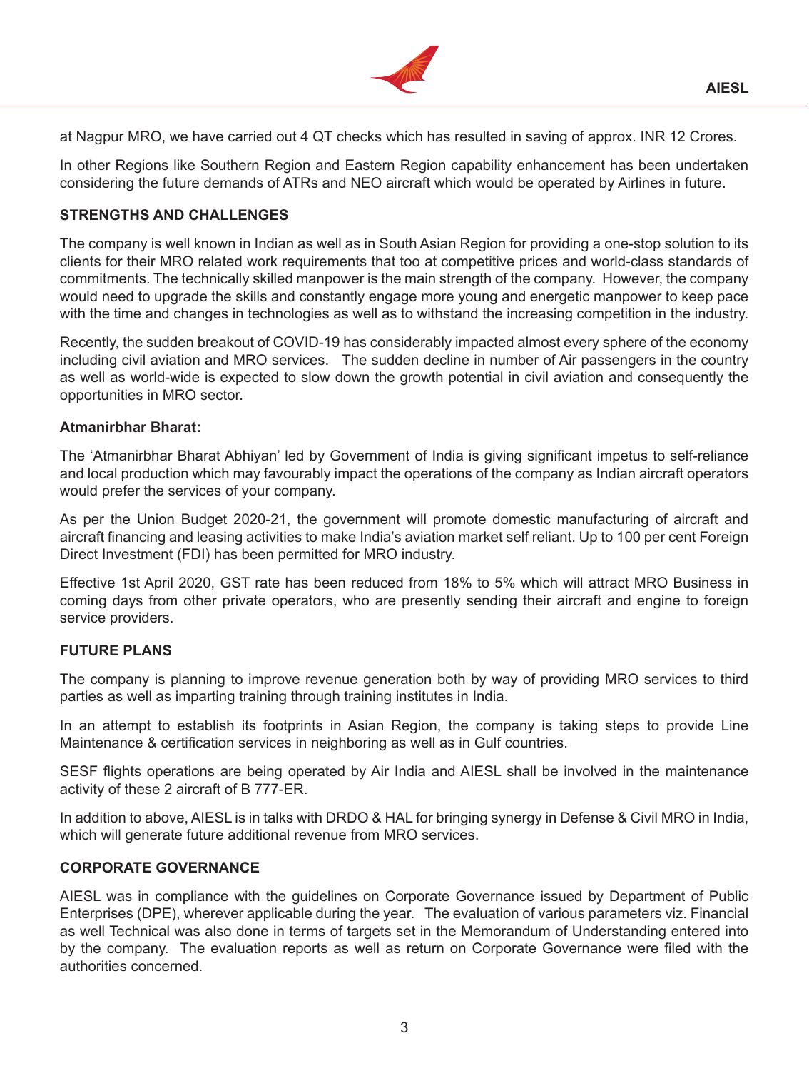at Nagpur MRO, we have carried out 4 QT checks which has resulted in saving of approx. INR 12 Crores.

In other Regions like Southern Region and Eastern Region capability enhancement has been undertaken considering the future demands of ATRs and NEO aircraft which would be operated by Airlines in future.

## STRENGTHS AND CHALLENGES

The company is well known in Indian as well as in South Asian Region for providing a one-stop solution to its clients for their MRO related work requirements that too at competitive prices and world-class standards of commitments. The technically skilled manpower is the main strength of the company. However, the company would need to upgrade the skills and constantly engage more young and energetic manpower to keep pace with the time and changes in technologies as well as to withstand the increasing competition in the industry.

Recently, the sudden breakout of COVID-19 has considerably impacted almost every sphere of the economy including civil aviation and MRO services. The sudden decline in number of Air passengers in the country as well as world-wide is expected to slow down the growth potential in civil aviation and consequently the opportunities in MRO sector.

### Atmanirbhar Bharat:

The 'Atmanirbhar Bharat Abhiyan' led by Government of India is giving significant impetus to self-reliance and local production which may favourably impact the operations of the company as Indian aircraft operators would prefer the services of your company.

As per the Union Budget 2020-21, the government will promote domestic manufacturing of aircraft and aircraft financing and leasing activities to make India's aviation market self reliant. Up to 100 per cent Foreign Direct Investment (FDI) has been permitted for MRO industry.

Effective 1st April 2020, GST rate has been reduced from 18% to 5% which will attract MRO Business in coming days from other private operators, who are presently sending their aircraft and engine to foreign service providers.

## FUTURE PLANS

The company is planning to improve revenue generation both by way of providing MRO services to third parties as well as imparting training through training institutes in India.

In an attempt to establish its footprints in Asian Region, the company is taking steps to provide Line Maintenance & certification services in neighboring as well as in Gulf countries.

SESF flights operations are being operated by Air India and AIESL shall be involved in the maintenance activity of these 2 aircraft of B 777-ER.

In addition to above, AIESL is in talks with DRDO & HAL for bringing synergy in Defense & Civil MRO in India, which will generate future additional revenue from MRO services.

## CORPORATE GOVERNANCE

AIESL was in compliance with the guidelines on Corporate Governance issued by Department of Public Enterprises (DPE), wherever applicable during the year. The evaluation of various parameters viz. Financial as well Technical was also done in terms of targets set in the Memorandum of Understanding entered into by the company. The evaluation reports as well as return on Corporate Governance were filed with the authorities concerned.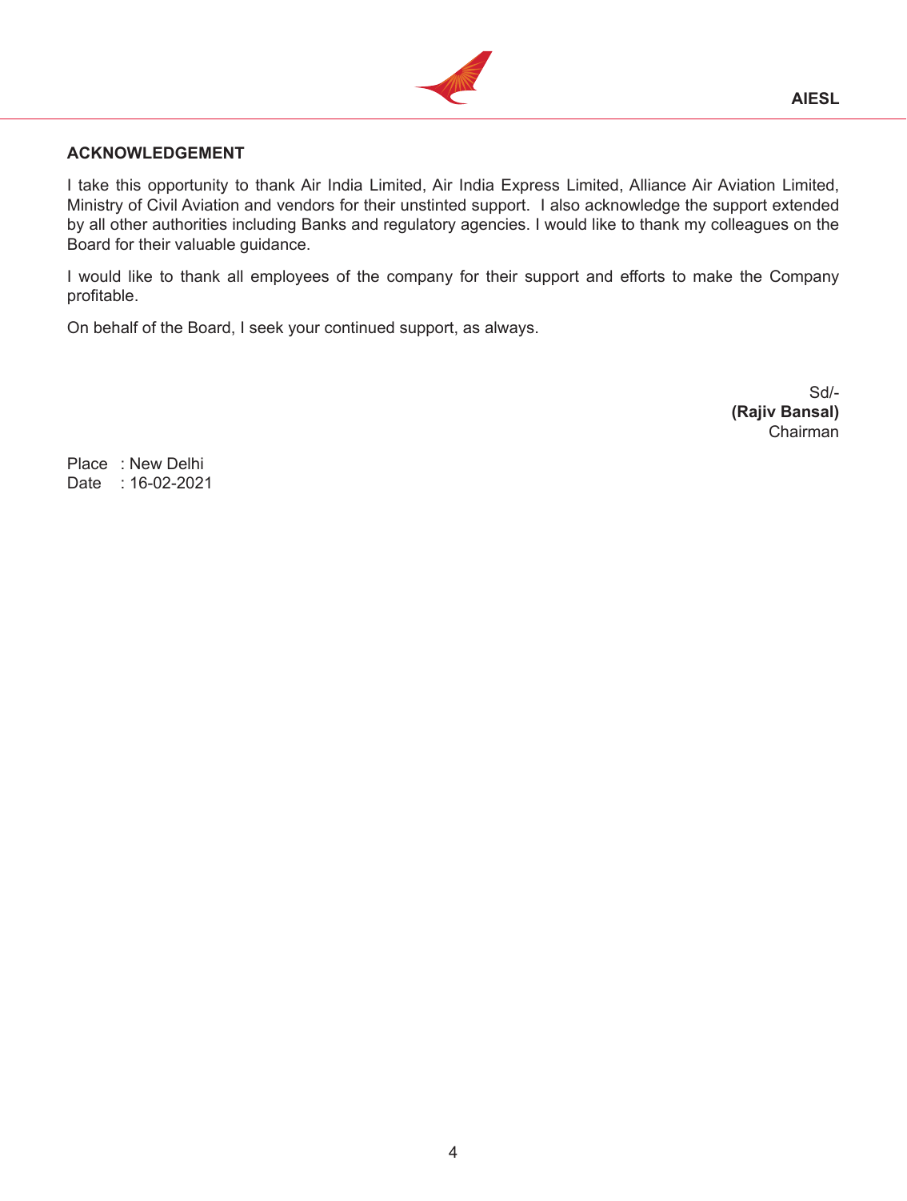## ACKNOWLEDGEMENT

I take this opportunity to thank Air India Limited, Air India Express Limited, Alliance Air Aviation Limited, Ministry of Civil Aviation and vendors for their unstinted support. I also acknowledge the support extended by all other authorities including Banks and regulatory agencies. I would like to thank my colleagues on the Board for their valuable guidance.

I would like to thank all employees of the company for their support and efforts to make the Company profitable.

On behalf of the Board, I seek your continued support, as always.

Sd/-
**(Rajiv Bansal)**
Chairman

Place : New Delhi
Date : 16-02-2021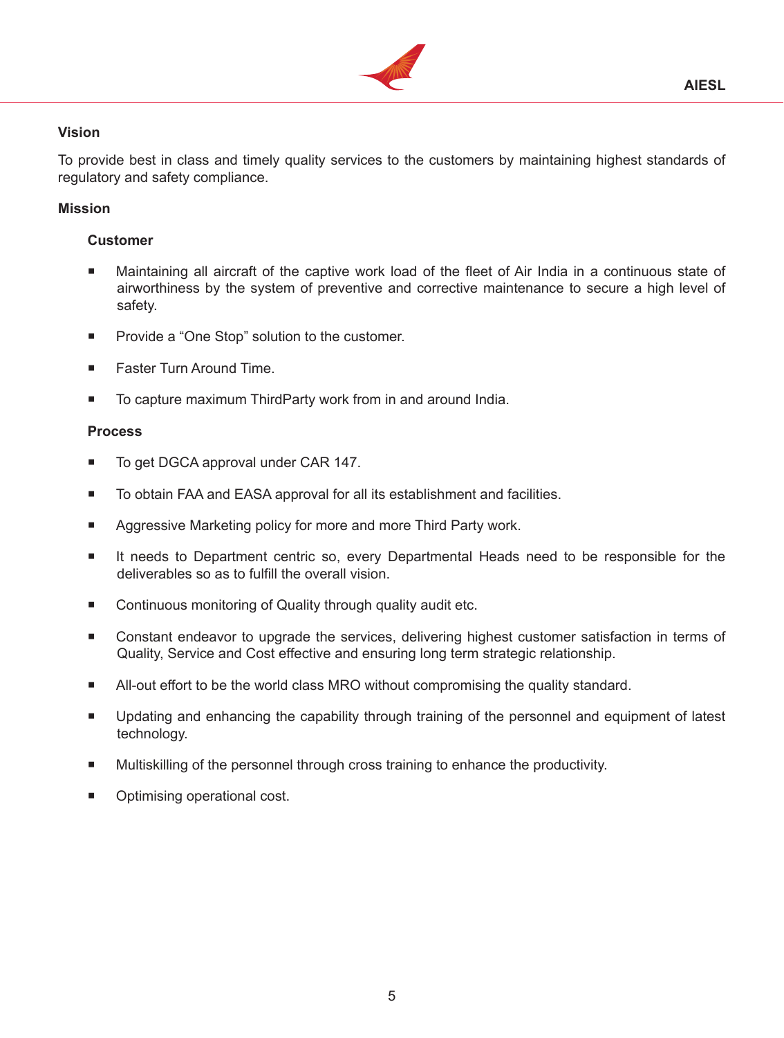## Vision

To provide best in class and timely quality services to the customers by maintaining highest standards of regulatory and safety compliance.

## Mission

### Customer

- Maintaining all aircraft of the captive work load of the fleet of Air India in a continuous state of airworthiness by the system of preventive and corrective maintenance to secure a high level of safety.
- Provide a “One Stop” solution to the customer.
- Faster Turn Around Time.
- To capture maximum ThirdParty work from in and around India.

### Process

- To get DGCA approval under CAR 147.
- To obtain FAA and EASA approval for all its establishment and facilities.
- Aggressive Marketing policy for more and more Third Party work.
- It needs to Department centric so, every Departmental Heads need to be responsible for the deliverables so as to fulfill the overall vision.
- Continuous monitoring of Quality through quality audit etc.
- Constant endeavor to upgrade the services, delivering highest customer satisfaction in terms of Quality, Service and Cost effective and ensuring long term strategic relationship.
- All-out effort to be the world class MRO without compromising the quality standard.
- Updating and enhancing the capability through training of the personnel and equipment of latest technology.
- Multiskilling of the personnel through cross training to enhance the productivity.
- Optimising operational cost.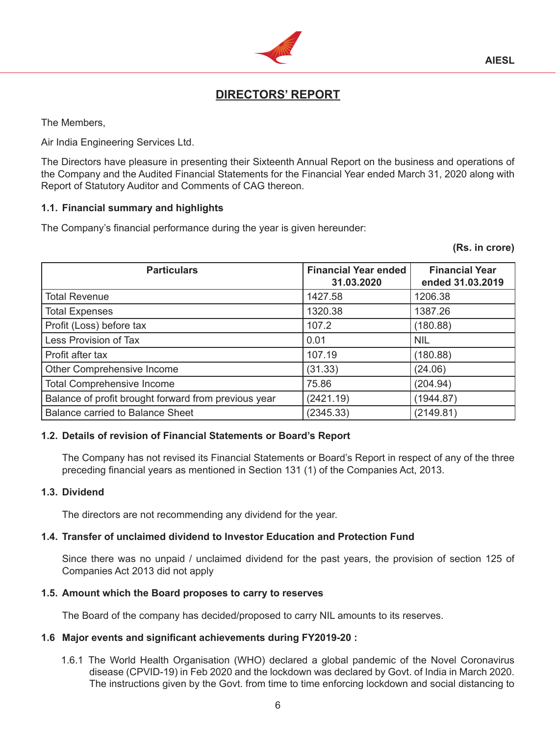# DIRECTORS' REPORT

The Members,

Air India Engineering Services Ltd.

The Directors have pleasure in presenting their Sixteenth Annual Report on the business and operations of the Company and the Audited Financial Statements for the Financial Year ended March 31, 2020 along with Report of Statutory Auditor and Comments of CAG thereon.

### 1.1. Financial summary and highlights

The Company's financial performance during the year is given hereunder:

**(Rs. in crore)**

| Particulars | Financial Year ended 31.03.2020 | Financial Year ended 31.03.2019 |
|---|---|---|
| Total Revenue | 1427.58 | 1206.38 |
| Total Expenses | 1320.38 | 1387.26 |
| Profit (Loss) before tax | 107.2 | (180.88) |
| Less Provision of Tax | 0.01 | NIL |
| Profit after tax | 107.19 | (180.88) |
| Other Comprehensive Income | (31.33) | (24.06) |
| Total Comprehensive Income | 75.86 | (204.94) |
| Balance of profit brought forward from previous year | (2421.19) | (1944.87) |
| Balance carried to Balance Sheet | (2345.33) | (2149.81) |

### 1.2. Details of revision of Financial Statements or Board's Report

The Company has not revised its Financial Statements or Board's Report in respect of any of the three preceding financial years as mentioned in Section 131 (1) of the Companies Act, 2013.

### 1.3. Dividend

The directors are not recommending any dividend for the year.

### 1.4. Transfer of unclaimed dividend to Investor Education and Protection Fund

Since there was no unpaid / unclaimed dividend for the past years, the provision of section 125 of Companies Act 2013 did not apply

### 1.5. Amount which the Board proposes to carry to reserves

The Board of the company has decided/proposed to carry NIL amounts to its reserves.

### 1.6 Major events and significant achievements during FY2019-20 :

1.6.1 The World Health Organisation (WHO) declared a global pandemic of the Novel Coronavirus disease (CPVID-19) in Feb 2020 and the lockdown was declared by Govt. of India in March 2020. The instructions given by the Govt. from time to time enforcing lockdown and social distancing to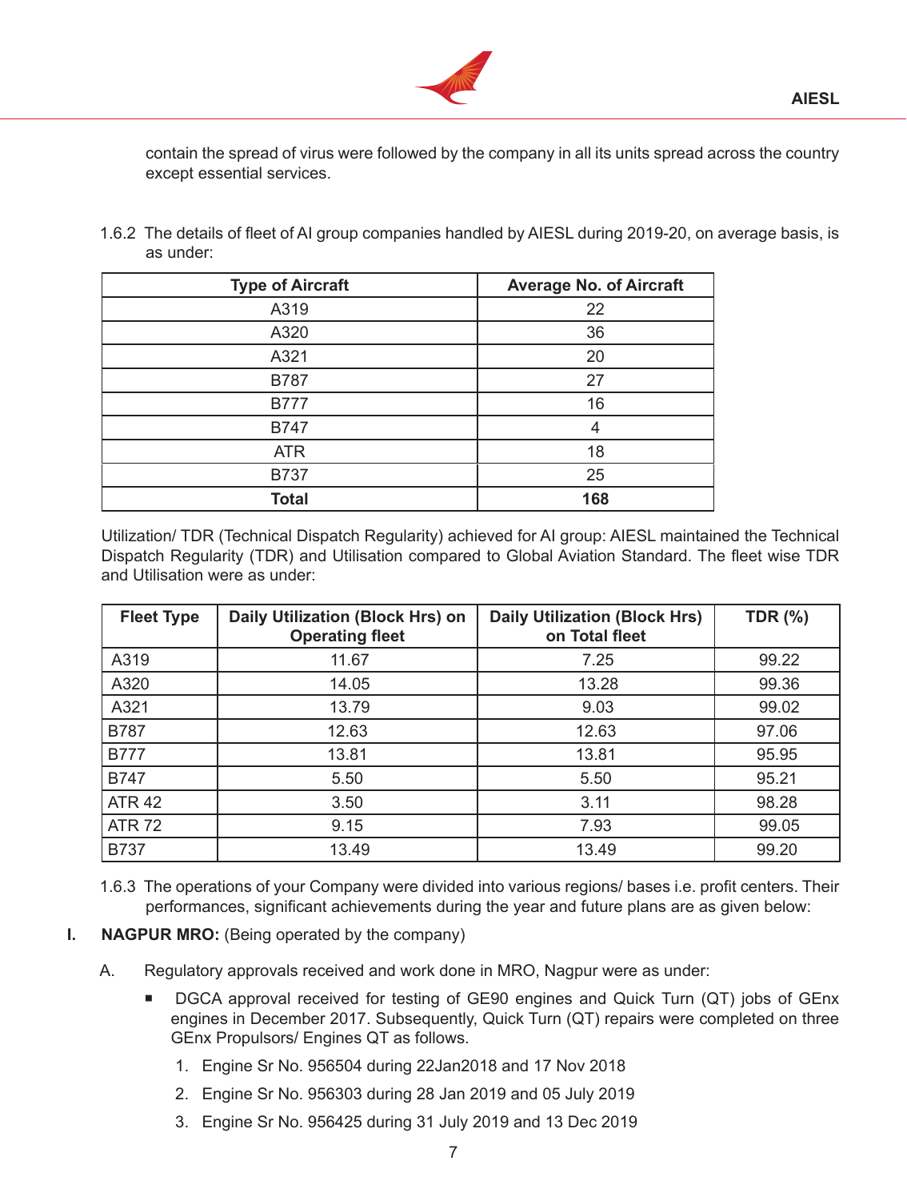contain the spread of virus were followed by the company in all its units spread across the country except essential services.

1.6.2 The details of fleet of AI group companies handled by AIESL during 2019-20, on average basis, is as under:

| Type of Aircraft | Average No. of Aircraft |
|---|---|
| A319 | 22 |
| A320 | 36 |
| A321 | 20 |
| B787 | 27 |
| B777 | 16 |
| B747 | 4 |
| ATR | 18 |
| B737 | 25 |
| **Total** | **168** |

Utilization/ TDR (Technical Dispatch Regularity) achieved for AI group: AIESL maintained the Technical Dispatch Regularity (TDR) and Utilisation compared to Global Aviation Standard. The fleet wise TDR and Utilisation were as under:

| Fleet Type | Daily Utilization (Block Hrs) on Operating fleet | Daily Utilization (Block Hrs) on Total fleet | TDR (%) |
|---|---|---|---|
| A319 | 11.67 | 7.25 | 99.22 |
| A320 | 14.05 | 13.28 | 99.36 |
| A321 | 13.79 | 9.03 | 99.02 |
| B787 | 12.63 | 12.63 | 97.06 |
| B777 | 13.81 | 13.81 | 95.95 |
| B747 | 5.50 | 5.50 | 95.21 |
| ATR 42 | 3.50 | 3.11 | 98.28 |
| ATR 72 | 9.15 | 7.93 | 99.05 |
| B737 | 13.49 | 13.49 | 99.20 |

1.6.3 The operations of your Company were divided into various regions/ bases i.e. profit centers. Their performances, significant achievements during the year and future plans are as given below:

**I. NAGPUR MRO:** (Being operated by the company)

A. Regulatory approvals received and work done in MRO, Nagpur were as under:

- DGCA approval received for testing of GE90 engines and Quick Turn (QT) jobs of GEnx engines in December 2017. Subsequently, Quick Turn (QT) repairs were completed on three GEnx Propulsors/ Engines QT as follows.

  1. Engine Sr No. 956504 during 22Jan2018 and 17 Nov 2018
  2. Engine Sr No. 956303 during 28 Jan 2019 and 05 July 2019
  3. Engine Sr No. 956425 during 31 July 2019 and 13 Dec 2019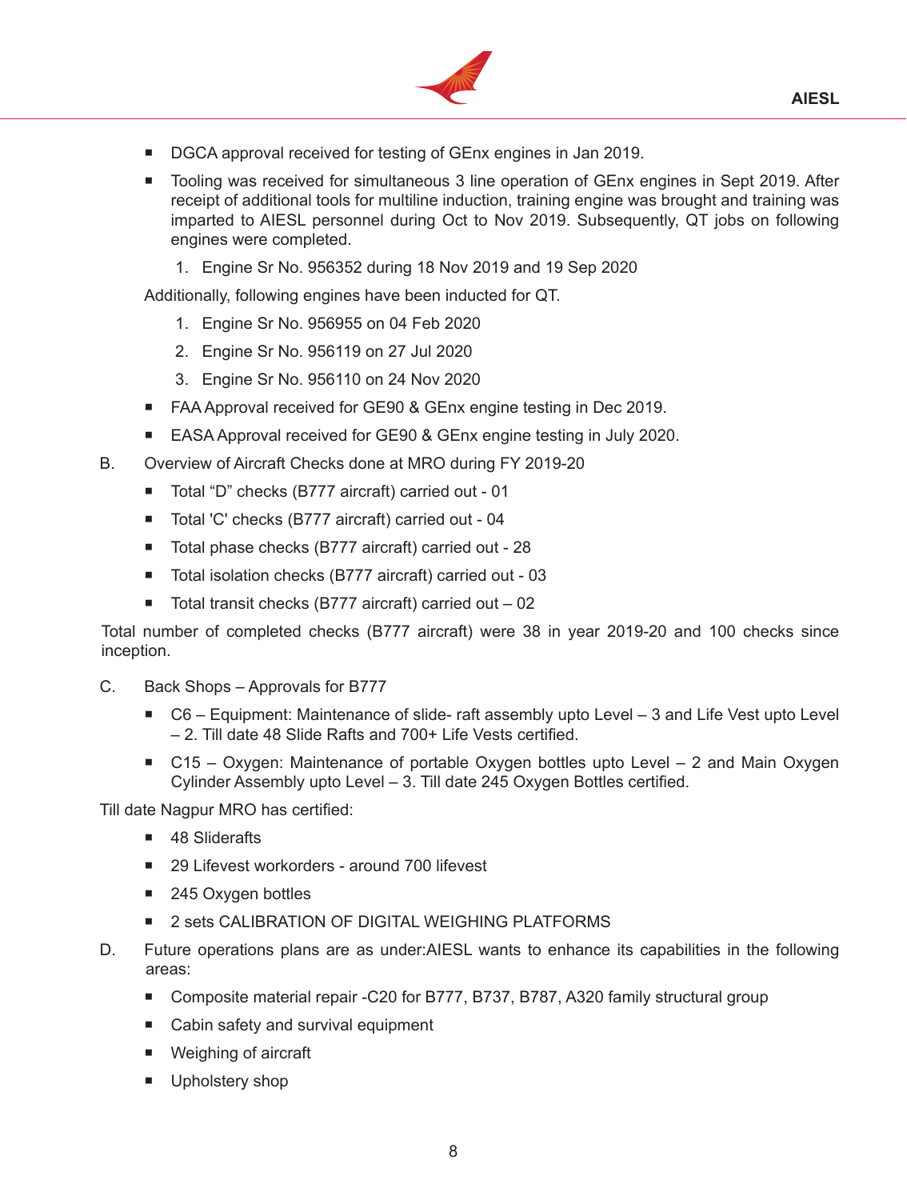- DGCA approval received for testing of GEnx engines in Jan 2019.
- Tooling was received for simultaneous 3 line operation of GEnx engines in Sept 2019. After receipt of additional tools for multiline induction, training engine was brought and training was imparted to AIESL personnel during Oct to Nov 2019. Subsequently, QT jobs on following engines were completed.
  1. Engine Sr No. 956352 during 18 Nov 2019 and 19 Sep 2020

Additionally, following engines have been inducted for QT.

1. Engine Sr No. 956955 on 04 Feb 2020
2. Engine Sr No. 956119 on 27 Jul 2020
3. Engine Sr No. 956110 on 24 Nov 2020

- FAA Approval received for GE90 & GEnx engine testing in Dec 2019.
- EASA Approval received for GE90 & GEnx engine testing in July 2020.

B. Overview of Aircraft Checks done at MRO during FY 2019-20

- Total "D" checks (B777 aircraft) carried out - 01
- Total 'C' checks (B777 aircraft) carried out - 04
- Total phase checks (B777 aircraft) carried out - 28
- Total isolation checks (B777 aircraft) carried out - 03
- Total transit checks (B777 aircraft) carried out – 02

Total number of completed checks (B777 aircraft) were 38 in year 2019-20 and 100 checks since inception.

C. Back Shops – Approvals for B777

- C6 – Equipment: Maintenance of slide- raft assembly upto Level – 3 and Life Vest upto Level – 2. Till date 48 Slide Rafts and 700+ Life Vests certified.
- C15 – Oxygen: Maintenance of portable Oxygen bottles upto Level – 2 and Main Oxygen Cylinder Assembly upto Level – 3. Till date 245 Oxygen Bottles certified.

Till date Nagpur MRO has certified:

- 48 Sliderafts
- 29 Lifevest workorders - around 700 lifevest
- 245 Oxygen bottles
- 2 sets CALIBRATION OF DIGITAL WEIGHING PLATFORMS

D. Future operations plans are as under:AIESL wants to enhance its capabilities in the following areas:

- Composite material repair -C20 for B777, B737, B787, A320 family structural group
- Cabin safety and survival equipment
- Weighing of aircraft
- Upholstery shop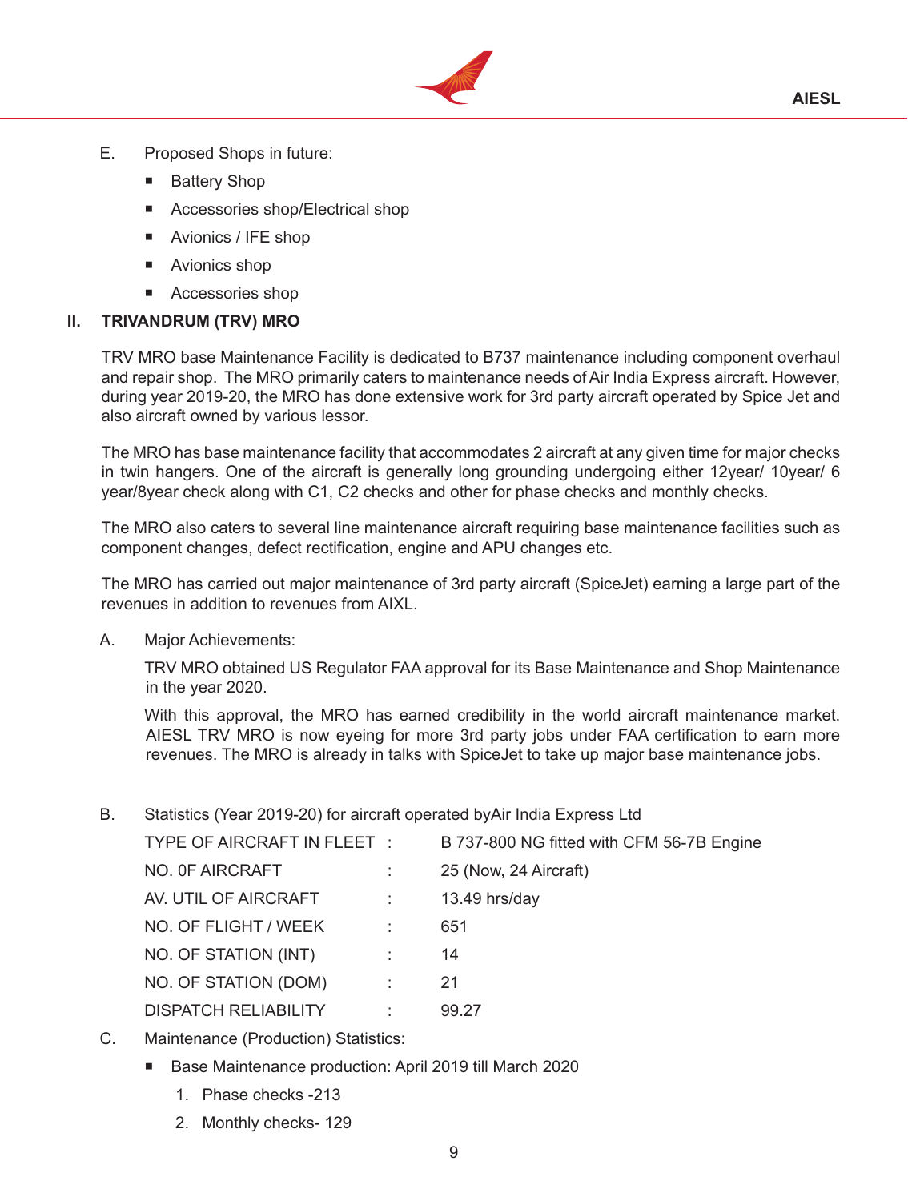E. Proposed Shops in future:

- Battery Shop
- Accessories shop/Electrical shop
- Avionics / IFE shop
- Avionics shop
- Accessories shop

## II. TRIVANDRUM (TRV) MRO

TRV MRO base Maintenance Facility is dedicated to B737 maintenance including component overhaul and repair shop. The MRO primarily caters to maintenance needs of Air India Express aircraft. However, during year 2019-20, the MRO has done extensive work for 3rd party aircraft operated by Spice Jet and also aircraft owned by various lessor.

The MRO has base maintenance facility that accommodates 2 aircraft at any given time for major checks in twin hangers. One of the aircraft is generally long grounding undergoing either 12year/ 10year/ 6 year/8year check along with C1, C2 checks and other for phase checks and monthly checks.

The MRO also caters to several line maintenance aircraft requiring base maintenance facilities such as component changes, defect rectification, engine and APU changes etc.

The MRO has carried out major maintenance of 3rd party aircraft (SpiceJet) earning a large part of the revenues in addition to revenues from AIXL.

A. Major Achievements:

TRV MRO obtained US Regulator FAA approval for its Base Maintenance and Shop Maintenance in the year 2020.

With this approval, the MRO has earned credibility in the world aircraft maintenance market. AIESL TRV MRO is now eyeing for more 3rd party jobs under FAA certification to earn more revenues. The MRO is already in talks with SpiceJet to take up major base maintenance jobs.

B. Statistics (Year 2019-20) for aircraft operated byAir India Express Ltd

| | | |
|---|---|---|
| TYPE OF AIRCRAFT IN FLEET | : | B 737-800 NG fitted with CFM 56-7B Engine |
| NO. 0F AIRCRAFT | : | 25 (Now, 24 Aircraft) |
| AV. UTIL OF AIRCRAFT | : | 13.49 hrs/day |
| NO. OF FLIGHT / WEEK | : | 651 |
| NO. OF STATION (INT) | : | 14 |
| NO. OF STATION (DOM) | : | 21 |
| DISPATCH RELIABILITY | : | 99.27 |

C. Maintenance (Production) Statistics:

- Base Maintenance production: April 2019 till March 2020
  1. Phase checks -213
  2. Monthly checks- 129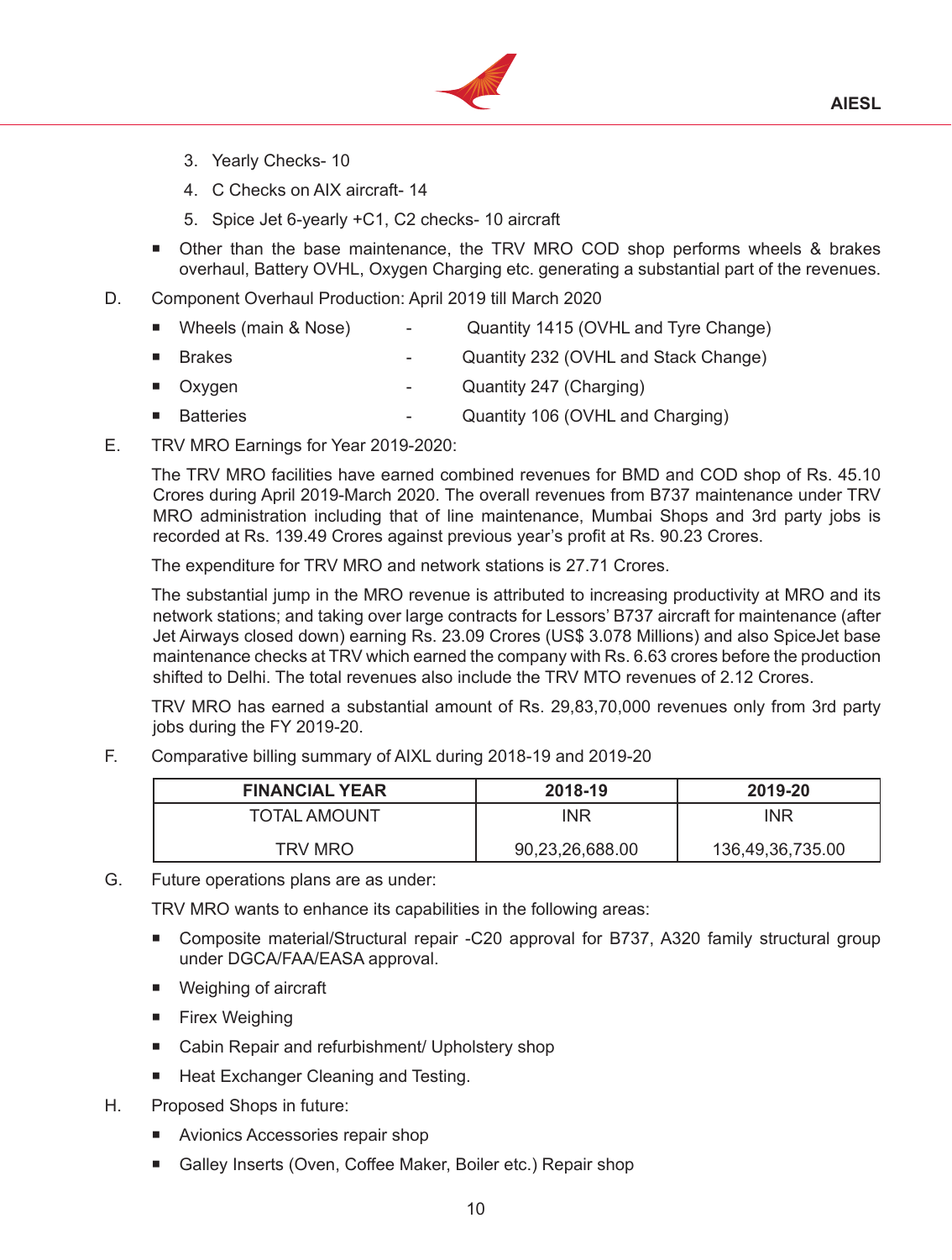3. Yearly Checks- 10
4. C Checks on AIX aircraft- 14
5. Spice Jet 6-yearly +C1, C2 checks- 10 aircraft

- Other than the base maintenance, the TRV MRO COD shop performs wheels & brakes overhaul, Battery OVHL, Oxygen Charging etc. generating a substantial part of the revenues.

D. Component Overhaul Production: April 2019 till March 2020

- Wheels (main & Nose) - Quantity 1415 (OVHL and Tyre Change)
- Brakes - Quantity 232 (OVHL and Stack Change)
- Oxygen - Quantity 247 (Charging)
- Batteries - Quantity 106 (OVHL and Charging)

E. TRV MRO Earnings for Year 2019-2020:

The TRV MRO facilities have earned combined revenues for BMD and COD shop of Rs. 45.10 Crores during April 2019-March 2020. The overall revenues from B737 maintenance under TRV MRO administration including that of line maintenance, Mumbai Shops and 3rd party jobs is recorded at Rs. 139.49 Crores against previous year's profit at Rs. 90.23 Crores.

The expenditure for TRV MRO and network stations is 27.71 Crores.

The substantial jump in the MRO revenue is attributed to increasing productivity at MRO and its network stations; and taking over large contracts for Lessors' B737 aircraft for maintenance (after Jet Airways closed down) earning Rs. 23.09 Crores (US$ 3.078 Millions) and also SpiceJet base maintenance checks at TRV which earned the company with Rs. 6.63 crores before the production shifted to Delhi. The total revenues also include the TRV MTO revenues of 2.12 Crores.

TRV MRO has earned a substantial amount of Rs. 29,83,70,000 revenues only from 3rd party jobs during the FY 2019-20.

F. Comparative billing summary of AIXL during 2018-19 and 2019-20

| FINANCIAL YEAR | 2018-19 | 2019-20 |
|---|---|---|
| TOTAL AMOUNT | INR | INR |
| TRV MRO | 90,23,26,688.00 | 136,49,36,735.00 |

G. Future operations plans are as under:

TRV MRO wants to enhance its capabilities in the following areas:

- Composite material/Structural repair -C20 approval for B737, A320 family structural group under DGCA/FAA/EASA approval.
- Weighing of aircraft
- Firex Weighing
- Cabin Repair and refurbishment/ Upholstery shop
- Heat Exchanger Cleaning and Testing.

H. Proposed Shops in future:

- Avionics Accessories repair shop
- Galley Inserts (Oven, Coffee Maker, Boiler etc.) Repair shop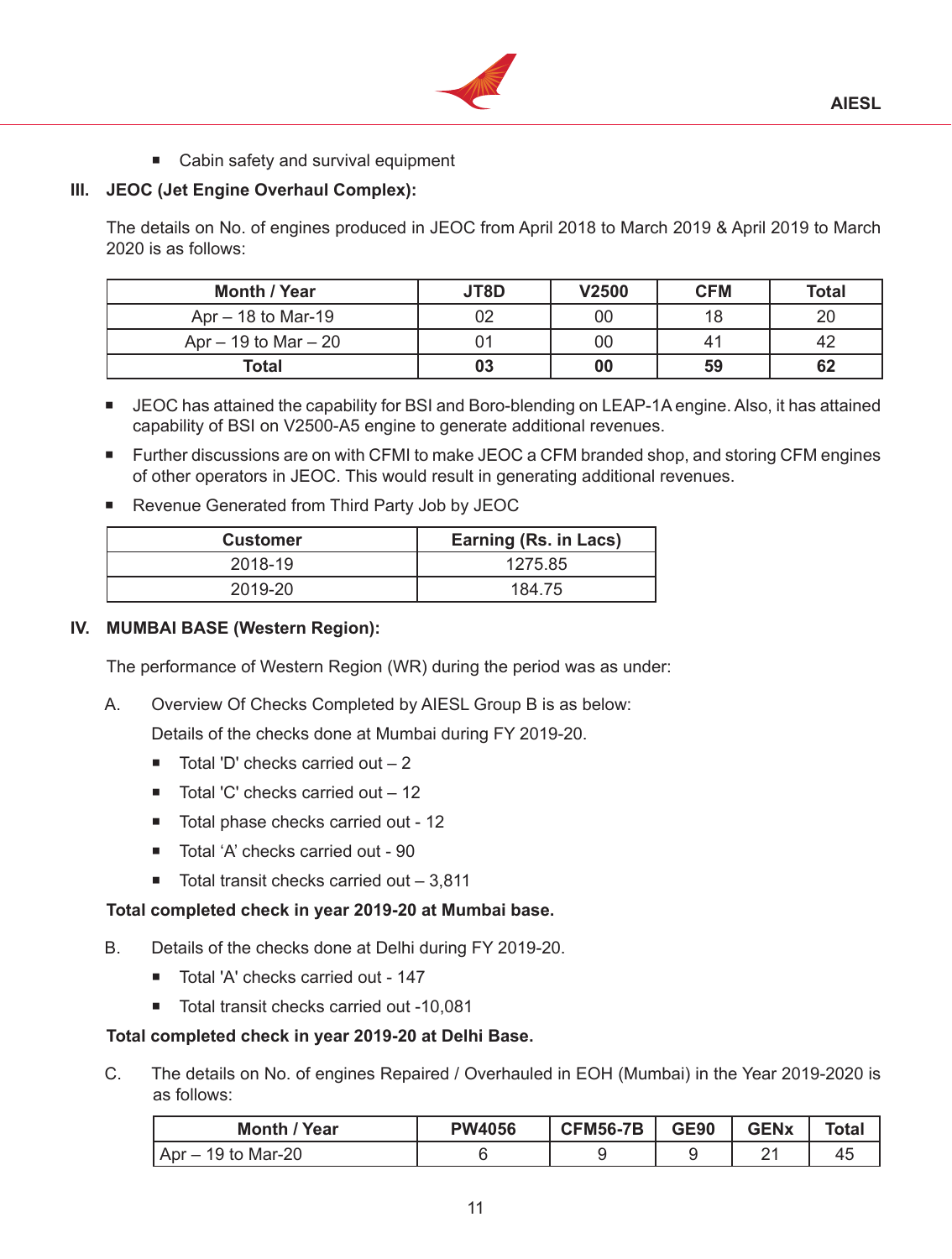- Cabin safety and survival equipment

### III. JEOC (Jet Engine Overhaul Complex):

The details on No. of engines produced in JEOC from April 2018 to March 2019 & April 2019 to March 2020 is as follows:

| Month / Year | JT8D | V2500 | CFM | Total |
|---|---|---|---|---|
| Apr – 18 to Mar-19 | 02 | 00 | 18 | 20 |
| Apr – 19 to Mar – 20 | 01 | 00 | 41 | 42 |
| **Total** | **03** | **00** | **59** | **62** |

- JEOC has attained the capability for BSI and Boro-blending on LEAP-1A engine. Also, it has attained capability of BSI on V2500-A5 engine to generate additional revenues.
- Further discussions are on with CFMI to make JEOC a CFM branded shop, and storing CFM engines of other operators in JEOC. This would result in generating additional revenues.
- Revenue Generated from Third Party Job by JEOC

| Customer | Earning (Rs. in Lacs) |
|---|---|
| 2018-19 | 1275.85 |
| 2019-20 | 184.75 |

### IV. MUMBAI BASE (Western Region):

The performance of Western Region (WR) during the period was as under:

A. Overview Of Checks Completed by AIESL Group B is as below:

Details of the checks done at Mumbai during FY 2019-20.

- Total 'D' checks carried out – 2
- Total 'C' checks carried out – 12
- Total phase checks carried out - 12
- Total 'A' checks carried out - 90
- Total transit checks carried out – 3,811

**Total completed check in year 2019-20 at Mumbai base.**

B. Details of the checks done at Delhi during FY 2019-20.

- Total 'A' checks carried out - 147
- Total transit checks carried out -10,081

**Total completed check in year 2019-20 at Delhi Base.**

C. The details on No. of engines Repaired / Overhauled in EOH (Mumbai) in the Year 2019-2020 is as follows:

| Month / Year | PW4056 | CFM56-7B | GE90 | GENx | Total |
|---|---|---|---|---|---|
| Apr – 19 to Mar-20 | 6 | 9 | 9 | 21 | 45 |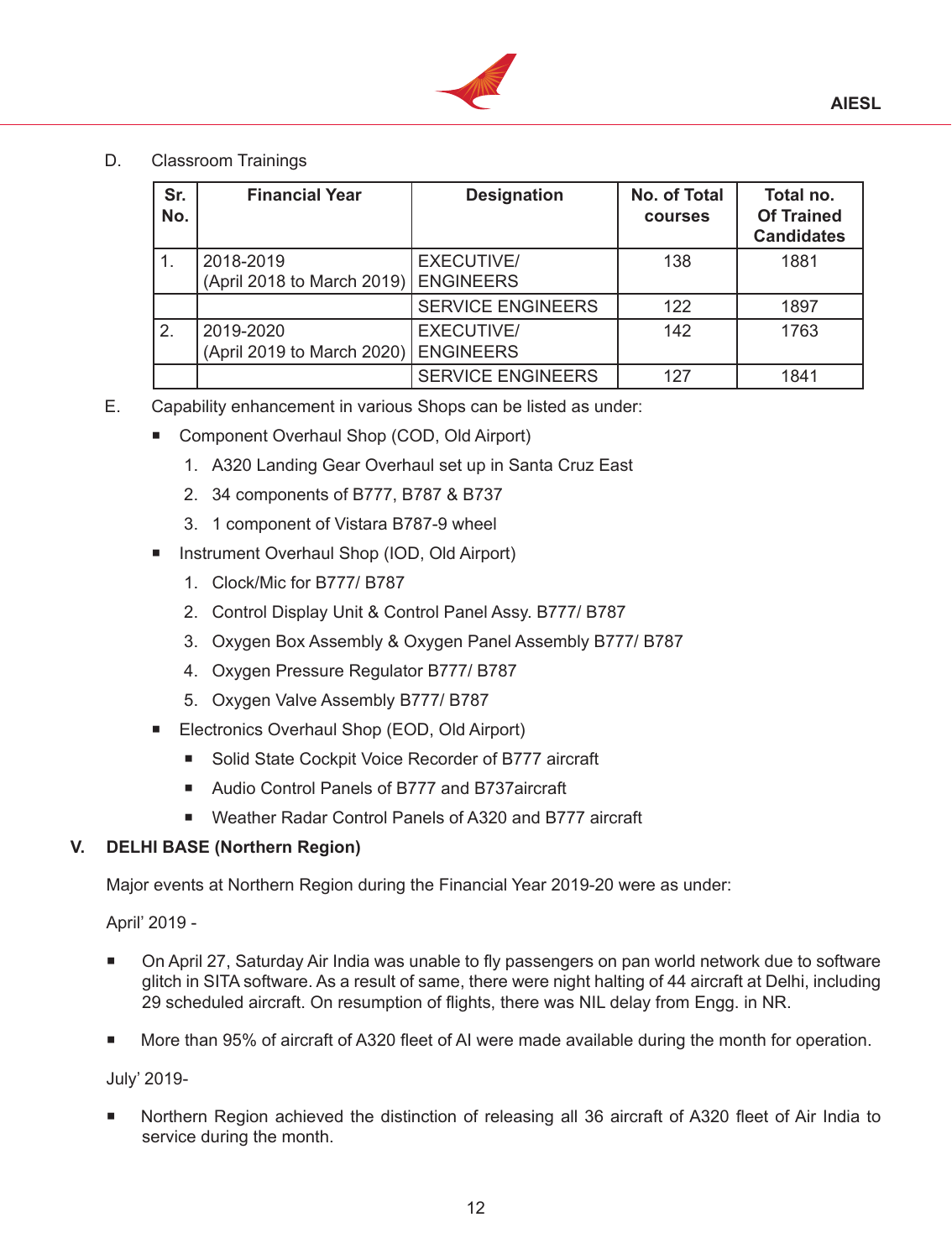D. Classroom Trainings

| Sr. No. | Financial Year | Designation | No. of Total courses | Total no. Of Trained Candidates |
|---|---|---|---|---|
| 1. | 2018-2019 (April 2018 to March 2019) | EXECUTIVE/ ENGINEERS | 138 | 1881 |
| | | SERVICE ENGINEERS | 122 | 1897 |
| 2. | 2019-2020 (April 2019 to March 2020) | EXECUTIVE/ ENGINEERS | 142 | 1763 |
| | | SERVICE ENGINEERS | 127 | 1841 |

E. Capability enhancement in various Shops can be listed as under:

- Component Overhaul Shop (COD, Old Airport)
  1. A320 Landing Gear Overhaul set up in Santa Cruz East
  2. 34 components of B777, B787 & B737
  3. 1 component of Vistara B787-9 wheel
- Instrument Overhaul Shop (IOD, Old Airport)
  1. Clock/Mic for B777/ B787
  2. Control Display Unit & Control Panel Assy. B777/ B787
  3. Oxygen Box Assembly & Oxygen Panel Assembly B777/ B787
  4. Oxygen Pressure Regulator B777/ B787
  5. Oxygen Valve Assembly B777/ B787
- Electronics Overhaul Shop (EOD, Old Airport)
  - Solid State Cockpit Voice Recorder of B777 aircraft
  - Audio Control Panels of B777 and B737aircraft
  - Weather Radar Control Panels of A320 and B777 aircraft

## V. DELHI BASE (Northern Region)

Major events at Northern Region during the Financial Year 2019-20 were as under:

April' 2019 -

- On April 27, Saturday Air India was unable to fly passengers on pan world network due to software glitch in SITA software. As a result of same, there were night halting of 44 aircraft at Delhi, including 29 scheduled aircraft. On resumption of flights, there was NIL delay from Engg. in NR.
- More than 95% of aircraft of A320 fleet of AI were made available during the month for operation.

July' 2019-

- Northern Region achieved the distinction of releasing all 36 aircraft of A320 fleet of Air India to service during the month.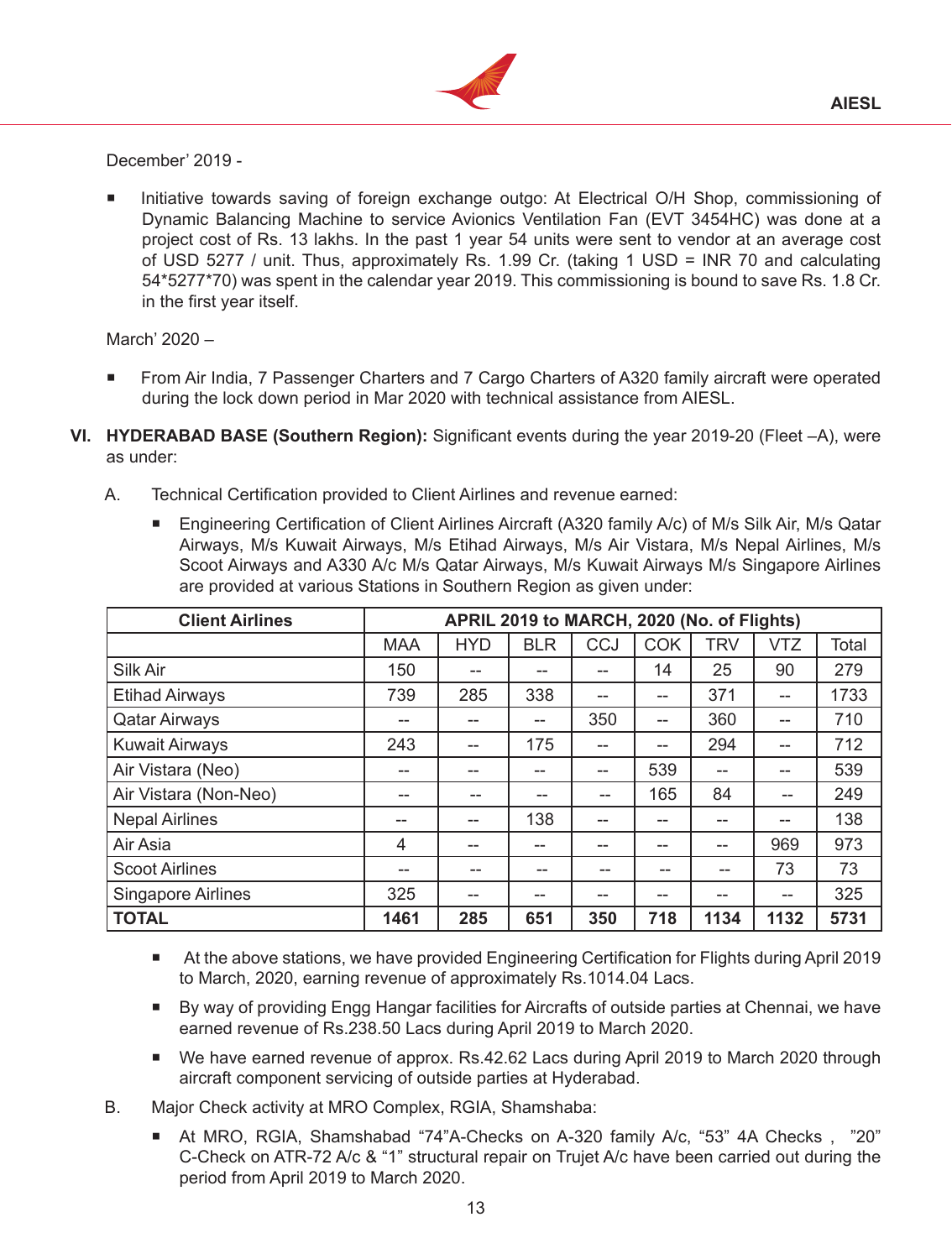December' 2019 -

- Initiative towards saving of foreign exchange outgo: At Electrical O/H Shop, commissioning of Dynamic Balancing Machine to service Avionics Ventilation Fan (EVT 3454HC) was done at a project cost of Rs. 13 lakhs. In the past 1 year 54 units were sent to vendor at an average cost of USD 5277 / unit. Thus, approximately Rs. 1.99 Cr. (taking 1 USD = INR 70 and calculating 54*5277*70) was spent in the calendar year 2019. This commissioning is bound to save Rs. 1.8 Cr. in the first year itself.

March' 2020 –

- From Air India, 7 Passenger Charters and 7 Cargo Charters of A320 family aircraft were operated during the lock down period in Mar 2020 with technical assistance from AIESL.

VI. **HYDERABAD BASE (Southern Region):** Significant events during the year 2019-20 (Fleet –A), were as under:

A. Technical Certification provided to Client Airlines and revenue earned:

- Engineering Certification of Client Airlines Aircraft (A320 family A/c) of M/s Silk Air, M/s Qatar Airways, M/s Kuwait Airways, M/s Etihad Airways, M/s Air Vistara, M/s Nepal Airlines, M/s Scoot Airways and A330 A/c M/s Qatar Airways, M/s Kuwait Airways M/s Singapore Airlines are provided at various Stations in Southern Region as given under:

| Client Airlines | APRIL 2019 to MARCH, 2020 (No. of Flights) | | | | | | | |
|---|---|---|---|---|---|---|---|---|
| | MAA | HYD | BLR | CCJ | COK | TRV | VTZ | Total |
| Silk Air | 150 | -- | -- | -- | 14 | 25 | 90 | 279 |
| Etihad Airways | 739 | 285 | 338 | -- | -- | 371 | -- | 1733 |
| Qatar Airways | -- | -- | -- | 350 | -- | 360 | -- | 710 |
| Kuwait Airways | 243 | -- | 175 | -- | -- | 294 | -- | 712 |
| Air Vistara (Neo) | -- | -- | -- | -- | 539 | -- | -- | 539 |
| Air Vistara (Non-Neo) | -- | -- | -- | -- | 165 | 84 | -- | 249 |
| Nepal Airlines | -- | -- | 138 | -- | -- | -- | -- | 138 |
| Air Asia | 4 | -- | -- | -- | -- | -- | 969 | 973 |
| Scoot Airlines | -- | -- | -- | -- | -- | -- | 73 | 73 |
| Singapore Airlines | 325 | -- | -- | -- | -- | -- | -- | 325 |
| **TOTAL** | **1461** | **285** | **651** | **350** | **718** | **1134** | **1132** | **5731** |

- At the above stations, we have provided Engineering Certification for Flights during April 2019 to March, 2020, earning revenue of approximately Rs.1014.04 Lacs.
- By way of providing Engg Hangar facilities for Aircrafts of outside parties at Chennai, we have earned revenue of Rs.238.50 Lacs during April 2019 to March 2020.
- We have earned revenue of approx. Rs.42.62 Lacs during April 2019 to March 2020 through aircraft component servicing of outside parties at Hyderabad.

B. Major Check activity at MRO Complex, RGIA, Shamshaba:

- At MRO, RGIA, Shamshabad "74"A-Checks on A-320 family A/c, "53" 4A Checks , "20" C-Check on ATR-72 A/c & "1" structural repair on Trujet A/c have been carried out during the period from April 2019 to March 2020.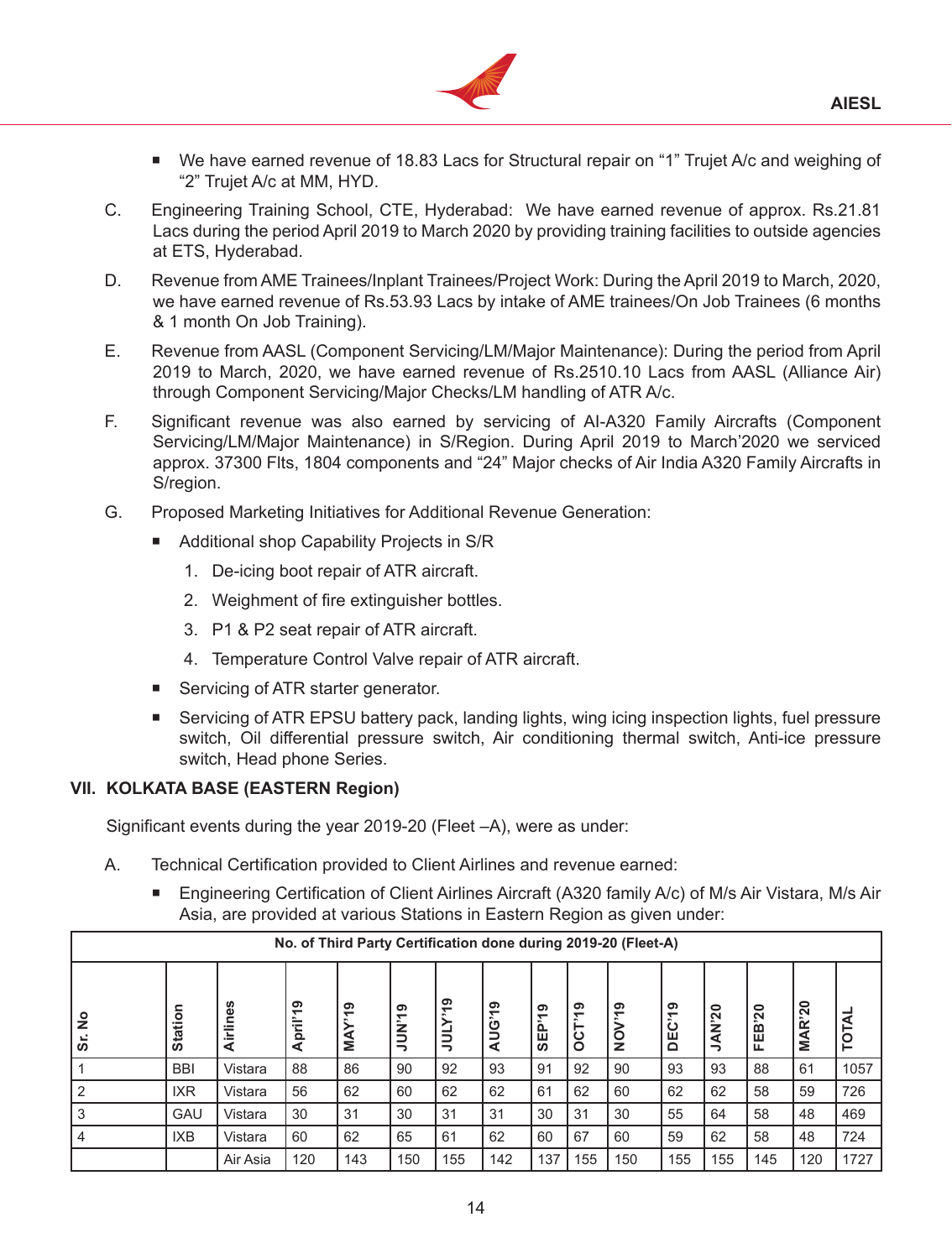- We have earned revenue of 18.83 Lacs for Structural repair on "1" Trujet A/c and weighing of "2" Trujet A/c at MM, HYD.

C. Engineering Training School, CTE, Hyderabad: We have earned revenue of approx. Rs.21.81 Lacs during the period April 2019 to March 2020 by providing training facilities to outside agencies at ETS, Hyderabad.

D. Revenue from AME Trainees/Inplant Trainees/Project Work: During the April 2019 to March, 2020, we have earned revenue of Rs.53.93 Lacs by intake of AME trainees/On Job Trainees (6 months & 1 month On Job Training).

E. Revenue from AASL (Component Servicing/LM/Major Maintenance): During the period from April 2019 to March, 2020, we have earned revenue of Rs.2510.10 Lacs from AASL (Alliance Air) through Component Servicing/Major Checks/LM handling of ATR A/c.

F. Significant revenue was also earned by servicing of AI-A320 Family Aircrafts (Component Servicing/LM/Major Maintenance) in S/Region. During April 2019 to March'2020 we serviced approx. 37300 Flts, 1804 components and "24" Major checks of Air India A320 Family Aircrafts in S/region.

G. Proposed Marketing Initiatives for Additional Revenue Generation:

- Additional shop Capability Projects in S/R
  1. De-icing boot repair of ATR aircraft.
  2. Weighment of fire extinguisher bottles.
  3. P1 & P2 seat repair of ATR aircraft.
  4. Temperature Control Valve repair of ATR aircraft.
- Servicing of ATR starter generator.
- Servicing of ATR EPSU battery pack, landing lights, wing icing inspection lights, fuel pressure switch, Oil differential pressure switch, Air conditioning thermal switch, Anti-ice pressure switch, Head phone Series.

## VII. KOLKATA BASE (EASTERN Region)

Significant events during the year 2019-20 (Fleet –A), were as under:

A. Technical Certification provided to Client Airlines and revenue earned:

- Engineering Certification of Client Airlines Aircraft (A320 family A/c) of M/s Air Vistara, M/s Air Asia, are provided at various Stations in Eastern Region as given under:

| No. of Third Party Certification done during 2019-20 (Fleet-A) | | | | | | | | | | | | | | | |
|---|---|---|---|---|---|---|---|---|---|---|---|---|---|---|---|
| Sr. No | Station | Airlines | April'19 | MAY'19 | JUN'19 | JULY'19 | AUG'19 | SEP'19 | OCT'19 | NOV'19 | DEC'19 | JAN'20 | FEB'20 | MAR'20 | TOTAL |
| 1 | BBI | Vistara | 88 | 86 | 90 | 92 | 93 | 91 | 92 | 90 | 93 | 93 | 88 | 61 | 1057 |
| 2 | IXR | Vistara | 56 | 62 | 60 | 62 | 62 | 61 | 62 | 60 | 62 | 62 | 58 | 59 | 726 |
| 3 | GAU | Vistara | 30 | 31 | 30 | 31 | 31 | 30 | 31 | 30 | 55 | 64 | 58 | 48 | 469 |
| 4 | IXB | Vistara | 60 | 62 | 65 | 61 | 62 | 60 | 67 | 60 | 59 | 62 | 58 | 48 | 724 |
| | | Air Asia | 120 | 143 | 150 | 155 | 142 | 137 | 155 | 150 | 155 | 155 | 145 | 120 | 1727 |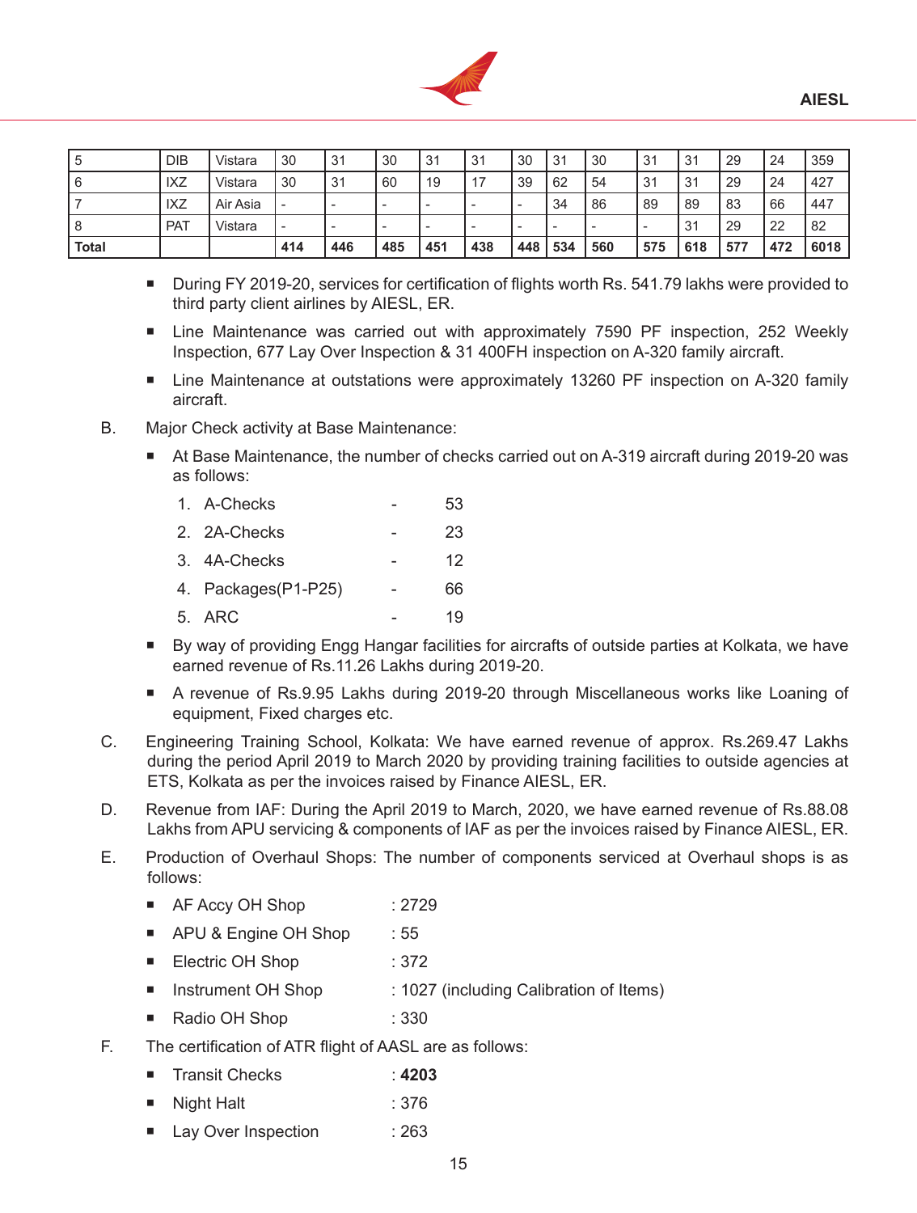| 5 | DIB | Vistara | 30 | 31 | 30 | 31 | 31 | 30 | 31 | 30 | 31 | 31 | 29 | 24 | 359 |
|---|---|---|---|---|---|---|---|---|---|---|---|---|---|---|---|
| 6 | IXZ | Vistara | 30 | 31 | 60 | 19 | 17 | 39 | 62 | 54 | 31 | 31 | 29 | 24 | 427 |
| 7 | IXZ | Air Asia | - | - | - | - | - | - | 34 | 86 | 89 | 89 | 83 | 66 | 447 |
| 8 | PAT | Vistara | - | - | - | - | - | - | - | - | - | 31 | 29 | 22 | 82 |
| **Total** | | | **414** | **446** | **485** | **451** | **438** | **448** | **534** | **560** | **575** | **618** | **577** | **472** | **6018** |

- During FY 2019-20, services for certification of flights worth Rs. 541.79 lakhs were provided to third party client airlines by AIESL, ER.
- Line Maintenance was carried out with approximately 7590 PF inspection, 252 Weekly Inspection, 677 Lay Over Inspection & 31 400FH inspection on A-320 family aircraft.
- Line Maintenance at outstations were approximately 13260 PF inspection on A-320 family aircraft.

B. Major Check activity at Base Maintenance:

- At Base Maintenance, the number of checks carried out on A-319 aircraft during 2019-20 was as follows:

  1. A-Checks - 53
  2. 2A-Checks - 23
  3. 4A-Checks - 12
  4. Packages(P1-P25) - 66
  5. ARC - 19

- By way of providing Engg Hangar facilities for aircrafts of outside parties at Kolkata, we have earned revenue of Rs.11.26 Lakhs during 2019-20.
- A revenue of Rs.9.95 Lakhs during 2019-20 through Miscellaneous works like Loaning of equipment, Fixed charges etc.

C. Engineering Training School, Kolkata: We have earned revenue of approx. Rs.269.47 Lakhs during the period April 2019 to March 2020 by providing training facilities to outside agencies at ETS, Kolkata as per the invoices raised by Finance AIESL, ER.

D. Revenue from IAF: During the April 2019 to March, 2020, we have earned revenue of Rs.88.08 Lakhs from APU servicing & components of IAF as per the invoices raised by Finance AIESL, ER.

E. Production of Overhaul Shops: The number of components serviced at Overhaul shops is as follows:

- AF Accy OH Shop : 2729
- APU & Engine OH Shop : 55
- Electric OH Shop : 372
- Instrument OH Shop : 1027 (including Calibration of Items)
- Radio OH Shop : 330

F. The certification of ATR flight of AASL are as follows:

- Transit Checks : **4203**
- Night Halt : 376
- Lay Over Inspection : 263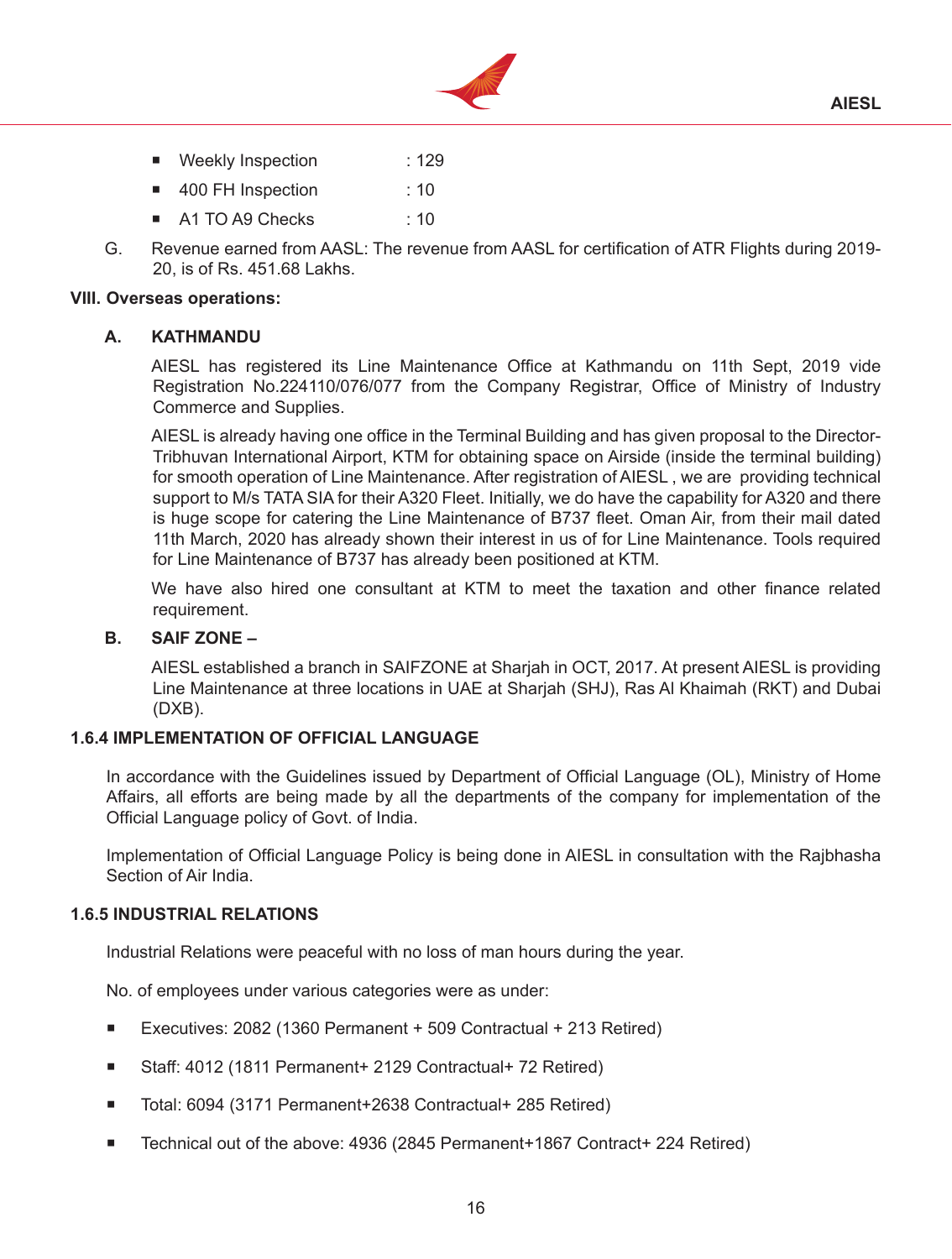- Weekly Inspection : 129
- 400 FH Inspection : 10
- A1 TO A9 Checks : 10

G. Revenue earned from AASL: The revenue from AASL for certification of ATR Flights during 2019-20, is of Rs. 451.68 Lakhs.

**VIII. Overseas operations:**

**A. KATHMANDU**

AIESL has registered its Line Maintenance Office at Kathmandu on 11th Sept, 2019 vide Registration No.224110/076/077 from the Company Registrar, Office of Ministry of Industry Commerce and Supplies.

AIESL is already having one office in the Terminal Building and has given proposal to the Director-Tribhuvan International Airport, KTM for obtaining space on Airside (inside the terminal building) for smooth operation of Line Maintenance. After registration of AIESL , we are providing technical support to M/s TATA SIA for their A320 Fleet. Initially, we do have the capability for A320 and there is huge scope for catering the Line Maintenance of B737 fleet. Oman Air, from their mail dated 11th March, 2020 has already shown their interest in us of for Line Maintenance. Tools required for Line Maintenance of B737 has already been positioned at KTM.

We have also hired one consultant at KTM to meet the taxation and other finance related requirement.

**B. SAIF ZONE –**

AIESL established a branch in SAIFZONE at Sharjah in OCT, 2017. At present AIESL is providing Line Maintenance at three locations in UAE at Sharjah (SHJ), Ras Al Khaimah (RKT) and Dubai (DXB).

**1.6.4 IMPLEMENTATION OF OFFICIAL LANGUAGE**

In accordance with the Guidelines issued by Department of Official Language (OL), Ministry of Home Affairs, all efforts are being made by all the departments of the company for implementation of the Official Language policy of Govt. of India.

Implementation of Official Language Policy is being done in AIESL in consultation with the Rajbhasha Section of Air India.

**1.6.5 INDUSTRIAL RELATIONS**

Industrial Relations were peaceful with no loss of man hours during the year.

No. of employees under various categories were as under:

- Executives: 2082 (1360 Permanent + 509 Contractual + 213 Retired)
- Staff: 4012 (1811 Permanent+ 2129 Contractual+ 72 Retired)
- Total: 6094 (3171 Permanent+2638 Contractual+ 285 Retired)
- Technical out of the above: 4936 (2845 Permanent+1867 Contract+ 224 Retired)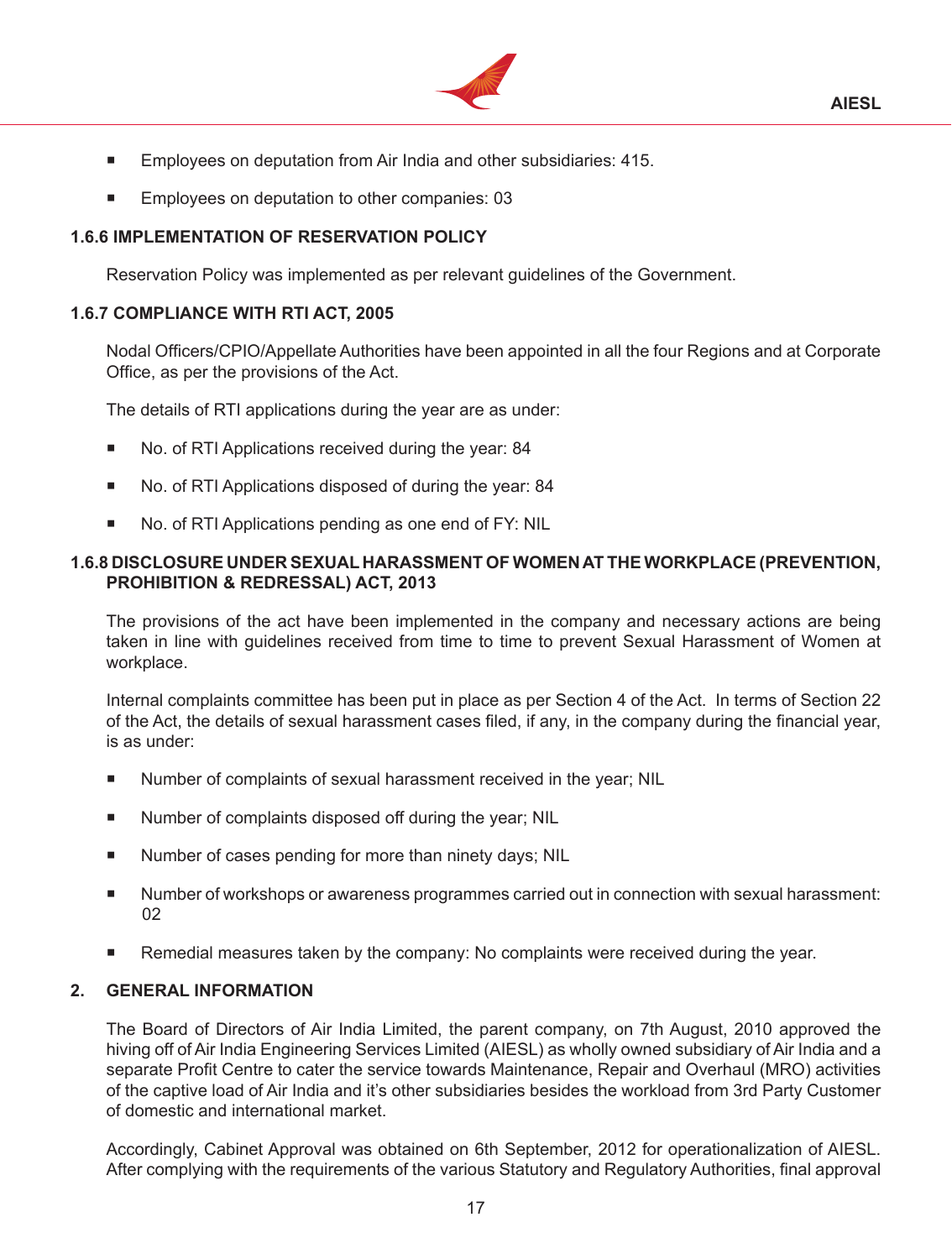- Employees on deputation from Air India and other subsidiaries: 415.
- Employees on deputation to other companies: 03

### 1.6.6 IMPLEMENTATION OF RESERVATION POLICY

Reservation Policy was implemented as per relevant guidelines of the Government.

### 1.6.7 COMPLIANCE WITH RTI ACT, 2005

Nodal Officers/CPIO/Appellate Authorities have been appointed in all the four Regions and at Corporate Office, as per the provisions of the Act.

The details of RTI applications during the year are as under:

- No. of RTI Applications received during the year: 84
- No. of RTI Applications disposed of during the year: 84
- No. of RTI Applications pending as one end of FY: NIL

### 1.6.8 DISCLOSURE UNDER SEXUAL HARASSMENT OF WOMEN AT THE WORKPLACE (PREVENTION, PROHIBITION & REDRESSAL) ACT, 2013

The provisions of the act have been implemented in the company and necessary actions are being taken in line with guidelines received from time to time to prevent Sexual Harassment of Women at workplace.

Internal complaints committee has been put in place as per Section 4 of the Act. In terms of Section 22 of the Act, the details of sexual harassment cases filed, if any, in the company during the financial year, is as under:

- Number of complaints of sexual harassment received in the year; NIL
- Number of complaints disposed off during the year; NIL
- Number of cases pending for more than ninety days; NIL
- Number of workshops or awareness programmes carried out in connection with sexual harassment: 02
- Remedial measures taken by the company: No complaints were received during the year.

## 2. GENERAL INFORMATION

The Board of Directors of Air India Limited, the parent company, on 7th August, 2010 approved the hiving off of Air India Engineering Services Limited (AIESL) as wholly owned subsidiary of Air India and a separate Profit Centre to cater the service towards Maintenance, Repair and Overhaul (MRO) activities of the captive load of Air India and it's other subsidiaries besides the workload from 3rd Party Customer of domestic and international market.

Accordingly, Cabinet Approval was obtained on 6th September, 2012 for operationalization of AIESL. After complying with the requirements of the various Statutory and Regulatory Authorities, final approval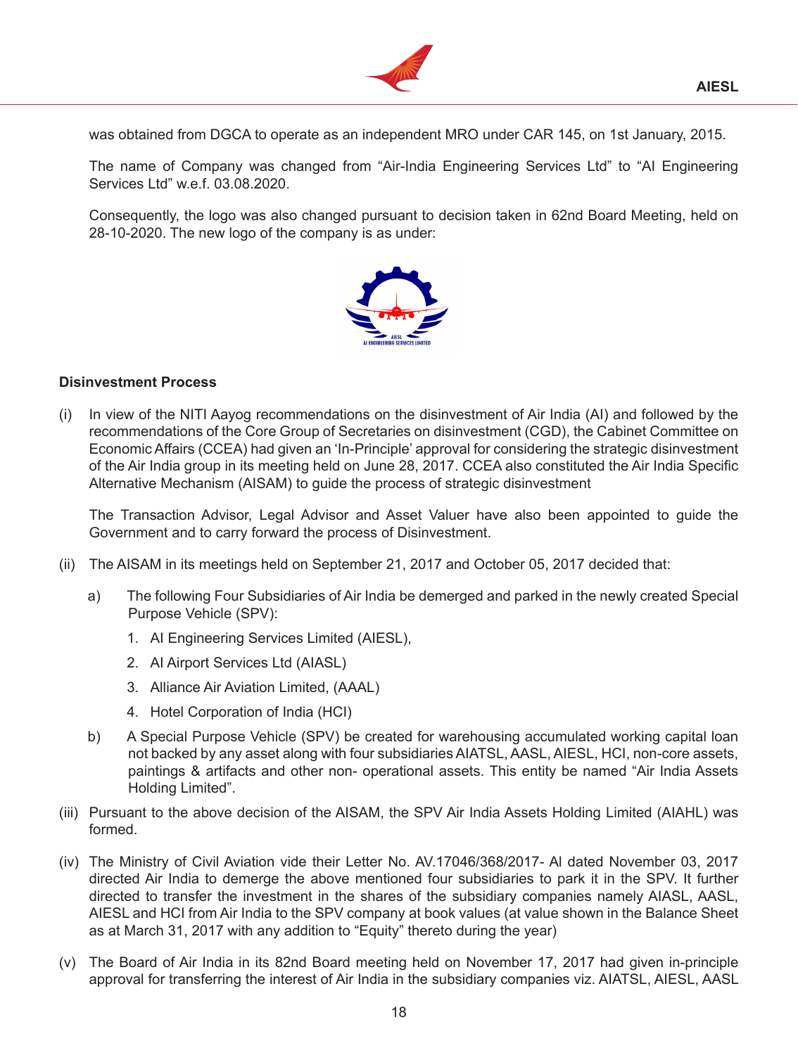was obtained from DGCA to operate as an independent MRO under CAR 145, on 1st January, 2015.

The name of Company was changed from "Air-India Engineering Services Ltd" to "AI Engineering Services Ltd" w.e.f. 03.08.2020.

Consequently, the logo was also changed pursuant to decision taken in 62nd Board Meeting, held on 28-10-2020. The new logo of the company is as under:

**Disinvestment Process**

(i) In view of the NITI Aayog recommendations on the disinvestment of Air India (AI) and followed by the recommendations of the Core Group of Secretaries on disinvestment (CGD), the Cabinet Committee on Economic Affairs (CCEA) had given an 'In-Principle' approval for considering the strategic disinvestment of the Air India group in its meeting held on June 28, 2017. CCEA also constituted the Air India Specific Alternative Mechanism (AISAM) to guide the process of strategic disinvestment

The Transaction Advisor, Legal Advisor and Asset Valuer have also been appointed to guide the Government and to carry forward the process of Disinvestment.

(ii) The AISAM in its meetings held on September 21, 2017 and October 05, 2017 decided that:

a) The following Four Subsidiaries of Air India be demerged and parked in the newly created Special Purpose Vehicle (SPV):

1. AI Engineering Services Limited (AIESL),
2. AI Airport Services Ltd (AIASL)
3. Alliance Air Aviation Limited, (AAAL)
4. Hotel Corporation of India (HCI)

b) A Special Purpose Vehicle (SPV) be created for warehousing accumulated working capital loan not backed by any asset along with four subsidiaries AIATSL, AASL, AIESL, HCI, non-core assets, paintings & artifacts and other non- operational assets. This entity be named "Air India Assets Holding Limited".

(iii) Pursuant to the above decision of the AISAM, the SPV Air India Assets Holding Limited (AIAHL) was formed.

(iv) The Ministry of Civil Aviation vide their Letter No. AV.17046/368/2017- AI dated November 03, 2017 directed Air India to demerge the above mentioned four subsidiaries to park it in the SPV. It further directed to transfer the investment in the shares of the subsidiary companies namely AIASL, AASL, AIESL and HCI from Air India to the SPV company at book values (at value shown in the Balance Sheet as at March 31, 2017 with any addition to "Equity" thereto during the year)

(v) The Board of Air India in its 82nd Board meeting held on November 17, 2017 had given in-principle approval for transferring the interest of Air India in the subsidiary companies viz. AIATSL, AIESL, AASL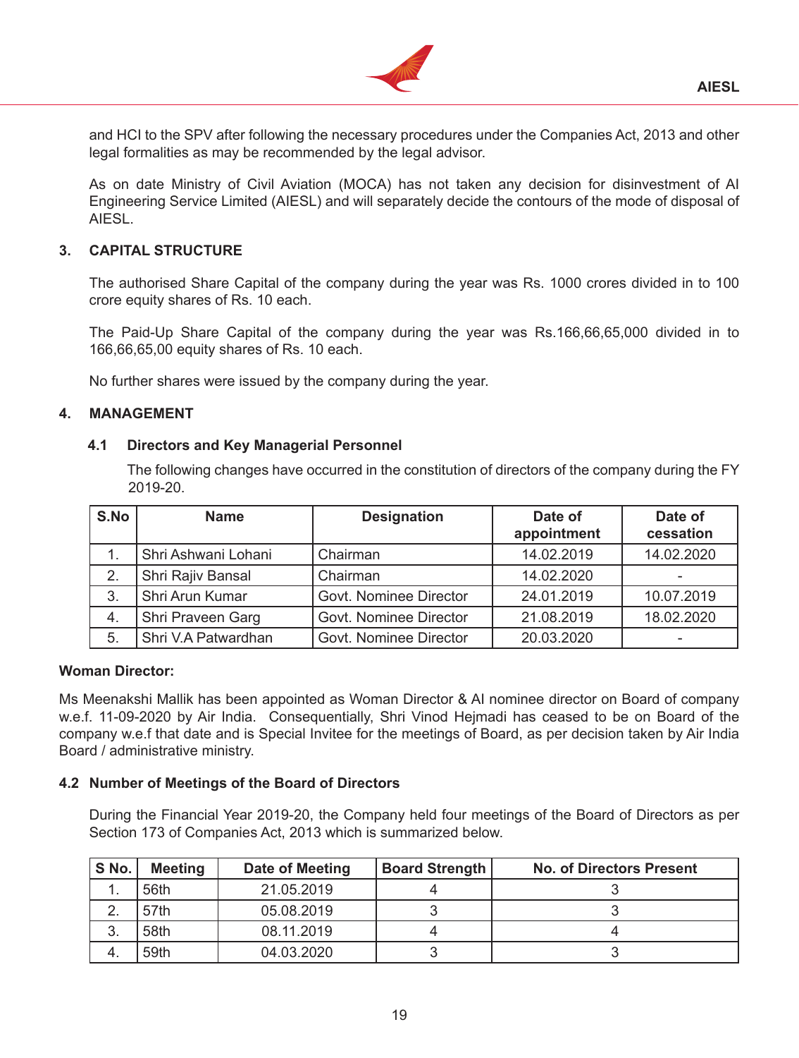and HCI to the SPV after following the necessary procedures under the Companies Act, 2013 and other legal formalities as may be recommended by the legal advisor.

As on date Ministry of Civil Aviation (MOCA) has not taken any decision for disinvestment of AI Engineering Service Limited (AIESL) and will separately decide the contours of the mode of disposal of AIESL.

## 3. CAPITAL STRUCTURE

The authorised Share Capital of the company during the year was Rs. 1000 crores divided in to 100 crore equity shares of Rs. 10 each.

The Paid-Up Share Capital of the company during the year was Rs.166,66,65,000 divided in to 166,66,65,00 equity shares of Rs. 10 each.

No further shares were issued by the company during the year.

## 4. MANAGEMENT

### 4.1 Directors and Key Managerial Personnel

The following changes have occurred in the constitution of directors of the company during the FY 2019-20.

| S.No | Name | Designation | Date of appointment | Date of cessation |
|---|---|---|---|---|
| 1. | Shri Ashwani Lohani | Chairman | 14.02.2019 | 14.02.2020 |
| 2. | Shri Rajiv Bansal | Chairman | 14.02.2020 | - |
| 3. | Shri Arun Kumar | Govt. Nominee Director | 24.01.2019 | 10.07.2019 |
| 4. | Shri Praveen Garg | Govt. Nominee Director | 21.08.2019 | 18.02.2020 |
| 5. | Shri V.A Patwardhan | Govt. Nominee Director | 20.03.2020 | - |

**Woman Director:**

Ms Meenakshi Mallik has been appointed as Woman Director & AI nominee director on Board of company w.e.f. 11-09-2020 by Air India. Consequentially, Shri Vinod Hejmadi has ceased to be on Board of the company w.e.f that date and is Special Invitee for the meetings of Board, as per decision taken by Air India Board / administrative ministry.

### 4.2 Number of Meetings of the Board of Directors

During the Financial Year 2019-20, the Company held four meetings of the Board of Directors as per Section 173 of Companies Act, 2013 which is summarized below.

| S No. | Meeting | Date of Meeting | Board Strength | No. of Directors Present |
|---|---|---|---|---|
| 1. | 56th | 21.05.2019 | 4 | 3 |
| 2. | 57th | 05.08.2019 | 3 | 3 |
| 3. | 58th | 08.11.2019 | 4 | 4 |
| 4. | 59th | 04.03.2020 | 3 | 3 |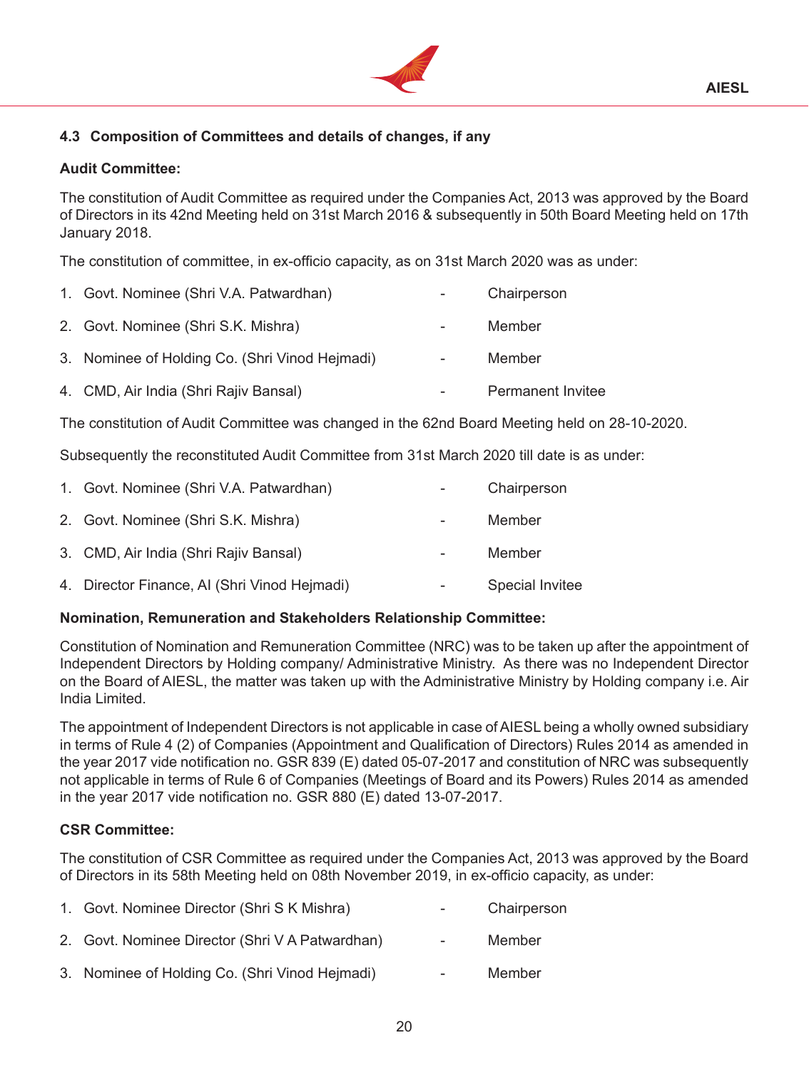### 4.3 Composition of Committees and details of changes, if any

**Audit Committee:**

The constitution of Audit Committee as required under the Companies Act, 2013 was approved by the Board of Directors in its 42nd Meeting held on 31st March 2016 & subsequently in 50th Board Meeting held on 17th January 2018.

The constitution of committee, in ex-officio capacity, as on 31st March 2020 was as under:

1. Govt. Nominee (Shri V.A. Patwardhan) - Chairperson
2. Govt. Nominee (Shri S.K. Mishra) - Member
3. Nominee of Holding Co. (Shri Vinod Hejmadi) - Member
4. CMD, Air India (Shri Rajiv Bansal) - Permanent Invitee

The constitution of Audit Committee was changed in the 62nd Board Meeting held on 28-10-2020.

Subsequently the reconstituted Audit Committee from 31st March 2020 till date is as under:

1. Govt. Nominee (Shri V.A. Patwardhan) - Chairperson
2. Govt. Nominee (Shri S.K. Mishra) - Member
3. CMD, Air India (Shri Rajiv Bansal) - Member
4. Director Finance, AI (Shri Vinod Hejmadi) - Special Invitee

**Nomination, Remuneration and Stakeholders Relationship Committee:**

Constitution of Nomination and Remuneration Committee (NRC) was to be taken up after the appointment of Independent Directors by Holding company/ Administrative Ministry. As there was no Independent Director on the Board of AIESL, the matter was taken up with the Administrative Ministry by Holding company i.e. Air India Limited.

The appointment of Independent Directors is not applicable in case of AIESL being a wholly owned subsidiary in terms of Rule 4 (2) of Companies (Appointment and Qualification of Directors) Rules 2014 as amended in the year 2017 vide notification no. GSR 839 (E) dated 05-07-2017 and constitution of NRC was subsequently not applicable in terms of Rule 6 of Companies (Meetings of Board and its Powers) Rules 2014 as amended in the year 2017 vide notification no. GSR 880 (E) dated 13-07-2017.

**CSR Committee:**

The constitution of CSR Committee as required under the Companies Act, 2013 was approved by the Board of Directors in its 58th Meeting held on 08th November 2019, in ex-officio capacity, as under:

1. Govt. Nominee Director (Shri S K Mishra) - Chairperson
2. Govt. Nominee Director (Shri V A Patwardhan) - Member
3. Nominee of Holding Co. (Shri Vinod Hejmadi) - Member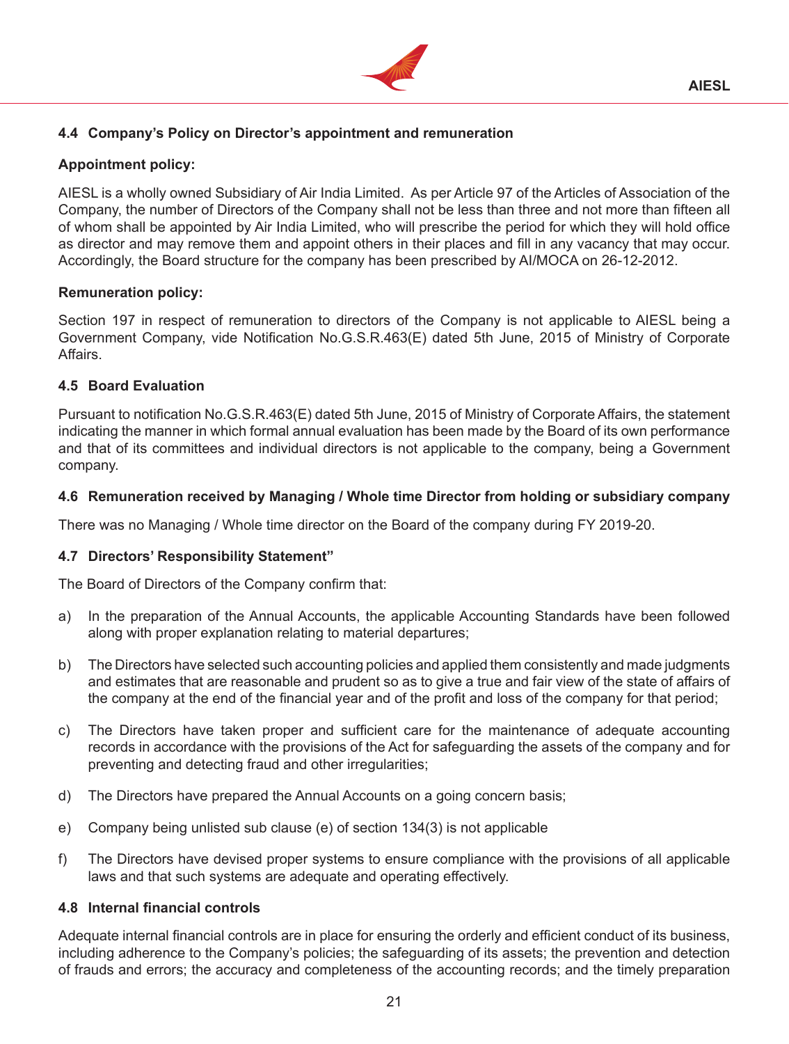### 4.4 Company's Policy on Director's appointment and remuneration

**Appointment policy:**

AIESL is a wholly owned Subsidiary of Air India Limited. As per Article 97 of the Articles of Association of the Company, the number of Directors of the Company shall not be less than three and not more than fifteen all of whom shall be appointed by Air India Limited, who will prescribe the period for which they will hold office as director and may remove them and appoint others in their places and fill in any vacancy that may occur. Accordingly, the Board structure for the company has been prescribed by AI/MOCA on 26-12-2012.

**Remuneration policy:**

Section 197 in respect of remuneration to directors of the Company is not applicable to AIESL being a Government Company, vide Notification No.G.S.R.463(E) dated 5th June, 2015 of Ministry of Corporate Affairs.

### 4.5 Board Evaluation

Pursuant to notification No.G.S.R.463(E) dated 5th June, 2015 of Ministry of Corporate Affairs, the statement indicating the manner in which formal annual evaluation has been made by the Board of its own performance and that of its committees and individual directors is not applicable to the company, being a Government company.

### 4.6 Remuneration received by Managing / Whole time Director from holding or subsidiary company

There was no Managing / Whole time director on the Board of the company during FY 2019-20.

### 4.7 Directors' Responsibility Statement"

The Board of Directors of the Company confirm that:

a) In the preparation of the Annual Accounts, the applicable Accounting Standards have been followed along with proper explanation relating to material departures;

b) The Directors have selected such accounting policies and applied them consistently and made judgments and estimates that are reasonable and prudent so as to give a true and fair view of the state of affairs of the company at the end of the financial year and of the profit and loss of the company for that period;

c) The Directors have taken proper and sufficient care for the maintenance of adequate accounting records in accordance with the provisions of the Act for safeguarding the assets of the company and for preventing and detecting fraud and other irregularities;

d) The Directors have prepared the Annual Accounts on a going concern basis;

e) Company being unlisted sub clause (e) of section 134(3) is not applicable

f) The Directors have devised proper systems to ensure compliance with the provisions of all applicable laws and that such systems are adequate and operating effectively.

### 4.8 Internal financial controls

Adequate internal financial controls are in place for ensuring the orderly and efficient conduct of its business, including adherence to the Company's policies; the safeguarding of its assets; the prevention and detection of frauds and errors; the accuracy and completeness of the accounting records; and the timely preparation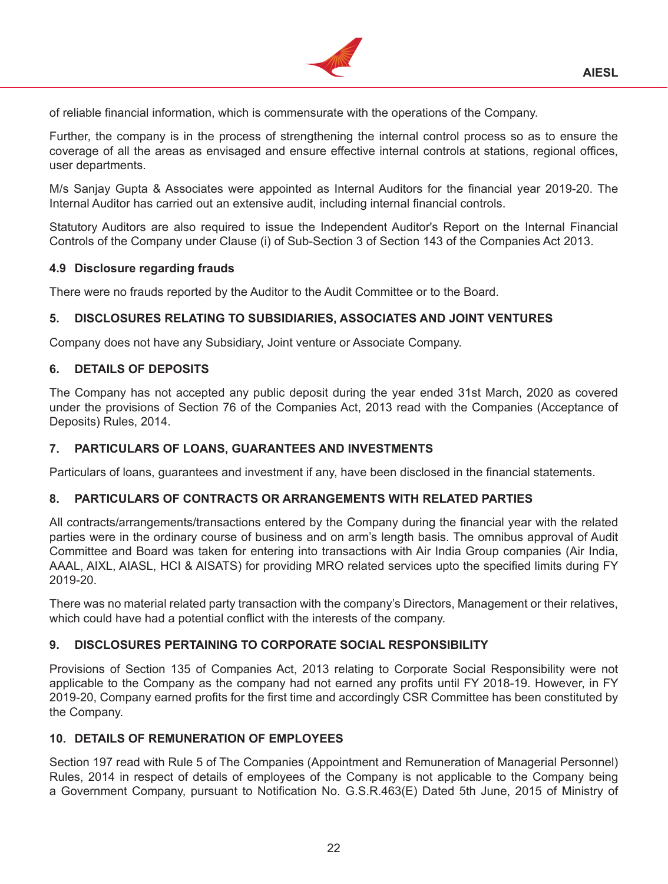of reliable financial information, which is commensurate with the operations of the Company.

Further, the company is in the process of strengthening the internal control process so as to ensure the coverage of all the areas as envisaged and ensure effective internal controls at stations, regional offices, user departments.

M/s Sanjay Gupta & Associates were appointed as Internal Auditors for the financial year 2019-20. The Internal Auditor has carried out an extensive audit, including internal financial controls.

Statutory Auditors are also required to issue the Independent Auditor's Report on the Internal Financial Controls of the Company under Clause (i) of Sub-Section 3 of Section 143 of the Companies Act 2013.

### 4.9 Disclosure regarding frauds

There were no frauds reported by the Auditor to the Audit Committee or to the Board.

## 5. DISCLOSURES RELATING TO SUBSIDIARIES, ASSOCIATES AND JOINT VENTURES

Company does not have any Subsidiary, Joint venture or Associate Company.

## 6. DETAILS OF DEPOSITS

The Company has not accepted any public deposit during the year ended 31st March, 2020 as covered under the provisions of Section 76 of the Companies Act, 2013 read with the Companies (Acceptance of Deposits) Rules, 2014.

## 7. PARTICULARS OF LOANS, GUARANTEES AND INVESTMENTS

Particulars of loans, guarantees and investment if any, have been disclosed in the financial statements.

## 8. PARTICULARS OF CONTRACTS OR ARRANGEMENTS WITH RELATED PARTIES

All contracts/arrangements/transactions entered by the Company during the financial year with the related parties were in the ordinary course of business and on arm's length basis. The omnibus approval of Audit Committee and Board was taken for entering into transactions with Air India Group companies (Air India, AAAL, AIXL, AIASL, HCI & AISATS) for providing MRO related services upto the specified limits during FY 2019-20.

There was no material related party transaction with the company's Directors, Management or their relatives, which could have had a potential conflict with the interests of the company.

## 9. DISCLOSURES PERTAINING TO CORPORATE SOCIAL RESPONSIBILITY

Provisions of Section 135 of Companies Act, 2013 relating to Corporate Social Responsibility were not applicable to the Company as the company had not earned any profits until FY 2018-19. However, in FY 2019-20, Company earned profits for the first time and accordingly CSR Committee has been constituted by the Company.

## 10. DETAILS OF REMUNERATION OF EMPLOYEES

Section 197 read with Rule 5 of The Companies (Appointment and Remuneration of Managerial Personnel) Rules, 2014 in respect of details of employees of the Company is not applicable to the Company being a Government Company, pursuant to Notification No. G.S.R.463(E) Dated 5th June, 2015 of Ministry of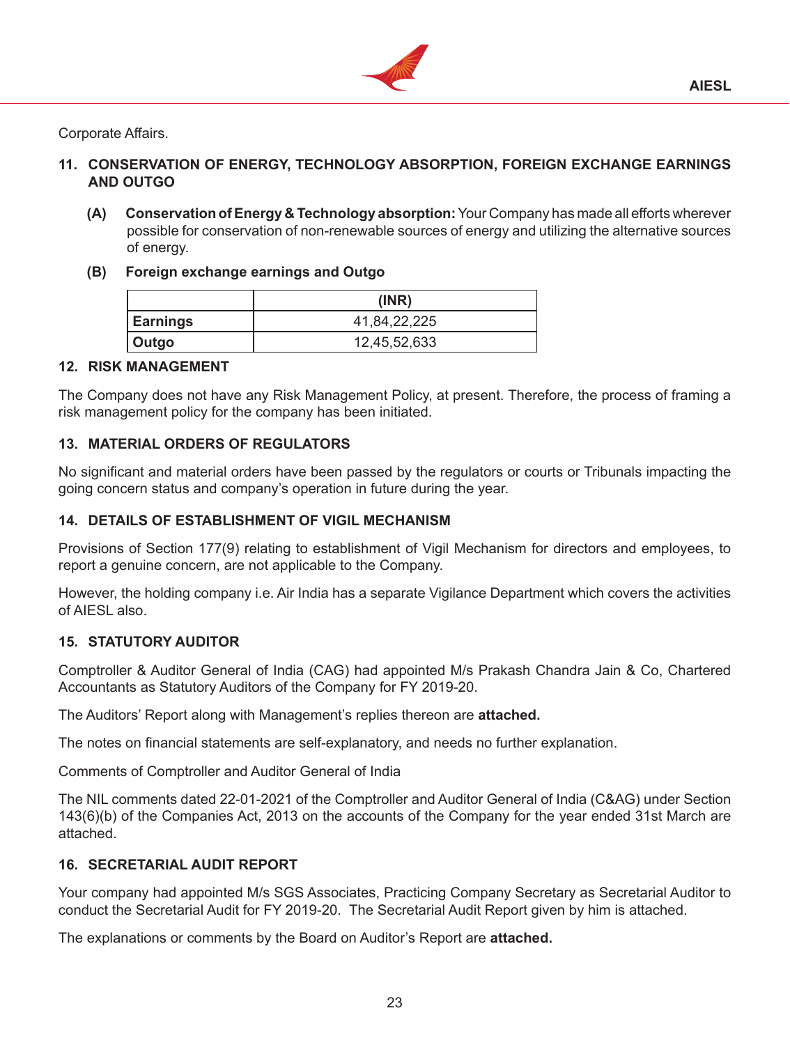Corporate Affairs.

## 11. CONSERVATION OF ENERGY, TECHNOLOGY ABSORPTION, FOREIGN EXCHANGE EARNINGS AND OUTGO

**(A) Conservation of Energy & Technology absorption:** Your Company has made all efforts wherever possible for conservation of non-renewable sources of energy and utilizing the alternative sources of energy.

**(B) Foreign exchange earnings and Outgo**

| | (INR) |
|---|---|
| **Earnings** | 41,84,22,225 |
| **Outgo** | 12,45,52,633 |

## 12. RISK MANAGEMENT

The Company does not have any Risk Management Policy, at present. Therefore, the process of framing a risk management policy for the company has been initiated.

## 13. MATERIAL ORDERS OF REGULATORS

No significant and material orders have been passed by the regulators or courts or Tribunals impacting the going concern status and company's operation in future during the year.

## 14. DETAILS OF ESTABLISHMENT OF VIGIL MECHANISM

Provisions of Section 177(9) relating to establishment of Vigil Mechanism for directors and employees, to report a genuine concern, are not applicable to the Company.

However, the holding company i.e. Air India has a separate Vigilance Department which covers the activities of AIESL also.

## 15. STATUTORY AUDITOR

Comptroller & Auditor General of India (CAG) had appointed M/s Prakash Chandra Jain & Co, Chartered Accountants as Statutory Auditors of the Company for FY 2019-20.

The Auditors' Report along with Management's replies thereon are **attached.**

The notes on financial statements are self-explanatory, and needs no further explanation.

Comments of Comptroller and Auditor General of India

The NIL comments dated 22-01-2021 of the Comptroller and Auditor General of India (C&AG) under Section 143(6)(b) of the Companies Act, 2013 on the accounts of the Company for the year ended 31st March are attached.

## 16. SECRETARIAL AUDIT REPORT

Your company had appointed M/s SGS Associates, Practicing Company Secretary as Secretarial Auditor to conduct the Secretarial Audit for FY 2019-20. The Secretarial Audit Report given by him is attached.

The explanations or comments by the Board on Auditor's Report are **attached.**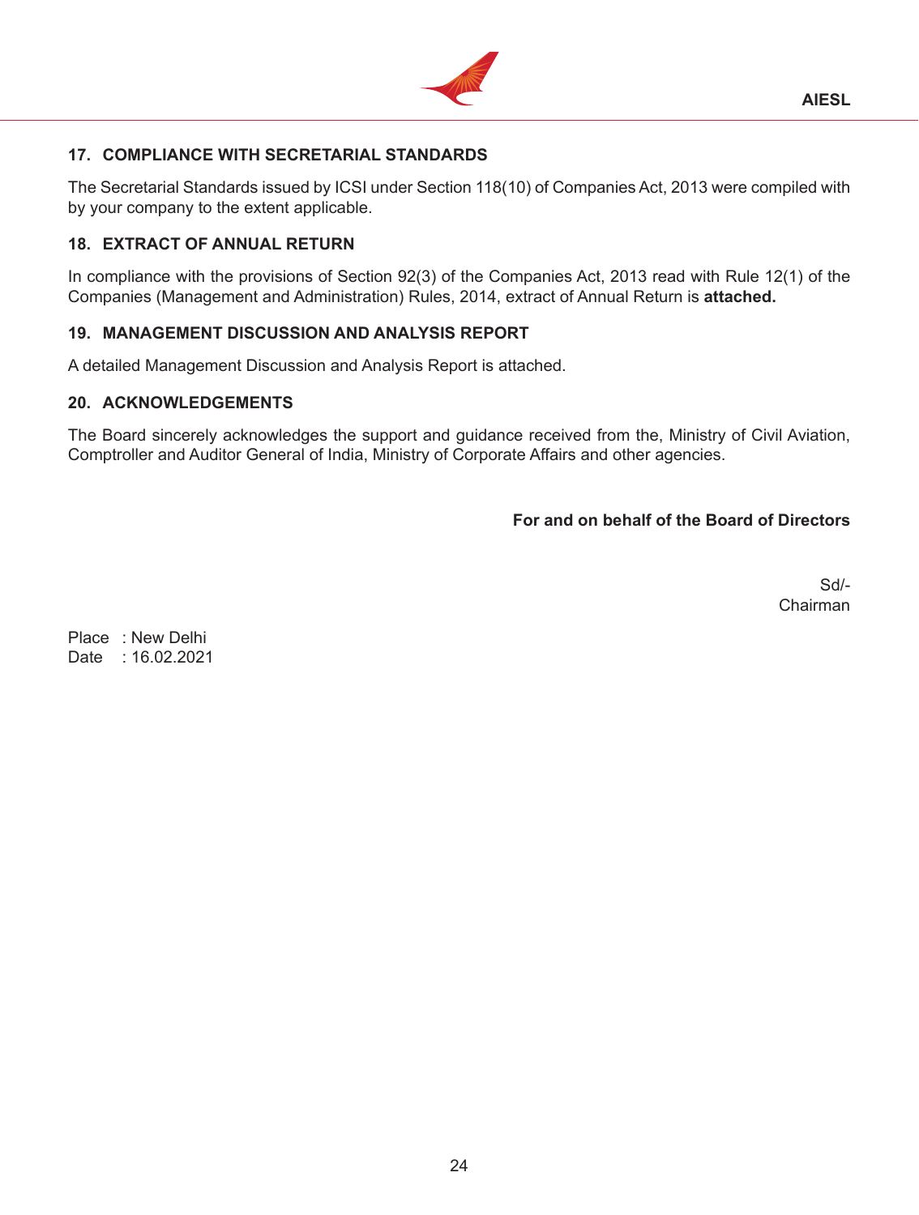### 17. COMPLIANCE WITH SECRETARIAL STANDARDS

The Secretarial Standards issued by ICSI under Section 118(10) of Companies Act, 2013 were compiled with by your company to the extent applicable.

### 18. EXTRACT OF ANNUAL RETURN

In compliance with the provisions of Section 92(3) of the Companies Act, 2013 read with Rule 12(1) of the Companies (Management and Administration) Rules, 2014, extract of Annual Return is **attached.**

### 19. MANAGEMENT DISCUSSION AND ANALYSIS REPORT

A detailed Management Discussion and Analysis Report is attached.

### 20. ACKNOWLEDGEMENTS

The Board sincerely acknowledges the support and guidance received from the, Ministry of Civil Aviation, Comptroller and Auditor General of India, Ministry of Corporate Affairs and other agencies.

**For and on behalf of the Board of Directors**

Sd/-
Chairman

Place : New Delhi
Date : 16.02.2021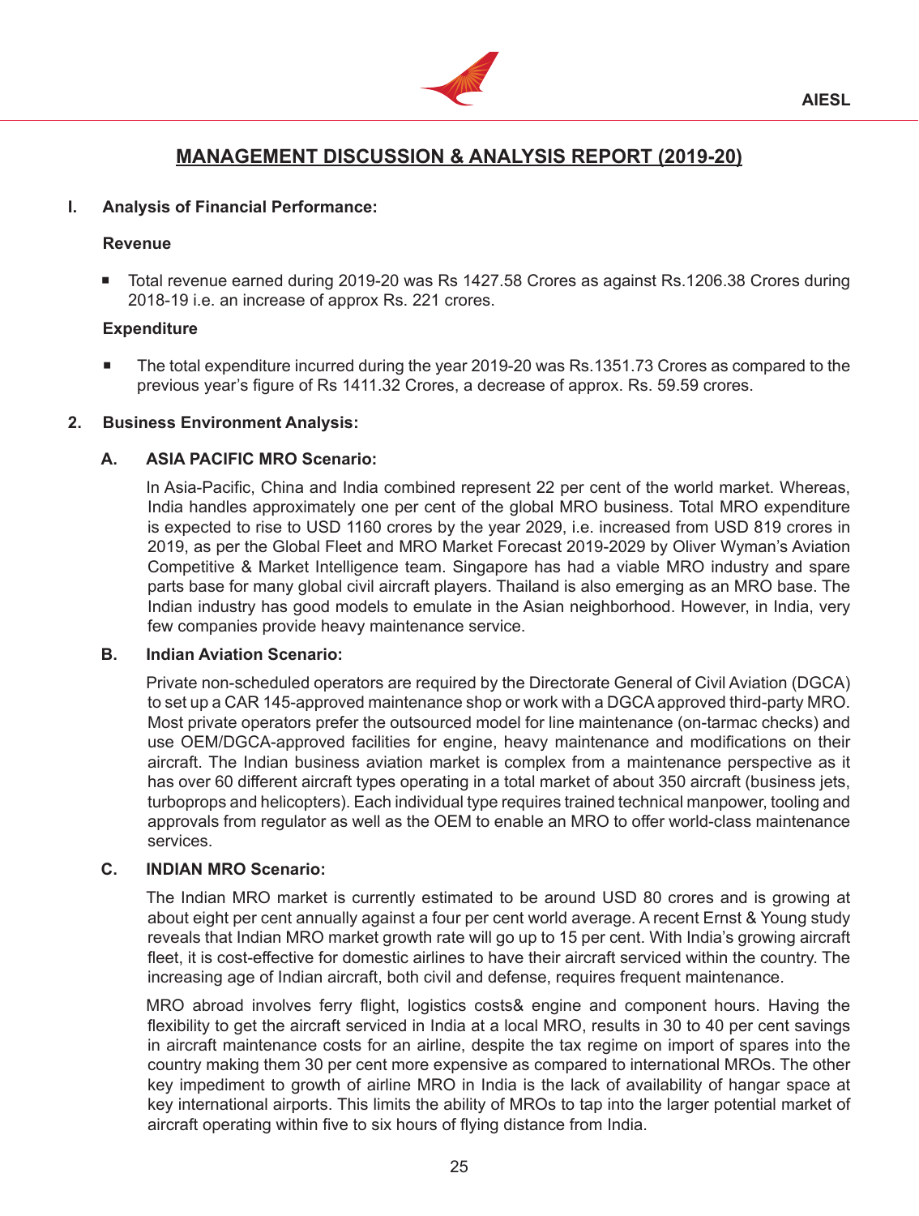# MANAGEMENT DISCUSSION & ANALYSIS REPORT (2019-20)

## I. Analysis of Financial Performance:

### Revenue

- Total revenue earned during 2019-20 was Rs 1427.58 Crores as against Rs.1206.38 Crores during 2018-19 i.e. an increase of approx Rs. 221 crores.

### Expenditure

- The total expenditure incurred during the year 2019-20 was Rs.1351.73 Crores as compared to the previous year's figure of Rs 1411.32 Crores, a decrease of approx. Rs. 59.59 crores.

## 2. Business Environment Analysis:

### A. ASIA PACIFIC MRO Scenario:

In Asia-Pacific, China and India combined represent 22 per cent of the world market. Whereas, India handles approximately one per cent of the global MRO business. Total MRO expenditure is expected to rise to USD 1160 crores by the year 2029, i.e. increased from USD 819 crores in 2019, as per the Global Fleet and MRO Market Forecast 2019-2029 by Oliver Wyman's Aviation Competitive & Market Intelligence team. Singapore has had a viable MRO industry and spare parts base for many global civil aircraft players. Thailand is also emerging as an MRO base. The Indian industry has good models to emulate in the Asian neighborhood. However, in India, very few companies provide heavy maintenance service.

### B. Indian Aviation Scenario:

Private non-scheduled operators are required by the Directorate General of Civil Aviation (DGCA) to set up a CAR 145-approved maintenance shop or work with a DGCA approved third-party MRO. Most private operators prefer the outsourced model for line maintenance (on-tarmac checks) and use OEM/DGCA-approved facilities for engine, heavy maintenance and modifications on their aircraft. The Indian business aviation market is complex from a maintenance perspective as it has over 60 different aircraft types operating in a total market of about 350 aircraft (business jets, turboprops and helicopters). Each individual type requires trained technical manpower, tooling and approvals from regulator as well as the OEM to enable an MRO to offer world-class maintenance services.

### C. INDIAN MRO Scenario:

The Indian MRO market is currently estimated to be around USD 80 crores and is growing at about eight per cent annually against a four per cent world average. A recent Ernst & Young study reveals that Indian MRO market growth rate will go up to 15 per cent. With India's growing aircraft fleet, it is cost-effective for domestic airlines to have their aircraft serviced within the country. The increasing age of Indian aircraft, both civil and defense, requires frequent maintenance.

MRO abroad involves ferry flight, logistics costs& engine and component hours. Having the flexibility to get the aircraft serviced in India at a local MRO, results in 30 to 40 per cent savings in aircraft maintenance costs for an airline, despite the tax regime on import of spares into the country making them 30 per cent more expensive as compared to international MROs. The other key impediment to growth of airline MRO in India is the lack of availability of hangar space at key international airports. This limits the ability of MROs to tap into the larger potential market of aircraft operating within five to six hours of flying distance from India.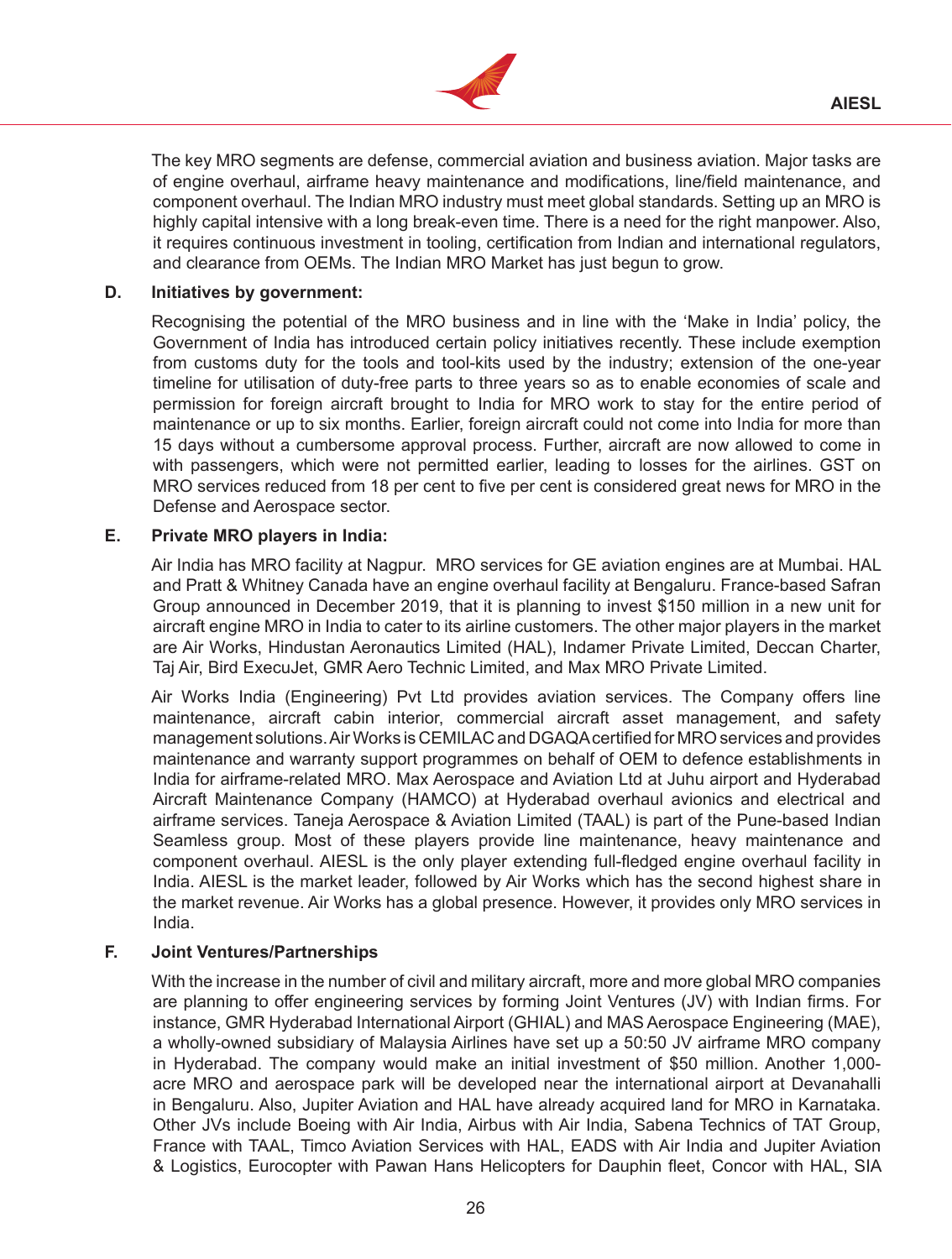The key MRO segments are defense, commercial aviation and business aviation. Major tasks are of engine overhaul, airframe heavy maintenance and modifications, line/field maintenance, and component overhaul. The Indian MRO industry must meet global standards. Setting up an MRO is highly capital intensive with a long break-even time. There is a need for the right manpower. Also, it requires continuous investment in tooling, certification from Indian and international regulators, and clearance from OEMs. The Indian MRO Market has just begun to grow.

**D. Initiatives by government:**

Recognising the potential of the MRO business and in line with the 'Make in India' policy, the Government of India has introduced certain policy initiatives recently. These include exemption from customs duty for the tools and tool-kits used by the industry; extension of the one-year timeline for utilisation of duty-free parts to three years so as to enable economies of scale and permission for foreign aircraft brought to India for MRO work to stay for the entire period of maintenance or up to six months. Earlier, foreign aircraft could not come into India for more than 15 days without a cumbersome approval process. Further, aircraft are now allowed to come in with passengers, which were not permitted earlier, leading to losses for the airlines. GST on MRO services reduced from 18 per cent to five per cent is considered great news for MRO in the Defense and Aerospace sector.

**E. Private MRO players in India:**

Air India has MRO facility at Nagpur. MRO services for GE aviation engines are at Mumbai. HAL and Pratt & Whitney Canada have an engine overhaul facility at Bengaluru. France-based Safran Group announced in December 2019, that it is planning to invest $150 million in a new unit for aircraft engine MRO in India to cater to its airline customers. The other major players in the market are Air Works, Hindustan Aeronautics Limited (HAL), Indamer Private Limited, Deccan Charter, Taj Air, Bird ExecuJet, GMR Aero Technic Limited, and Max MRO Private Limited.

Air Works India (Engineering) Pvt Ltd provides aviation services. The Company offers line maintenance, aircraft cabin interior, commercial aircraft asset management, and safety management solutions. Air Works is CEMILAC and DGAQA certified for MRO services and provides maintenance and warranty support programmes on behalf of OEM to defence establishments in India for airframe-related MRO. Max Aerospace and Aviation Ltd at Juhu airport and Hyderabad Aircraft Maintenance Company (HAMCO) at Hyderabad overhaul avionics and electrical and airframe services. Taneja Aerospace & Aviation Limited (TAAL) is part of the Pune-based Indian Seamless group. Most of these players provide line maintenance, heavy maintenance and component overhaul. AIESL is the only player extending full-fledged engine overhaul facility in India. AIESL is the market leader, followed by Air Works which has the second highest share in the market revenue. Air Works has a global presence. However, it provides only MRO services in India.

**F. Joint Ventures/Partnerships**

With the increase in the number of civil and military aircraft, more and more global MRO companies are planning to offer engineering services by forming Joint Ventures (JV) with Indian firms. For instance, GMR Hyderabad International Airport (GHIAL) and MAS Aerospace Engineering (MAE), a wholly-owned subsidiary of Malaysia Airlines have set up a 50:50 JV airframe MRO company in Hyderabad. The company would make an initial investment of $50 million. Another 1,000-acre MRO and aerospace park will be developed near the international airport at Devanahalli in Bengaluru. Also, Jupiter Aviation and HAL have already acquired land for MRO in Karnataka. Other JVs include Boeing with Air India, Airbus with Air India, Sabena Technics of TAT Group, France with TAAL, Timco Aviation Services with HAL, EADS with Air India and Jupiter Aviation & Logistics, Eurocopter with Pawan Hans Helicopters for Dauphin fleet, Concor with HAL, SIA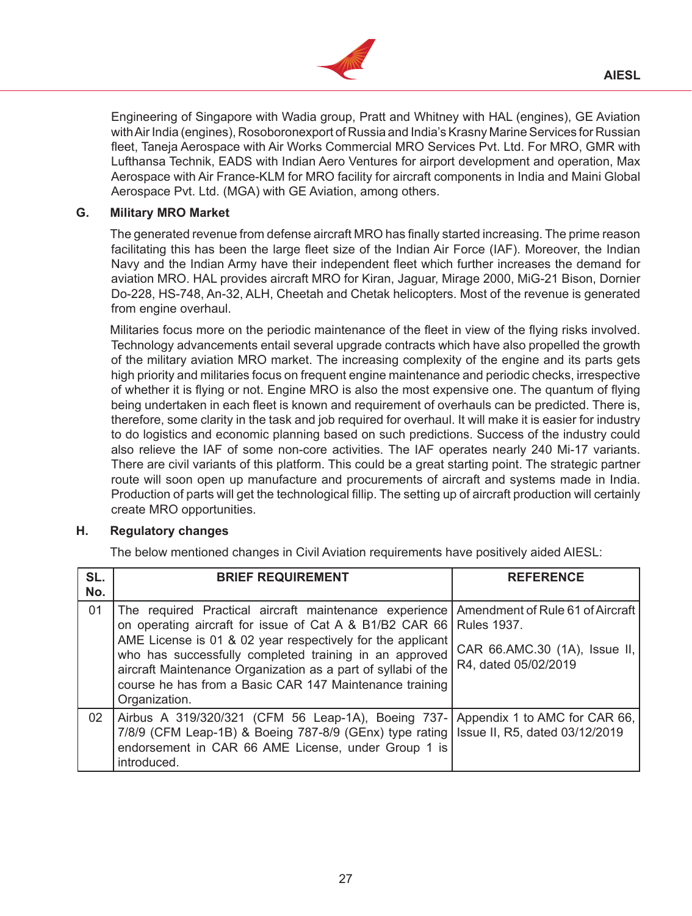Engineering of Singapore with Wadia group, Pratt and Whitney with HAL (engines), GE Aviation with Air India (engines), Rosoboronexport of Russia and India's Krasny Marine Services for Russian fleet, Taneja Aerospace with Air Works Commercial MRO Services Pvt. Ltd. For MRO, GMR with Lufthansa Technik, EADS with Indian Aero Ventures for airport development and operation, Max Aerospace with Air France-KLM for MRO facility for aircraft components in India and Maini Global Aerospace Pvt. Ltd. (MGA) with GE Aviation, among others.

## G. Military MRO Market

The generated revenue from defense aircraft MRO has finally started increasing. The prime reason facilitating this has been the large fleet size of the Indian Air Force (IAF). Moreover, the Indian Navy and the Indian Army have their independent fleet which further increases the demand for aviation MRO. HAL provides aircraft MRO for Kiran, Jaguar, Mirage 2000, MiG-21 Bison, Dornier Do-228, HS-748, An-32, ALH, Cheetah and Chetak helicopters. Most of the revenue is generated from engine overhaul.

Militaries focus more on the periodic maintenance of the fleet in view of the flying risks involved. Technology advancements entail several upgrade contracts which have also propelled the growth of the military aviation MRO market. The increasing complexity of the engine and its parts gets high priority and militaries focus on frequent engine maintenance and periodic checks, irrespective of whether it is flying or not. Engine MRO is also the most expensive one. The quantum of flying being undertaken in each fleet is known and requirement of overhauls can be predicted. There is, therefore, some clarity in the task and job required for overhaul. It will make it is easier for industry to do logistics and economic planning based on such predictions. Success of the industry could also relieve the IAF of some non-core activities. The IAF operates nearly 240 Mi-17 variants. There are civil variants of this platform. This could be a great starting point. The strategic partner route will soon open up manufacture and procurements of aircraft and systems made in India. Production of parts will get the technological fillip. The setting up of aircraft production will certainly create MRO opportunities.

## H. Regulatory changes

The below mentioned changes in Civil Aviation requirements have positively aided AIESL:

| SL. No. | BRIEF REQUIREMENT | REFERENCE |
|---|---|---|
| 01 | The required Practical aircraft maintenance experience on operating aircraft for issue of Cat A & B1/B2 CAR 66 AME License is 01 & 02 year respectively for the applicant who has successfully completed training in an approved aircraft Maintenance Organization as a part of syllabi of the course he has from a Basic CAR 147 Maintenance training Organization. | Amendment of Rule 61 of Aircraft Rules 1937.<br><br>CAR 66.AMC.30 (1A), Issue II, R4, dated 05/02/2019 |
| 02 | Airbus A 319/320/321 (CFM 56 Leap-1A), Boeing 737-7/8/9 (CFM Leap-1B) & Boeing 787-8/9 (GEnx) type rating endorsement in CAR 66 AME License, under Group 1 is introduced. | Appendix 1 to AMC for CAR 66, Issue II, R5, dated 03/12/2019 |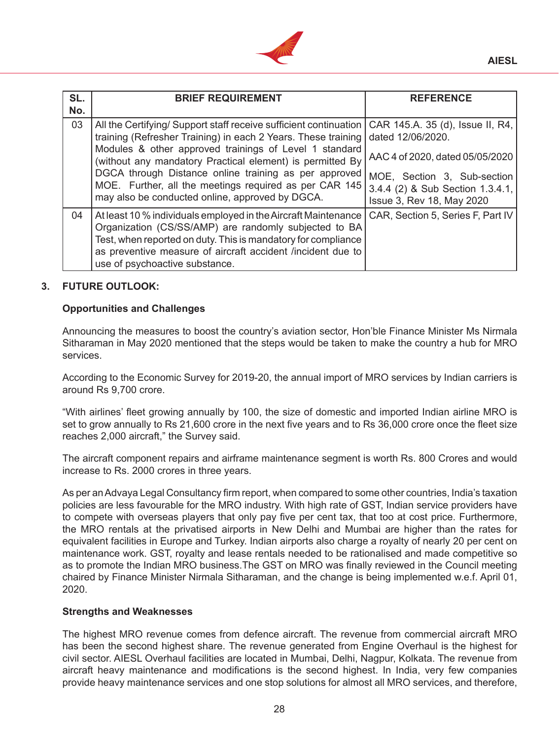| SL. No. | BRIEF REQUIREMENT | REFERENCE |
|---|---|---|
| 03 | All the Certifying/ Support staff receive sufficient continuation training (Refresher Training) in each 2 Years. These training Modules & other approved trainings of Level 1 standard (without any mandatory Practical element) is permitted By DGCA through Distance online training as per approved MOE. Further, all the meetings required as per CAR 145 may also be conducted online, approved by DGCA. | CAR 145.A. 35 (d), Issue II, R4, dated 12/06/2020.<br>AAC 4 of 2020, dated 05/05/2020<br>MOE, Section 3, Sub-section 3.4.4 (2) & Sub Section 1.3.4.1, Issue 3, Rev 18, May 2020 |
| 04 | At least 10 % individuals employed in the Aircraft Maintenance Organization (CS/SS/AMP) are randomly subjected to BA Test, when reported on duty. This is mandatory for compliance as preventive measure of aircraft accident /incident due to use of psychoactive substance. | CAR, Section 5, Series F, Part IV |

## 3. FUTURE OUTLOOK:

### Opportunities and Challenges

Announcing the measures to boost the country's aviation sector, Hon'ble Finance Minister Ms Nirmala Sitharaman in May 2020 mentioned that the steps would be taken to make the country a hub for MRO services.

According to the Economic Survey for 2019-20, the annual import of MRO services by Indian carriers is around Rs 9,700 crore.

"With airlines' fleet growing annually by 100, the size of domestic and imported Indian airline MRO is set to grow annually to Rs 21,600 crore in the next five years and to Rs 36,000 crore once the fleet size reaches 2,000 aircraft," the Survey said.

The aircraft component repairs and airframe maintenance segment is worth Rs. 800 Crores and would increase to Rs. 2000 crores in three years.

As per an Advaya Legal Consultancy firm report, when compared to some other countries, India's taxation policies are less favourable for the MRO industry. With high rate of GST, Indian service providers have to compete with overseas players that only pay five per cent tax, that too at cost price. Furthermore, the MRO rentals at the privatised airports in New Delhi and Mumbai are higher than the rates for equivalent facilities in Europe and Turkey. Indian airports also charge a royalty of nearly 20 per cent on maintenance work. GST, royalty and lease rentals needed to be rationalised and made competitive so as to promote the Indian MRO business.The GST on MRO was finally reviewed in the Council meeting chaired by Finance Minister Nirmala Sitharaman, and the change is being implemented w.e.f. April 01, 2020.

### Strengths and Weaknesses

The highest MRO revenue comes from defence aircraft. The revenue from commercial aircraft MRO has been the second highest share. The revenue generated from Engine Overhaul is the highest for civil sector. AIESL Overhaul facilities are located in Mumbai, Delhi, Nagpur, Kolkata. The revenue from aircraft heavy maintenance and modifications is the second highest. In India, very few companies provide heavy maintenance services and one stop solutions for almost all MRO services, and therefore,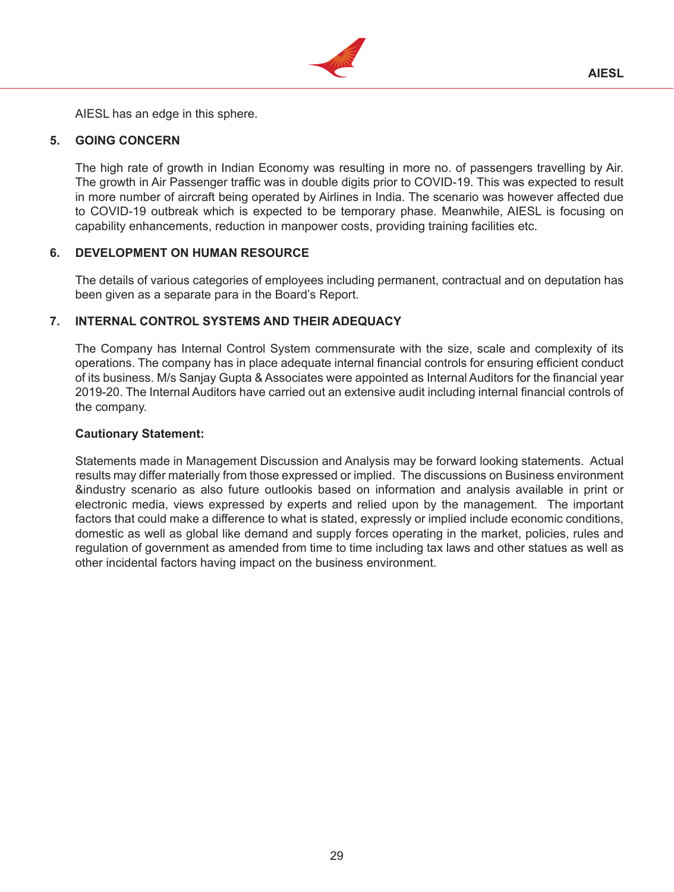AIESL has an edge in this sphere.

## 5. GOING CONCERN

The high rate of growth in Indian Economy was resulting in more no. of passengers travelling by Air. The growth in Air Passenger traffic was in double digits prior to COVID-19. This was expected to result in more number of aircraft being operated by Airlines in India. The scenario was however affected due to COVID-19 outbreak which is expected to be temporary phase. Meanwhile, AIESL is focusing on capability enhancements, reduction in manpower costs, providing training facilities etc.

## 6. DEVELOPMENT ON HUMAN RESOURCE

The details of various categories of employees including permanent, contractual and on deputation has been given as a separate para in the Board's Report.

## 7. INTERNAL CONTROL SYSTEMS AND THEIR ADEQUACY

The Company has Internal Control System commensurate with the size, scale and complexity of its operations. The company has in place adequate internal financial controls for ensuring efficient conduct of its business. M/s Sanjay Gupta & Associates were appointed as Internal Auditors for the financial year 2019-20. The Internal Auditors have carried out an extensive audit including internal financial controls of the company.

**Cautionary Statement:**

Statements made in Management Discussion and Analysis may be forward looking statements. Actual results may differ materially from those expressed or implied. The discussions on Business environment &industry scenario as also future outlookis based on information and analysis available in print or electronic media, views expressed by experts and relied upon by the management. The important factors that could make a difference to what is stated, expressly or implied include economic conditions, domestic as well as global like demand and supply forces operating in the market, policies, rules and regulation of government as amended from time to time including tax laws and other statues as well as other incidental factors having impact on the business environment.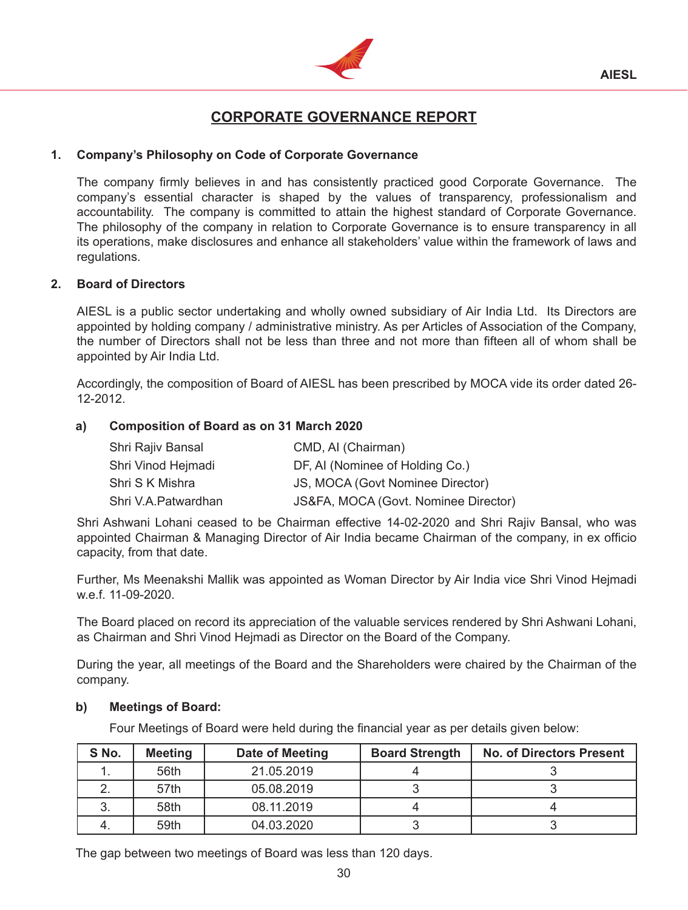# CORPORATE GOVERNANCE REPORT

## 1. Company's Philosophy on Code of Corporate Governance

The company firmly believes in and has consistently practiced good Corporate Governance. The company's essential character is shaped by the values of transparency, professionalism and accountability. The company is committed to attain the highest standard of Corporate Governance. The philosophy of the company in relation to Corporate Governance is to ensure transparency in all its operations, make disclosures and enhance all stakeholders' value within the framework of laws and regulations.

## 2. Board of Directors

AIESL is a public sector undertaking and wholly owned subsidiary of Air India Ltd. Its Directors are appointed by holding company / administrative ministry. As per Articles of Association of the Company, the number of Directors shall not be less than three and not more than fifteen all of whom shall be appointed by Air India Ltd.

Accordingly, the composition of Board of AIESL has been prescribed by MOCA vide its order dated 26-12-2012.

### a) Composition of Board as on 31 March 2020

| | |
|---|---|
| Shri Rajiv Bansal | CMD, AI (Chairman) |
| Shri Vinod Hejmadi | DF, AI (Nominee of Holding Co.) |
| Shri S K Mishra | JS, MOCA (Govt Nominee Director) |
| Shri V.A.Patwardhan | JS&FA, MOCA (Govt. Nominee Director) |

Shri Ashwani Lohani ceased to be Chairman effective 14-02-2020 and Shri Rajiv Bansal, who was appointed Chairman & Managing Director of Air India became Chairman of the company, in ex officio capacity, from that date.

Further, Ms Meenakshi Mallik was appointed as Woman Director by Air India vice Shri Vinod Hejmadi w.e.f. 11-09-2020.

The Board placed on record its appreciation of the valuable services rendered by Shri Ashwani Lohani, as Chairman and Shri Vinod Hejmadi as Director on the Board of the Company.

During the year, all meetings of the Board and the Shareholders were chaired by the Chairman of the company.

### b) Meetings of Board:

Four Meetings of Board were held during the financial year as per details given below:

| S No. | Meeting | Date of Meeting | Board Strength | No. of Directors Present |
|---|---|---|---|---|
| 1. | 56th | 21.05.2019 | 4 | 3 |
| 2. | 57th | 05.08.2019 | 3 | 3 |
| 3. | 58th | 08.11.2019 | 4 | 4 |
| 4. | 59th | 04.03.2020 | 3 | 3 |

The gap between two meetings of Board was less than 120 days.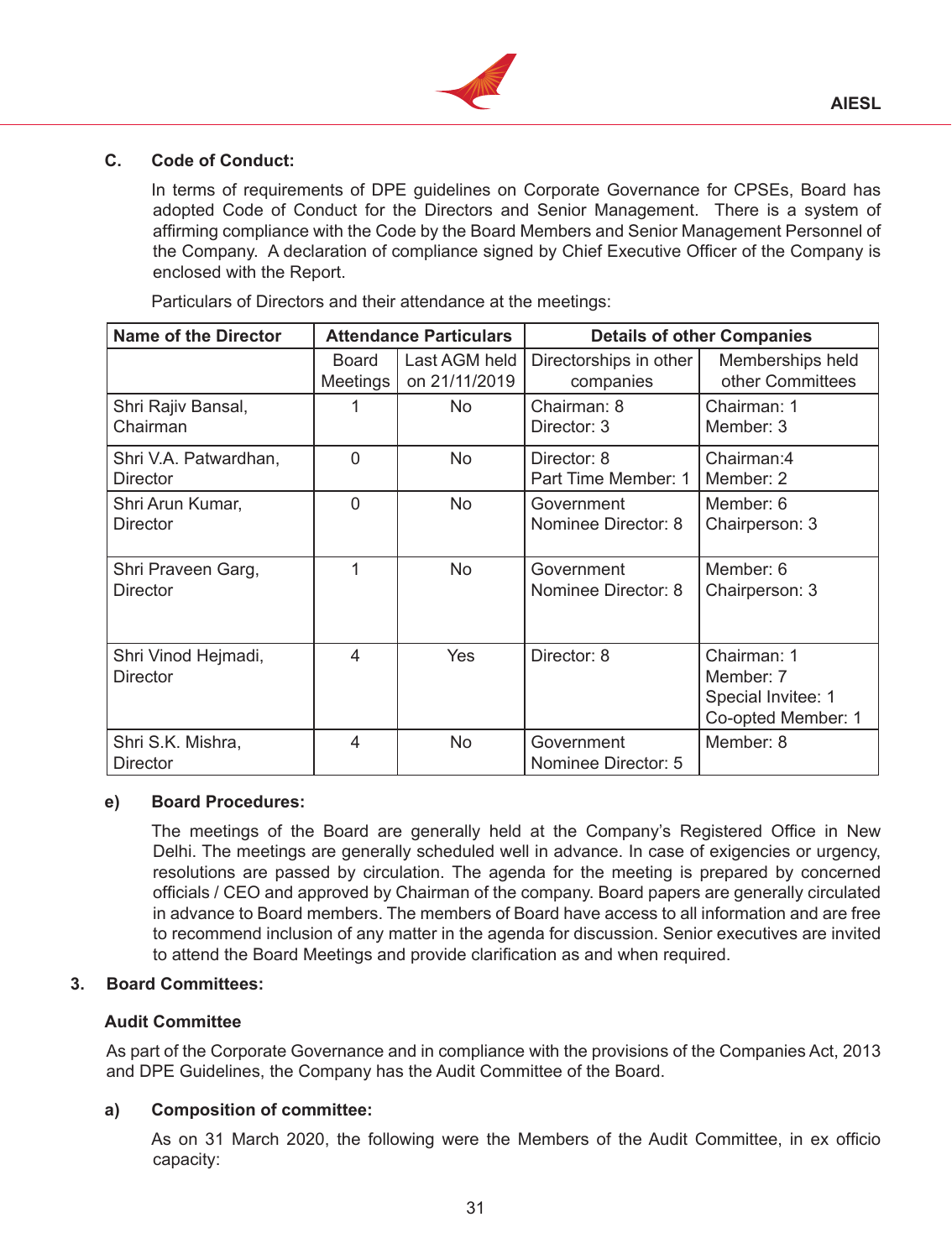**C. Code of Conduct:**

In terms of requirements of DPE guidelines on Corporate Governance for CPSEs, Board has adopted Code of Conduct for the Directors and Senior Management. There is a system of affirming compliance with the Code by the Board Members and Senior Management Personnel of the Company. A declaration of compliance signed by Chief Executive Officer of the Company is enclosed with the Report.

Particulars of Directors and their attendance at the meetings:

| Name of the Director | Attendance Particulars | | Details of other Companies | |
|---|---|---|---|---|
| | Board Meetings | Last AGM held on 21/11/2019 | Directorships in other companies | Memberships held other Committees |
| Shri Rajiv Bansal, Chairman | 1 | No | Chairman: 8<br>Director: 3 | Chairman: 1<br>Member: 3 |
| Shri V.A. Patwardhan, Director | 0 | No | Director: 8<br>Part Time Member: 1 | Chairman:4<br>Member: 2 |
| Shri Arun Kumar, Director | 0 | No | Government Nominee Director: 8 | Member: 6<br>Chairperson: 3 |
| Shri Praveen Garg, Director | 1 | No | Government Nominee Director: 8 | Member: 6<br>Chairperson: 3 |
| Shri Vinod Hejmadi, Director | 4 | Yes | Director: 8 | Chairman: 1<br>Member: 7<br>Special Invitee: 1<br>Co-opted Member: 1 |
| Shri S.K. Mishra, Director | 4 | No | Government Nominee Director: 5 | Member: 8 |

**e) Board Procedures:**

The meetings of the Board are generally held at the Company's Registered Office in New Delhi. The meetings are generally scheduled well in advance. In case of exigencies or urgency, resolutions are passed by circulation. The agenda for the meeting is prepared by concerned officials / CEO and approved by Chairman of the company. Board papers are generally circulated in advance to Board members. The members of Board have access to all information and are free to recommend inclusion of any matter in the agenda for discussion. Senior executives are invited to attend the Board Meetings and provide clarification as and when required.

**3. Board Committees:**

**Audit Committee**

As part of the Corporate Governance and in compliance with the provisions of the Companies Act, 2013 and DPE Guidelines, the Company has the Audit Committee of the Board.

**a) Composition of committee:**

As on 31 March 2020, the following were the Members of the Audit Committee, in ex officio capacity: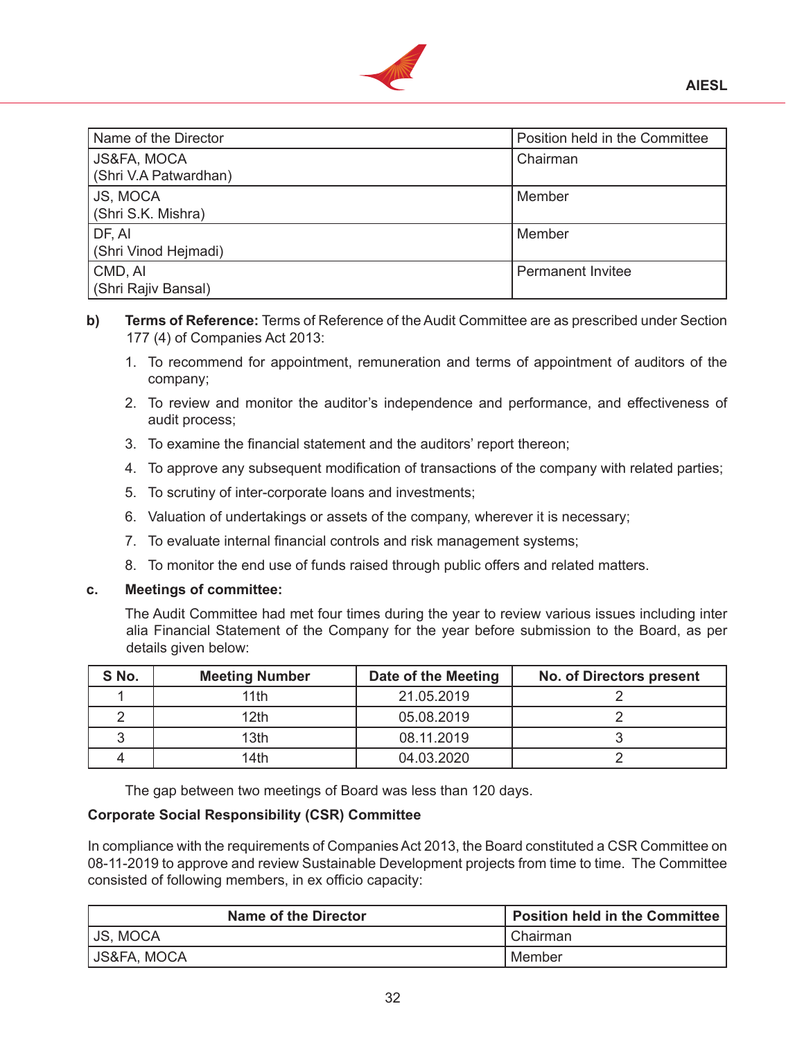| Name of the Director | Position held in the Committee |
|---|---|
| JS&FA, MOCA (Shri V.A Patwardhan) | Chairman |
| JS, MOCA (Shri S.K. Mishra) | Member |
| DF, AI (Shri Vinod Hejmadi) | Member |
| CMD, AI (Shri Rajiv Bansal) | Permanent Invitee |

**b) Terms of Reference:** Terms of Reference of the Audit Committee are as prescribed under Section 177 (4) of Companies Act 2013:

1. To recommend for appointment, remuneration and terms of appointment of auditors of the company;
2. To review and monitor the auditor's independence and performance, and effectiveness of audit process;
3. To examine the financial statement and the auditors' report thereon;
4. To approve any subsequent modification of transactions of the company with related parties;
5. To scrutiny of inter-corporate loans and investments;
6. Valuation of undertakings or assets of the company, wherever it is necessary;
7. To evaluate internal financial controls and risk management systems;
8. To monitor the end use of funds raised through public offers and related matters.

**c. Meetings of committee:**

The Audit Committee had met four times during the year to review various issues including inter alia Financial Statement of the Company for the year before submission to the Board, as per details given below:

| S No. | Meeting Number | Date of the Meeting | No. of Directors present |
|---|---|---|---|
| 1 | 11th | 21.05.2019 | 2 |
| 2 | 12th | 05.08.2019 | 2 |
| 3 | 13th | 08.11.2019 | 3 |
| 4 | 14th | 04.03.2020 | 2 |

The gap between two meetings of Board was less than 120 days.

**Corporate Social Responsibility (CSR) Committee**

In compliance with the requirements of Companies Act 2013, the Board constituted a CSR Committee on 08-11-2019 to approve and review Sustainable Development projects from time to time. The Committee consisted of following members, in ex officio capacity:

| Name of the Director | Position held in the Committee |
|---|---|
| JS, MOCA | Chairman |
| JS&FA, MOCA | Member |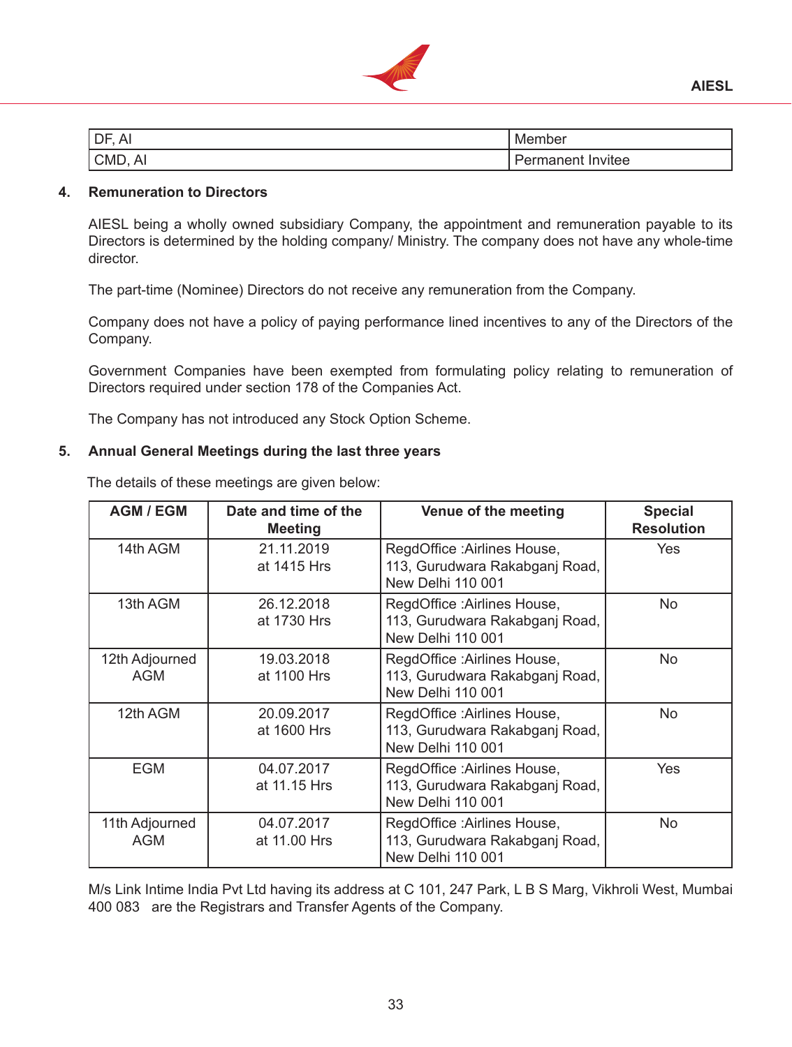| DF, AI | Member |
|---|---|
| CMD, AI | Permanent Invitee |

**4. Remuneration to Directors**

AIESL being a wholly owned subsidiary Company, the appointment and remuneration payable to its Directors is determined by the holding company/ Ministry. The company does not have any whole-time director.

The part-time (Nominee) Directors do not receive any remuneration from the Company.

Company does not have a policy of paying performance lined incentives to any of the Directors of the Company.

Government Companies have been exempted from formulating policy relating to remuneration of Directors required under section 178 of the Companies Act.

The Company has not introduced any Stock Option Scheme.

**5. Annual General Meetings during the last three years**

The details of these meetings are given below:

| AGM / EGM | Date and time of the Meeting | Venue of the meeting | Special Resolution |
|---|---|---|---|
| 14th AGM | 21.11.2019 at 1415 Hrs | RegdOffice :Airlines House, 113, Gurudwara Rakabganj Road, New Delhi 110 001 | Yes |
| 13th AGM | 26.12.2018 at 1730 Hrs | RegdOffice :Airlines House, 113, Gurudwara Rakabganj Road, New Delhi 110 001 | No |
| 12th Adjourned AGM | 19.03.2018 at 1100 Hrs | RegdOffice :Airlines House, 113, Gurudwara Rakabganj Road, New Delhi 110 001 | No |
| 12th AGM | 20.09.2017 at 1600 Hrs | RegdOffice :Airlines House, 113, Gurudwara Rakabganj Road, New Delhi 110 001 | No |
| EGM | 04.07.2017 at 11.15 Hrs | RegdOffice :Airlines House, 113, Gurudwara Rakabganj Road, New Delhi 110 001 | Yes |
| 11th Adjourned AGM | 04.07.2017 at 11.00 Hrs | RegdOffice :Airlines House, 113, Gurudwara Rakabganj Road, New Delhi 110 001 | No |

M/s Link Intime India Pvt Ltd having its address at C 101, 247 Park, L B S Marg, Vikhroli West, Mumbai 400 083 are the Registrars and Transfer Agents of the Company.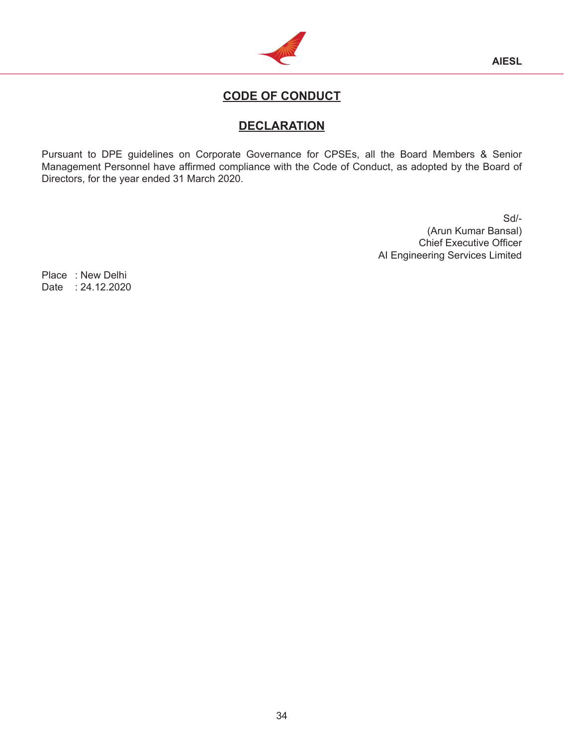# CODE OF CONDUCT

## DECLARATION

Pursuant to DPE guidelines on Corporate Governance for CPSEs, all the Board Members & Senior Management Personnel have affirmed compliance with the Code of Conduct, as adopted by the Board of Directors, for the year ended 31 March 2020.

Sd/-
(Arun Kumar Bansal)
Chief Executive Officer
AI Engineering Services Limited

Place : New Delhi
Date : 24.12.2020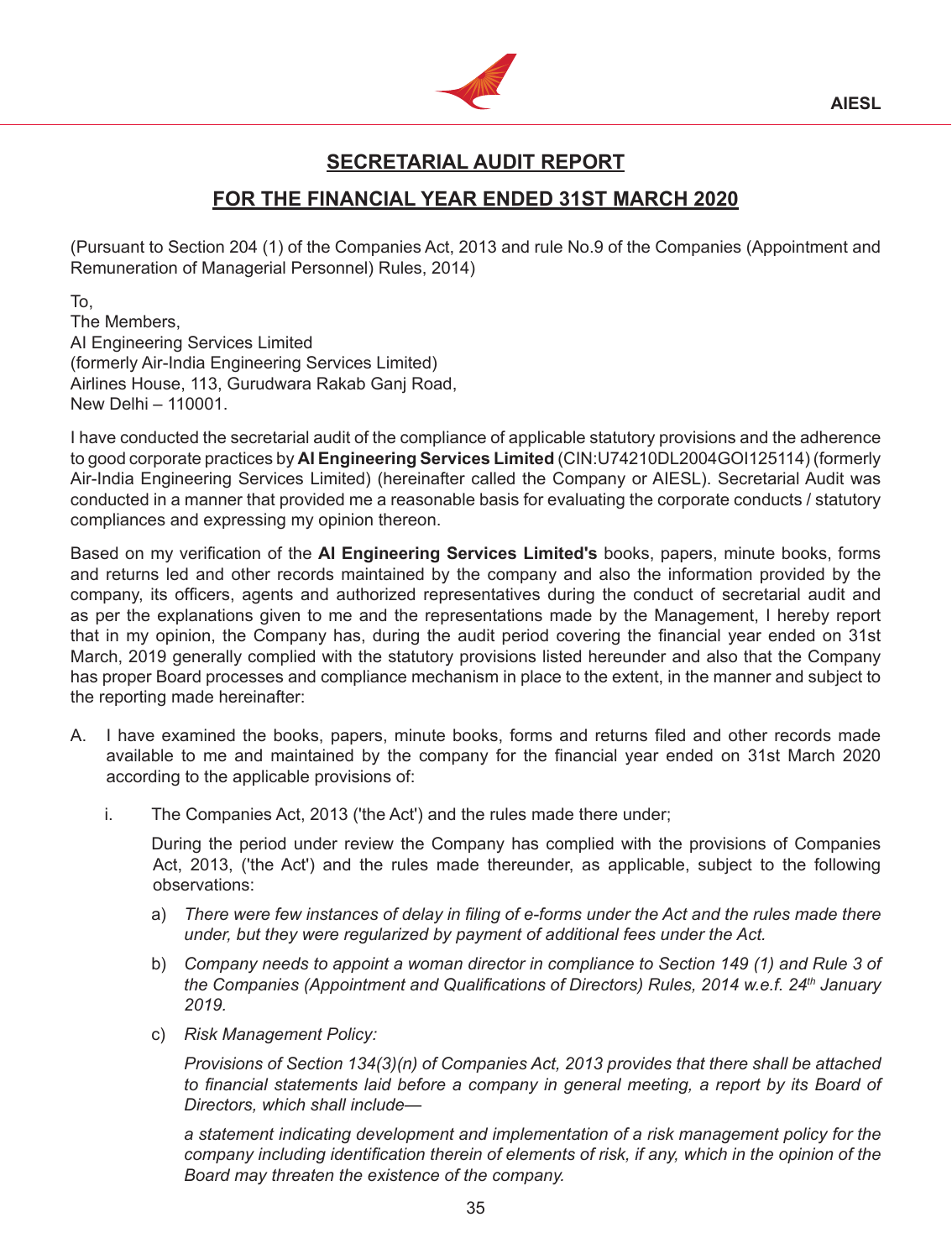## SECRETARIAL AUDIT REPORT

## FOR THE FINANCIAL YEAR ENDED 31ST MARCH 2020

(Pursuant to Section 204 (1) of the Companies Act, 2013 and rule No.9 of the Companies (Appointment and Remuneration of Managerial Personnel) Rules, 2014)

To,
The Members,
AI Engineering Services Limited
(formerly Air-India Engineering Services Limited)
Airlines House, 113, Gurudwara Rakab Ganj Road,
New Delhi – 110001.

I have conducted the secretarial audit of the compliance of applicable statutory provisions and the adherence to good corporate practices by **AI Engineering Services Limited** (CIN:U74210DL2004GOI125114) (formerly Air-India Engineering Services Limited) (hereinafter called the Company or AIESL). Secretarial Audit was conducted in a manner that provided me a reasonable basis for evaluating the corporate conducts / statutory compliances and expressing my opinion thereon.

Based on my verification of the **AI Engineering Services Limited's** books, papers, minute books, forms and returns led and other records maintained by the company and also the information provided by the company, its officers, agents and authorized representatives during the conduct of secretarial audit and as per the explanations given to me and the representations made by the Management, I hereby report that in my opinion, the Company has, during the audit period covering the financial year ended on 31st March, 2019 generally complied with the statutory provisions listed hereunder and also that the Company has proper Board processes and compliance mechanism in place to the extent, in the manner and subject to the reporting made hereinafter:

A. I have examined the books, papers, minute books, forms and returns filed and other records made available to me and maintained by the company for the financial year ended on 31st March 2020 according to the applicable provisions of:

   i. The Companies Act, 2013 ('the Act') and the rules made there under;

      During the period under review the Company has complied with the provisions of Companies Act, 2013, ('the Act') and the rules made thereunder, as applicable, subject to the following observations:

      a) *There were few instances of delay in filing of e-forms under the Act and the rules made there under, but they were regularized by payment of additional fees under the Act.*

      b) *Company needs to appoint a woman director in compliance to Section 149 (1) and Rule 3 of the Companies (Appointment and Qualifications of Directors) Rules, 2014 w.e.f. 24th January 2019.*

      c) *Risk Management Policy:*

         *Provisions of Section 134(3)(n) of Companies Act, 2013 provides that there shall be attached to financial statements laid before a company in general meeting, a report by its Board of Directors, which shall include—*

         *a statement indicating development and implementation of a risk management policy for the company including identification therein of elements of risk, if any, which in the opinion of the Board may threaten the existence of the company.*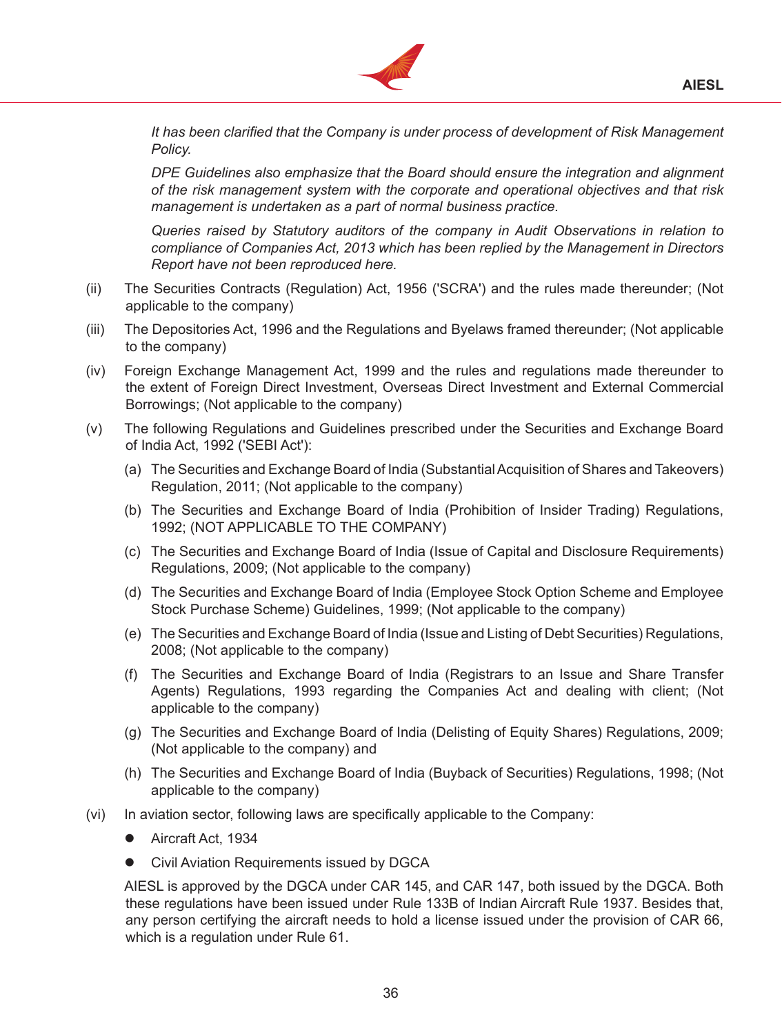*It has been clarified that the Company is under process of development of Risk Management Policy.*

*DPE Guidelines also emphasize that the Board should ensure the integration and alignment of the risk management system with the corporate and operational objectives and that risk management is undertaken as a part of normal business practice.*

*Queries raised by Statutory auditors of the company in Audit Observations in relation to compliance of Companies Act, 2013 which has been replied by the Management in Directors Report have not been reproduced here.*

(ii) The Securities Contracts (Regulation) Act, 1956 ('SCRA') and the rules made thereunder; (Not applicable to the company)

(iii) The Depositories Act, 1996 and the Regulations and Byelaws framed thereunder; (Not applicable to the company)

(iv) Foreign Exchange Management Act, 1999 and the rules and regulations made thereunder to the extent of Foreign Direct Investment, Overseas Direct Investment and External Commercial Borrowings; (Not applicable to the company)

(v) The following Regulations and Guidelines prescribed under the Securities and Exchange Board of India Act, 1992 ('SEBI Act'):

   (a) The Securities and Exchange Board of India (Substantial Acquisition of Shares and Takeovers) Regulation, 2011; (Not applicable to the company)

   (b) The Securities and Exchange Board of India (Prohibition of Insider Trading) Regulations, 1992; (NOT APPLICABLE TO THE COMPANY)

   (c) The Securities and Exchange Board of India (Issue of Capital and Disclosure Requirements) Regulations, 2009; (Not applicable to the company)

   (d) The Securities and Exchange Board of India (Employee Stock Option Scheme and Employee Stock Purchase Scheme) Guidelines, 1999; (Not applicable to the company)

   (e) The Securities and Exchange Board of India (Issue and Listing of Debt Securities) Regulations, 2008; (Not applicable to the company)

   (f) The Securities and Exchange Board of India (Registrars to an Issue and Share Transfer Agents) Regulations, 1993 regarding the Companies Act and dealing with client; (Not applicable to the company)

   (g) The Securities and Exchange Board of India (Delisting of Equity Shares) Regulations, 2009; (Not applicable to the company) and

   (h) The Securities and Exchange Board of India (Buyback of Securities) Regulations, 1998; (Not applicable to the company)

(vi) In aviation sector, following laws are specifically applicable to the Company:

- Aircraft Act, 1934
- Civil Aviation Requirements issued by DGCA

AIESL is approved by the DGCA under CAR 145, and CAR 147, both issued by the DGCA. Both these regulations have been issued under Rule 133B of Indian Aircraft Rule 1937. Besides that, any person certifying the aircraft needs to hold a license issued under the provision of CAR 66, which is a regulation under Rule 61.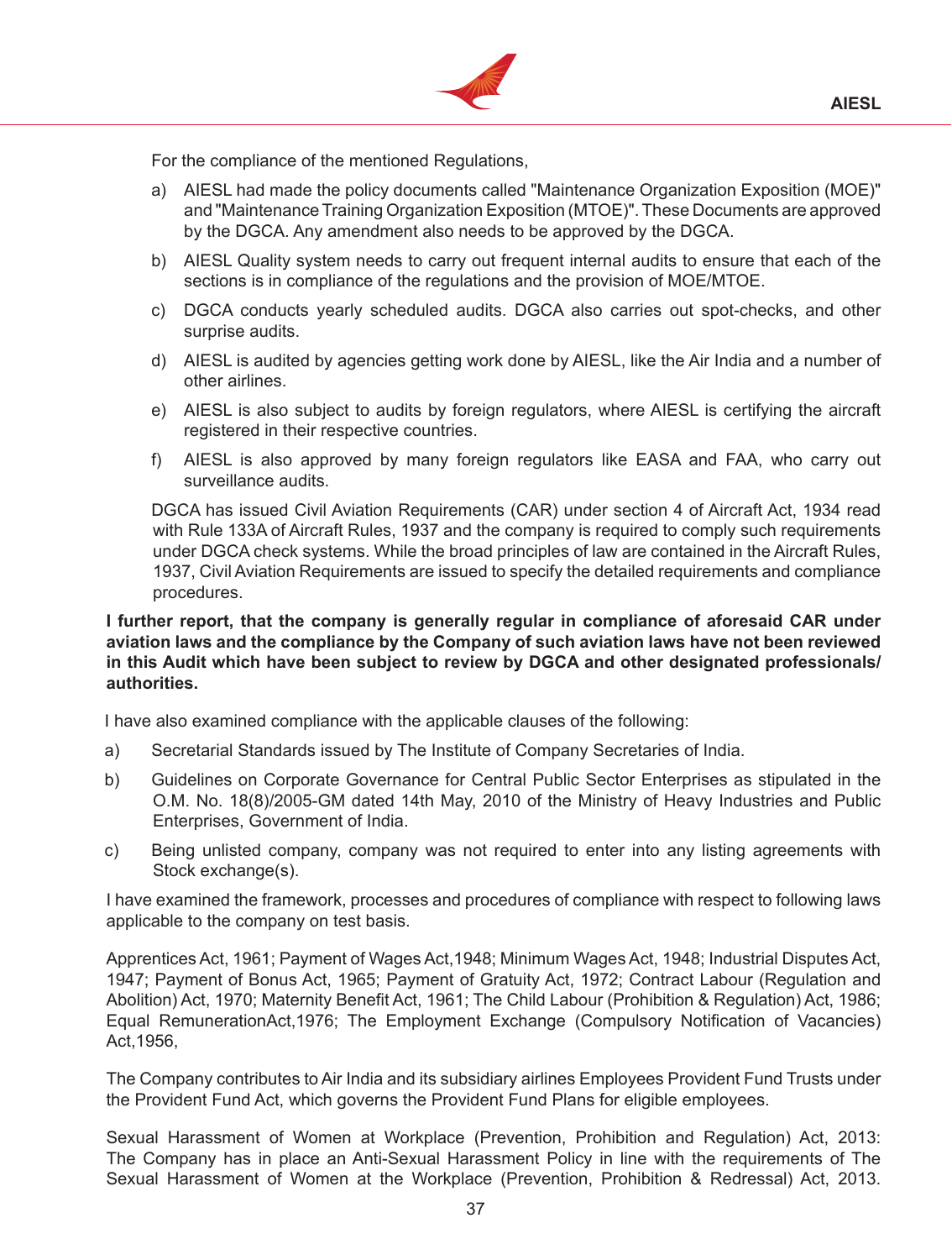For the compliance of the mentioned Regulations,

a) AIESL had made the policy documents called "Maintenance Organization Exposition (MOE)" and "Maintenance Training Organization Exposition (MTOE)". These Documents are approved by the DGCA. Any amendment also needs to be approved by the DGCA.

b) AIESL Quality system needs to carry out frequent internal audits to ensure that each of the sections is in compliance of the regulations and the provision of MOE/MTOE.

c) DGCA conducts yearly scheduled audits. DGCA also carries out spot-checks, and other surprise audits.

d) AIESL is audited by agencies getting work done by AIESL, like the Air India and a number of other airlines.

e) AIESL is also subject to audits by foreign regulators, where AIESL is certifying the aircraft registered in their respective countries.

f) AIESL is also approved by many foreign regulators like EASA and FAA, who carry out surveillance audits.

DGCA has issued Civil Aviation Requirements (CAR) under section 4 of Aircraft Act, 1934 read with Rule 133A of Aircraft Rules, 1937 and the company is required to comply such requirements under DGCA check systems. While the broad principles of law are contained in the Aircraft Rules, 1937, Civil Aviation Requirements are issued to specify the detailed requirements and compliance procedures.

**I further report, that the company is generally regular in compliance of aforesaid CAR under aviation laws and the compliance by the Company of such aviation laws have not been reviewed in this Audit which have been subject to review by DGCA and other designated professionals/ authorities.**

I have also examined compliance with the applicable clauses of the following:

a) Secretarial Standards issued by The Institute of Company Secretaries of India.

b) Guidelines on Corporate Governance for Central Public Sector Enterprises as stipulated in the O.M. No. 18(8)/2005-GM dated 14th May, 2010 of the Ministry of Heavy Industries and Public Enterprises, Government of India.

c) Being unlisted company, company was not required to enter into any listing agreements with Stock exchange(s).

I have examined the framework, processes and procedures of compliance with respect to following laws applicable to the company on test basis.

Apprentices Act, 1961; Payment of Wages Act,1948; Minimum Wages Act, 1948; Industrial Disputes Act, 1947; Payment of Bonus Act, 1965; Payment of Gratuity Act, 1972; Contract Labour (Regulation and Abolition) Act, 1970; Maternity Benefit Act, 1961; The Child Labour (Prohibition & Regulation) Act, 1986; Equal RemunerationAct,1976; The Employment Exchange (Compulsory Notification of Vacancies) Act,1956,

The Company contributes to Air India and its subsidiary airlines Employees Provident Fund Trusts under the Provident Fund Act, which governs the Provident Fund Plans for eligible employees.

Sexual Harassment of Women at Workplace (Prevention, Prohibition and Regulation) Act, 2013: The Company has in place an Anti-Sexual Harassment Policy in line with the requirements of The Sexual Harassment of Women at the Workplace (Prevention, Prohibition & Redressal) Act, 2013.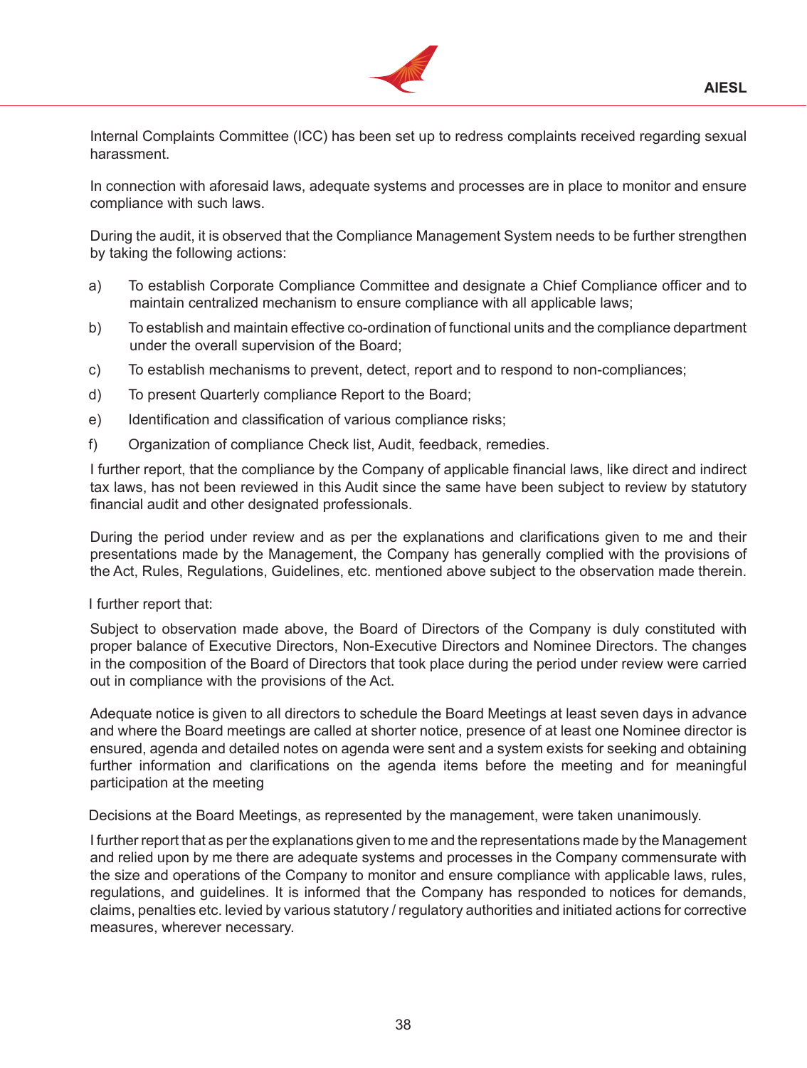Internal Complaints Committee (ICC) has been set up to redress complaints received regarding sexual harassment.

In connection with aforesaid laws, adequate systems and processes are in place to monitor and ensure compliance with such laws.

During the audit, it is observed that the Compliance Management System needs to be further strengthen by taking the following actions:

a) To establish Corporate Compliance Committee and designate a Chief Compliance officer and to maintain centralized mechanism to ensure compliance with all applicable laws;

b) To establish and maintain effective co-ordination of functional units and the compliance department under the overall supervision of the Board;

c) To establish mechanisms to prevent, detect, report and to respond to non-compliances;

d) To present Quarterly compliance Report to the Board;

e) Identification and classification of various compliance risks;

f) Organization of compliance Check list, Audit, feedback, remedies.

I further report, that the compliance by the Company of applicable financial laws, like direct and indirect tax laws, has not been reviewed in this Audit since the same have been subject to review by statutory financial audit and other designated professionals.

During the period under review and as per the explanations and clarifications given to me and their presentations made by the Management, the Company has generally complied with the provisions of the Act, Rules, Regulations, Guidelines, etc. mentioned above subject to the observation made therein.

I further report that:

Subject to observation made above, the Board of Directors of the Company is duly constituted with proper balance of Executive Directors, Non-Executive Directors and Nominee Directors. The changes in the composition of the Board of Directors that took place during the period under review were carried out in compliance with the provisions of the Act.

Adequate notice is given to all directors to schedule the Board Meetings at least seven days in advance and where the Board meetings are called at shorter notice, presence of at least one Nominee director is ensured, agenda and detailed notes on agenda were sent and a system exists for seeking and obtaining further information and clarifications on the agenda items before the meeting and for meaningful participation at the meeting

Decisions at the Board Meetings, as represented by the management, were taken unanimously.

I further report that as per the explanations given to me and the representations made by the Management and relied upon by me there are adequate systems and processes in the Company commensurate with the size and operations of the Company to monitor and ensure compliance with applicable laws, rules, regulations, and guidelines. It is informed that the Company has responded to notices for demands, claims, penalties etc. levied by various statutory / regulatory authorities and initiated actions for corrective measures, wherever necessary.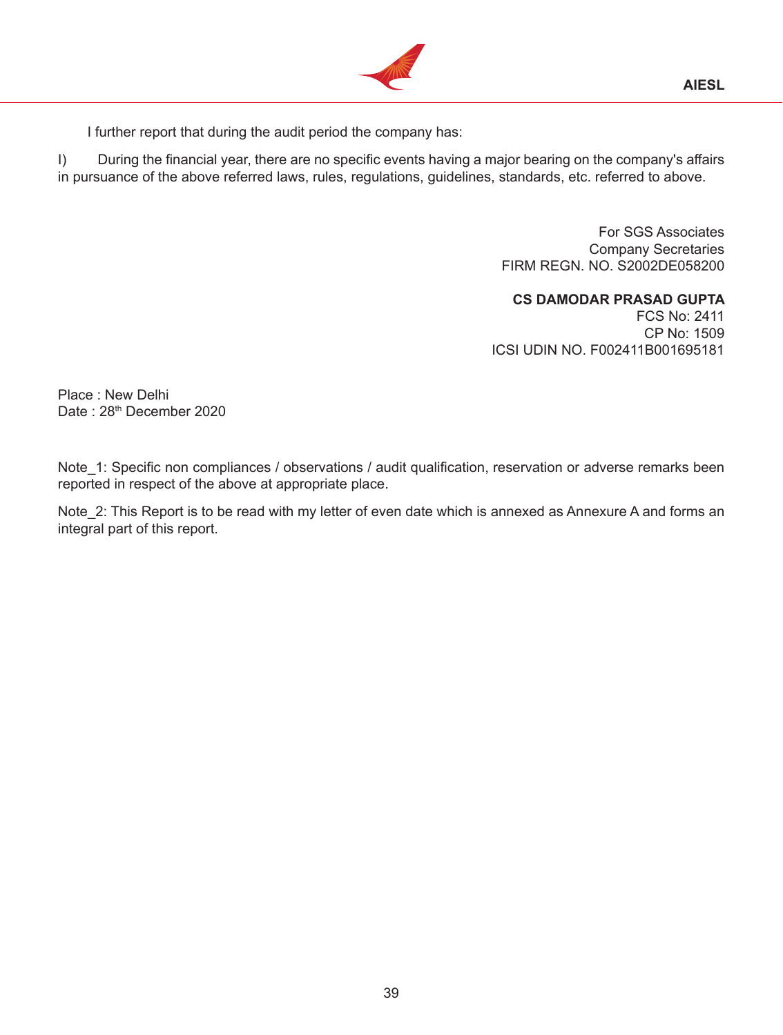I further report that during the audit period the company has:

I) During the financial year, there are no specific events having a major bearing on the company's affairs in pursuance of the above referred laws, rules, regulations, guidelines, standards, etc. referred to above.

For SGS Associates
Company Secretaries
FIRM REGN. NO. S2002DE058200

**CS DAMODAR PRASAD GUPTA**
FCS No: 2411
CP No: 1509
ICSI UDIN NO. F002411B001695181

Place : New Delhi
Date : 28th December 2020

Note_1: Specific non compliances / observations / audit qualification, reservation or adverse remarks been reported in respect of the above at appropriate place.

Note_2: This Report is to be read with my letter of even date which is annexed as Annexure A and forms an integral part of this report.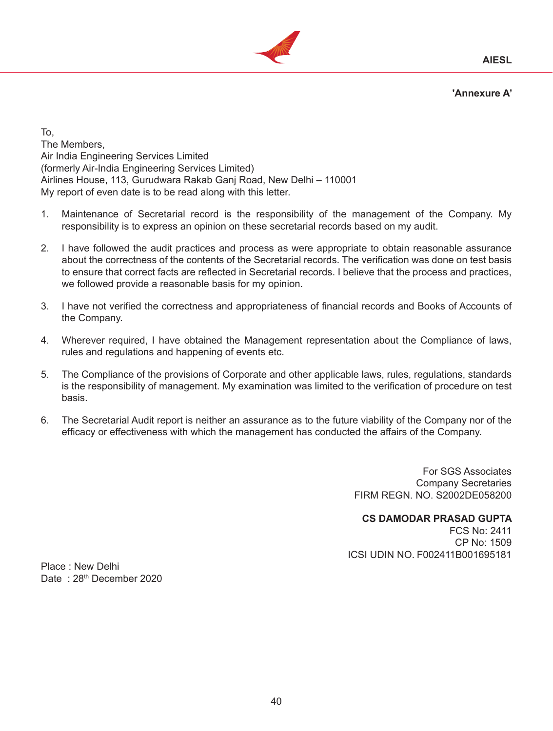**'Annexure A'**

To,
The Members,
Air India Engineering Services Limited
(formerly Air-India Engineering Services Limited)
Airlines House, 113, Gurudwara Rakab Ganj Road, New Delhi – 110001
My report of even date is to be read along with this letter.

1. Maintenance of Secretarial record is the responsibility of the management of the Company. My responsibility is to express an opinion on these secretarial records based on my audit.

2. I have followed the audit practices and process as were appropriate to obtain reasonable assurance about the correctness of the contents of the Secretarial records. The verification was done on test basis to ensure that correct facts are reflected in Secretarial records. I believe that the process and practices, we followed provide a reasonable basis for my opinion.

3. I have not verified the correctness and appropriateness of financial records and Books of Accounts of the Company.

4. Wherever required, I have obtained the Management representation about the Compliance of laws, rules and regulations and happening of events etc.

5. The Compliance of the provisions of Corporate and other applicable laws, rules, regulations, standards is the responsibility of management. My examination was limited to the verification of procedure on test basis.

6. The Secretarial Audit report is neither an assurance as to the future viability of the Company nor of the efficacy or effectiveness with which the management has conducted the affairs of the Company.

For SGS Associates
Company Secretaries
FIRM REGN. NO. S2002DE058200

**CS DAMODAR PRASAD GUPTA**
FCS No: 2411
CP No: 1509
ICSI UDIN NO. F002411B001695181

Place : New Delhi
Date : 28th December 2020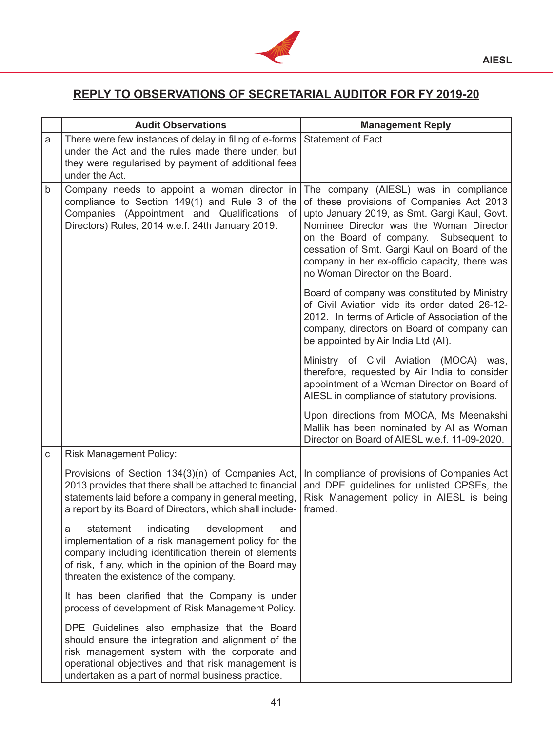## REPLY TO OBSERVATIONS OF SECRETARIAL AUDITOR FOR FY 2019-20

| | Audit Observations | Management Reply |
|---|---|---|
| a | There were few instances of delay in filing of e-forms under the Act and the rules made there under, but they were regularised by payment of additional fees under the Act. | Statement of Fact |
| b | Company needs to appoint a woman director in compliance to Section 149(1) and Rule 3 of the Companies (Appointment and Qualifications of Directors) Rules, 2014 w.e.f. 24th January 2019. | The company (AIESL) was in compliance of these provisions of Companies Act 2013 upto January 2019, as Smt. Gargi Kaul, Govt. Nominee Director was the Woman Director on the Board of company. Subsequent to cessation of Smt. Gargi Kaul on Board of the company in her ex-officio capacity, there was no Woman Director on the Board.<br><br>Board of company was constituted by Ministry of Civil Aviation vide its order dated 26-12-2012. In terms of Article of Association of the company, directors on Board of company can be appointed by Air India Ltd (AI).<br><br>Ministry of Civil Aviation (MOCA) was, therefore, requested by Air India to consider appointment of a Woman Director on Board of AIESL in compliance of statutory provisions.<br><br>Upon directions from MOCA, Ms Meenakshi Mallik has been nominated by AI as Woman Director on Board of AIESL w.e.f. 11-09-2020. |
| c | Risk Management Policy:<br><br>Provisions of Section 134(3)(n) of Companies Act, 2013 provides that there shall be attached to financial statements laid before a company in general meeting, a report by its Board of Directors, which shall include-<br><br>a statement indicating development and implementation of a risk management policy for the company including identification therein of elements of risk, if any, which in the opinion of the Board may threaten the existence of the company.<br><br>It has been clarified that the Company is under process of development of Risk Management Policy.<br><br>DPE Guidelines also emphasize that the Board should ensure the integration and alignment of the risk management system with the corporate and operational objectives and that risk management is undertaken as a part of normal business practice. | In compliance of provisions of Companies Act and DPE guidelines for unlisted CPSEs, the Risk Management policy in AIESL is being framed. |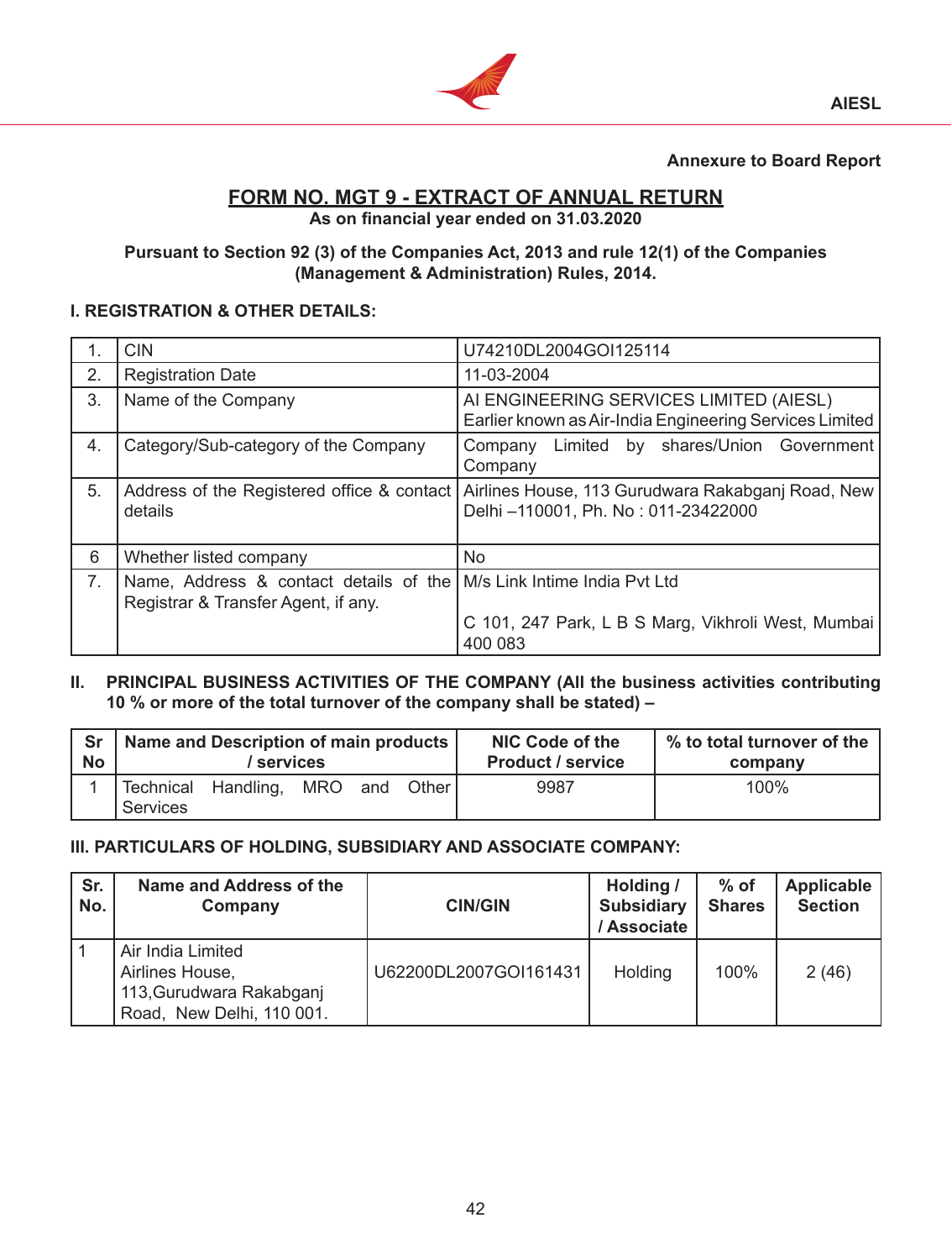Annexure to Board Report

## FORM NO. MGT 9 - EXTRACT OF ANNUAL RETURN

**As on financial year ended on 31.03.2020**

**Pursuant to Section 92 (3) of the Companies Act, 2013 and rule 12(1) of the Companies (Management & Administration) Rules, 2014.**

### I. REGISTRATION & OTHER DETAILS:

| | | |
|---|---|---|
| 1. | CIN | U74210DL2004GOI125114 |
| 2. | Registration Date | 11-03-2004 |
| 3. | Name of the Company | AI ENGINEERING SERVICES LIMITED (AIESL) Earlier known as Air-India Engineering Services Limited |
| 4. | Category/Sub-category of the Company | Company Limited by shares/Union Government Company |
| 5. | Address of the Registered office & contact details | Airlines House, 113 Gurudwara Rakabganj Road, New Delhi –110001, Ph. No : 011-23422000 |
| 6 | Whether listed company | No |
| 7. | Name, Address & contact details of the Registrar & Transfer Agent, if any. | M/s Link Intime India Pvt Ltd<br><br>C 101, 247 Park, L B S Marg, Vikhroli West, Mumbai 400 083 |

### II. PRINCIPAL BUSINESS ACTIVITIES OF THE COMPANY (All the business activities contributing 10 % or more of the total turnover of the company shall be stated) –

| Sr No | Name and Description of main products / services | NIC Code of the Product / service | % to total turnover of the company |
|---|---|---|---|
| 1 | Technical Handling, MRO and Other Services | 9987 | 100% |

### III. PARTICULARS OF HOLDING, SUBSIDIARY AND ASSOCIATE COMPANY:

| Sr. No. | Name and Address of the Company | CIN/GIN | Holding / Subsidiary / Associate | % of Shares | Applicable Section |
|---|---|---|---|---|---|
| 1 | Air India Limited Airlines House, 113,Gurudwara Rakabganj Road, New Delhi, 110 001. | U62200DL2007GOI161431 | Holding | 100% | 2 (46) |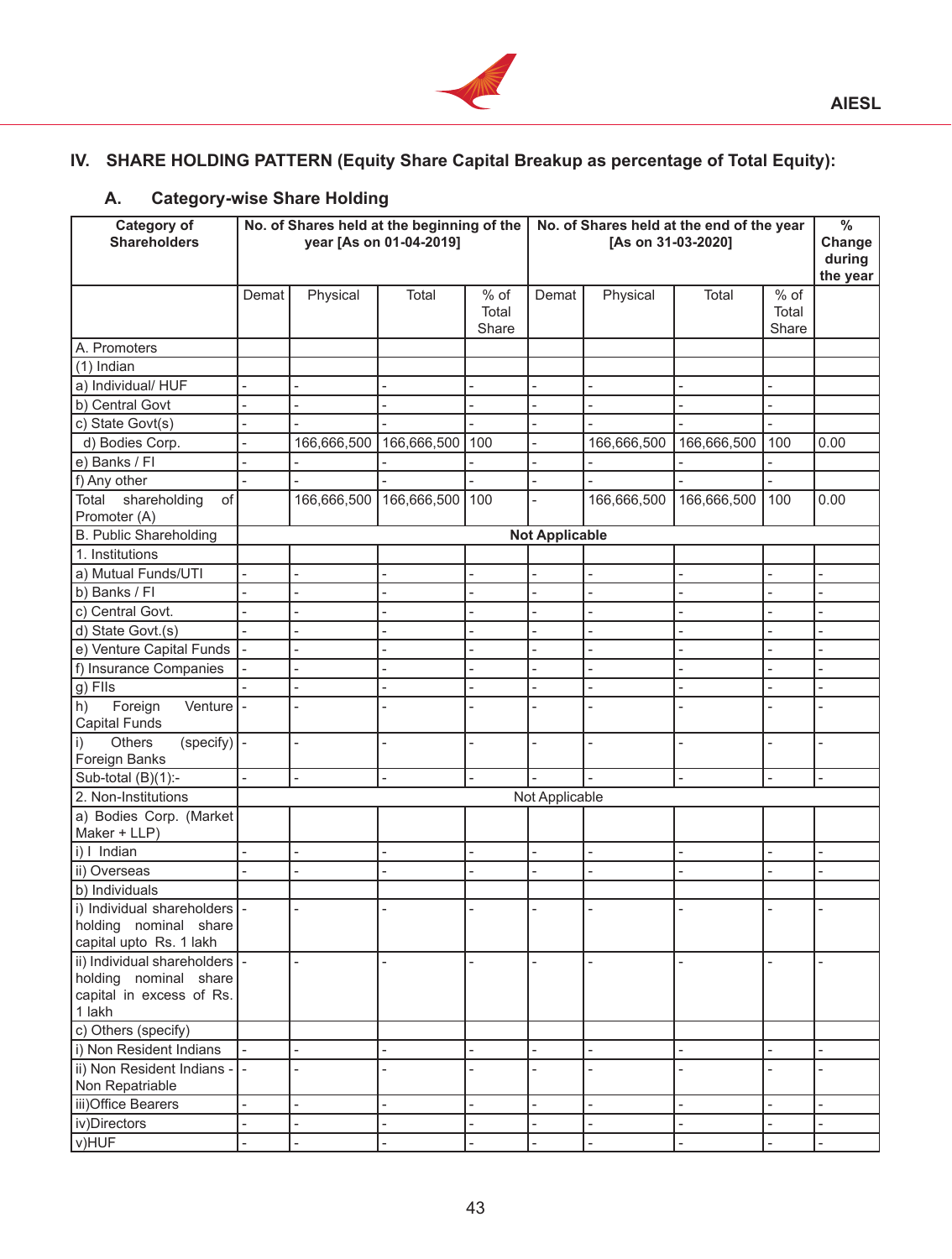## IV. SHARE HOLDING PATTERN (Equity Share Capital Breakup as percentage of Total Equity):

### A. Category-wise Share Holding

| Category of Shareholders | No. of Shares held at the beginning of the year [As on 01-04-2019] | | | | No. of Shares held at the end of the year [As on 31-03-2020] | | | | % Change during the year |
|---|---|---|---|---|---|---|---|---|---|
| | Demat | Physical | Total | % of Total Share | Demat | Physical | Total | % of Total Share | |
| A. Promoters | | | | | | | | | |
| (1) Indian | | | | | | | | | |
| a) Individual/ HUF | - | - | - | - | - | - | - | - | |
| b) Central Govt | - | - | - | - | - | - | - | - | |
| c) State Govt(s) | - | - | - | - | - | - | - | - | |
| d) Bodies Corp. | - | 166,666,500 | 166,666,500 | 100 | - | 166,666,500 | 166,666,500 | 100 | 0.00 |
| e) Banks / FI | - | - | - | - | - | - | - | - | |
| f) Any other | - | - | - | - | - | - | - | - | |
| Total shareholding of Promoter (A) | | 166,666,500 | 166,666,500 | 100 | - | 166,666,500 | 166,666,500 | 100 | 0.00 |
| B. Public Shareholding | **Not Applicable** | | | | | | | | |
| 1. Institutions | | | | | | | | | |
| a) Mutual Funds/UTI | - | - | - | - | - | - | - | - | - |
| b) Banks / FI | - | - | - | - | - | - | - | - | - |
| c) Central Govt. | - | - | - | - | - | - | - | - | - |
| d) State Govt.(s) | - | - | - | - | - | - | - | - | - |
| e) Venture Capital Funds | - | - | - | - | - | - | - | - | - |
| f) Insurance Companies | - | - | - | - | - | - | - | - | - |
| g) FIIs | - | - | - | - | - | - | - | - | - |
| h) Foreign Venture Capital Funds | - | - | - | - | - | - | - | - | - |
| i) Others (specify) Foreign Banks | - | - | - | - | - | - | - | - | - |
| Sub-total (B)(1):- | - | - | - | - | - | - | - | - | - |
| 2. Non-Institutions | Not Applicable | | | | | | | | |
| a) Bodies Corp. (Market Maker + LLP) | | | | | | | | | |
| i) I Indian | - | - | - | - | - | - | - | - | - |
| ii) Overseas | - | - | - | - | - | - | - | - | - |
| b) Individuals | | | | | | | | | |
| i) Individual shareholders holding nominal share capital upto Rs. 1 lakh | - | - | - | - | - | - | - | - | - |
| ii) Individual shareholders holding nominal share capital in excess of Rs. 1 lakh | - | - | - | - | - | - | - | - | - |
| c) Others (specify) | | | | | | | | | |
| i) Non Resident Indians | - | - | - | - | - | - | - | - | - |
| ii) Non Resident Indians - Non Repatriable | - | - | - | - | - | - | - | - | - |
| iii)Office Bearers | - | - | - | - | - | - | - | - | - |
| iv)Directors | - | - | - | - | - | - | - | - | - |
| v)HUF | - | - | - | - | - | - | - | - | - |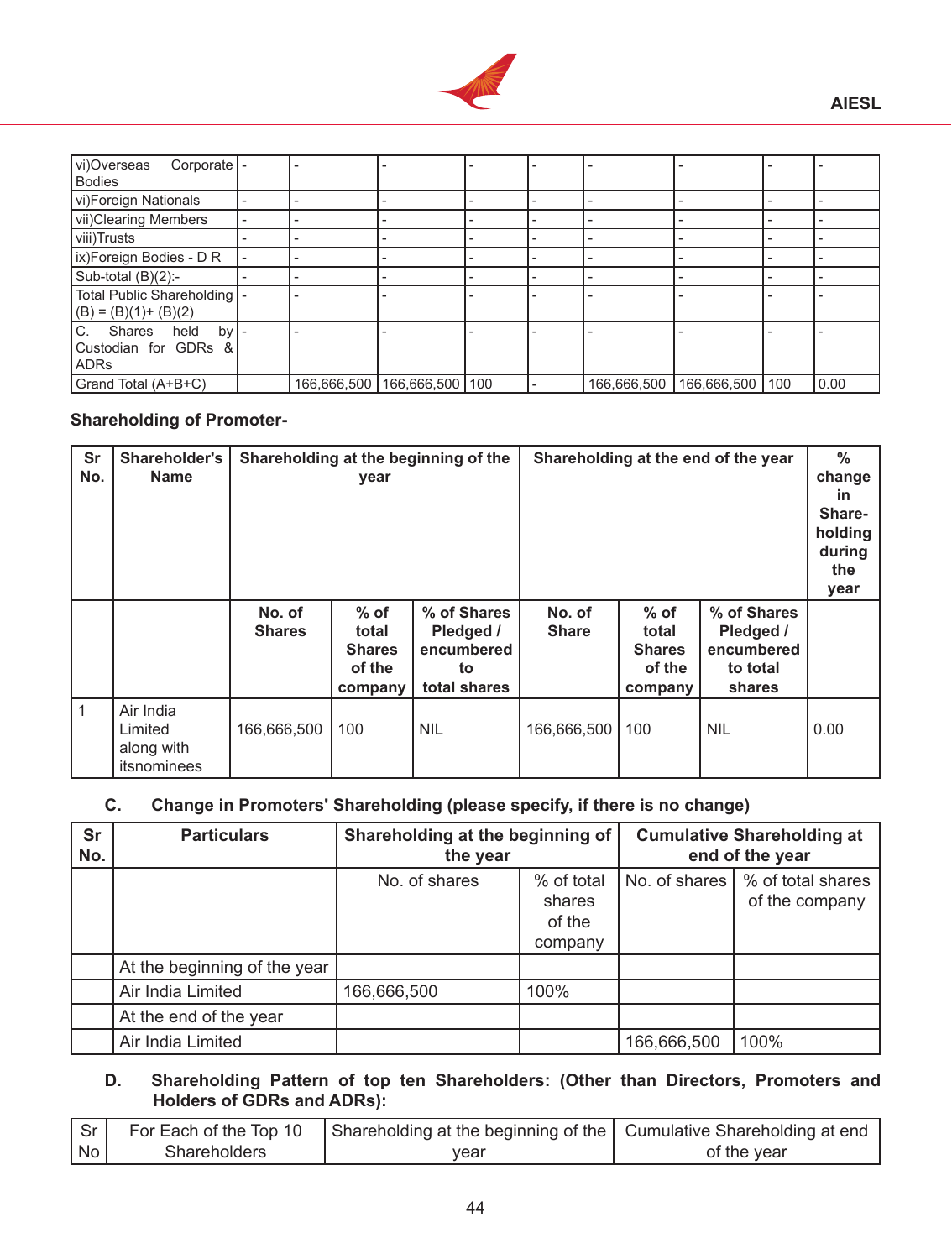| vi)Overseas Corporate Bodies | - | - | - | - | - | - | - | - | - |
|---|---|---|---|---|---|---|---|---|---|
| vi)Foreign Nationals | - | - | - | - | - | - | - | - | - |
| vii)Clearing Members | - | - | - | - | - | - | - | - | - |
| viii)Trusts | - | - | - | - | - | - | - | - | - |
| ix)Foreign Bodies - D R | - | - | - | - | - | - | - | - | - |
| Sub-total (B)(2):- | - | - | - | - | - | - | - | - | - |
| Total Public Shareholding (B) = (B)(1)+ (B)(2) | - | - | - | - | - | - | - | - | - |
| C. Shares held by Custodian for GDRs & ADRs | - | - | - | - | - | - | - | - | - |
| Grand Total (A+B+C) | | 166,666,500 | 166,666,500 | 100 | - | 166,666,500 | 166,666,500 | 100 | 0.00 |

**Shareholding of Promoter-**

| Sr No. | Shareholder's Name | Shareholding at the beginning of the year | | | Shareholding at the end of the year | | | % change in Share-holding during the year |
|---|---|---|---|---|---|---|---|---|
| | | No. of Shares | % of total Shares of the company | % of Shares Pledged / encumbered to total shares | No. of Share | % of total Shares of the company | % of Shares Pledged / encumbered to total shares | |
| 1 | Air India Limited along with itsnominees | 166,666,500 | 100 | NIL | 166,666,500 | 100 | NIL | 0.00 |

**C. Change in Promoters' Shareholding (please specify, if there is no change)**

| Sr No. | Particulars | Shareholding at the beginning of the year | | Cumulative Shareholding at end of the year | |
|---|---|---|---|---|---|
| | | No. of shares | % of total shares of the company | No. of shares | % of total shares of the company |
| | At the beginning of the year | | | | |
| | Air India Limited | 166,666,500 | 100% | | |
| | At the end of the year | | | | |
| | Air India Limited | | | 166,666,500 | 100% |

**D. Shareholding Pattern of top ten Shareholders: (Other than Directors, Promoters and Holders of GDRs and ADRs):**

| Sr No | For Each of the Top 10 Shareholders | Shareholding at the beginning of the year | Cumulative Shareholding at end of the year |
|---|---|---|---|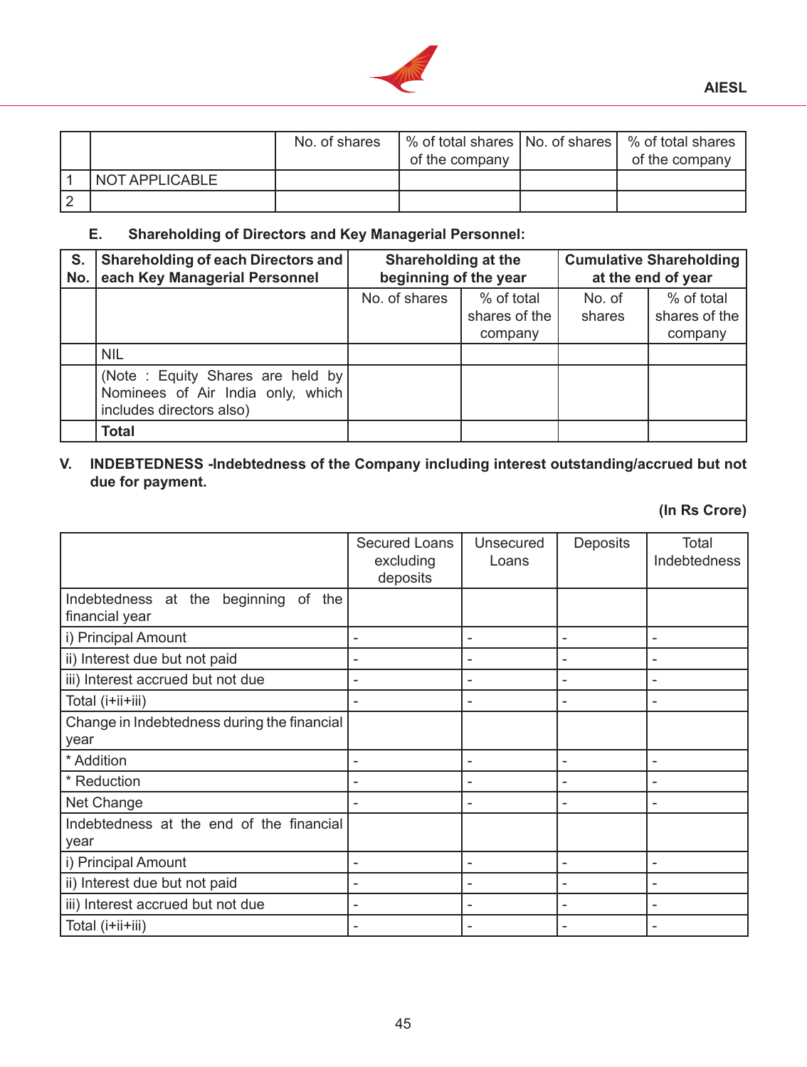| | | No. of shares | % of total shares of the company | No. of shares | % of total shares of the company |
|---|---|---|---|---|---|
| 1 | NOT APPLICABLE | | | | |
| 2 | | | | | |

**E. Shareholding of Directors and Key Managerial Personnel:**

| S. No. | Shareholding of each Directors and each Key Managerial Personnel | Shareholding at the beginning of the year | | Cumulative Shareholding at the end of year | |
|---|---|---|---|---|---|
| | | No. of shares | % of total shares of the company | No. of shares | % of total shares of the company |
| | NIL | | | | |
| | (Note : Equity Shares are held by Nominees of Air India only, which includes directors also) | | | | |
| | **Total** | | | | |

**V. INDEBTEDNESS -Indebtedness of the Company including interest outstanding/accrued but not due for payment.**

**(In Rs Crore)**

| | Secured Loans excluding deposits | Unsecured Loans | Deposits | Total Indebtedness |
|---|---|---|---|---|
| Indebtedness at the beginning of the financial year | | | | |
| i) Principal Amount | - | - | - | - |
| ii) Interest due but not paid | - | - | - | - |
| iii) Interest accrued but not due | - | - | - | - |
| Total (i+ii+iii) | - | - | - | - |
| Change in Indebtedness during the financial year | | | | |
| * Addition | - | - | - | - |
| * Reduction | - | - | - | - |
| Net Change | - | - | - | - |
| Indebtedness at the end of the financial year | | | | |
| i) Principal Amount | - | - | - | - |
| ii) Interest due but not paid | - | - | - | - |
| iii) Interest accrued but not due | - | - | - | - |
| Total (i+ii+iii) | - | - | - | - |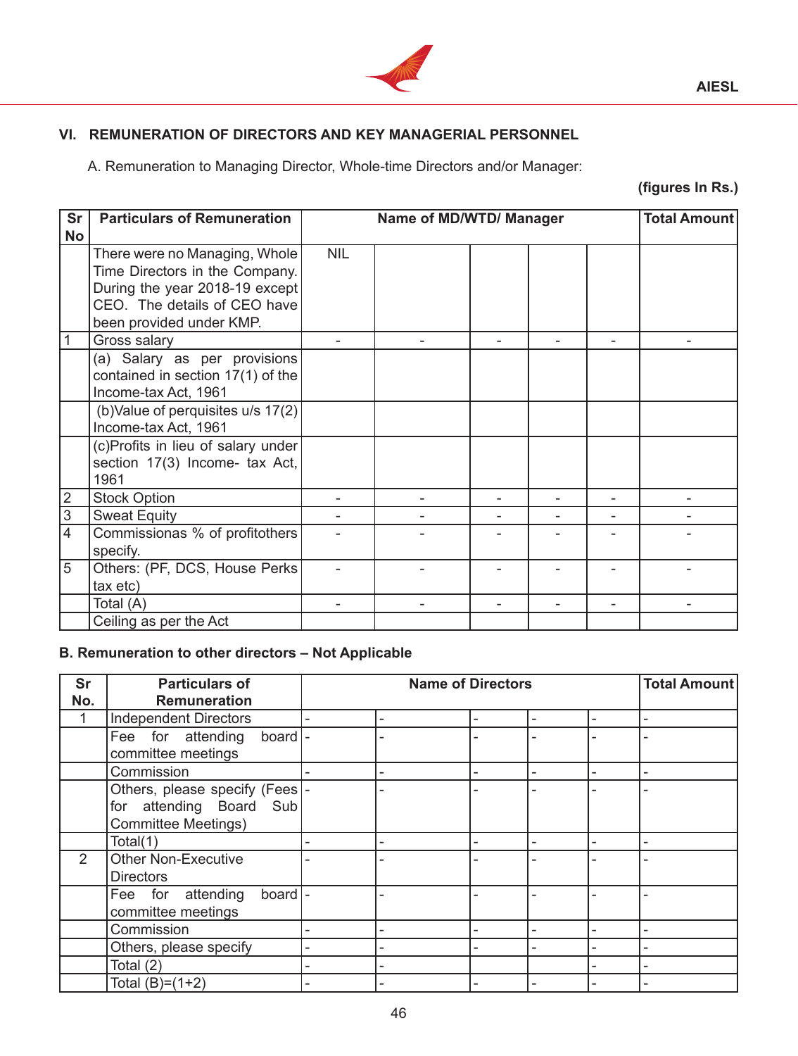## VI. REMUNERATION OF DIRECTORS AND KEY MANAGERIAL PERSONNEL

A. Remuneration to Managing Director, Whole-time Directors and/or Manager:

**(figures In Rs.)**

| Sr No | Particulars of Remuneration | Name of MD/WTD/ Manager | | | | | Total Amount |
|---|---|---|---|---|---|---|---|
| | There were no Managing, Whole Time Directors in the Company. During the year 2018-19 except CEO. The details of CEO have been provided under KMP. | NIL | | | | | |
| 1 | Gross salary | - | - | - | - | - | - |
| | (a) Salary as per provisions contained in section 17(1) of the Income-tax Act, 1961 | | | | | | |
| | (b)Value of perquisites u/s 17(2) Income-tax Act, 1961 | | | | | | |
| | (c)Profits in lieu of salary under section 17(3) Income- tax Act, 1961 | | | | | | |
| 2 | Stock Option | - | - | - | - | - | - |
| 3 | Sweat Equity | - | - | - | - | - | - |
| 4 | Commissionas % of profitothers specify. | - | - | - | - | - | - |
| 5 | Others: (PF, DCS, House Perks tax etc) | - | - | - | - | - | - |
| | Total (A) | - | - | - | - | - | - |
| | Ceiling as per the Act | | | | | | |

**B. Remuneration to other directors – Not Applicable**

| Sr No. | Particulars of Remuneration | Name of Directors | | | | | Total Amount |
|---|---|---|---|---|---|---|---|
| 1 | Independent Directors | - | - | - | - | - | - |
| | Fee for attending board committee meetings | - | - | - | - | - | - |
| | Commission | - | - | - | - | - | - |
| | Others, please specify (Fees for attending Board Sub Committee Meetings) | - | - | - | - | - | - |
| | Total(1) | - | - | - | - | - | - |
| 2 | Other Non-Executive Directors | - | - | - | - | - | - |
| | Fee for attending board committee meetings | - | - | - | - | - | - |
| | Commission | - | - | - | - | - | - |
| | Others, please specify | - | - | - | - | - | - |
| | Total (2) | - | - | | | - | - |
| | Total (B)=(1+2) | - | - | - | - | - | - |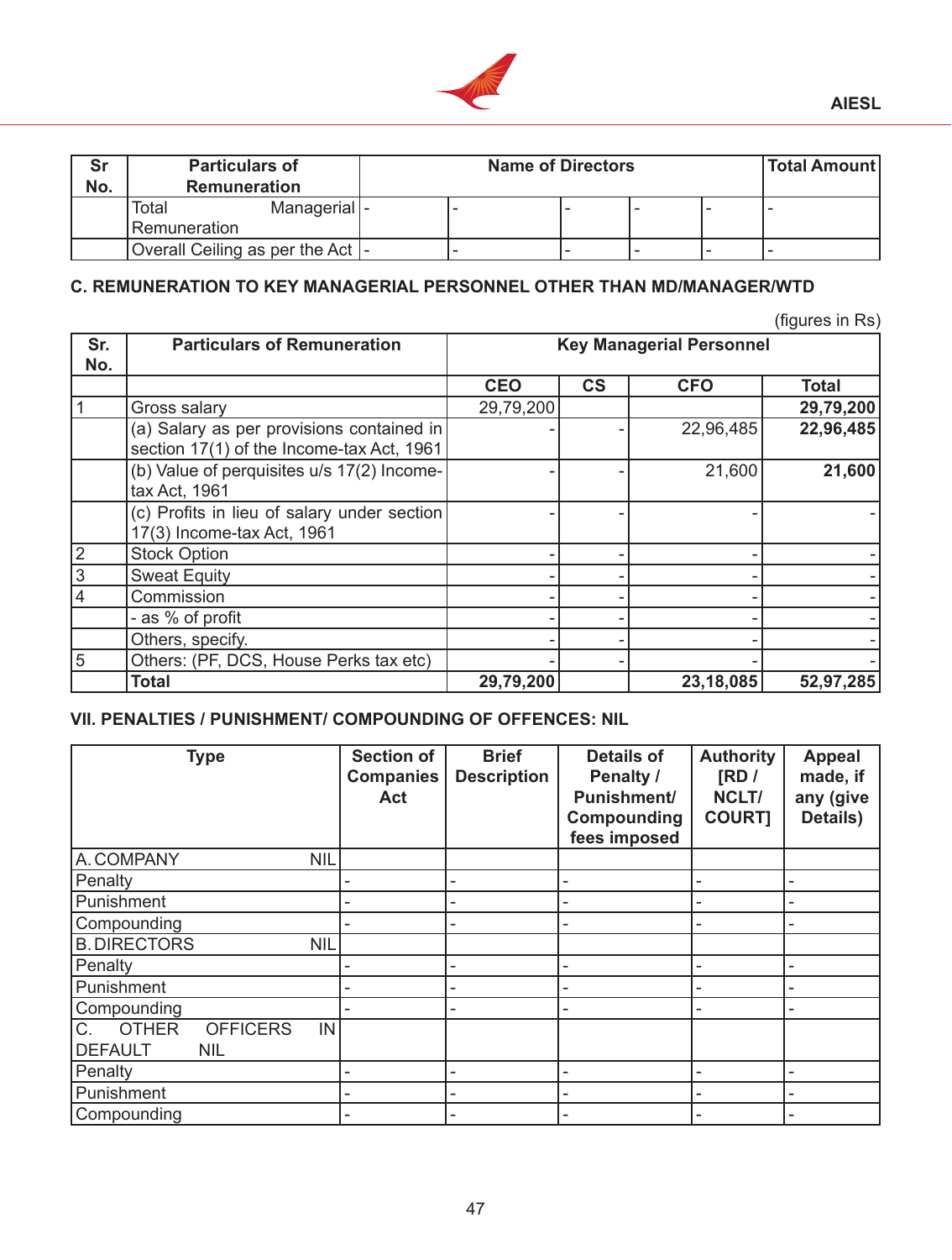| Sr No. | Particulars of Remuneration | Name of Directors | | | | | Total Amount |
|---|---|---|---|---|---|---|---|
| | Total Managerial Remuneration | - | - | - | - | - | - |
| | Overall Ceiling as per the Act | - | - | - | - | - | - |

## C. REMUNERATION TO KEY MANAGERIAL PERSONNEL OTHER THAN MD/MANAGER/WTD

(figures in Rs)

| Sr. No. | Particulars of Remuneration | Key Managerial Personnel | | | |
|---|---|---|---|---|---|
| | | CEO | CS | CFO | Total |
| 1 | Gross salary | 29,79,200 | | | **29,79,200** |
| | (a) Salary as per provisions contained in section 17(1) of the Income-tax Act, 1961 | - | - | 22,96,485 | **22,96,485** |
| | (b) Value of perquisites u/s 17(2) Income-tax Act, 1961 | - | - | 21,600 | **21,600** |
| | (c) Profits in lieu of salary under section 17(3) Income-tax Act, 1961 | - | - | - | - |
| 2 | Stock Option | - | - | - | - |
| 3 | Sweat Equity | - | - | - | - |
| 4 | Commission | - | - | - | - |
| | - as % of profit | - | - | - | - |
| | Others, specify. | - | - | - | - |
| 5 | Others: (PF, DCS, House Perks tax etc) | - | - | - | - |
| | **Total** | **29,79,200** | | **23,18,085** | **52,97,285** |

## VII. PENALTIES / PUNISHMENT/ COMPOUNDING OF OFFENCES: NIL

| Type | Section of Companies Act | Brief Description | Details of Penalty / Punishment/ Compounding fees imposed | Authority [RD / NCLT/ COURT] | Appeal made, if any (give Details) |
|---|---|---|---|---|---|
| A. COMPANY NIL | | | | | |
| Penalty | - | - | - | - | - |
| Punishment | - | - | - | - | - |
| Compounding | - | - | - | - | - |
| B. DIRECTORS NIL | | | | | |
| Penalty | - | - | - | - | - |
| Punishment | - | - | - | - | - |
| Compounding | - | - | - | - | - |
| C. OTHER OFFICERS IN DEFAULT NIL | | | | | |
| Penalty | - | - | - | - | - |
| Punishment | - | - | - | - | - |
| Compounding | - | - | - | - | - |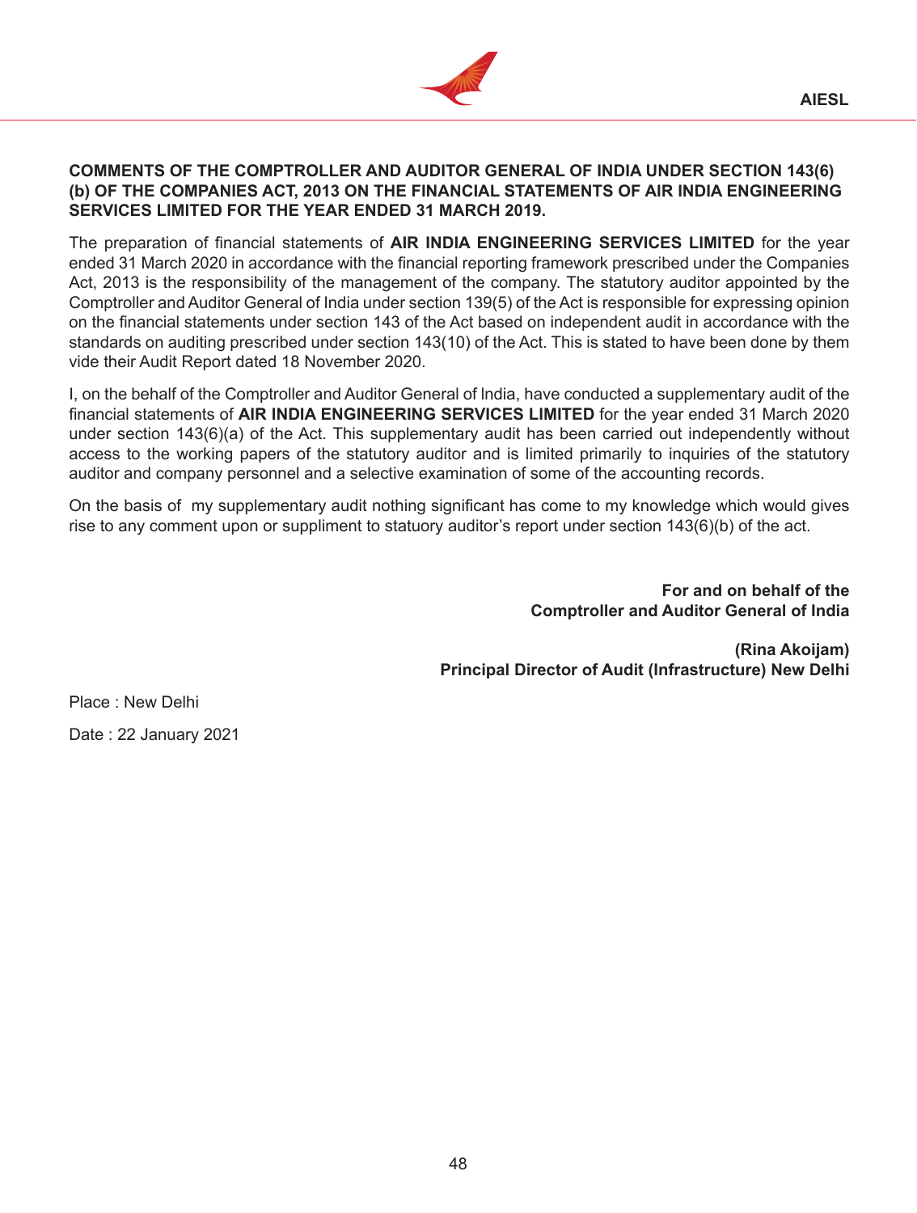**COMMENTS OF THE COMPTROLLER AND AUDITOR GENERAL OF INDIA UNDER SECTION 143(6) (b) OF THE COMPANIES ACT, 2013 ON THE FINANCIAL STATEMENTS OF AIR INDIA ENGINEERING SERVICES LIMITED FOR THE YEAR ENDED 31 MARCH 2019.**

The preparation of financial statements of **AIR INDIA ENGINEERING SERVICES LIMITED** for the year ended 31 March 2020 in accordance with the financial reporting framework prescribed under the Companies Act, 2013 is the responsibility of the management of the company. The statutory auditor appointed by the Comptroller and Auditor General of India under section 139(5) of the Act is responsible for expressing opinion on the financial statements under section 143 of the Act based on independent audit in accordance with the standards on auditing prescribed under section 143(10) of the Act. This is stated to have been done by them vide their Audit Report dated 18 November 2020.

I, on the behalf of the Comptroller and Auditor General of India, have conducted a supplementary audit of the financial statements of **AIR INDIA ENGINEERING SERVICES LIMITED** for the year ended 31 March 2020 under section 143(6)(a) of the Act. This supplementary audit has been carried out independently without access to the working papers of the statutory auditor and is limited primarily to inquiries of the statutory auditor and company personnel and a selective examination of some of the accounting records.

On the basis of my supplementary audit nothing significant has come to my knowledge which would gives rise to any comment upon or suppliment to statuory auditor's report under section 143(6)(b) of the act.

**For and on behalf of the**
**Comptroller and Auditor General of India**

**(Rina Akoijam)**
**Principal Director of Audit (Infrastructure) New Delhi**

Place : New Delhi

Date : 22 January 2021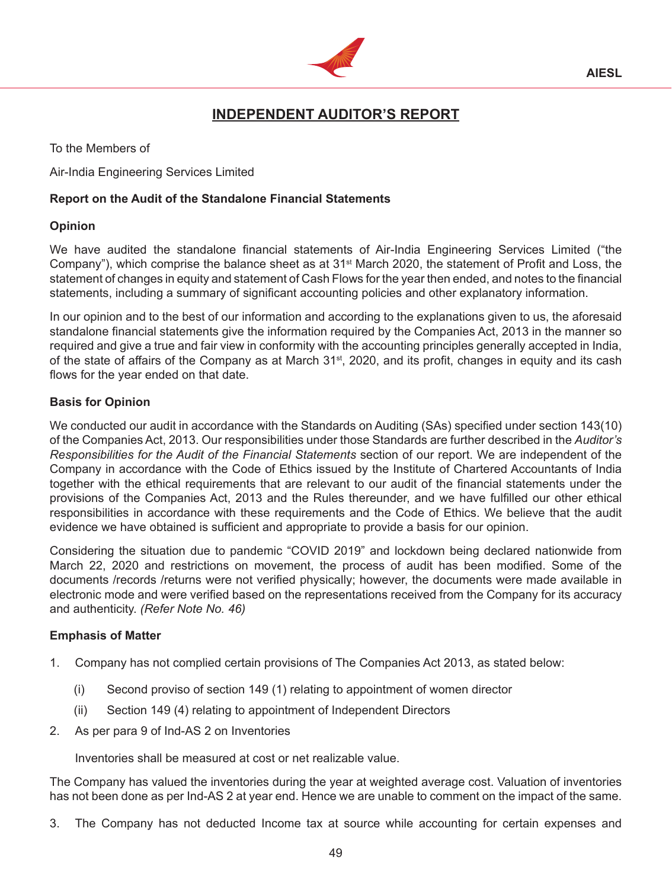## INDEPENDENT AUDITOR'S REPORT

To the Members of

Air-India Engineering Services Limited

**Report on the Audit of the Standalone Financial Statements**

**Opinion**

We have audited the standalone financial statements of Air-India Engineering Services Limited ("the Company"), which comprise the balance sheet as at 31st March 2020, the statement of Profit and Loss, the statement of changes in equity and statement of Cash Flows for the year then ended, and notes to the financial statements, including a summary of significant accounting policies and other explanatory information.

In our opinion and to the best of our information and according to the explanations given to us, the aforesaid standalone financial statements give the information required by the Companies Act, 2013 in the manner so required and give a true and fair view in conformity with the accounting principles generally accepted in India, of the state of affairs of the Company as at March 31st, 2020, and its profit, changes in equity and its cash flows for the year ended on that date.

**Basis for Opinion**

We conducted our audit in accordance with the Standards on Auditing (SAs) specified under section 143(10) of the Companies Act, 2013. Our responsibilities under those Standards are further described in the *Auditor's Responsibilities for the Audit of the Financial Statements* section of our report. We are independent of the Company in accordance with the Code of Ethics issued by the Institute of Chartered Accountants of India together with the ethical requirements that are relevant to our audit of the financial statements under the provisions of the Companies Act, 2013 and the Rules thereunder, and we have fulfilled our other ethical responsibilities in accordance with these requirements and the Code of Ethics. We believe that the audit evidence we have obtained is sufficient and appropriate to provide a basis for our opinion.

Considering the situation due to pandemic "COVID 2019" and lockdown being declared nationwide from March 22, 2020 and restrictions on movement, the process of audit has been modified. Some of the documents /records /returns were not verified physically; however, the documents were made available in electronic mode and were verified based on the representations received from the Company for its accuracy and authenticity. *(Refer Note No. 46)*

**Emphasis of Matter**

1. Company has not complied certain provisions of The Companies Act 2013, as stated below:

   (i) Second proviso of section 149 (1) relating to appointment of women director

   (ii) Section 149 (4) relating to appointment of Independent Directors

2. As per para 9 of Ind-AS 2 on Inventories

   Inventories shall be measured at cost or net realizable value.

The Company has valued the inventories during the year at weighted average cost. Valuation of inventories has not been done as per Ind-AS 2 at year end. Hence we are unable to comment on the impact of the same.

3. The Company has not deducted Income tax at source while accounting for certain expenses and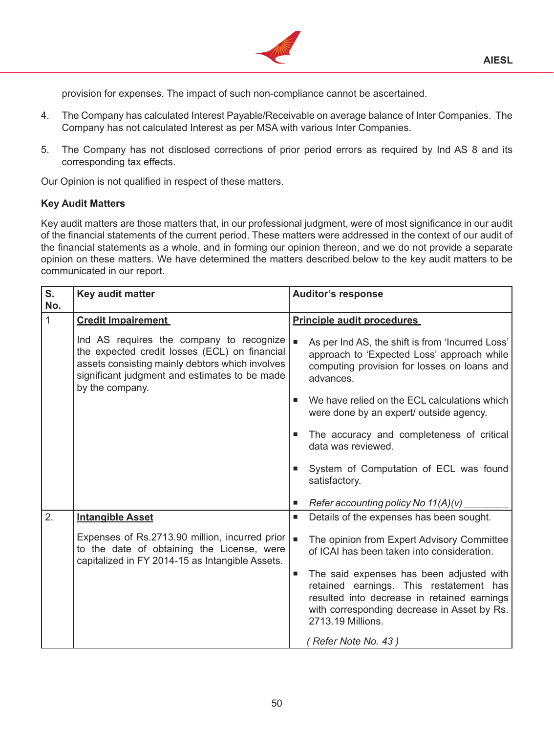provision for expenses. The impact of such non-compliance cannot be ascertained.

4. The Company has calculated Interest Payable/Receivable on average balance of Inter Companies. The Company has not calculated Interest as per MSA with various Inter Companies.

5. The Company has not disclosed corrections of prior period errors as required by Ind AS 8 and its corresponding tax effects.

Our Opinion is not qualified in respect of these matters.

**Key Audit Matters**

Key audit matters are those matters that, in our professional judgment, were of most significance in our audit of the financial statements of the current period. These matters were addressed in the context of our audit of the financial statements as a whole, and in forming our opinion thereon, and we do not provide a separate opinion on these matters. We have determined the matters described below to the key audit matters to be communicated in our report.

| S. No. | Key audit matter | Auditor's response |
|---|---|---|
| 1 | **Credit Impairement**<br><br>Ind AS requires the company to recognize the expected credit losses (ECL) on financial assets consisting mainly debtors which involves significant judgment and estimates to be made by the company. | **Principle audit procedures**<br><br>▪ As per Ind AS, the shift is from 'Incurred Loss' approach to 'Expected Loss' approach while computing provision for losses on loans and advances.<br><br>▪ We have relied on the ECL calculations which were done by an expert/ outside agency.<br><br>▪ The accuracy and completeness of critical data was reviewed.<br><br>▪ System of Computation of ECL was found satisfactory.<br><br>▪ *Refer accounting policy No 11(A)(v)* |
| 2. | **Intangible Asset**<br><br>Expenses of Rs.2713.90 million, incurred prior to the date of obtaining the License, were capitalized in FY 2014-15 as Intangible Assets. | ▪ Details of the expenses has been sought.<br><br>▪ The opinion from Expert Advisory Committee of ICAI has been taken into consideration.<br><br>▪ The said expenses has been adjusted with retained earnings. This restatement has resulted into decrease in retained earnings with corresponding decrease in Asset by Rs. 2713.19 Millions.<br><br>*( Refer Note No. 43 )* |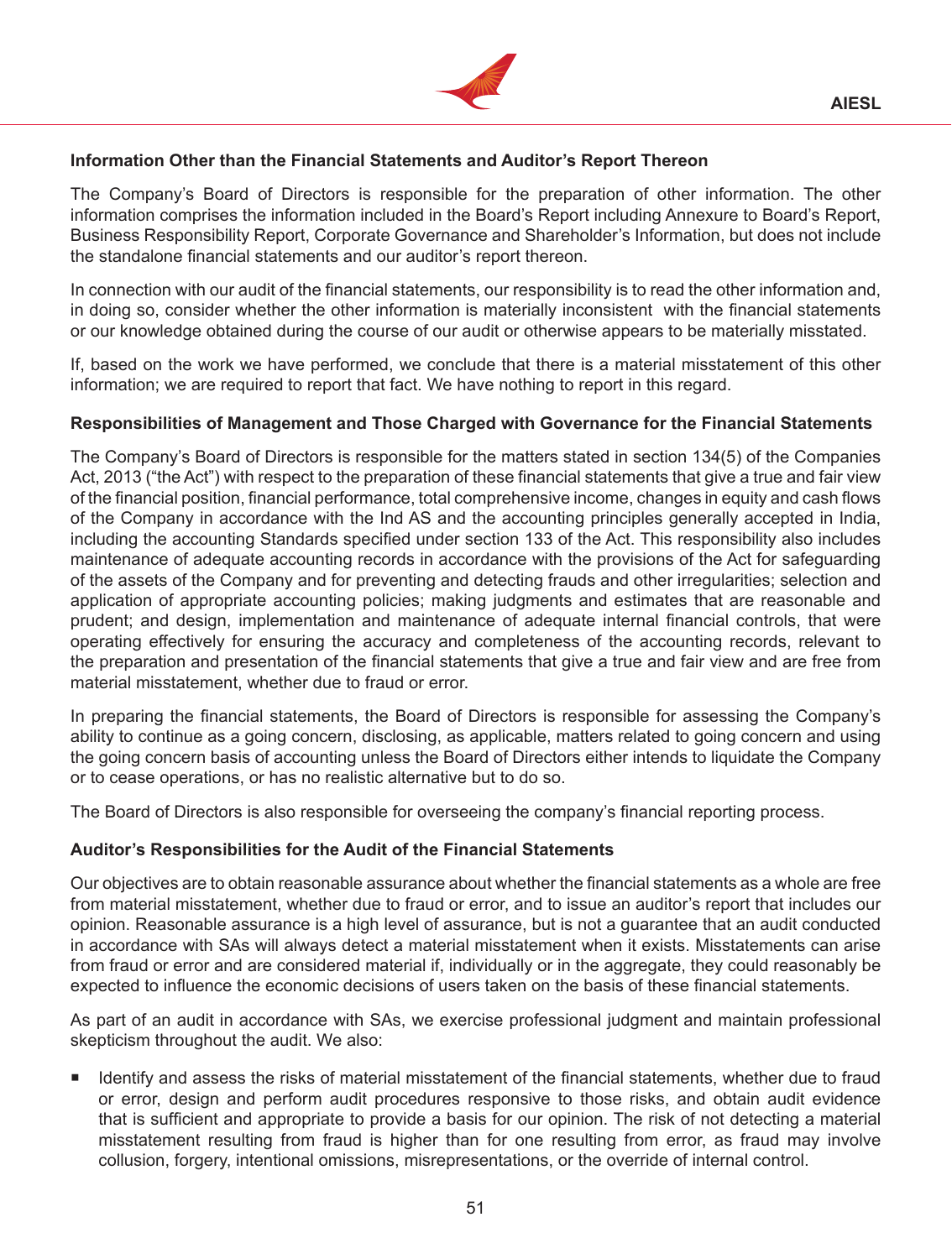#### Information Other than the Financial Statements and Auditor's Report Thereon

The Company's Board of Directors is responsible for the preparation of other information. The other information comprises the information included in the Board's Report including Annexure to Board's Report, Business Responsibility Report, Corporate Governance and Shareholder's Information, but does not include the standalone financial statements and our auditor's report thereon.

In connection with our audit of the financial statements, our responsibility is to read the other information and, in doing so, consider whether the other information is materially inconsistent with the financial statements or our knowledge obtained during the course of our audit or otherwise appears to be materially misstated.

If, based on the work we have performed, we conclude that there is a material misstatement of this other information; we are required to report that fact. We have nothing to report in this regard.

#### Responsibilities of Management and Those Charged with Governance for the Financial Statements

The Company's Board of Directors is responsible for the matters stated in section 134(5) of the Companies Act, 2013 ("the Act") with respect to the preparation of these financial statements that give a true and fair view of the financial position, financial performance, total comprehensive income, changes in equity and cash flows of the Company in accordance with the Ind AS and the accounting principles generally accepted in India, including the accounting Standards specified under section 133 of the Act. This responsibility also includes maintenance of adequate accounting records in accordance with the provisions of the Act for safeguarding of the assets of the Company and for preventing and detecting frauds and other irregularities; selection and application of appropriate accounting policies; making judgments and estimates that are reasonable and prudent; and design, implementation and maintenance of adequate internal financial controls, that were operating effectively for ensuring the accuracy and completeness of the accounting records, relevant to the preparation and presentation of the financial statements that give a true and fair view and are free from material misstatement, whether due to fraud or error.

In preparing the financial statements, the Board of Directors is responsible for assessing the Company's ability to continue as a going concern, disclosing, as applicable, matters related to going concern and using the going concern basis of accounting unless the Board of Directors either intends to liquidate the Company or to cease operations, or has no realistic alternative but to do so.

The Board of Directors is also responsible for overseeing the company's financial reporting process.

#### Auditor's Responsibilities for the Audit of the Financial Statements

Our objectives are to obtain reasonable assurance about whether the financial statements as a whole are free from material misstatement, whether due to fraud or error, and to issue an auditor's report that includes our opinion. Reasonable assurance is a high level of assurance, but is not a guarantee that an audit conducted in accordance with SAs will always detect a material misstatement when it exists. Misstatements can arise from fraud or error and are considered material if, individually or in the aggregate, they could reasonably be expected to influence the economic decisions of users taken on the basis of these financial statements.

As part of an audit in accordance with SAs, we exercise professional judgment and maintain professional skepticism throughout the audit. We also:

- Identify and assess the risks of material misstatement of the financial statements, whether due to fraud or error, design and perform audit procedures responsive to those risks, and obtain audit evidence that is sufficient and appropriate to provide a basis for our opinion. The risk of not detecting a material misstatement resulting from fraud is higher than for one resulting from error, as fraud may involve collusion, forgery, intentional omissions, misrepresentations, or the override of internal control.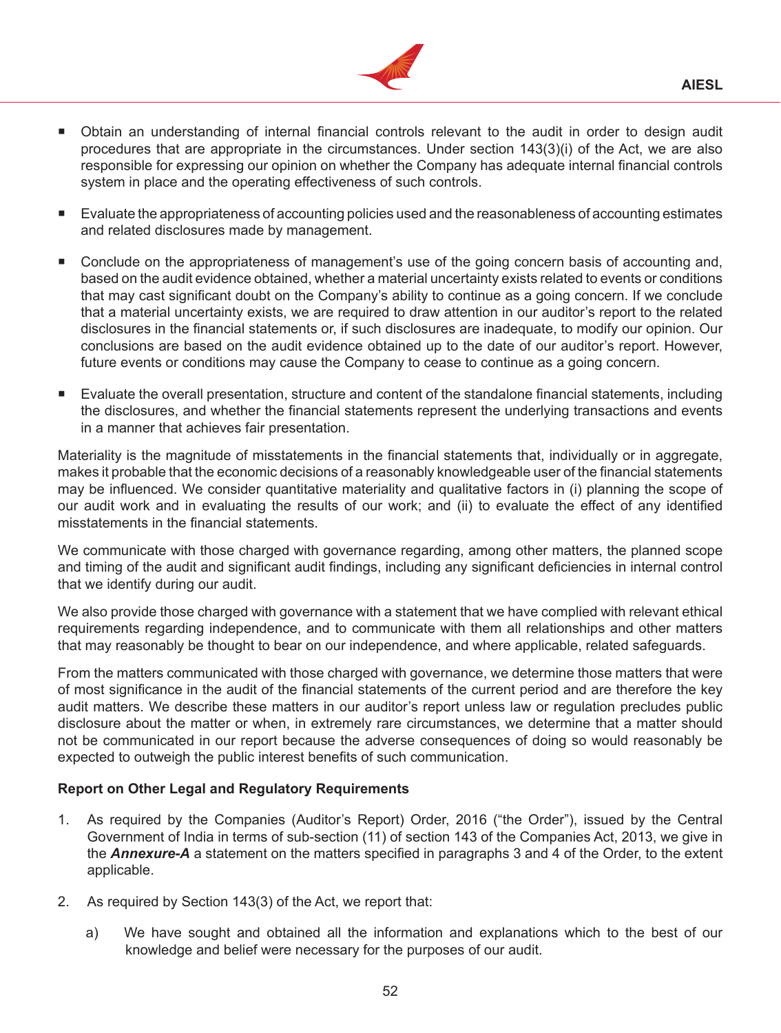- Obtain an understanding of internal financial controls relevant to the audit in order to design audit procedures that are appropriate in the circumstances. Under section 143(3)(i) of the Act, we are also responsible for expressing our opinion on whether the Company has adequate internal financial controls system in place and the operating effectiveness of such controls.

- Evaluate the appropriateness of accounting policies used and the reasonableness of accounting estimates and related disclosures made by management.

- Conclude on the appropriateness of management's use of the going concern basis of accounting and, based on the audit evidence obtained, whether a material uncertainty exists related to events or conditions that may cast significant doubt on the Company's ability to continue as a going concern. If we conclude that a material uncertainty exists, we are required to draw attention in our auditor's report to the related disclosures in the financial statements or, if such disclosures are inadequate, to modify our opinion. Our conclusions are based on the audit evidence obtained up to the date of our auditor's report. However, future events or conditions may cause the Company to cease to continue as a going concern.

- Evaluate the overall presentation, structure and content of the standalone financial statements, including the disclosures, and whether the financial statements represent the underlying transactions and events in a manner that achieves fair presentation.

Materiality is the magnitude of misstatements in the financial statements that, individually or in aggregate, makes it probable that the economic decisions of a reasonably knowledgeable user of the financial statements may be influenced. We consider quantitative materiality and qualitative factors in (i) planning the scope of our audit work and in evaluating the results of our work; and (ii) to evaluate the effect of any identified misstatements in the financial statements.

We communicate with those charged with governance regarding, among other matters, the planned scope and timing of the audit and significant audit findings, including any significant deficiencies in internal control that we identify during our audit.

We also provide those charged with governance with a statement that we have complied with relevant ethical requirements regarding independence, and to communicate with them all relationships and other matters that may reasonably be thought to bear on our independence, and where applicable, related safeguards.

From the matters communicated with those charged with governance, we determine those matters that were of most significance in the audit of the financial statements of the current period and are therefore the key audit matters. We describe these matters in our auditor's report unless law or regulation precludes public disclosure about the matter or when, in extremely rare circumstances, we determine that a matter should not be communicated in our report because the adverse consequences of doing so would reasonably be expected to outweigh the public interest benefits of such communication.

**Report on Other Legal and Regulatory Requirements**

1. As required by the Companies (Auditor's Report) Order, 2016 ("the Order"), issued by the Central Government of India in terms of sub-section (11) of section 143 of the Companies Act, 2013, we give in the ***Annexure-A*** a statement on the matters specified in paragraphs 3 and 4 of the Order, to the extent applicable.

2. As required by Section 143(3) of the Act, we report that:

   a) We have sought and obtained all the information and explanations which to the best of our knowledge and belief were necessary for the purposes of our audit.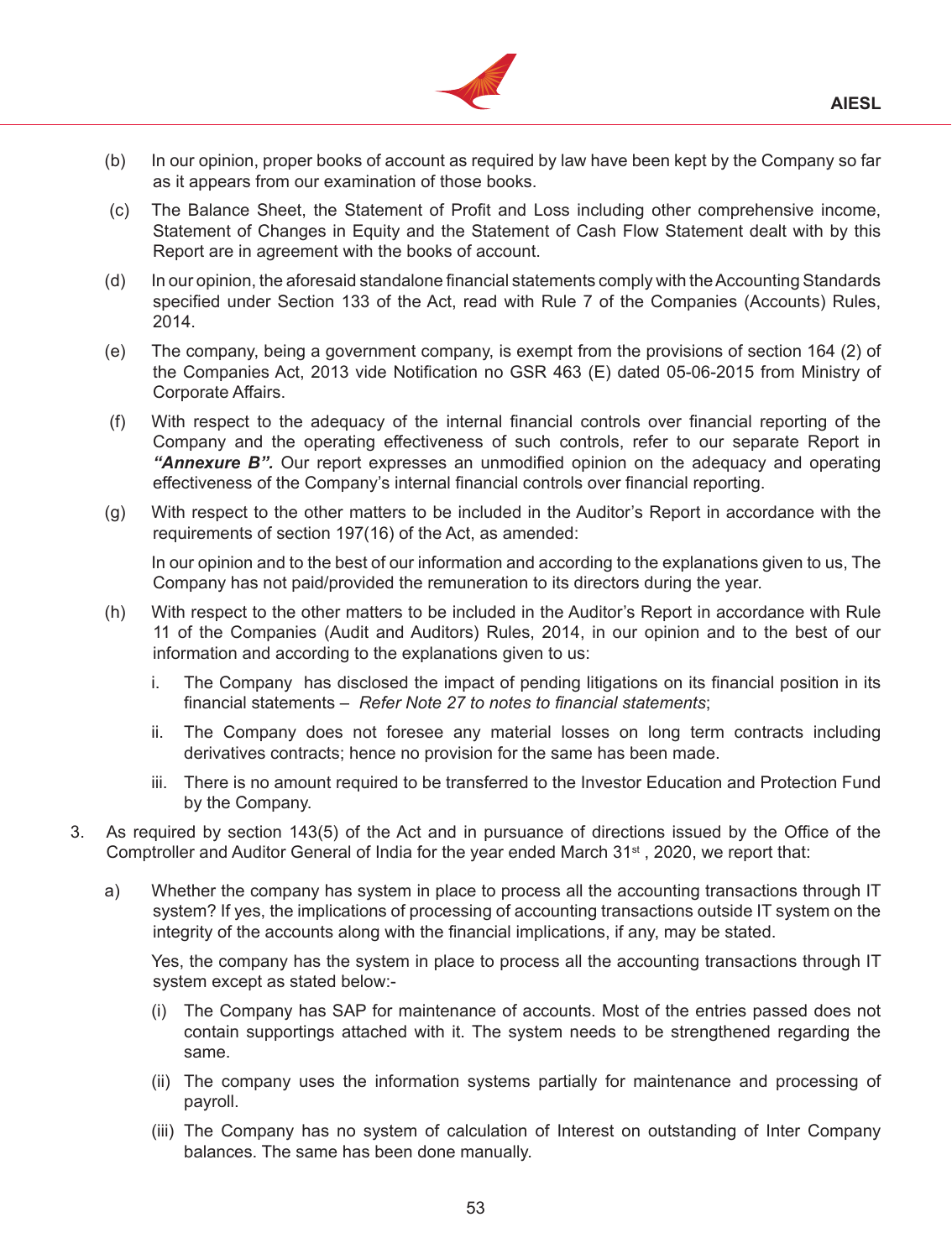(b) In our opinion, proper books of account as required by law have been kept by the Company so far as it appears from our examination of those books.

(c) The Balance Sheet, the Statement of Profit and Loss including other comprehensive income, Statement of Changes in Equity and the Statement of Cash Flow Statement dealt with by this Report are in agreement with the books of account.

(d) In our opinion, the aforesaid standalone financial statements comply with the Accounting Standards specified under Section 133 of the Act, read with Rule 7 of the Companies (Accounts) Rules, 2014.

(e) The company, being a government company, is exempt from the provisions of section 164 (2) of the Companies Act, 2013 vide Notification no GSR 463 (E) dated 05-06-2015 from Ministry of Corporate Affairs.

(f) With respect to the adequacy of the internal financial controls over financial reporting of the Company and the operating effectiveness of such controls, refer to our separate Report in ***"Annexure B".*** Our report expresses an unmodified opinion on the adequacy and operating effectiveness of the Company's internal financial controls over financial reporting.

(g) With respect to the other matters to be included in the Auditor's Report in accordance with the requirements of section 197(16) of the Act, as amended:

In our opinion and to the best of our information and according to the explanations given to us, The Company has not paid/provided the remuneration to its directors during the year.

(h) With respect to the other matters to be included in the Auditor's Report in accordance with Rule 11 of the Companies (Audit and Auditors) Rules, 2014, in our opinion and to the best of our information and according to the explanations given to us:

i. The Company has disclosed the impact of pending litigations on its financial position in its financial statements – *Refer Note 27 to notes to financial statements*;

ii. The Company does not foresee any material losses on long term contracts including derivatives contracts; hence no provision for the same has been made.

iii. There is no amount required to be transferred to the Investor Education and Protection Fund by the Company.

3. As required by section 143(5) of the Act and in pursuance of directions issued by the Office of the Comptroller and Auditor General of India for the year ended March 31st , 2020, we report that:

a) Whether the company has system in place to process all the accounting transactions through IT system? If yes, the implications of processing of accounting transactions outside IT system on the integrity of the accounts along with the financial implications, if any, may be stated.

Yes, the company has the system in place to process all the accounting transactions through IT system except as stated below:-

(i) The Company has SAP for maintenance of accounts. Most of the entries passed does not contain supportings attached with it. The system needs to be strengthened regarding the same.

(ii) The company uses the information systems partially for maintenance and processing of payroll.

(iii) The Company has no system of calculation of Interest on outstanding of Inter Company balances. The same has been done manually.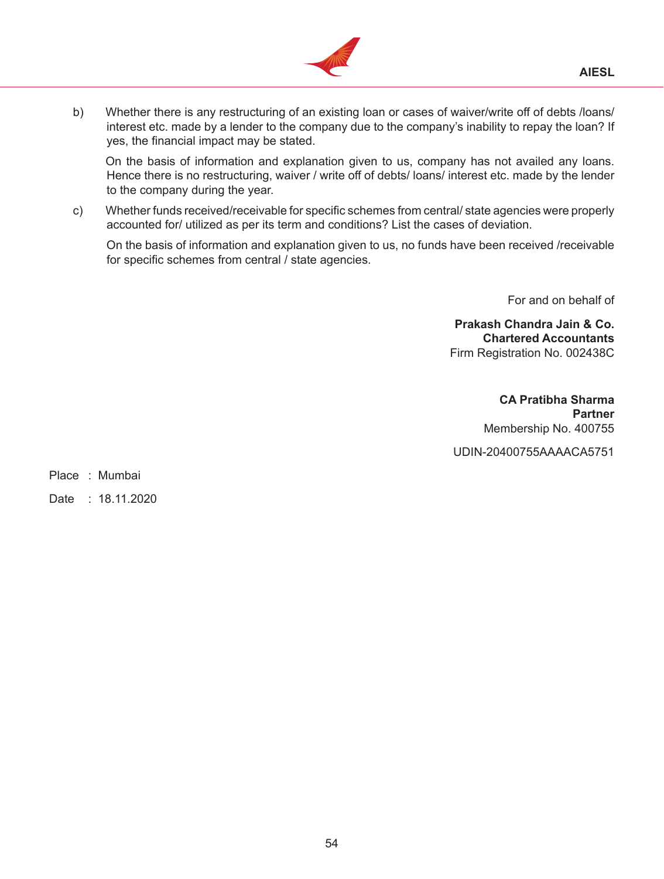b) Whether there is any restructuring of an existing loan or cases of waiver/write off of debts /loans/ interest etc. made by a lender to the company due to the company's inability to repay the loan? If yes, the financial impact may be stated.

On the basis of information and explanation given to us, company has not availed any loans. Hence there is no restructuring, waiver / write off of debts/ loans/ interest etc. made by the lender to the company during the year.

c) Whether funds received/receivable for specific schemes from central/ state agencies were properly accounted for/ utilized as per its term and conditions? List the cases of deviation.

On the basis of information and explanation given to us, no funds have been received /receivable for specific schemes from central / state agencies.

For and on behalf of

**Prakash Chandra Jain & Co.**
**Chartered Accountants**
Firm Registration No. 002438C

**CA Pratibha Sharma**
**Partner**
Membership No. 400755

UDIN-20400755AAAACA5751

Place : Mumbai

Date : 18.11.2020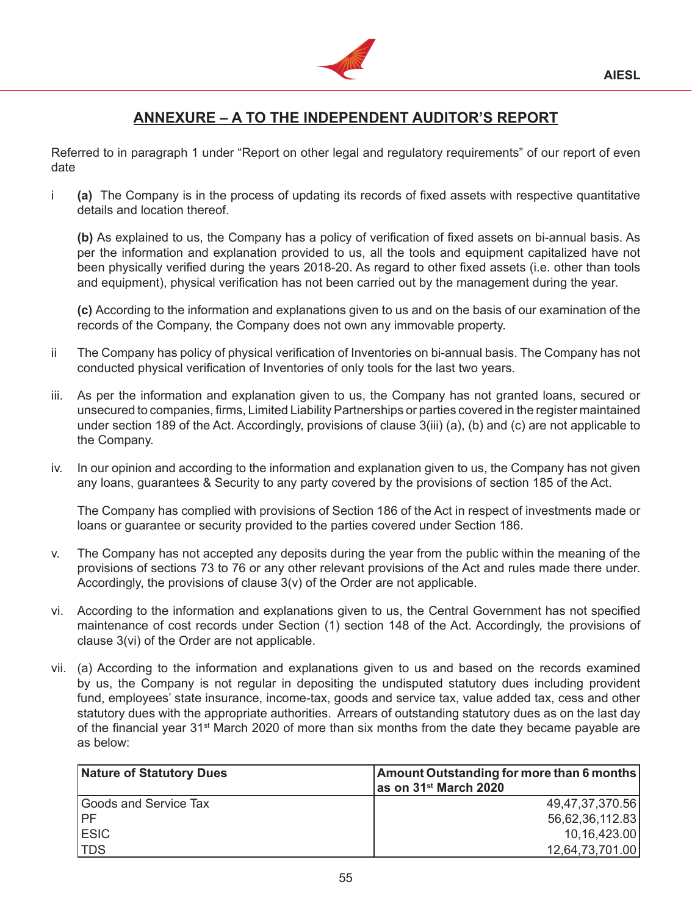## ANNEXURE – A TO THE INDEPENDENT AUDITOR'S REPORT

Referred to in paragraph 1 under "Report on other legal and regulatory requirements" of our report of even date

i **(a)** The Company is in the process of updating its records of fixed assets with respective quantitative details and location thereof.

**(b)** As explained to us, the Company has a policy of verification of fixed assets on bi-annual basis. As per the information and explanation provided to us, all the tools and equipment capitalized have not been physically verified during the years 2018-20. As regard to other fixed assets (i.e. other than tools and equipment), physical verification has not been carried out by the management during the year.

**(c)** According to the information and explanations given to us and on the basis of our examination of the records of the Company, the Company does not own any immovable property.

ii The Company has policy of physical verification of Inventories on bi-annual basis. The Company has not conducted physical verification of Inventories of only tools for the last two years.

iii. As per the information and explanation given to us, the Company has not granted loans, secured or unsecured to companies, firms, Limited Liability Partnerships or parties covered in the register maintained under section 189 of the Act. Accordingly, provisions of clause 3(iii) (a), (b) and (c) are not applicable to the Company.

iv. In our opinion and according to the information and explanation given to us, the Company has not given any loans, guarantees & Security to any party covered by the provisions of section 185 of the Act.

The Company has complied with provisions of Section 186 of the Act in respect of investments made or loans or guarantee or security provided to the parties covered under Section 186.

v. The Company has not accepted any deposits during the year from the public within the meaning of the provisions of sections 73 to 76 or any other relevant provisions of the Act and rules made there under. Accordingly, the provisions of clause 3(v) of the Order are not applicable.

vi. According to the information and explanations given to us, the Central Government has not specified maintenance of cost records under Section (1) section 148 of the Act. Accordingly, the provisions of clause 3(vi) of the Order are not applicable.

vii. (a) According to the information and explanations given to us and based on the records examined by us, the Company is not regular in depositing the undisputed statutory dues including provident fund, employees' state insurance, income-tax, goods and service tax, value added tax, cess and other statutory dues with the appropriate authorities. Arrears of outstanding statutory dues as on the last day of the financial year 31st March 2020 of more than six months from the date they became payable are as below:

| Nature of Statutory Dues | Amount Outstanding for more than 6 months as on 31st March 2020 |
|---|---|
| Goods and Service Tax | 49,47,37,370.56 |
| PF | 56,62,36,112.83 |
| ESIC | 10,16,423.00 |
| TDS | 12,64,73,701.00 |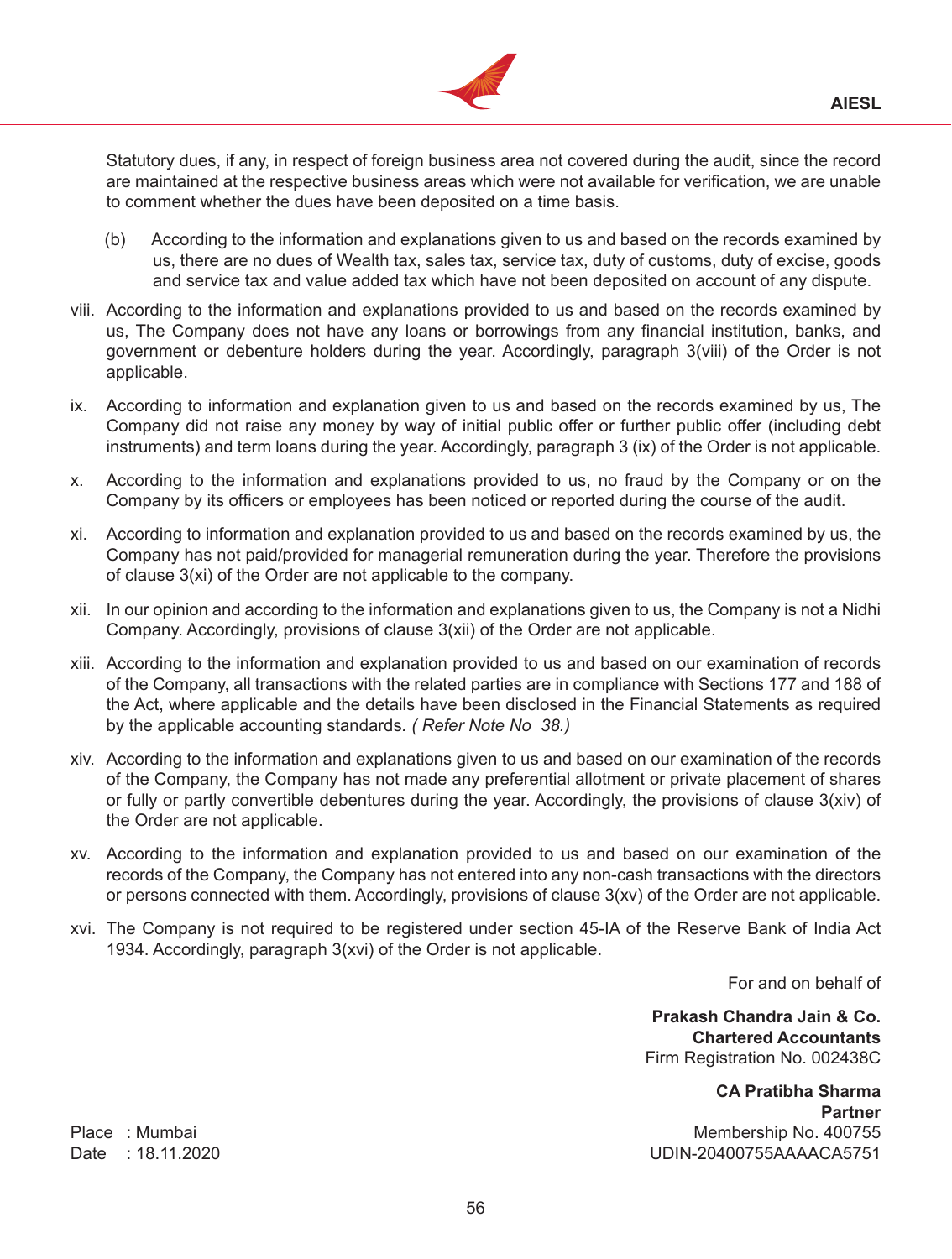Statutory dues, if any, in respect of foreign business area not covered during the audit, since the record are maintained at the respective business areas which were not available for verification, we are unable to comment whether the dues have been deposited on a time basis.

(b) According to the information and explanations given to us and based on the records examined by us, there are no dues of Wealth tax, sales tax, service tax, duty of customs, duty of excise, goods and service tax and value added tax which have not been deposited on account of any dispute.

viii. According to the information and explanations provided to us and based on the records examined by us, The Company does not have any loans or borrowings from any financial institution, banks, and government or debenture holders during the year. Accordingly, paragraph 3(viii) of the Order is not applicable.

ix. According to information and explanation given to us and based on the records examined by us, The Company did not raise any money by way of initial public offer or further public offer (including debt instruments) and term loans during the year. Accordingly, paragraph 3 (ix) of the Order is not applicable.

x. According to the information and explanations provided to us, no fraud by the Company or on the Company by its officers or employees has been noticed or reported during the course of the audit.

xi. According to information and explanation provided to us and based on the records examined by us, the Company has not paid/provided for managerial remuneration during the year. Therefore the provisions of clause 3(xi) of the Order are not applicable to the company.

xii. In our opinion and according to the information and explanations given to us, the Company is not a Nidhi Company. Accordingly, provisions of clause 3(xii) of the Order are not applicable.

xiii. According to the information and explanation provided to us and based on our examination of records of the Company, all transactions with the related parties are in compliance with Sections 177 and 188 of the Act, where applicable and the details have been disclosed in the Financial Statements as required by the applicable accounting standards. *( Refer Note No 38.)*

xiv. According to the information and explanations given to us and based on our examination of the records of the Company, the Company has not made any preferential allotment or private placement of shares or fully or partly convertible debentures during the year. Accordingly, the provisions of clause 3(xiv) of the Order are not applicable.

xv. According to the information and explanation provided to us and based on our examination of the records of the Company, the Company has not entered into any non-cash transactions with the directors or persons connected with them. Accordingly, provisions of clause 3(xv) of the Order are not applicable.

xvi. The Company is not required to be registered under section 45-IA of the Reserve Bank of India Act 1934. Accordingly, paragraph 3(xvi) of the Order is not applicable.

For and on behalf of

**Prakash Chandra Jain & Co.**
**Chartered Accountants**
Firm Registration No. 002438C

**CA Pratibha Sharma**
**Partner**
Membership No. 400755
UDIN-20400755AAAACA5751

Place : Mumbai
Date : 18.11.2020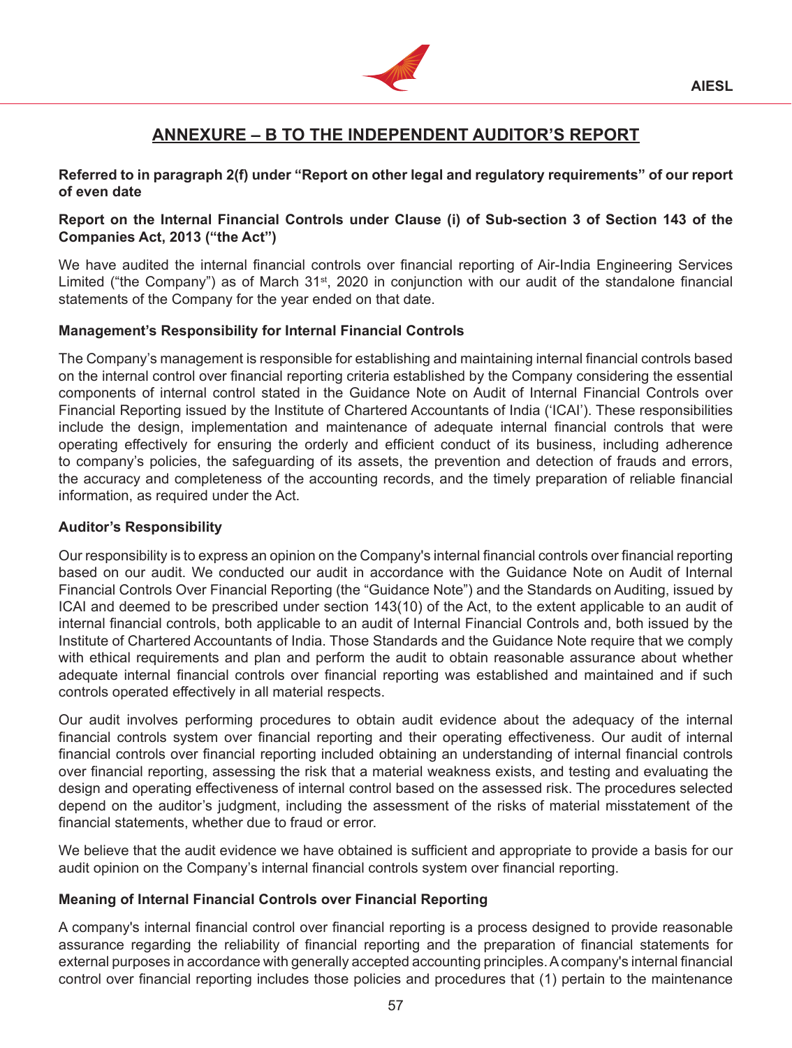## ANNEXURE – B TO THE INDEPENDENT AUDITOR'S REPORT

**Referred to in paragraph 2(f) under "Report on other legal and regulatory requirements" of our report of even date**

**Report on the Internal Financial Controls under Clause (i) of Sub-section 3 of Section 143 of the Companies Act, 2013 ("the Act")**

We have audited the internal financial controls over financial reporting of Air-India Engineering Services Limited ("the Company") as of March 31st, 2020 in conjunction with our audit of the standalone financial statements of the Company for the year ended on that date.

**Management's Responsibility for Internal Financial Controls**

The Company's management is responsible for establishing and maintaining internal financial controls based on the internal control over financial reporting criteria established by the Company considering the essential components of internal control stated in the Guidance Note on Audit of Internal Financial Controls over Financial Reporting issued by the Institute of Chartered Accountants of India ('ICAI'). These responsibilities include the design, implementation and maintenance of adequate internal financial controls that were operating effectively for ensuring the orderly and efficient conduct of its business, including adherence to company's policies, the safeguarding of its assets, the prevention and detection of frauds and errors, the accuracy and completeness of the accounting records, and the timely preparation of reliable financial information, as required under the Act.

**Auditor's Responsibility**

Our responsibility is to express an opinion on the Company's internal financial controls over financial reporting based on our audit. We conducted our audit in accordance with the Guidance Note on Audit of Internal Financial Controls Over Financial Reporting (the "Guidance Note") and the Standards on Auditing, issued by ICAI and deemed to be prescribed under section 143(10) of the Act, to the extent applicable to an audit of internal financial controls, both applicable to an audit of Internal Financial Controls and, both issued by the Institute of Chartered Accountants of India. Those Standards and the Guidance Note require that we comply with ethical requirements and plan and perform the audit to obtain reasonable assurance about whether adequate internal financial controls over financial reporting was established and maintained and if such controls operated effectively in all material respects.

Our audit involves performing procedures to obtain audit evidence about the adequacy of the internal financial controls system over financial reporting and their operating effectiveness. Our audit of internal financial controls over financial reporting included obtaining an understanding of internal financial controls over financial reporting, assessing the risk that a material weakness exists, and testing and evaluating the design and operating effectiveness of internal control based on the assessed risk. The procedures selected depend on the auditor's judgment, including the assessment of the risks of material misstatement of the financial statements, whether due to fraud or error.

We believe that the audit evidence we have obtained is sufficient and appropriate to provide a basis for our audit opinion on the Company's internal financial controls system over financial reporting.

**Meaning of Internal Financial Controls over Financial Reporting**

A company's internal financial control over financial reporting is a process designed to provide reasonable assurance regarding the reliability of financial reporting and the preparation of financial statements for external purposes in accordance with generally accepted accounting principles. A company's internal financial control over financial reporting includes those policies and procedures that (1) pertain to the maintenance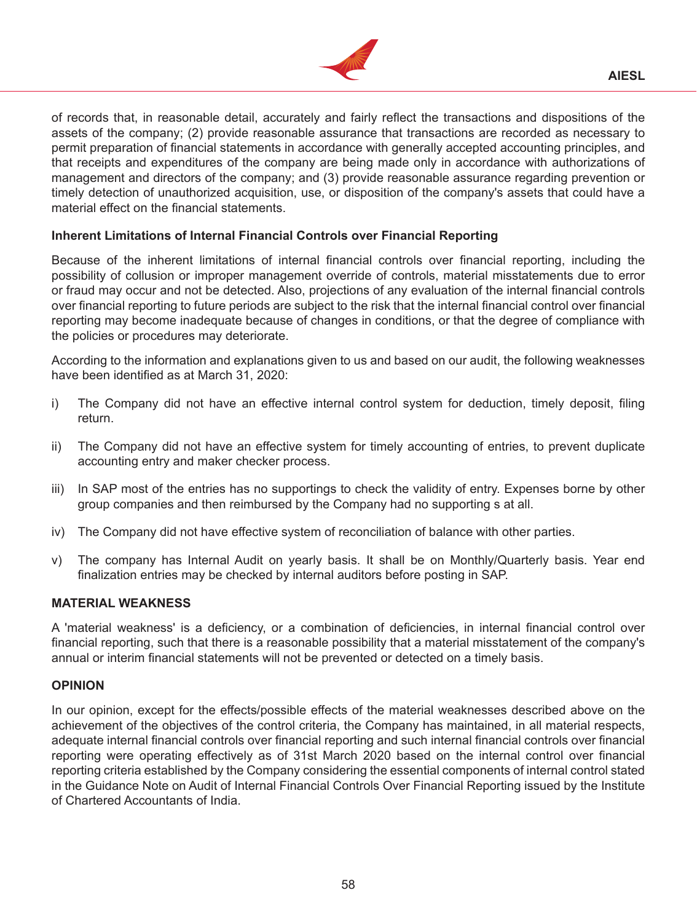of records that, in reasonable detail, accurately and fairly reflect the transactions and dispositions of the assets of the company; (2) provide reasonable assurance that transactions are recorded as necessary to permit preparation of financial statements in accordance with generally accepted accounting principles, and that receipts and expenditures of the company are being made only in accordance with authorizations of management and directors of the company; and (3) provide reasonable assurance regarding prevention or timely detection of unauthorized acquisition, use, or disposition of the company's assets that could have a material effect on the financial statements.

**Inherent Limitations of Internal Financial Controls over Financial Reporting**

Because of the inherent limitations of internal financial controls over financial reporting, including the possibility of collusion or improper management override of controls, material misstatements due to error or fraud may occur and not be detected. Also, projections of any evaluation of the internal financial controls over financial reporting to future periods are subject to the risk that the internal financial control over financial reporting may become inadequate because of changes in conditions, or that the degree of compliance with the policies or procedures may deteriorate.

According to the information and explanations given to us and based on our audit, the following weaknesses have been identified as at March 31, 2020:

i) The Company did not have an effective internal control system for deduction, timely deposit, filing return.

ii) The Company did not have an effective system for timely accounting of entries, to prevent duplicate accounting entry and maker checker process.

iii) In SAP most of the entries has no supportings to check the validity of entry. Expenses borne by other group companies and then reimbursed by the Company had no supporting s at all.

iv) The Company did not have effective system of reconciliation of balance with other parties.

v) The company has Internal Audit on yearly basis. It shall be on Monthly/Quarterly basis. Year end finalization entries may be checked by internal auditors before posting in SAP.

**MATERIAL WEAKNESS**

A 'material weakness' is a deficiency, or a combination of deficiencies, in internal financial control over financial reporting, such that there is a reasonable possibility that a material misstatement of the company's annual or interim financial statements will not be prevented or detected on a timely basis.

**OPINION**

In our opinion, except for the effects/possible effects of the material weaknesses described above on the achievement of the objectives of the control criteria, the Company has maintained, in all material respects, adequate internal financial controls over financial reporting and such internal financial controls over financial reporting were operating effectively as of 31st March 2020 based on the internal control over financial reporting criteria established by the Company considering the essential components of internal control stated in the Guidance Note on Audit of Internal Financial Controls Over Financial Reporting issued by the Institute of Chartered Accountants of India.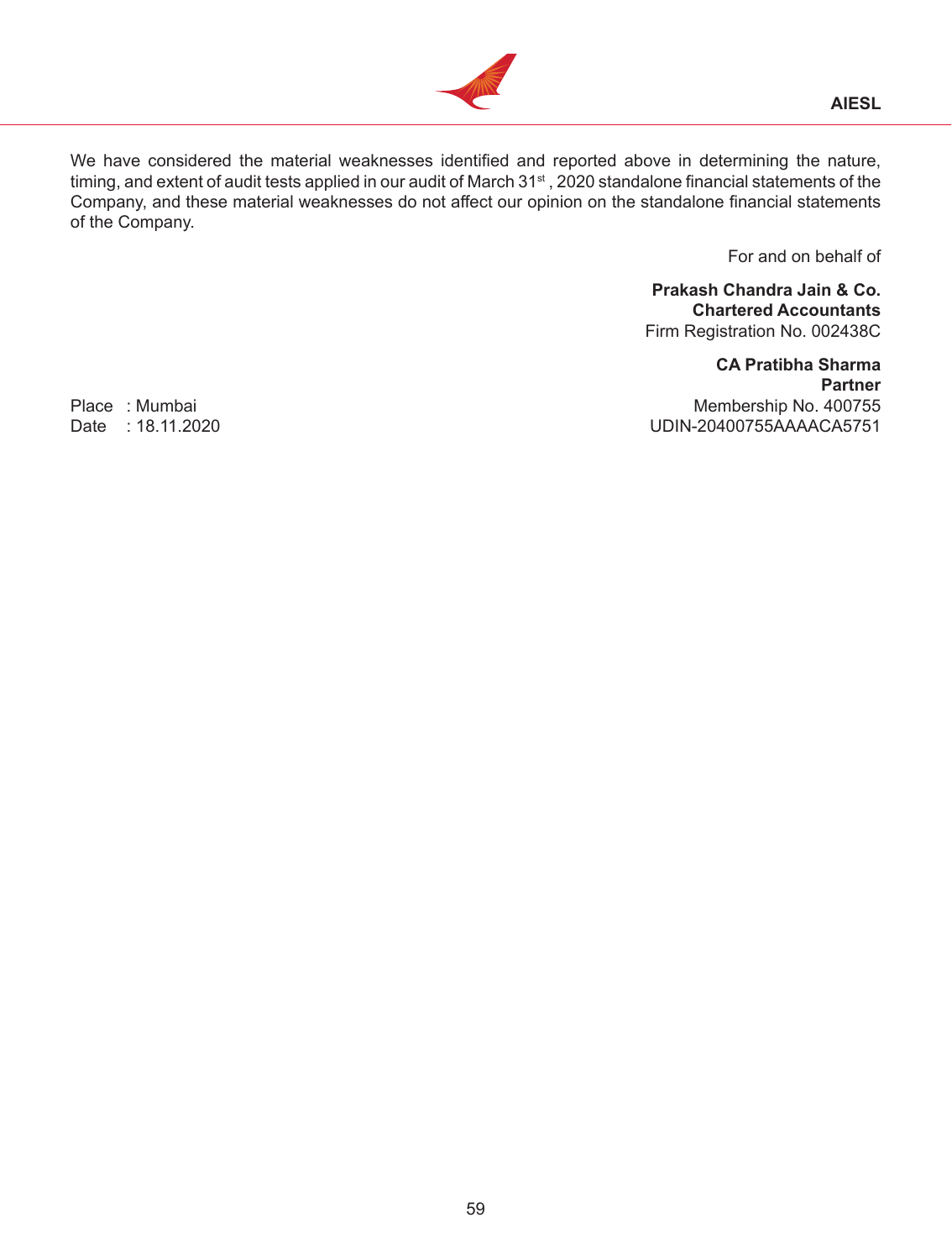We have considered the material weaknesses identified and reported above in determining the nature, timing, and extent of audit tests applied in our audit of March 31st, 2020 standalone financial statements of the Company, and these material weaknesses do not affect our opinion on the standalone financial statements of the Company.

For and on behalf of

**Prakash Chandra Jain & Co.**
**Chartered Accountants**
Firm Registration No. 002438C

**CA Pratibha Sharma**
**Partner**
Membership No. 400755
UDIN-20400755AAAACA5751

Place : Mumbai
Date : 18.11.2020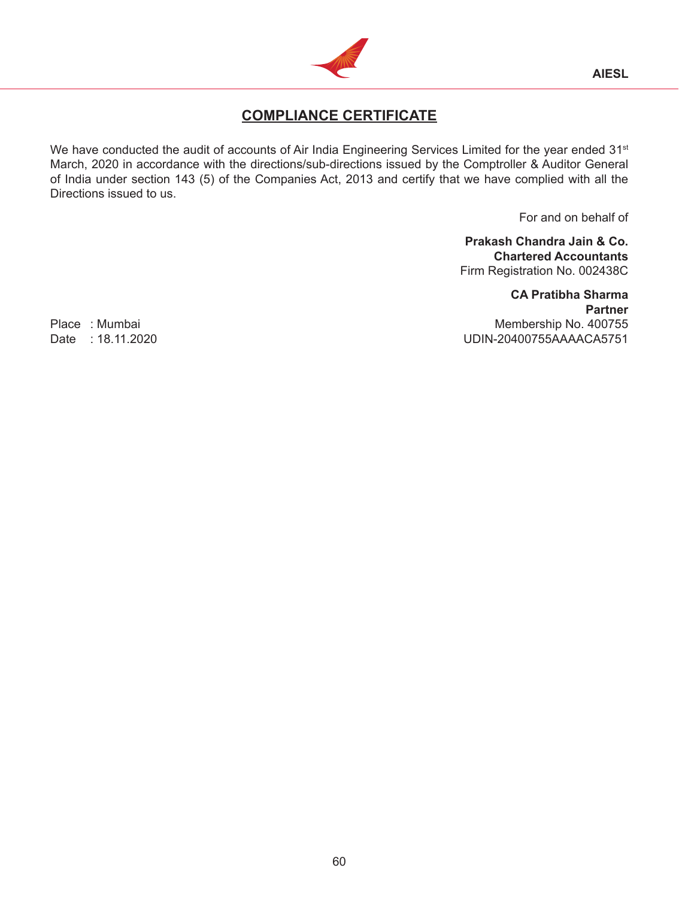# COMPLIANCE CERTIFICATE

We have conducted the audit of accounts of Air India Engineering Services Limited for the year ended 31st March, 2020 in accordance with the directions/sub-directions issued by the Comptroller & Auditor General of India under section 143 (5) of the Companies Act, 2013 and certify that we have complied with all the Directions issued to us.

For and on behalf of

**Prakash Chandra Jain & Co.**
**Chartered Accountants**
Firm Registration No. 002438C

**CA Pratibha Sharma**
**Partner**
Membership No. 400755
UDIN-20400755AAAACA5751

Place : Mumbai
Date : 18.11.2020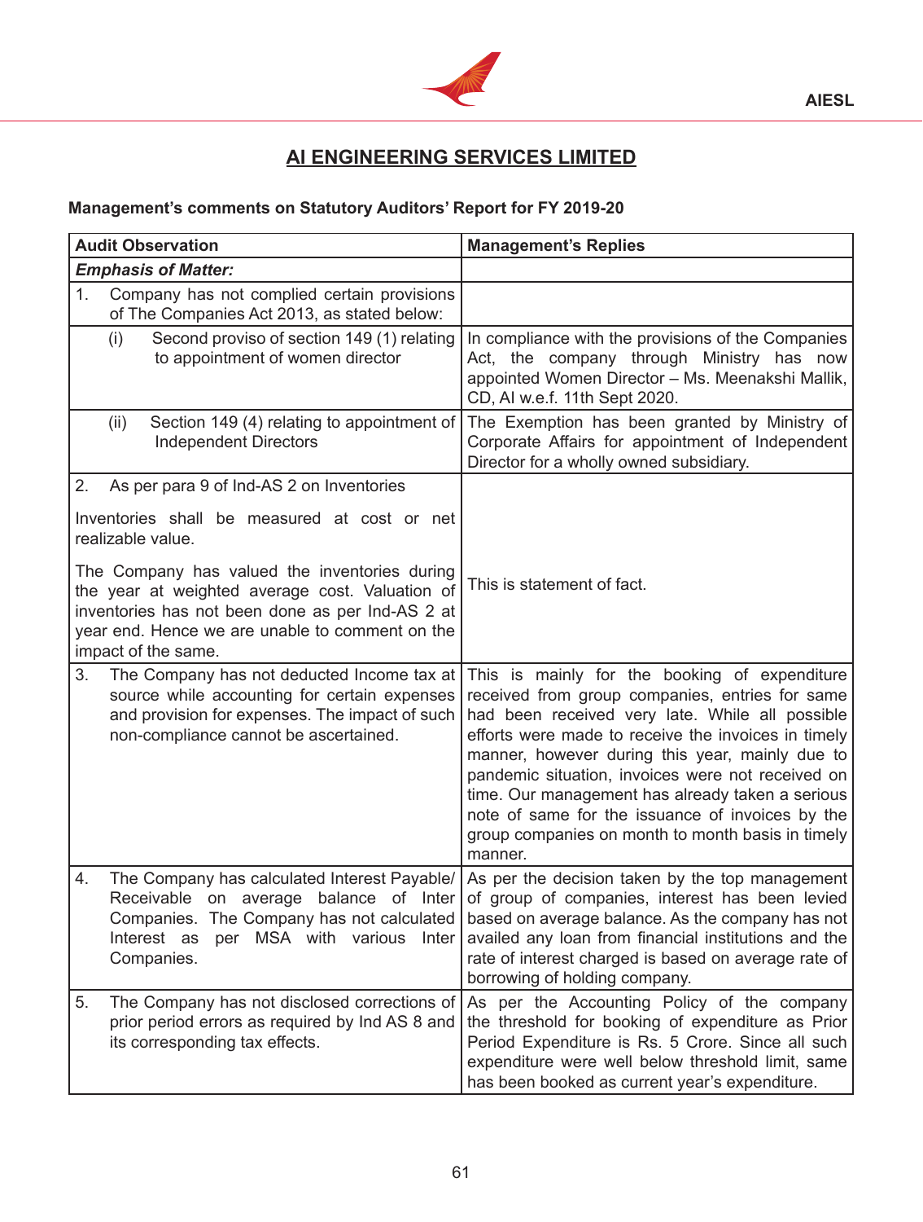# AI ENGINEERING SERVICES LIMITED

**Management's comments on Statutory Auditors' Report for FY 2019-20**

| Audit Observation | Management's Replies |
|---|---|
| ***Emphasis of Matter:*** | |
| 1. Company has not complied certain provisions of The Companies Act 2013, as stated below: | |
| (i) Second proviso of section 149 (1) relating to appointment of women director | In compliance with the provisions of the Companies Act, the company through Ministry has now appointed Women Director – Ms. Meenakshi Mallik, CD, AI w.e.f. 11th Sept 2020. |
| (ii) Section 149 (4) relating to appointment of Independent Directors | The Exemption has been granted by Ministry of Corporate Affairs for appointment of Independent Director for a wholly owned subsidiary. |
| 2. As per para 9 of Ind-AS 2 on Inventories<br><br>Inventories shall be measured at cost or net realizable value.<br><br>The Company has valued the inventories during the year at weighted average cost. Valuation of inventories has not been done as per Ind-AS 2 at year end. Hence we are unable to comment on the impact of the same. | This is statement of fact. |
| 3. The Company has not deducted Income tax at source while accounting for certain expenses and provision for expenses. The impact of such non-compliance cannot be ascertained. | This is mainly for the booking of expenditure received from group companies, entries for same had been received very late. While all possible efforts were made to receive the invoices in timely manner, however during this year, mainly due to pandemic situation, invoices were not received on time. Our management has already taken a serious note of same for the issuance of invoices by the group companies on month to month basis in timely manner. |
| 4. The Company has calculated Interest Payable/ Receivable on average balance of Inter Companies. The Company has not calculated Interest as per MSA with various Inter Companies. | As per the decision taken by the top management of group of companies, interest has been levied based on average balance. As the company has not availed any loan from financial institutions and the rate of interest charged is based on average rate of borrowing of holding company. |
| 5. The Company has not disclosed corrections of prior period errors as required by Ind AS 8 and its corresponding tax effects. | As per the Accounting Policy of the company the threshold for booking of expenditure as Prior Period Expenditure is Rs. 5 Crore. Since all such expenditure were well below threshold limit, same has been booked as current year's expenditure. |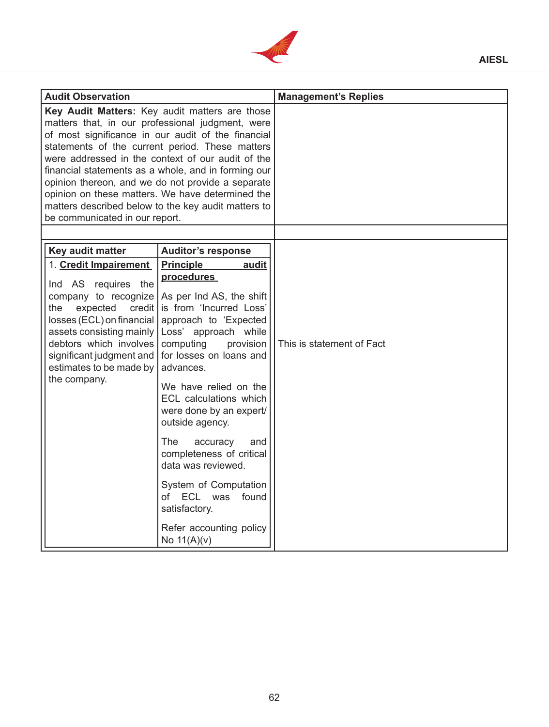| Audit Observation | Management's Replies |
|---|---|
| **Key Audit Matters:** Key audit matters are those matters that, in our professional judgment, were of most significance in our audit of the financial statements of the current period. These matters were addressed in the context of our audit of the financial statements as a whole, and in forming our opinion thereon, and we do not provide a separate opinion on these matters. We have determined the matters described below to the key audit matters to be communicated in our report. | |
| | |

| Key audit matter | Auditor's response | Management's Replies |
|---|---|---|
| 1. **Credit Impairment**<br><br>Ind AS requires the company to recognize the expected credit losses (ECL) on financial assets consisting mainly debtors which involves significant judgment and estimates to be made by the company. | **Principle audit procedures**<br><br>As per Ind AS, the shift is from 'Incurred Loss' approach to 'Expected Loss' approach while computing provision for losses on loans and advances.<br><br>We have relied on the ECL calculations which were done by an expert/ outside agency.<br><br>The accuracy and completeness of critical data was reviewed.<br><br>System of Computation of ECL was found satisfactory.<br><br>Refer accounting policy No 11(A)(v) | This is statement of Fact |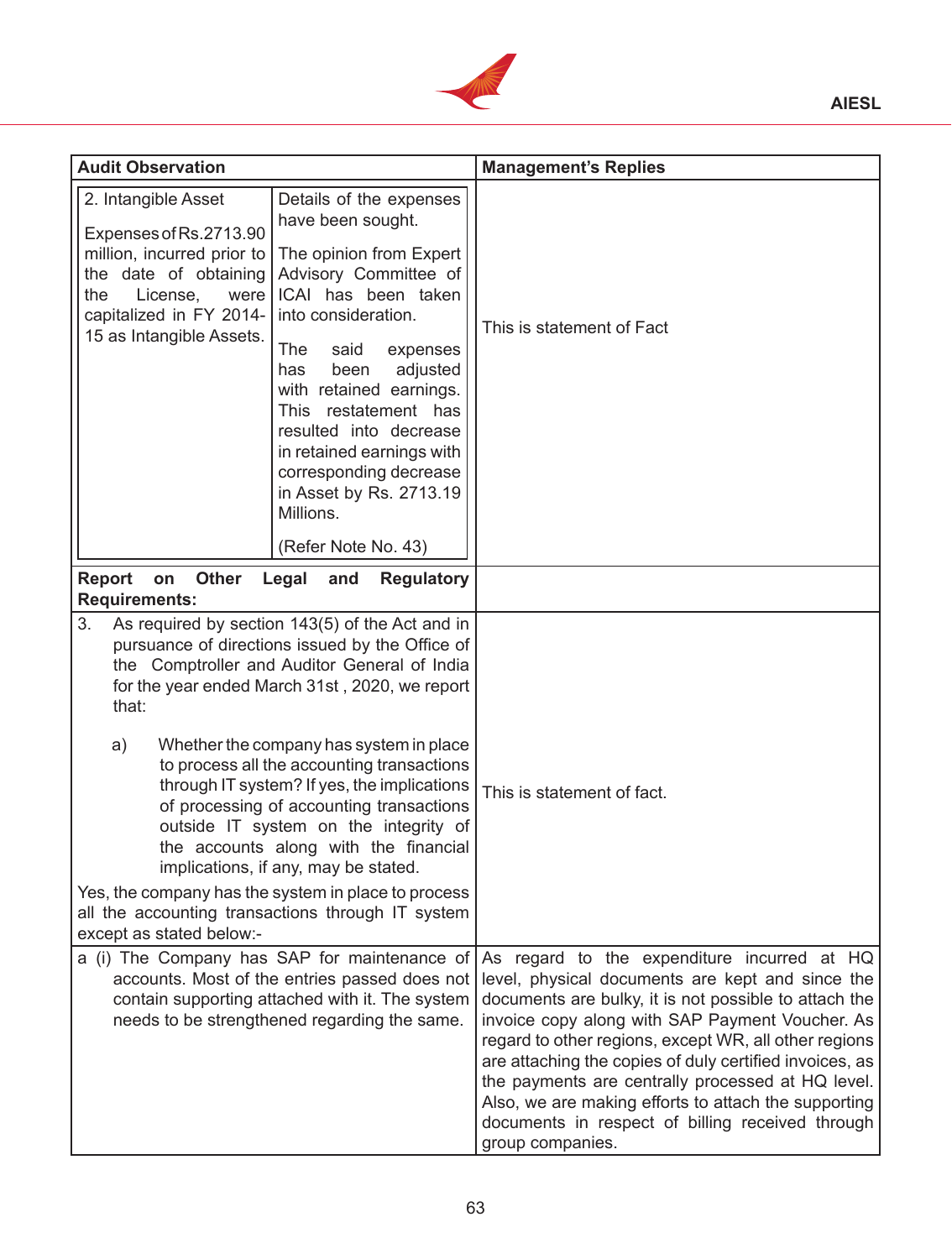| Audit Observation | | Management's Replies |
|---|---|---|
| 2. Intangible Asset<br><br>Expenses of Rs.2713.90 million, incurred prior to the date of obtaining the License, were capitalized in FY 2014-15 as Intangible Assets. | Details of the expenses have been sought.<br><br>The opinion from Expert Advisory Committee of ICAI has been taken into consideration.<br><br>The said expenses has been adjusted with retained earnings. This restatement has resulted into decrease in retained earnings with corresponding decrease in Asset by Rs. 2713.19 Millions.<br><br>(Refer Note No. 43) | This is statement of Fact |
| **Report on Other Legal and Regulatory Requirements:** | | |
| 3. As required by section 143(5) of the Act and in pursuance of directions issued by the Office of the Comptroller and Auditor General of India for the year ended March 31st , 2020, we report that:<br><br>a) Whether the company has system in place to process all the accounting transactions through IT system? If yes, the implications of processing of accounting transactions outside IT system on the integrity of the accounts along with the financial implications, if any, may be stated.<br><br>Yes, the company has the system in place to process all the accounting transactions through IT system except as stated below:- | | This is statement of fact. |
| a (i) The Company has SAP for maintenance of accounts. Most of the entries passed does not contain supporting attached with it. The system needs to be strengthened regarding the same. | | As regard to the expenditure incurred at HQ level, physical documents are kept and since the documents are bulky, it is not possible to attach the invoice copy along with SAP Payment Voucher. As regard to other regions, except WR, all other regions are attaching the copies of duly certified invoices, as the payments are centrally processed at HQ level. Also, we are making efforts to attach the supporting documents in respect of billing received through group companies. |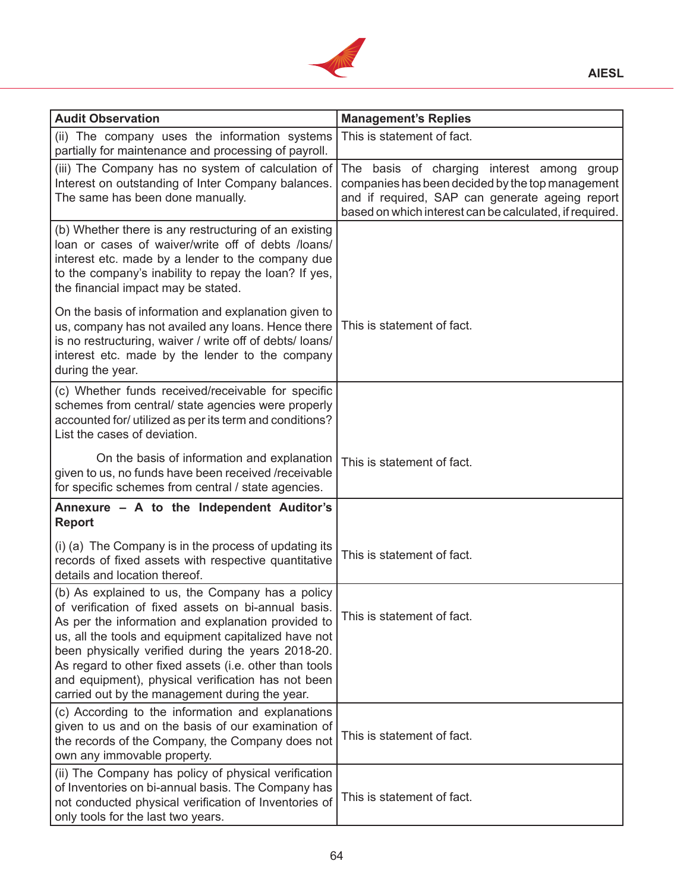| Audit Observation | Management's Replies |
|---|---|
| (ii) The company uses the information systems partially for maintenance and processing of payroll. | This is statement of fact. |
| (iii) The Company has no system of calculation of Interest on outstanding of Inter Company balances. The same has been done manually. | The basis of charging interest among group companies has been decided by the top management and if required, SAP can generate ageing report based on which interest can be calculated, if required. |
| (b) Whether there is any restructuring of an existing loan or cases of waiver/write off of debts /loans/ interest etc. made by a lender to the company due to the company's inability to repay the loan? If yes, the financial impact may be stated.<br><br>On the basis of information and explanation given to us, company has not availed any loans. Hence there is no restructuring, waiver / write off of debts/ loans/ interest etc. made by the lender to the company during the year. | This is statement of fact. |
| (c) Whether funds received/receivable for specific schemes from central/ state agencies were properly accounted for/ utilized as per its term and conditions? List the cases of deviation.<br><br>On the basis of information and explanation given to us, no funds have been received /receivable for specific schemes from central / state agencies. | This is statement of fact. |
| **Annexure – A to the Independent Auditor's Report**<br><br>(i) (a) The Company is in the process of updating its records of fixed assets with respective quantitative details and location thereof. | This is statement of fact. |
| (b) As explained to us, the Company has a policy of verification of fixed assets on bi-annual basis. As per the information and explanation provided to us, all the tools and equipment capitalized have not been physically verified during the years 2018-20. As regard to other fixed assets (i.e. other than tools and equipment), physical verification has not been carried out by the management during the year. | This is statement of fact. |
| (c) According to the information and explanations given to us and on the basis of our examination of the records of the Company, the Company does not own any immovable property. | This is statement of fact. |
| (ii) The Company has policy of physical verification of Inventories on bi-annual basis. The Company has not conducted physical verification of Inventories of only tools for the last two years. | This is statement of fact. |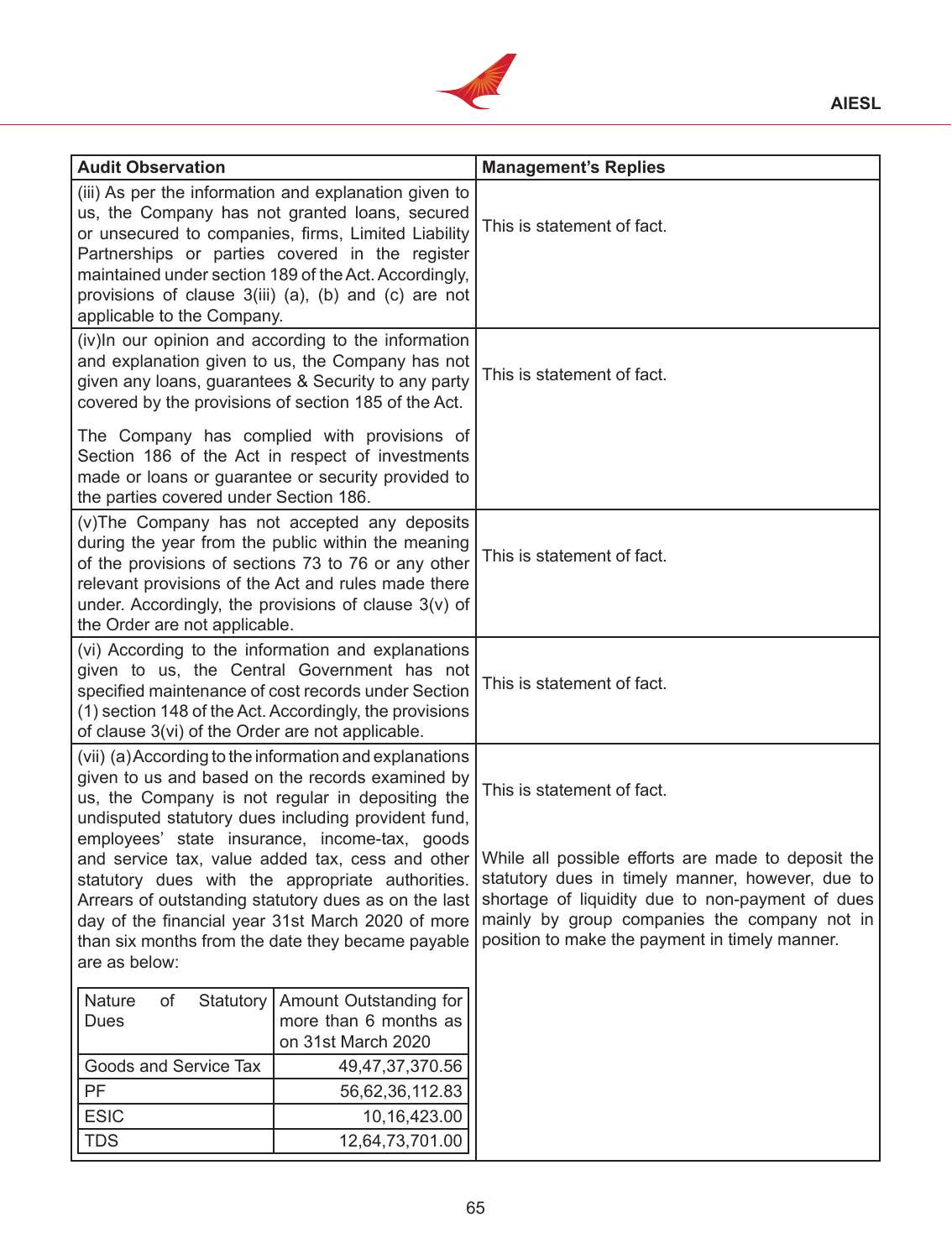| Audit Observation | Management's Replies |
|---|---|
| (iii) As per the information and explanation given to us, the Company has not granted loans, secured or unsecured to companies, firms, Limited Liability Partnerships or parties covered in the register maintained under section 189 of the Act. Accordingly, provisions of clause 3(iii) (a), (b) and (c) are not applicable to the Company. | This is statement of fact. |
| (iv)In our opinion and according to the information and explanation given to us, the Company has not given any loans, guarantees & Security to any party covered by the provisions of section 185 of the Act.<br><br>The Company has complied with provisions of Section 186 of the Act in respect of investments made or loans or guarantee or security provided to the parties covered under Section 186. | This is statement of fact. |
| (v)The Company has not accepted any deposits during the year from the public within the meaning of the provisions of sections 73 to 76 or any other relevant provisions of the Act and rules made there under. Accordingly, the provisions of clause 3(v) of the Order are not applicable. | This is statement of fact. |
| (vi) According to the information and explanations given to us, the Central Government has not specified maintenance of cost records under Section (1) section 148 of the Act. Accordingly, the provisions of clause 3(vi) of the Order are not applicable. | This is statement of fact. |
| (vii) (a) According to the information and explanations given to us and based on the records examined by us, the Company is not regular in depositing the undisputed statutory dues including provident fund, employees' state insurance, income-tax, goods and service tax, value added tax, cess and other statutory dues with the appropriate authorities. Arrears of outstanding statutory dues as on the last day of the financial year 31st March 2020 of more than six months from the date they became payable are as below:<br><br>Nature of Statutory Dues — Amount Outstanding for more than 6 months as on 31st March 2020<br>Goods and Service Tax — 49,47,37,370.56<br>PF — 56,62,36,112.83<br>ESIC — 10,16,423.00<br>TDS — 12,64,73,701.00 | This is statement of fact.<br><br>While all possible efforts are made to deposit the statutory dues in timely manner, however, due to shortage of liquidity due to non-payment of dues mainly by group companies the company not in position to make the payment in timely manner. |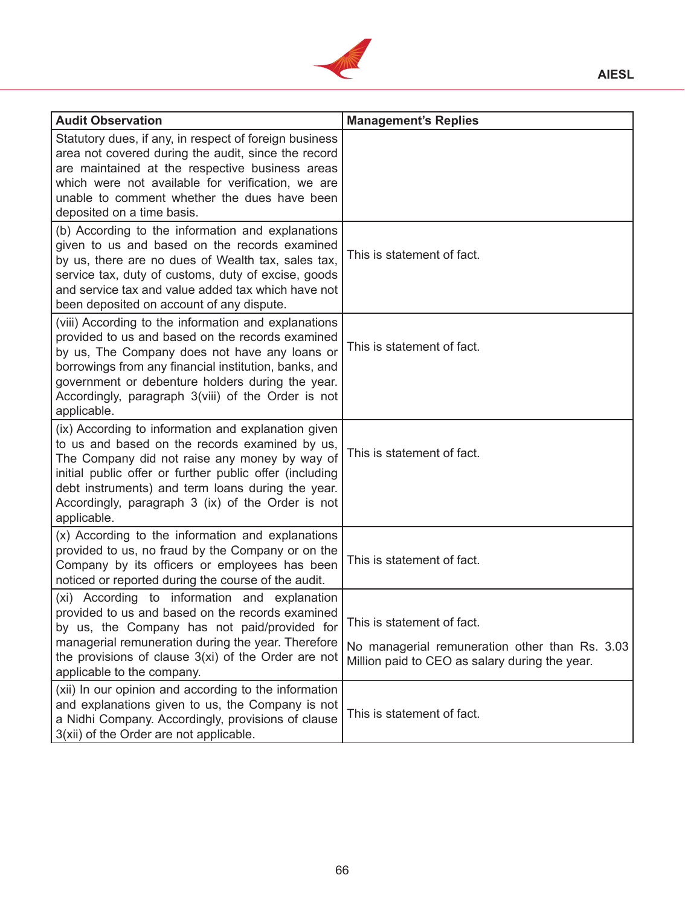| Audit Observation | Management's Replies |
|---|---|
| Statutory dues, if any, in respect of foreign business area not covered during the audit, since the record are maintained at the respective business areas which were not available for verification, we are unable to comment whether the dues have been deposited on a time basis. | |
| (b) According to the information and explanations given to us and based on the records examined by us, there are no dues of Wealth tax, sales tax, service tax, duty of customs, duty of excise, goods and service tax and value added tax which have not been deposited on account of any dispute. | This is statement of fact. |
| (viii) According to the information and explanations provided to us and based on the records examined by us, The Company does not have any loans or borrowings from any financial institution, banks, and government or debenture holders during the year. Accordingly, paragraph 3(viii) of the Order is not applicable. | This is statement of fact. |
| (ix) According to information and explanation given to us and based on the records examined by us, The Company did not raise any money by way of initial public offer or further public offer (including debt instruments) and term loans during the year. Accordingly, paragraph 3 (ix) of the Order is not applicable. | This is statement of fact. |
| (x) According to the information and explanations provided to us, no fraud by the Company or on the Company by its officers or employees has been noticed or reported during the course of the audit. | This is statement of fact. |
| (xi) According to information and explanation provided to us and based on the records examined by us, the Company has not paid/provided for managerial remuneration during the year. Therefore the provisions of clause 3(xi) of the Order are not applicable to the company. | This is statement of fact.<br><br>No managerial remuneration other than Rs. 3.03 Million paid to CEO as salary during the year. |
| (xii) In our opinion and according to the information and explanations given to us, the Company is not a Nidhi Company. Accordingly, provisions of clause 3(xii) of the Order are not applicable. | This is statement of fact. |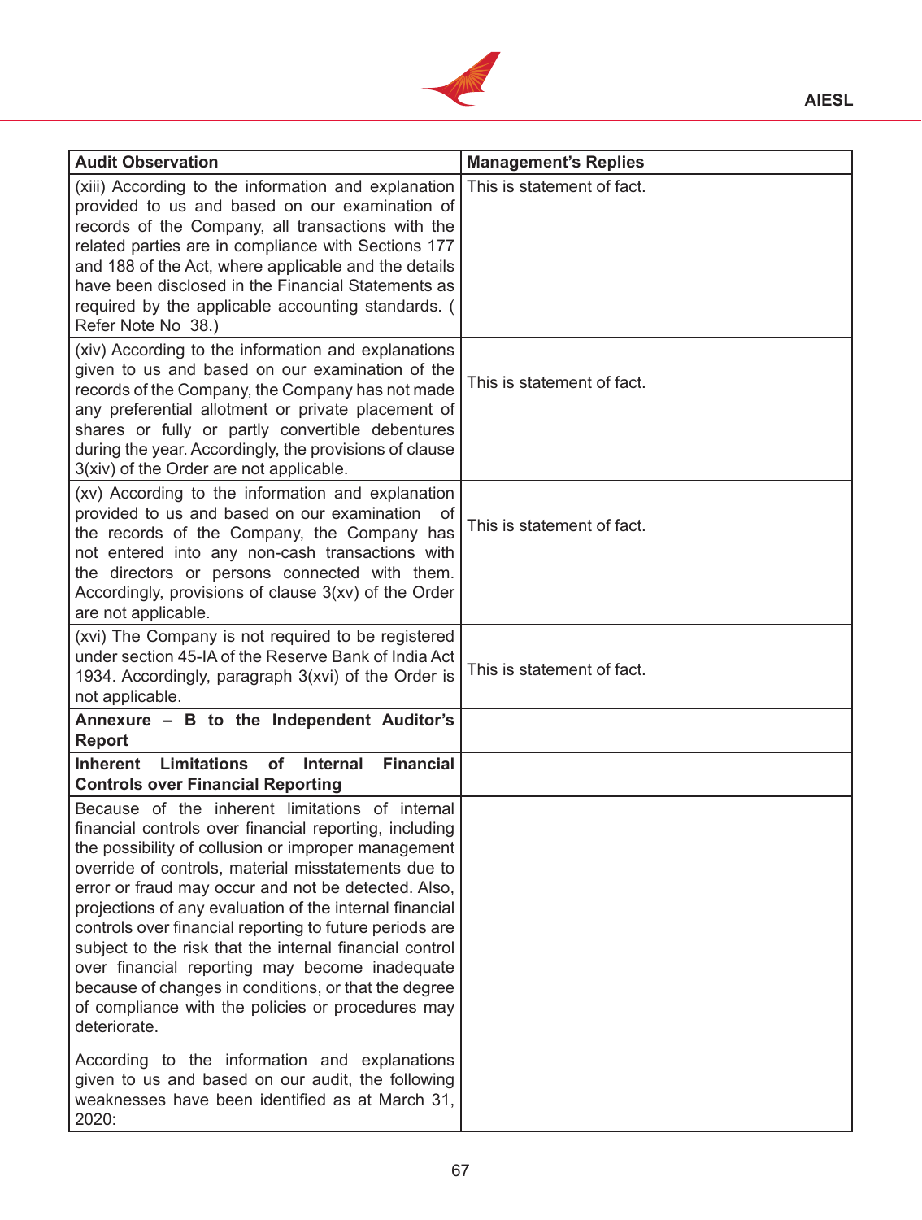| **Audit Observation** | **Management's Replies** |
| --- | --- |
| (xiii) According to the information and explanation provided to us and based on our examination of records of the Company, all transactions with the related parties are in compliance with Sections 177 and 188 of the Act, where applicable and the details have been disclosed in the Financial Statements as required by the applicable accounting standards. ( Refer Note No 38.) | This is statement of fact. |
| (xiv) According to the information and explanations given to us and based on our examination of the records of the Company, the Company has not made any preferential allotment or private placement of shares or fully or partly convertible debentures during the year. Accordingly, the provisions of clause 3(xiv) of the Order are not applicable. | This is statement of fact. |
| (xv) According to the information and explanation provided to us and based on our examination of the records of the Company, the Company has not entered into any non-cash transactions with the directors or persons connected with them. Accordingly, provisions of clause 3(xv) of the Order are not applicable. | This is statement of fact. |
| (xvi) The Company is not required to be registered under section 45-IA of the Reserve Bank of India Act 1934. Accordingly, paragraph 3(xvi) of the Order is not applicable. | This is statement of fact. |
| **Annexure – B to the Independent Auditor's Report** | |
| **Inherent Limitations of Internal Financial Controls over Financial Reporting** | |
| Because of the inherent limitations of internal financial controls over financial reporting, including the possibility of collusion or improper management override of controls, material misstatements due to error or fraud may occur and not be detected. Also, projections of any evaluation of the internal financial controls over financial reporting to future periods are subject to the risk that the internal financial control over financial reporting may become inadequate because of changes in conditions, or that the degree of compliance with the policies or procedures may deteriorate.<br><br>According to the information and explanations given to us and based on our audit, the following weaknesses have been identified as at March 31, 2020: | |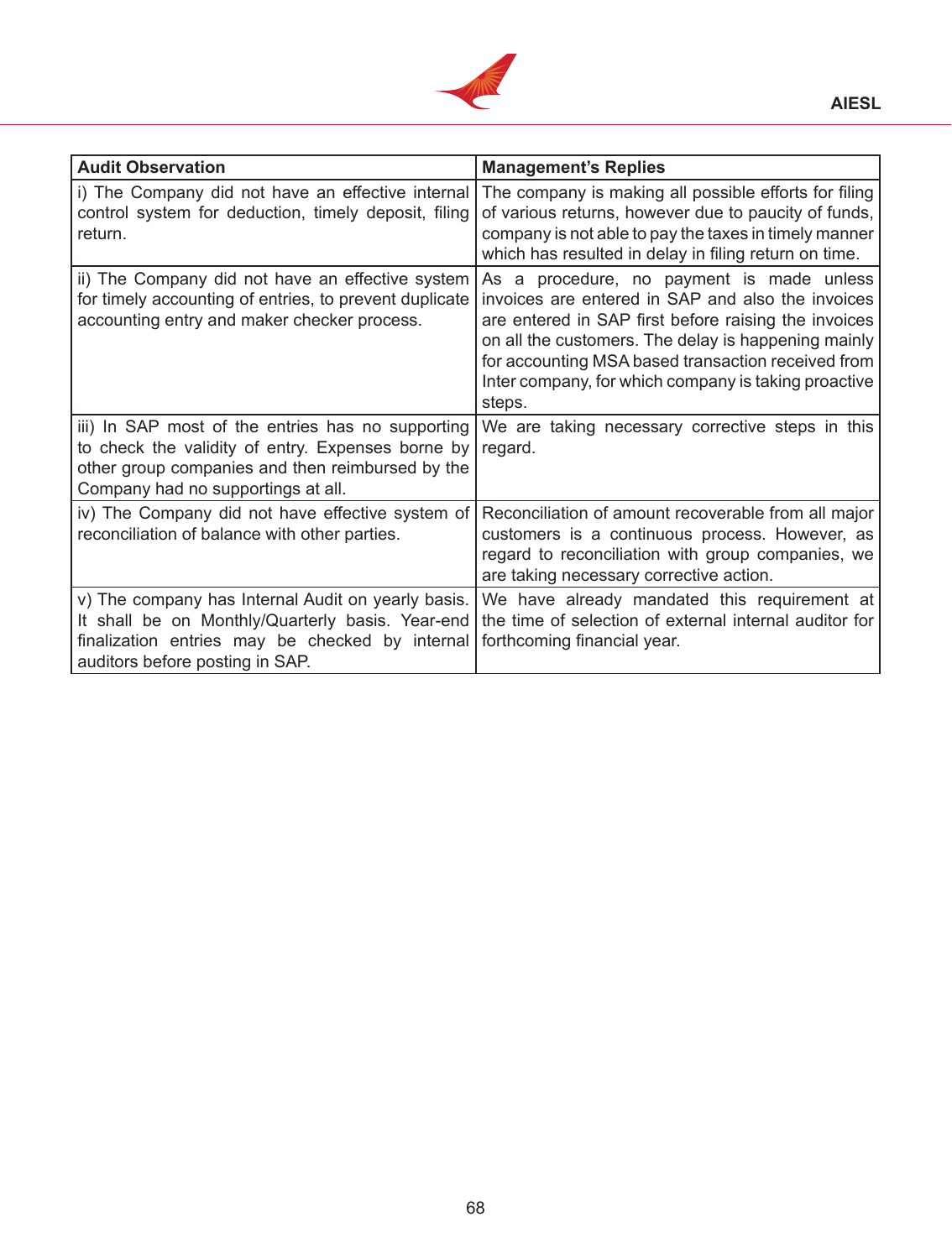| Audit Observation | Management's Replies |
|---|---|
| i) The Company did not have an effective internal control system for deduction, timely deposit, filing return. | The company is making all possible efforts for filing of various returns, however due to paucity of funds, company is not able to pay the taxes in timely manner which has resulted in delay in filing return on time. |
| ii) The Company did not have an effective system for timely accounting of entries, to prevent duplicate accounting entry and maker checker process. | As a procedure, no payment is made unless invoices are entered in SAP and also the invoices are entered in SAP first before raising the invoices on all the customers. The delay is happening mainly for accounting MSA based transaction received from Inter company, for which company is taking proactive steps. |
| iii) In SAP most of the entries has no supporting to check the validity of entry. Expenses borne by other group companies and then reimbursed by the Company had no supportings at all. | We are taking necessary corrective steps in this regard. |
| iv) The Company did not have effective system of reconciliation of balance with other parties. | Reconciliation of amount recoverable from all major customers is a continuous process. However, as regard to reconciliation with group companies, we are taking necessary corrective action. |
| v) The company has Internal Audit on yearly basis. It shall be on Monthly/Quarterly basis. Year-end finalization entries may be checked by internal auditors before posting in SAP. | We have already mandated this requirement at the time of selection of external internal auditor for forthcoming financial year. |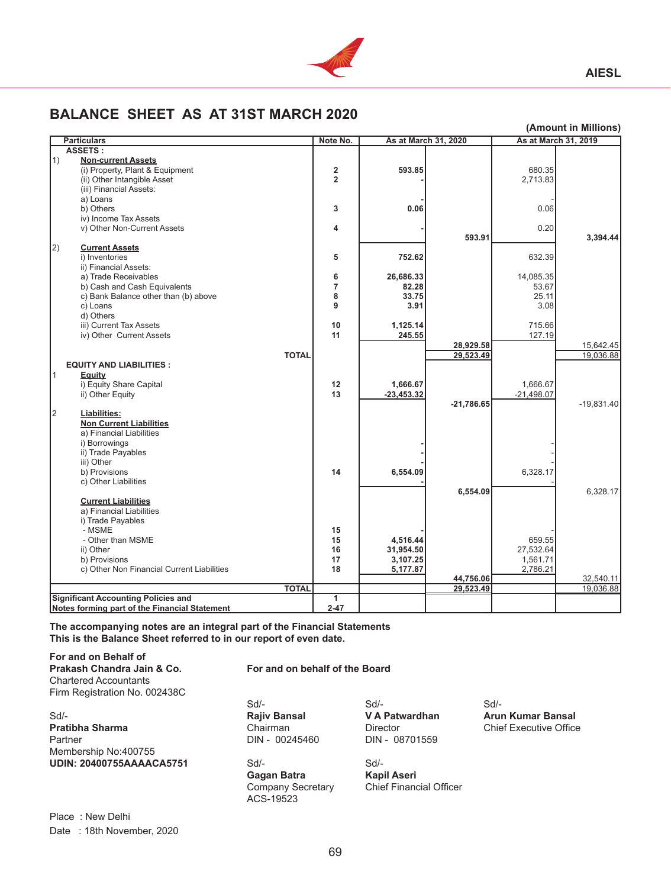# BALANCE SHEET AS AT 31ST MARCH 2020

**(Amount in Millions)**

| | Particulars | Note No. | As at March 31, 2020 | | As at March 31, 2019 | |
|---|---|---|---|---|---|---|
| | **ASSETS :** | | | | | |
| 1) | **Non-current Assets** | | | | | |
| | (i) Property, Plant & Equipment | 2 | 593.85 | | 680.35 | |
| | (ii) Other Intangible Asset | 2 | - | | 2,713.83 | |
| | (iii) Financial Assets: | | | | | |
| | a) Loans | | - | | - | |
| | b) Others | 3 | 0.06 | | 0.06 | |
| | iv) Income Tax Assets | | | | | |
| | v) Other Non-Current Assets | 4 | - | | 0.20 | |
| | | | | 593.91 | | 3,394.44 |
| 2) | **Current Assets** | | | | | |
| | i) Inventories | 5 | 752.62 | | 632.39 | |
| | ii) Financial Assets: | | | | | |
| | a) Trade Receivables | 6 | 26,686.33 | | 14,085.35 | |
| | b) Cash and Cash Equivalents | 7 | 82.28 | | 53.67 | |
| | c) Bank Balance other than (b) above | 8 | 33.75 | | 25.11 | |
| | c) Loans | 9 | 3.91 | | 3.08 | |
| | d) Others | | | | | |
| | iii) Current Tax Assets | 10 | 1,125.14 | | 715.66 | |
| | iv) Other Current Assets | 11 | 245.55 | | 127.19 | |
| | | | | 28,929.58 | | 15,642.45 |
| | **TOTAL** | | | 29,523.49 | | 19,036.88 |
| | **EQUITY AND LIABILITIES :** | | | | | |
| 1 | **Equity** | | | | | |
| | i) Equity Share Capital | 12 | 1,666.67 | | 1,666.67 | |
| | ii) Other Equity | 13 | -23,453.32 | | -21,498.07 | |
| | | | | -21,786.65 | | -19,831.40 |
| 2 | **Liabilities:** | | | | | |
| | **Non Current Liabilities** | | | | | |
| | a) Financial Liabilities | | | | | |
| | i) Borrowings | | - | | - | |
| | ii) Trade Payables | | - | | - | |
| | iii) Other | | - | | - | |
| | b) Provisions | 14 | 6,554.09 | | 6,328.17 | |
| | c) Other Liabilities | | - | | - | |
| | | | | 6,554.09 | | 6,328.17 |
| | **Current Liabilities** | | | | | |
| | a) Financial Liabilities | | | | | |
| | i) Trade Payables | | | | | |
| | - MSME | 15 | - | | - | |
| | - Other than MSME | 15 | 4,516.44 | | 659.55 | |
| | ii) Other | 16 | 31,954.50 | | 27,532.64 | |
| | b) Provisions | 17 | 3,107.25 | | 1,561.71 | |
| | c) Other Non Financial Current Liabilities | 18 | 5,177.87 | | 2,786.21 | |
| | | | | 44,756.06 | | 32,540.11 |
| | **TOTAL** | | | 29,523.49 | | 19,036.88 |
| | **Significant Accounting Policies and** | 1 | | | | |
| | **Notes forming part of the Financial Statement** | 2-47 | | | | |

**The accompanying notes are an integral part of the Financial Statements**
**This is the Balance Sheet referred to in our report of even date.**

**For and on Behalf of**
**Prakash Chandra Jain & Co.**
Chartered Accountants
Firm Registration No. 002438C

Sd/-
**Pratibha Sharma**
Partner
Membership No:400755
**UDIN: 20400755AAAACA5751**

**For and on behalf of the Board**

Sd/-
**Rajiv Bansal**
Chairman
DIN - 00245460

Sd/-
**V A Patwardhan**
Director
DIN - 08701559

Sd/-
**Arun Kumar Bansal**
Chief Executive Office

Sd/-
**Gagan Batra**
Company Secretary
ACS-19523

Sd/-
**Kapil Aseri**
Chief Financial Officer

Place : New Delhi
Date : 18th November, 2020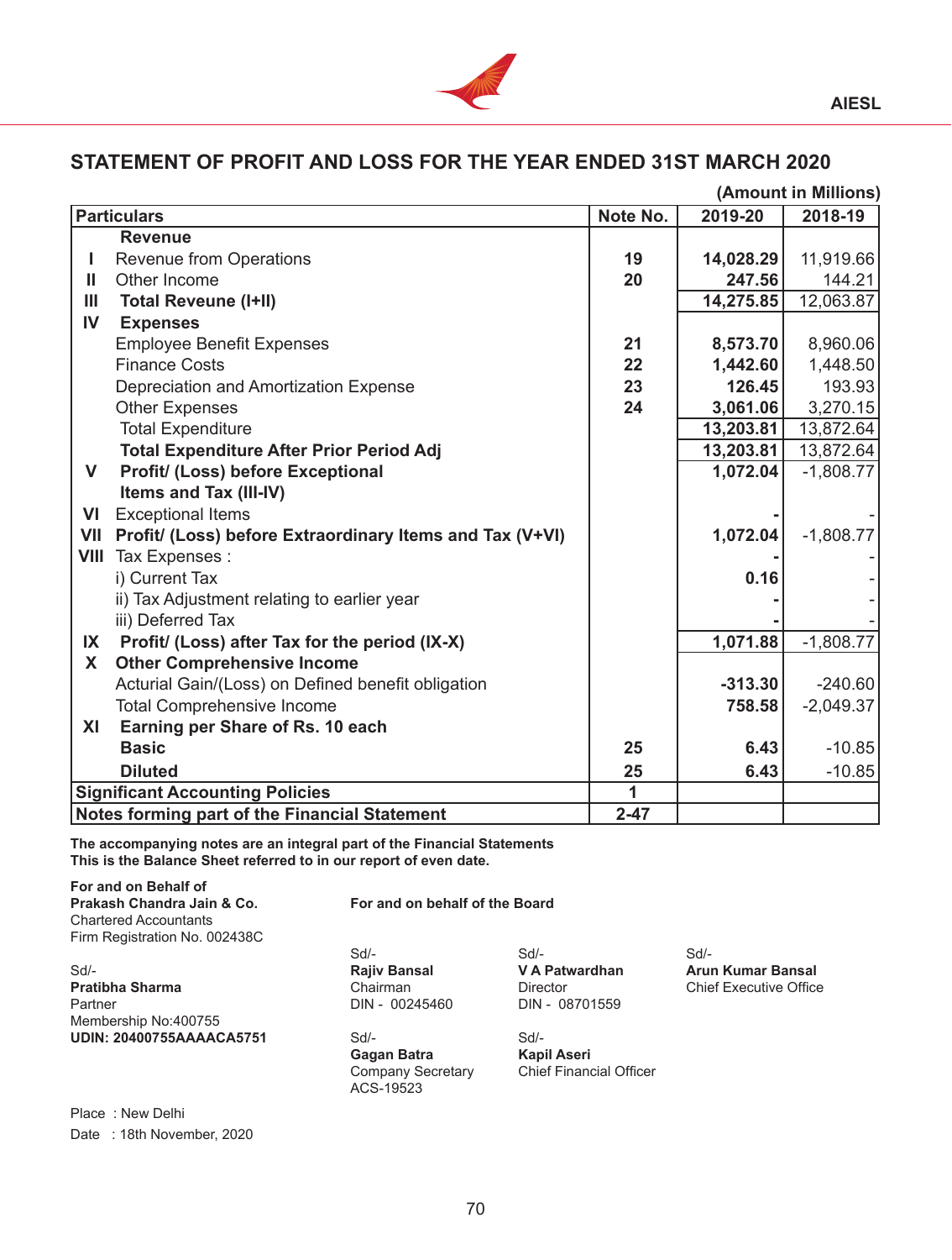## STATEMENT OF PROFIT AND LOSS FOR THE YEAR ENDED 31ST MARCH 2020

(Amount in Millions)

| | Particulars | Note No. | 2019-20 | 2018-19 |
|---|---|---|---|---|
| | **Revenue** | | | |
| I | Revenue from Operations | 19 | 14,028.29 | 11,919.66 |
| II | Other Income | 20 | 247.56 | 144.21 |
| III | **Total Reveune (I+II)** | | 14,275.85 | 12,063.87 |
| IV | **Expenses** | | | |
| | Employee Benefit Expenses | 21 | 8,573.70 | 8,960.06 |
| | Finance Costs | 22 | 1,442.60 | 1,448.50 |
| | Depreciation and Amortization Expense | 23 | 126.45 | 193.93 |
| | Other Expenses | 24 | 3,061.06 | 3,270.15 |
| | Total Expenditure | | 13,203.81 | 13,872.64 |
| | **Total Expenditure After Prior Period Adj** | | 13,203.81 | 13,872.64 |
| V | **Profit/ (Loss) before Exceptional Items and Tax (III-IV)** | | 1,072.04 | -1,808.77 |
| VI | Exceptional Items | | - | - |
| VII | **Profit/ (Loss) before Extraordinary Items and Tax (V+VI)** | | 1,072.04 | -1,808.77 |
| VIII | Tax Expenses : | | - | - |
| | i) Current Tax | | 0.16 | - |
| | ii) Tax Adjustment relating to earlier year | | - | - |
| | iii) Deferred Tax | | - | - |
| IX | **Profit/ (Loss) after Tax for the period (IX-X)** | | 1,071.88 | -1,808.77 |
| X | **Other Comprehensive Income** | | | |
| | Acturial Gain/(Loss) on Defined benefit obligation | | -313.30 | -240.60 |
| | Total Comprehensive Income | | 758.58 | -2,049.37 |
| XI | **Earning per Share of Rs. 10 each** | | | |
| | **Basic** | 25 | 6.43 | -10.85 |
| | **Diluted** | 25 | 6.43 | -10.85 |
| | **Significant Accounting Policies** | 1 | | |
| | **Notes forming part of the Financial Statement** | 2-47 | | |

**The accompanying notes are an integral part of the Financial Statements**
**This is the Balance Sheet referred to in our report of even date.**

**For and on Behalf of**
**Prakash Chandra Jain & Co.**
Chartered Accountants
Firm Registration No. 002438C

Sd/-
**Pratibha Sharma**
Partner
Membership No:400755
**UDIN: 20400755AAAACA5751**

**For and on behalf of the Board**

Sd/-
**Rajiv Bansal**
Chairman
DIN - 00245460

Sd/-
**V A Patwardhan**
Director
DIN - 08701559

Sd/-
**Arun Kumar Bansal**
Chief Executive Office

Sd/-
**Gagan Batra**
Company Secretary
ACS-19523

Sd/-
**Kapil Aseri**
Chief Financial Officer

Place : New Delhi
Date : 18th November, 2020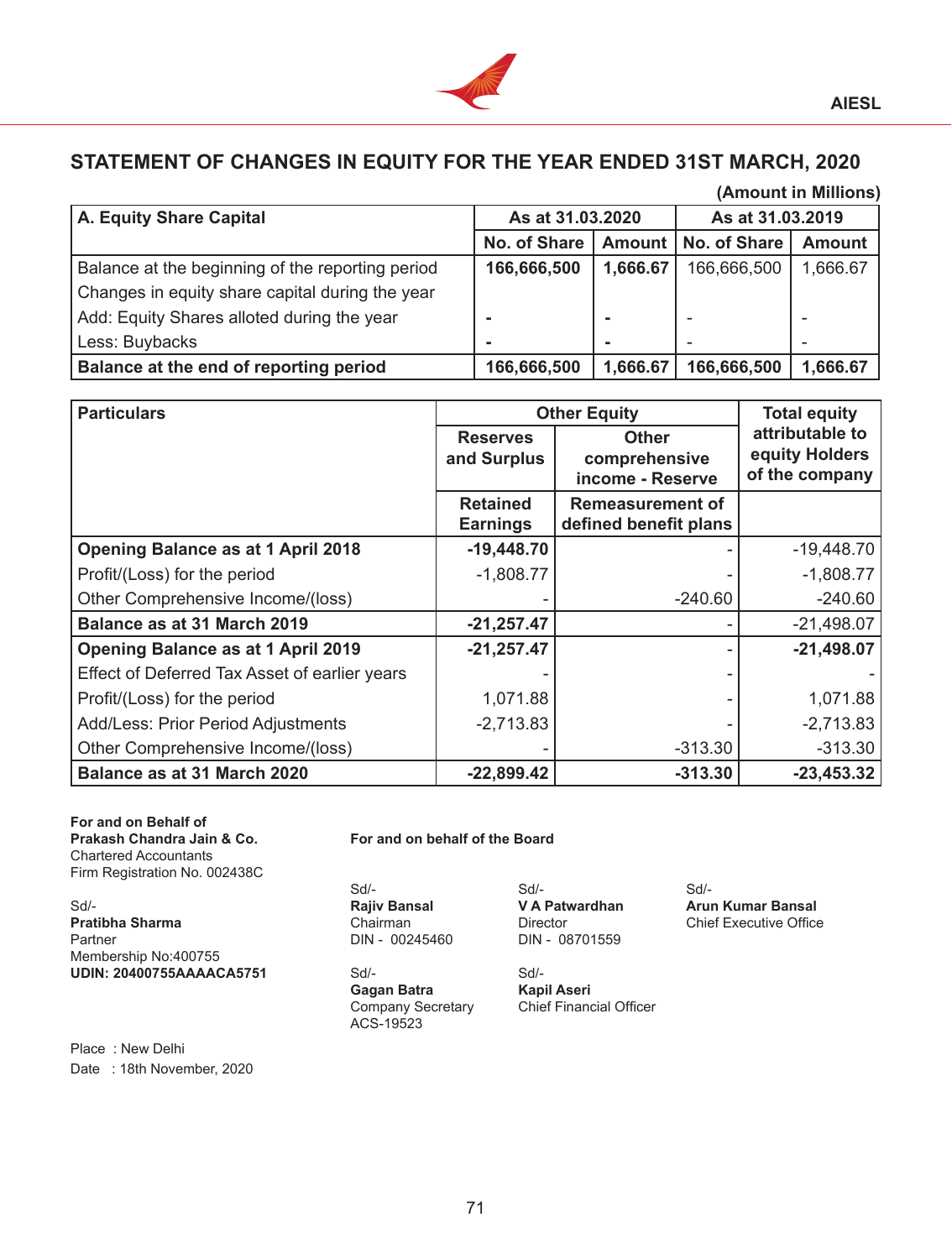## STATEMENT OF CHANGES IN EQUITY FOR THE YEAR ENDED 31ST MARCH, 2020

**(Amount in Millions)**

| A. Equity Share Capital | As at 31.03.2020 | | As at 31.03.2019 | |
|---|---|---|---|---|
| | No. of Share | Amount | No. of Share | Amount |
| Balance at the beginning of the reporting period | 166,666,500 | 1,666.67 | 166,666,500 | 1,666.67 |
| Changes in equity share capital during the year | | | | |
| Add: Equity Shares alloted during the year | - | - | - | - |
| Less: Buybacks | - | - | - | - |
| **Balance at the end of reporting period** | **166,666,500** | **1,666.67** | **166,666,500** | **1,666.67** |

| Particulars | Other Equity | | Total equity attributable to equity Holders of the company |
|---|---|---|---|
| | Reserves and Surplus | Other comprehensive income - Reserve | |
| | Retained Earnings | Remeasurement of defined benefit plans | |
| **Opening Balance as at 1 April 2018** | **-19,448.70** | - | -19,448.70 |
| Profit/(Loss) for the period | -1,808.77 | - | -1,808.77 |
| Other Comprehensive Income/(loss) | - | -240.60 | -240.60 |
| **Balance as at 31 March 2019** | **-21,257.47** | - | -21,498.07 |
| **Opening Balance as at 1 April 2019** | **-21,257.47** | - | **-21,498.07** |
| Effect of Deferred Tax Asset of earlier years | - | - | - |
| Profit/(Loss) for the period | 1,071.88 | - | 1,071.88 |
| Add/Less: Prior Period Adjustments | -2,713.83 | - | -2,713.83 |
| Other Comprehensive Income/(loss) | - | -313.30 | -313.30 |
| **Balance as at 31 March 2020** | **-22,899.42** | **-313.30** | **-23,453.32** |

**For and on Behalf of**
**Prakash Chandra Jain & Co.**
Chartered Accountants
Firm Registration No. 002438C

Sd/-
**Pratibha Sharma**
Partner
Membership No:400755
**UDIN: 20400755AAAACA5751**

**For and on behalf of the Board**

Sd/-
**Rajiv Bansal**
Chairman
DIN - 00245460

Sd/-
**V A Patwardhan**
Director
DIN - 08701559

Sd/-
**Arun Kumar Bansal**
Chief Executive Office

Sd/-
**Gagan Batra**
Company Secretary
ACS-19523

Sd/-
**Kapil Aseri**
Chief Financial Officer

Place : New Delhi
Date : 18th November, 2020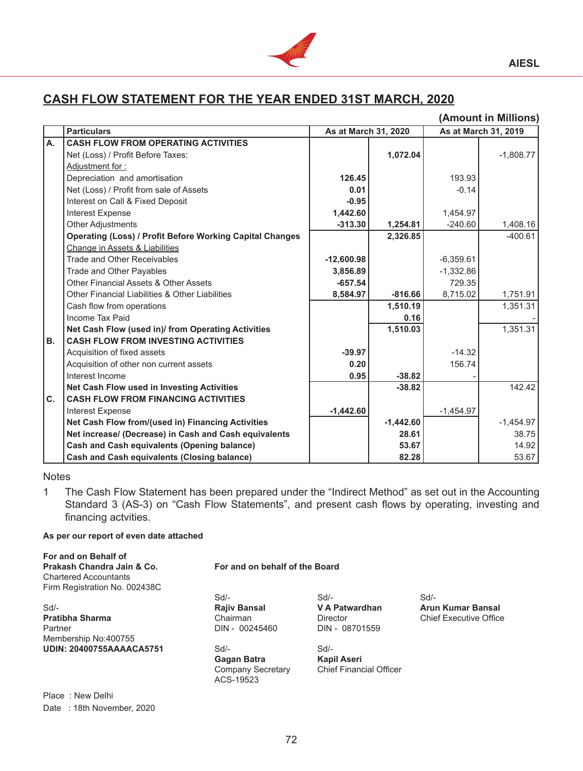## CASH FLOW STATEMENT FOR THE YEAR ENDED 31ST MARCH, 2020

**(Amount in Millions)**

| | Particulars | As at March 31, 2020 | | As at March 31, 2019 | |
|---|---|---|---|---|---|
| **A.** | **CASH FLOW FROM OPERATING ACTIVITIES** | | | | |
| | Net (Loss) / Profit Before Taxes: | | **1,072.04** | | -1,808.77 |
| | Adjustment for : | | | | |
| | Depreciation and amortisation | **126.45** | | 193.93 | |
| | Net (Loss) / Profit from sale of Assets | **0.01** | | -0.14 | |
| | Interest on Call & Fixed Deposit | **-0.95** | | | |
| | Interest Expense | **1,442.60** | | 1,454.97 | |
| | Other Adjustments | **-313.30** | **1,254.81** | -240.60 | 1,408.16 |
| | **Operating (Loss) / Profit Before Working Capital Changes** | | **2,326.85** | | -400.61 |
| | Change in Assets & Liabilities | | | | |
| | Trade and Other Receivables | **-12,600.98** | | -6,359.61 | |
| | Trade and Other Payables | **3,856.89** | | -1,332.86 | |
| | Other Financial Assets & Other Assets | **-657.54** | | 729.35 | |
| | Other Financial Liabilities & Other Liabilities | **8,584.97** | **-816.66** | 8,715.02 | 1,751.91 |
| | Cash flow from operations | | **1,510.19** | | 1,351.31 |
| | Income Tax Paid | | **0.16** | | - |
| | **Net Cash Flow (used in)/ from Operating Activities** | | **1,510.03** | | 1,351.31 |
| **B.** | **CASH FLOW FROM INVESTING ACTIVITIES** | | | | |
| | Acquisition of fixed assets | **-39.97** | | -14.32 | |
| | Acquisition of other non current assets | **0.20** | | 156.74 | |
| | Interest Income | **0.95** | **-38.82** | - | |
| | **Net Cash Flow used in Investing Activities** | | **-38.82** | | 142.42 |
| **C.** | **CASH FLOW FROM FINANCING ACTIVITIES** | | | | |
| | Interest Expense | **-1,442.60** | | -1,454.97 | |
| | **Net Cash Flow from/(used in) Financing Activities** | | **-1,442.60** | | -1,454.97 |
| | **Net increase/ (Decrease) in Cash and Cash equivalents** | | **28.61** | | 38.75 |
| | **Cash and Cash equivalents (Opening balance)** | | **53.67** | | 14.92 |
| | **Cash and Cash equivalents (Closing balance)** | | **82.28** | | 53.67 |

Notes

1 The Cash Flow Statement has been prepared under the “Indirect Method” as set out in the Accounting Standard 3 (AS-3) on “Cash Flow Statements”, and present cash flows by operating, investing and financing actvities.

**As per our report of even date attached**

**For and on Behalf of**
**Prakash Chandra Jain & Co.**
Chartered Accountants
Firm Registration No. 002438C

Sd/-
**Pratibha Sharma**
Partner
Membership No:400755
**UDIN: 20400755AAAACA5751**

**For and on behalf of the Board**

Sd/-
**Rajiv Bansal**
Chairman
DIN - 00245460

Sd/-
**V A Patwardhan**
Director
DIN - 08701559

Sd/-
**Arun Kumar Bansal**
Chief Executive Office

Sd/-
**Gagan Batra**
Company Secretary
ACS-19523

Sd/-
**Kapil Aseri**
Chief Financial Officer

Place : New Delhi
Date : 18th November, 2020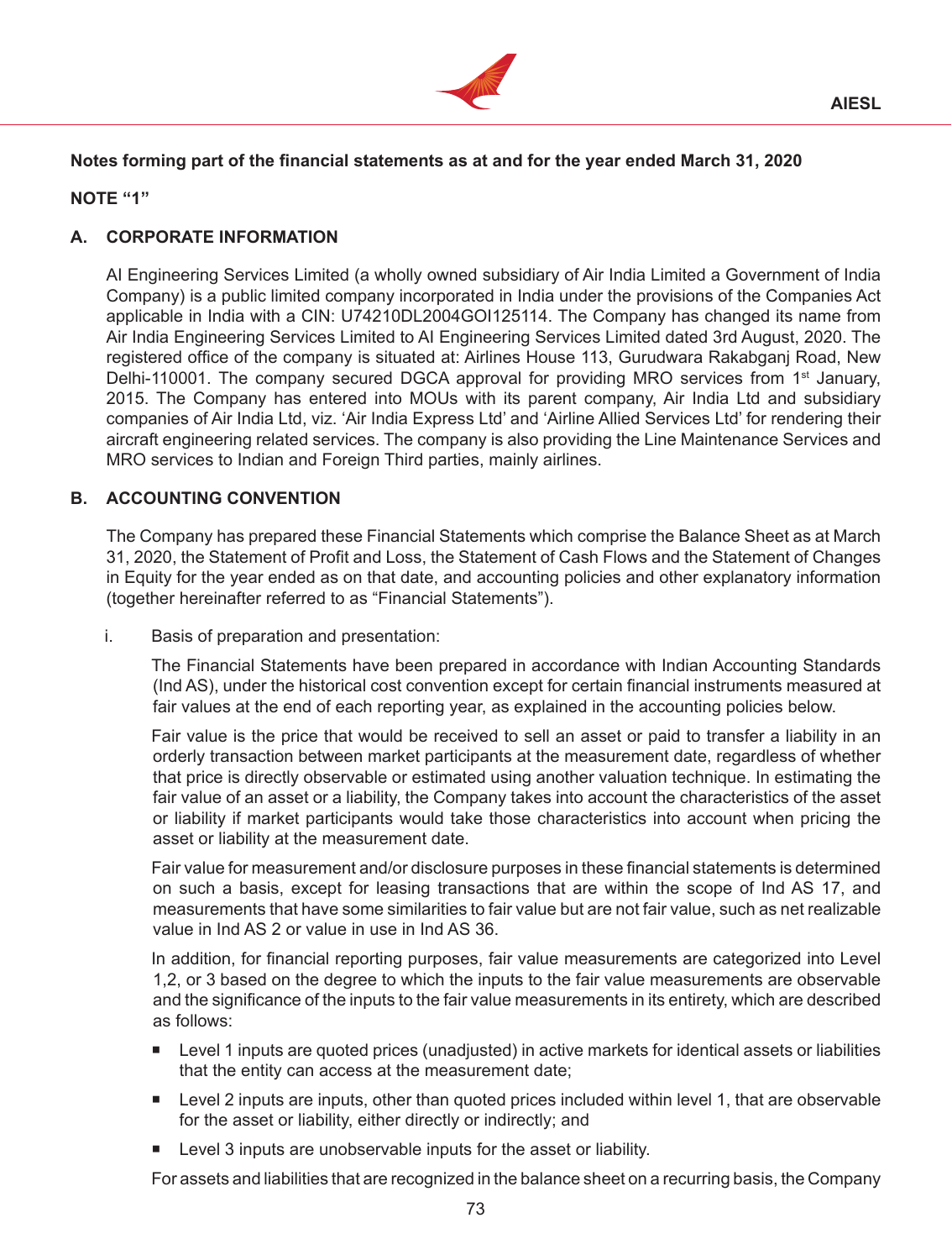**Notes forming part of the financial statements as at and for the year ended March 31, 2020**

**NOTE "1"**

## A. CORPORATE INFORMATION

AI Engineering Services Limited (a wholly owned subsidiary of Air India Limited a Government of India Company) is a public limited company incorporated in India under the provisions of the Companies Act applicable in India with a CIN: U74210DL2004GOI125114. The Company has changed its name from Air India Engineering Services Limited to AI Engineering Services Limited dated 3rd August, 2020. The registered office of the company is situated at: Airlines House 113, Gurudwara Rakabganj Road, New Delhi-110001. The company secured DGCA approval for providing MRO services from 1st January, 2015. The Company has entered into MOUs with its parent company, Air India Ltd and subsidiary companies of Air India Ltd, viz. 'Air India Express Ltd' and 'Airline Allied Services Ltd' for rendering their aircraft engineering related services. The company is also providing the Line Maintenance Services and MRO services to Indian and Foreign Third parties, mainly airlines.

## B. ACCOUNTING CONVENTION

The Company has prepared these Financial Statements which comprise the Balance Sheet as at March 31, 2020, the Statement of Profit and Loss, the Statement of Cash Flows and the Statement of Changes in Equity for the year ended as on that date, and accounting policies and other explanatory information (together hereinafter referred to as "Financial Statements").

i. Basis of preparation and presentation:

The Financial Statements have been prepared in accordance with Indian Accounting Standards (Ind AS), under the historical cost convention except for certain financial instruments measured at fair values at the end of each reporting year, as explained in the accounting policies below.

Fair value is the price that would be received to sell an asset or paid to transfer a liability in an orderly transaction between market participants at the measurement date, regardless of whether that price is directly observable or estimated using another valuation technique. In estimating the fair value of an asset or a liability, the Company takes into account the characteristics of the asset or liability if market participants would take those characteristics into account when pricing the asset or liability at the measurement date.

Fair value for measurement and/or disclosure purposes in these financial statements is determined on such a basis, except for leasing transactions that are within the scope of Ind AS 17, and measurements that have some similarities to fair value but are not fair value, such as net realizable value in Ind AS 2 or value in use in Ind AS 36.

In addition, for financial reporting purposes, fair value measurements are categorized into Level 1,2, or 3 based on the degree to which the inputs to the fair value measurements are observable and the significance of the inputs to the fair value measurements in its entirety, which are described as follows:

- Level 1 inputs are quoted prices (unadjusted) in active markets for identical assets or liabilities that the entity can access at the measurement date;
- Level 2 inputs are inputs, other than quoted prices included within level 1, that are observable for the asset or liability, either directly or indirectly; and
- Level 3 inputs are unobservable inputs for the asset or liability.

For assets and liabilities that are recognized in the balance sheet on a recurring basis, the Company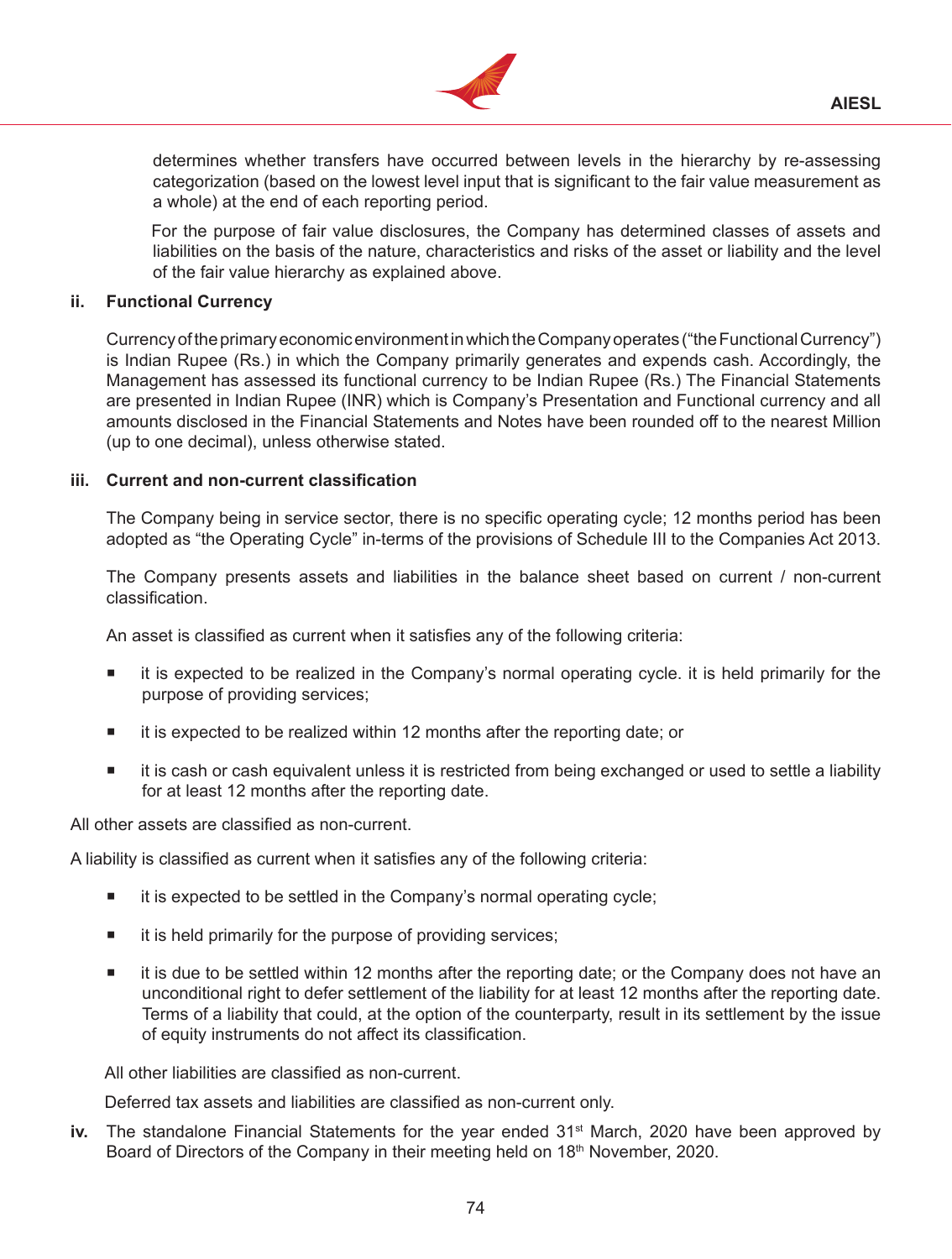determines whether transfers have occurred between levels in the hierarchy by re-assessing categorization (based on the lowest level input that is significant to the fair value measurement as a whole) at the end of each reporting period.

For the purpose of fair value disclosures, the Company has determined classes of assets and liabilities on the basis of the nature, characteristics and risks of the asset or liability and the level of the fair value hierarchy as explained above.

**ii. Functional Currency**

Currency of the primary economic environment in which the Company operates ("the Functional Currency") is Indian Rupee (Rs.) in which the Company primarily generates and expends cash. Accordingly, the Management has assessed its functional currency to be Indian Rupee (Rs.) The Financial Statements are presented in Indian Rupee (INR) which is Company's Presentation and Functional currency and all amounts disclosed in the Financial Statements and Notes have been rounded off to the nearest Million (up to one decimal), unless otherwise stated.

**iii. Current and non-current classification**

The Company being in service sector, there is no specific operating cycle; 12 months period has been adopted as "the Operating Cycle" in-terms of the provisions of Schedule III to the Companies Act 2013.

The Company presents assets and liabilities in the balance sheet based on current / non-current classification.

An asset is classified as current when it satisfies any of the following criteria:

- it is expected to be realized in the Company's normal operating cycle. it is held primarily for the purpose of providing services;
- it is expected to be realized within 12 months after the reporting date; or
- it is cash or cash equivalent unless it is restricted from being exchanged or used to settle a liability for at least 12 months after the reporting date.

All other assets are classified as non-current.

A liability is classified as current when it satisfies any of the following criteria:

- it is expected to be settled in the Company's normal operating cycle;
- it is held primarily for the purpose of providing services;
- it is due to be settled within 12 months after the reporting date; or the Company does not have an unconditional right to defer settlement of the liability for at least 12 months after the reporting date. Terms of a liability that could, at the option of the counterparty, result in its settlement by the issue of equity instruments do not affect its classification.

All other liabilities are classified as non-current.

Deferred tax assets and liabilities are classified as non-current only.

**iv.** The standalone Financial Statements for the year ended 31st March, 2020 have been approved by Board of Directors of the Company in their meeting held on 18th November, 2020.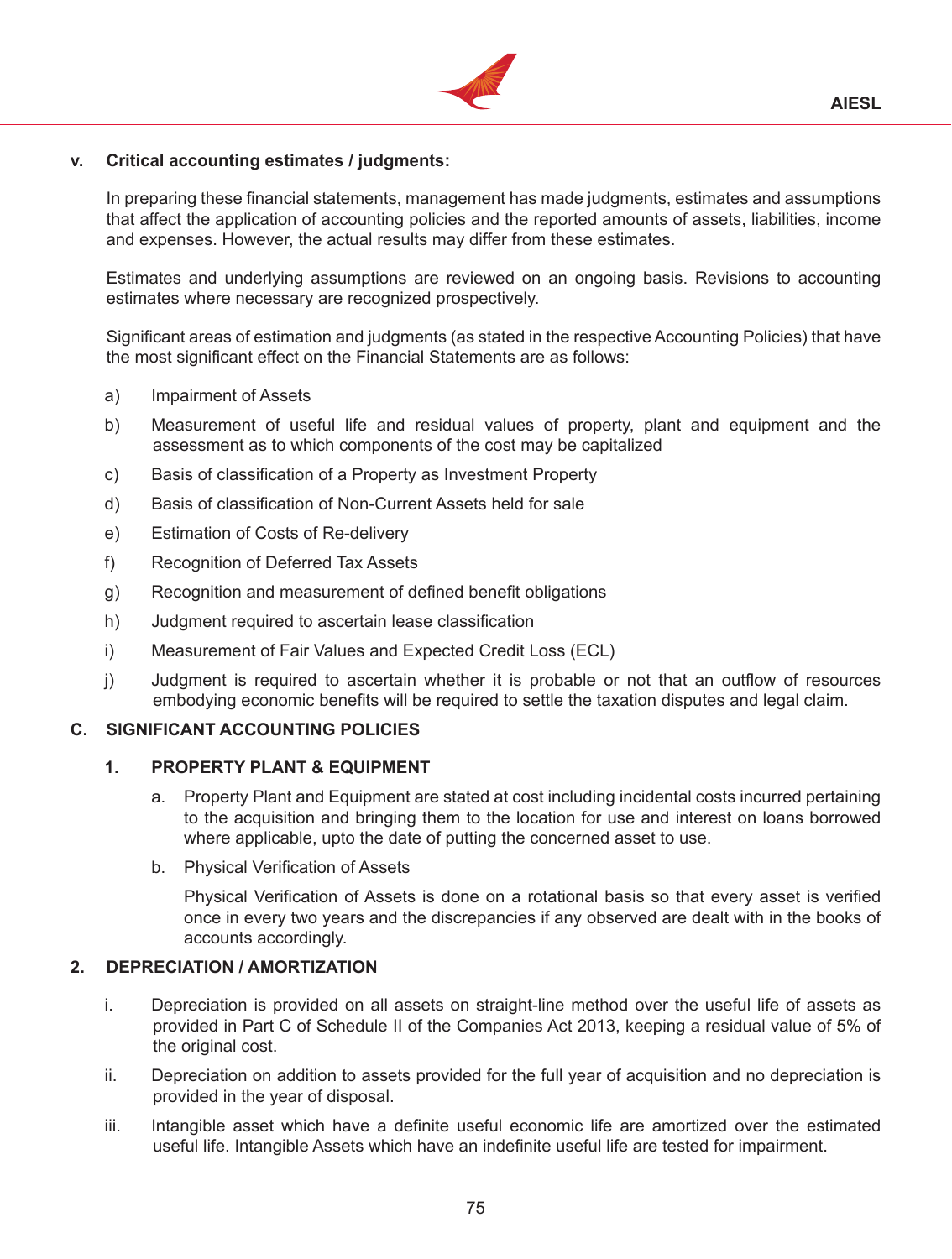### v. Critical accounting estimates / judgments:

In preparing these financial statements, management has made judgments, estimates and assumptions that affect the application of accounting policies and the reported amounts of assets, liabilities, income and expenses. However, the actual results may differ from these estimates.

Estimates and underlying assumptions are reviewed on an ongoing basis. Revisions to accounting estimates where necessary are recognized prospectively.

Significant areas of estimation and judgments (as stated in the respective Accounting Policies) that have the most significant effect on the Financial Statements are as follows:

a) Impairment of Assets

b) Measurement of useful life and residual values of property, plant and equipment and the assessment as to which components of the cost may be capitalized

c) Basis of classification of a Property as Investment Property

d) Basis of classification of Non-Current Assets held for sale

e) Estimation of Costs of Re-delivery

f) Recognition of Deferred Tax Assets

g) Recognition and measurement of defined benefit obligations

h) Judgment required to ascertain lease classification

i) Measurement of Fair Values and Expected Credit Loss (ECL)

j) Judgment is required to ascertain whether it is probable or not that an outflow of resources embodying economic benefits will be required to settle the taxation disputes and legal claim.

## C. SIGNIFICANT ACCOUNTING POLICIES

### 1. PROPERTY PLANT & EQUIPMENT

a. Property Plant and Equipment are stated at cost including incidental costs incurred pertaining to the acquisition and bringing them to the location for use and interest on loans borrowed where applicable, upto the date of putting the concerned asset to use.

b. Physical Verification of Assets

Physical Verification of Assets is done on a rotational basis so that every asset is verified once in every two years and the discrepancies if any observed are dealt with in the books of accounts accordingly.

### 2. DEPRECIATION / AMORTIZATION

i. Depreciation is provided on all assets on straight-line method over the useful life of assets as provided in Part C of Schedule II of the Companies Act 2013, keeping a residual value of 5% of the original cost.

ii. Depreciation on addition to assets provided for the full year of acquisition and no depreciation is provided in the year of disposal.

iii. Intangible asset which have a definite useful economic life are amortized over the estimated useful life. Intangible Assets which have an indefinite useful life are tested for impairment.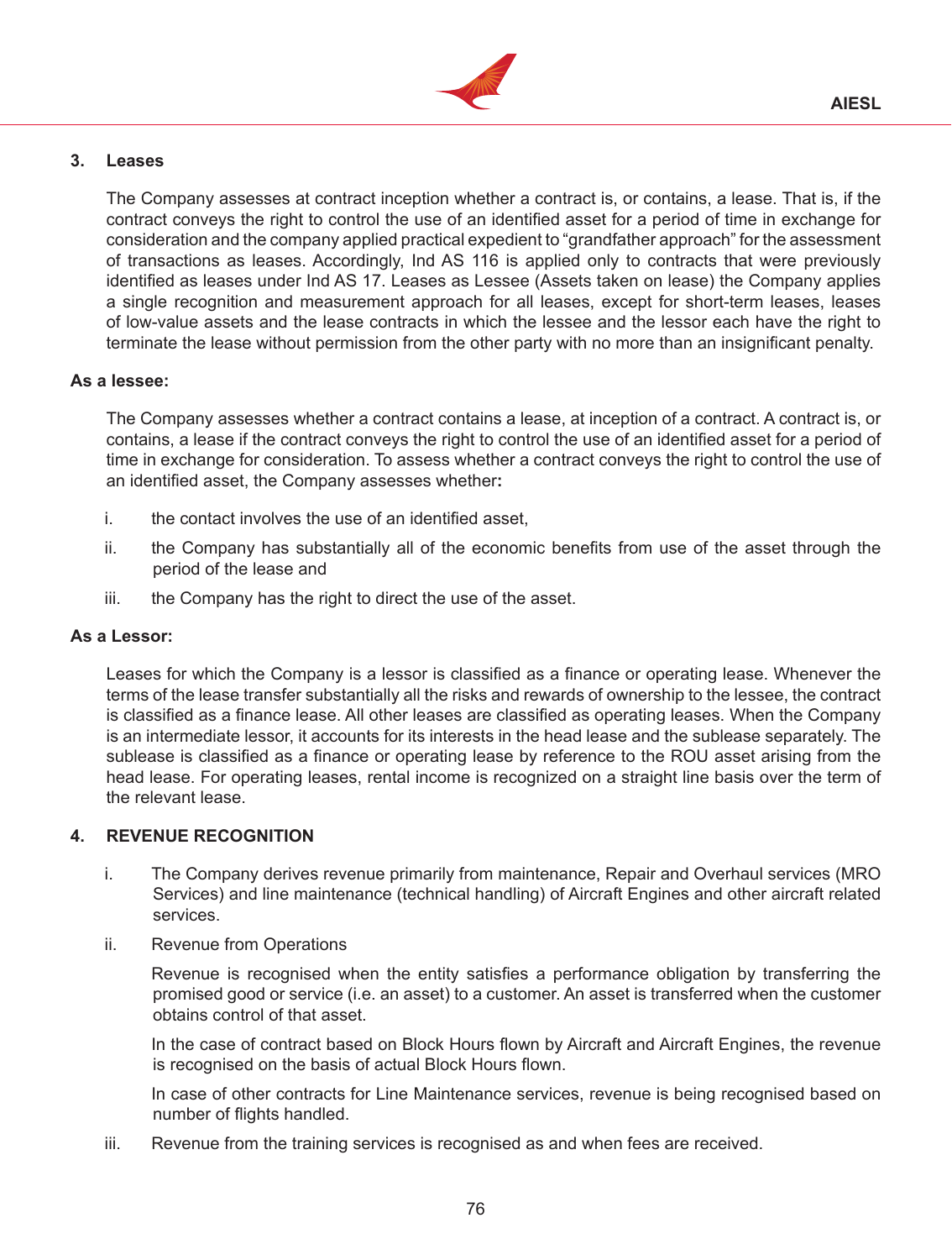### 3. Leases

The Company assesses at contract inception whether a contract is, or contains, a lease. That is, if the contract conveys the right to control the use of an identified asset for a period of time in exchange for consideration and the company applied practical expedient to "grandfather approach" for the assessment of transactions as leases. Accordingly, Ind AS 116 is applied only to contracts that were previously identified as leases under Ind AS 17. Leases as Lessee (Assets taken on lease) the Company applies a single recognition and measurement approach for all leases, except for short-term leases, leases of low-value assets and the lease contracts in which the lessee and the lessor each have the right to terminate the lease without permission from the other party with no more than an insignificant penalty.

**As a lessee:**

The Company assesses whether a contract contains a lease, at inception of a contract. A contract is, or contains, a lease if the contract conveys the right to control the use of an identified asset for a period of time in exchange for consideration. To assess whether a contract conveys the right to control the use of an identified asset, the Company assesses whether**:**

i. the contact involves the use of an identified asset,

ii. the Company has substantially all of the economic benefits from use of the asset through the period of the lease and

iii. the Company has the right to direct the use of the asset.

**As a Lessor:**

Leases for which the Company is a lessor is classified as a finance or operating lease. Whenever the terms of the lease transfer substantially all the risks and rewards of ownership to the lessee, the contract is classified as a finance lease. All other leases are classified as operating leases. When the Company is an intermediate lessor, it accounts for its interests in the head lease and the sublease separately. The sublease is classified as a finance or operating lease by reference to the ROU asset arising from the head lease. For operating leases, rental income is recognized on a straight line basis over the term of the relevant lease.

### 4. REVENUE RECOGNITION

i. The Company derives revenue primarily from maintenance, Repair and Overhaul services (MRO Services) and line maintenance (technical handling) of Aircraft Engines and other aircraft related services.

ii. Revenue from Operations

Revenue is recognised when the entity satisfies a performance obligation by transferring the promised good or service (i.e. an asset) to a customer. An asset is transferred when the customer obtains control of that asset.

In the case of contract based on Block Hours flown by Aircraft and Aircraft Engines, the revenue is recognised on the basis of actual Block Hours flown.

In case of other contracts for Line Maintenance services, revenue is being recognised based on number of flights handled.

iii. Revenue from the training services is recognised as and when fees are received.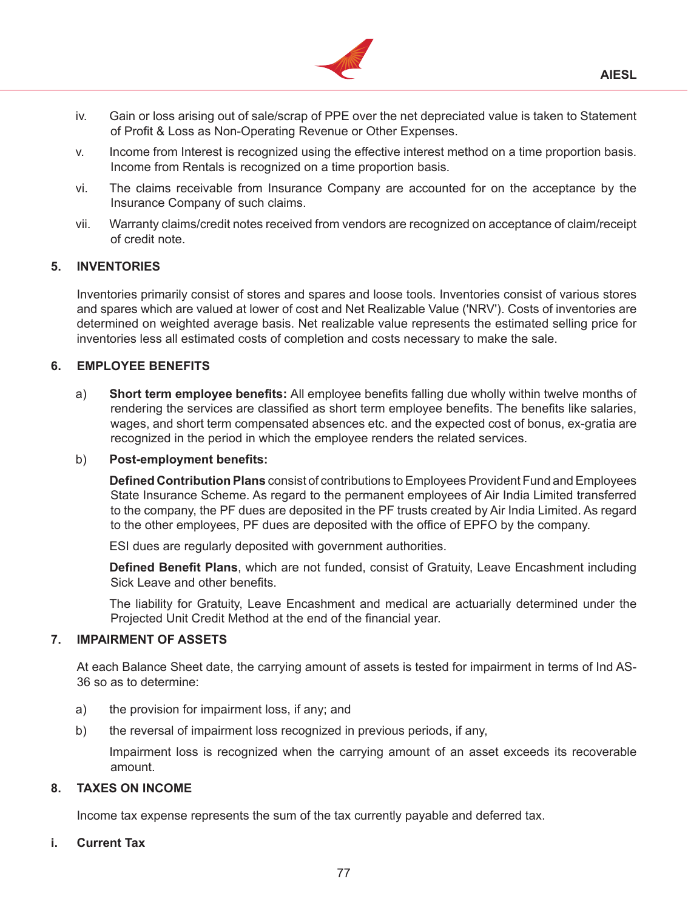iv. Gain or loss arising out of sale/scrap of PPE over the net depreciated value is taken to Statement of Profit & Loss as Non-Operating Revenue or Other Expenses.

v. Income from Interest is recognized using the effective interest method on a time proportion basis. Income from Rentals is recognized on a time proportion basis.

vi. The claims receivable from Insurance Company are accounted for on the acceptance by the Insurance Company of such claims.

vii. Warranty claims/credit notes received from vendors are recognized on acceptance of claim/receipt of credit note.

## 5. INVENTORIES

Inventories primarily consist of stores and spares and loose tools. Inventories consist of various stores and spares which are valued at lower of cost and Net Realizable Value ('NRV'). Costs of inventories are determined on weighted average basis. Net realizable value represents the estimated selling price for inventories less all estimated costs of completion and costs necessary to make the sale.

## 6. EMPLOYEE BENEFITS

a) **Short term employee benefits:** All employee benefits falling due wholly within twelve months of rendering the services are classified as short term employee benefits. The benefits like salaries, wages, and short term compensated absences etc. and the expected cost of bonus, ex-gratia are recognized in the period in which the employee renders the related services.

b) **Post-employment benefits:**

**Defined Contribution Plans** consist of contributions to Employees Provident Fund and Employees State Insurance Scheme. As regard to the permanent employees of Air India Limited transferred to the company, the PF dues are deposited in the PF trusts created by Air India Limited. As regard to the other employees, PF dues are deposited with the office of EPFO by the company.

ESI dues are regularly deposited with government authorities.

**Defined Benefit Plans**, which are not funded, consist of Gratuity, Leave Encashment including Sick Leave and other benefits.

The liability for Gratuity, Leave Encashment and medical are actuarially determined under the Projected Unit Credit Method at the end of the financial year.

## 7. IMPAIRMENT OF ASSETS

At each Balance Sheet date, the carrying amount of assets is tested for impairment in terms of Ind AS-36 so as to determine:

a) the provision for impairment loss, if any; and

b) the reversal of impairment loss recognized in previous periods, if any,

Impairment loss is recognized when the carrying amount of an asset exceeds its recoverable amount.

## 8. TAXES ON INCOME

Income tax expense represents the sum of the tax currently payable and deferred tax.

### i. Current Tax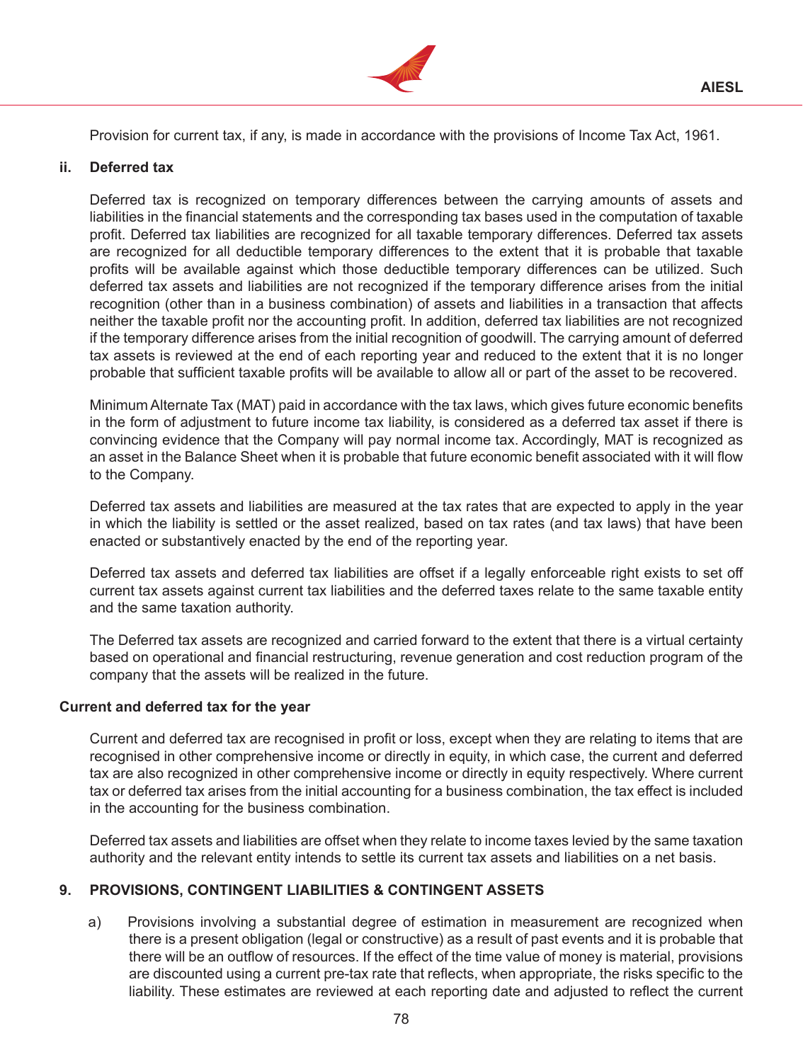Provision for current tax, if any, is made in accordance with the provisions of Income Tax Act, 1961.

**ii. Deferred tax**

Deferred tax is recognized on temporary differences between the carrying amounts of assets and liabilities in the financial statements and the corresponding tax bases used in the computation of taxable profit. Deferred tax liabilities are recognized for all taxable temporary differences. Deferred tax assets are recognized for all deductible temporary differences to the extent that it is probable that taxable profits will be available against which those deductible temporary differences can be utilized. Such deferred tax assets and liabilities are not recognized if the temporary difference arises from the initial recognition (other than in a business combination) of assets and liabilities in a transaction that affects neither the taxable profit nor the accounting profit. In addition, deferred tax liabilities are not recognized if the temporary difference arises from the initial recognition of goodwill. The carrying amount of deferred tax assets is reviewed at the end of each reporting year and reduced to the extent that it is no longer probable that sufficient taxable profits will be available to allow all or part of the asset to be recovered.

Minimum Alternate Tax (MAT) paid in accordance with the tax laws, which gives future economic benefits in the form of adjustment to future income tax liability, is considered as a deferred tax asset if there is convincing evidence that the Company will pay normal income tax. Accordingly, MAT is recognized as an asset in the Balance Sheet when it is probable that future economic benefit associated with it will flow to the Company.

Deferred tax assets and liabilities are measured at the tax rates that are expected to apply in the year in which the liability is settled or the asset realized, based on tax rates (and tax laws) that have been enacted or substantively enacted by the end of the reporting year.

Deferred tax assets and deferred tax liabilities are offset if a legally enforceable right exists to set off current tax assets against current tax liabilities and the deferred taxes relate to the same taxable entity and the same taxation authority.

The Deferred tax assets are recognized and carried forward to the extent that there is a virtual certainty based on operational and financial restructuring, revenue generation and cost reduction program of the company that the assets will be realized in the future.

**Current and deferred tax for the year**

Current and deferred tax are recognised in profit or loss, except when they are relating to items that are recognised in other comprehensive income or directly in equity, in which case, the current and deferred tax are also recognized in other comprehensive income or directly in equity respectively. Where current tax or deferred tax arises from the initial accounting for a business combination, the tax effect is included in the accounting for the business combination.

Deferred tax assets and liabilities are offset when they relate to income taxes levied by the same taxation authority and the relevant entity intends to settle its current tax assets and liabilities on a net basis.

**9. PROVISIONS, CONTINGENT LIABILITIES & CONTINGENT ASSETS**

a) Provisions involving a substantial degree of estimation in measurement are recognized when there is a present obligation (legal or constructive) as a result of past events and it is probable that there will be an outflow of resources. If the effect of the time value of money is material, provisions are discounted using a current pre-tax rate that reflects, when appropriate, the risks specific to the liability. These estimates are reviewed at each reporting date and adjusted to reflect the current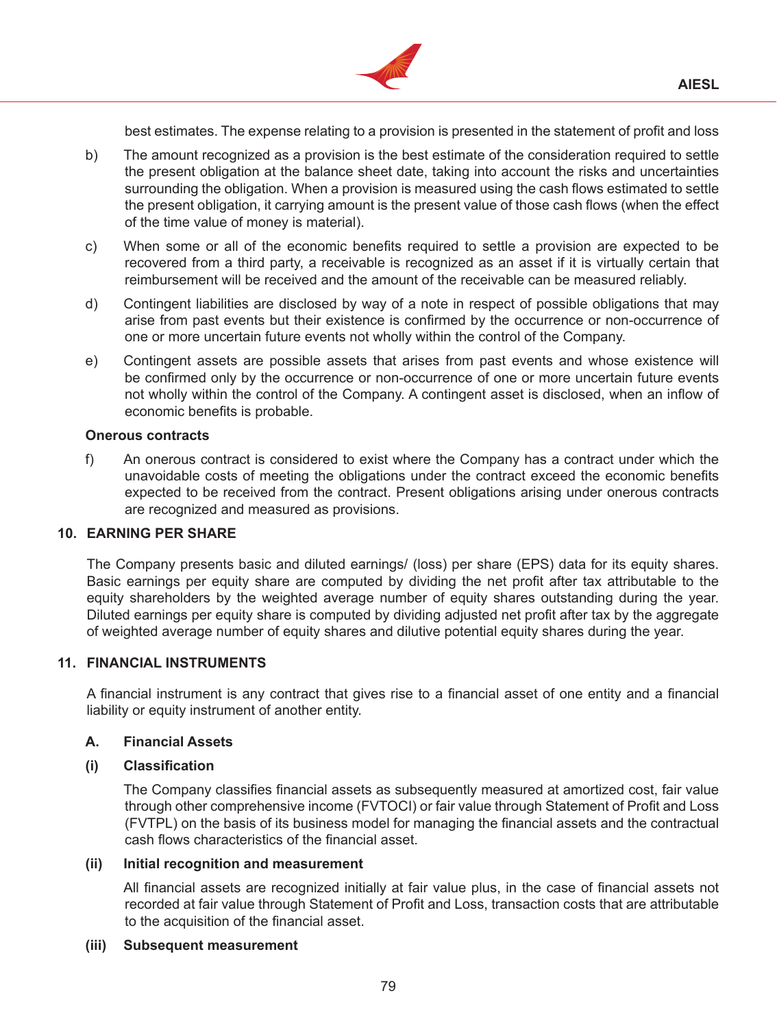best estimates. The expense relating to a provision is presented in the statement of profit and loss

b) The amount recognized as a provision is the best estimate of the consideration required to settle the present obligation at the balance sheet date, taking into account the risks and uncertainties surrounding the obligation. When a provision is measured using the cash flows estimated to settle the present obligation, it carrying amount is the present value of those cash flows (when the effect of the time value of money is material).

c) When some or all of the economic benefits required to settle a provision are expected to be recovered from a third party, a receivable is recognized as an asset if it is virtually certain that reimbursement will be received and the amount of the receivable can be measured reliably.

d) Contingent liabilities are disclosed by way of a note in respect of possible obligations that may arise from past events but their existence is confirmed by the occurrence or non-occurrence of one or more uncertain future events not wholly within the control of the Company.

e) Contingent assets are possible assets that arises from past events and whose existence will be confirmed only by the occurrence or non-occurrence of one or more uncertain future events not wholly within the control of the Company. A contingent asset is disclosed, when an inflow of economic benefits is probable.

**Onerous contracts**

f) An onerous contract is considered to exist where the Company has a contract under which the unavoidable costs of meeting the obligations under the contract exceed the economic benefits expected to be received from the contract. Present obligations arising under onerous contracts are recognized and measured as provisions.

## 10. EARNING PER SHARE

The Company presents basic and diluted earnings/ (loss) per share (EPS) data for its equity shares. Basic earnings per equity share are computed by dividing the net profit after tax attributable to the equity shareholders by the weighted average number of equity shares outstanding during the year. Diluted earnings per equity share is computed by dividing adjusted net profit after tax by the aggregate of weighted average number of equity shares and dilutive potential equity shares during the year.

## 11. FINANCIAL INSTRUMENTS

A financial instrument is any contract that gives rise to a financial asset of one entity and a financial liability or equity instrument of another entity.

### A. Financial Assets

#### (i) Classification

The Company classifies financial assets as subsequently measured at amortized cost, fair value through other comprehensive income (FVTOCI) or fair value through Statement of Profit and Loss (FVTPL) on the basis of its business model for managing the financial assets and the contractual cash flows characteristics of the financial asset.

#### (ii) Initial recognition and measurement

All financial assets are recognized initially at fair value plus, in the case of financial assets not recorded at fair value through Statement of Profit and Loss, transaction costs that are attributable to the acquisition of the financial asset.

#### (iii) Subsequent measurement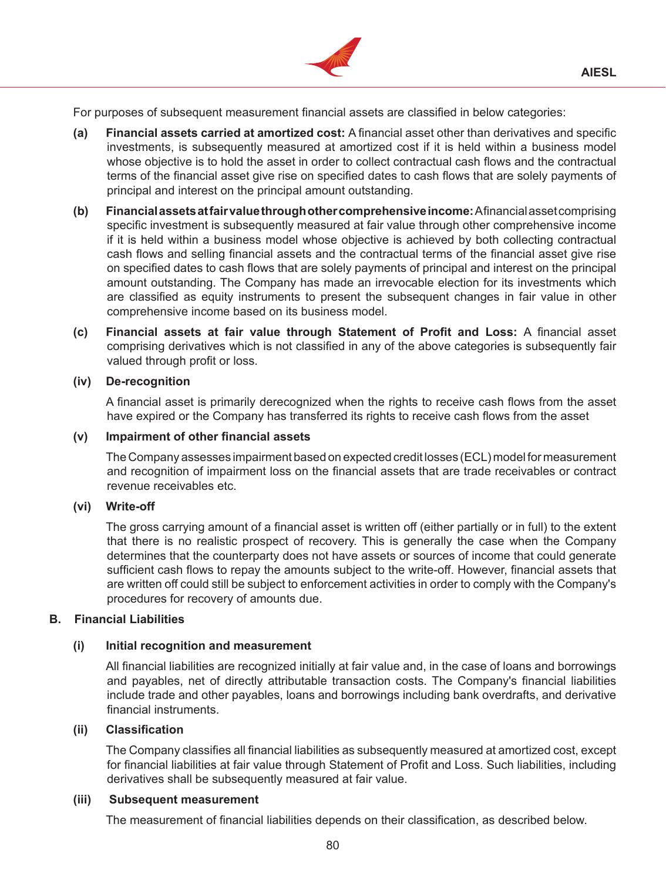For purposes of subsequent measurement financial assets are classified in below categories:

**(a) Financial assets carried at amortized cost:** A financial asset other than derivatives and specific investments, is subsequently measured at amortized cost if it is held within a business model whose objective is to hold the asset in order to collect contractual cash flows and the contractual terms of the financial asset give rise on specified dates to cash flows that are solely payments of principal and interest on the principal amount outstanding.

**(b) Financial assets at fair value through other comprehensive income:** A financial asset comprising specific investment is subsequently measured at fair value through other comprehensive income if it is held within a business model whose objective is achieved by both collecting contractual cash flows and selling financial assets and the contractual terms of the financial asset give rise on specified dates to cash flows that are solely payments of principal and interest on the principal amount outstanding. The Company has made an irrevocable election for its investments which are classified as equity instruments to present the subsequent changes in fair value in other comprehensive income based on its business model.

**(c) Financial assets at fair value through Statement of Profit and Loss:** A financial asset comprising derivatives which is not classified in any of the above categories is subsequently fair valued through profit or loss.

**(iv) De-recognition**

A financial asset is primarily derecognized when the rights to receive cash flows from the asset have expired or the Company has transferred its rights to receive cash flows from the asset

**(v) Impairment of other financial assets**

The Company assesses impairment based on expected credit losses (ECL) model for measurement and recognition of impairment loss on the financial assets that are trade receivables or contract revenue receivables etc.

**(vi) Write-off**

The gross carrying amount of a financial asset is written off (either partially or in full) to the extent that there is no realistic prospect of recovery. This is generally the case when the Company determines that the counterparty does not have assets or sources of income that could generate sufficient cash flows to repay the amounts subject to the write-off. However, financial assets that are written off could still be subject to enforcement activities in order to comply with the Company's procedures for recovery of amounts due.

**B. Financial Liabilities**

**(i) Initial recognition and measurement**

All financial liabilities are recognized initially at fair value and, in the case of loans and borrowings and payables, net of directly attributable transaction costs. The Company's financial liabilities include trade and other payables, loans and borrowings including bank overdrafts, and derivative financial instruments.

**(ii) Classification**

The Company classifies all financial liabilities as subsequently measured at amortized cost, except for financial liabilities at fair value through Statement of Profit and Loss. Such liabilities, including derivatives shall be subsequently measured at fair value.

**(iii) Subsequent measurement**

The measurement of financial liabilities depends on their classification, as described below.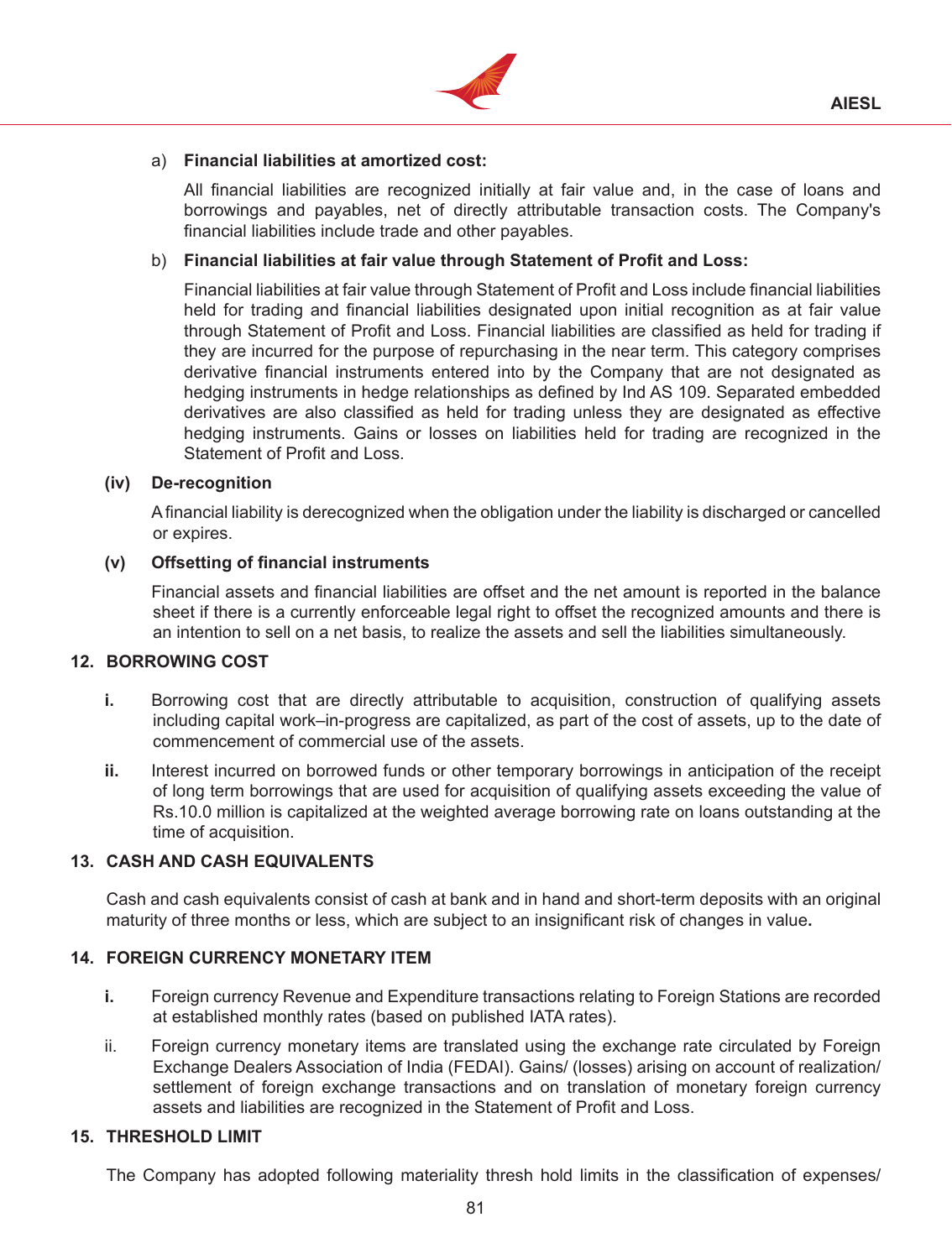a) **Financial liabilities at amortized cost:**

All financial liabilities are recognized initially at fair value and, in the case of loans and borrowings and payables, net of directly attributable transaction costs. The Company's financial liabilities include trade and other payables.

b) **Financial liabilities at fair value through Statement of Profit and Loss:**

Financial liabilities at fair value through Statement of Profit and Loss include financial liabilities held for trading and financial liabilities designated upon initial recognition as at fair value through Statement of Profit and Loss. Financial liabilities are classified as held for trading if they are incurred for the purpose of repurchasing in the near term. This category comprises derivative financial instruments entered into by the Company that are not designated as hedging instruments in hedge relationships as defined by Ind AS 109. Separated embedded derivatives are also classified as held for trading unless they are designated as effective hedging instruments. Gains or losses on liabilities held for trading are recognized in the Statement of Profit and Loss.

**(iv) De-recognition**

A financial liability is derecognized when the obligation under the liability is discharged or cancelled or expires.

**(v) Offsetting of financial instruments**

Financial assets and financial liabilities are offset and the net amount is reported in the balance sheet if there is a currently enforceable legal right to offset the recognized amounts and there is an intention to sell on a net basis, to realize the assets and sell the liabilities simultaneously.

## 12. BORROWING COST

**i.** Borrowing cost that are directly attributable to acquisition, construction of qualifying assets including capital work–in-progress are capitalized, as part of the cost of assets, up to the date of commencement of commercial use of the assets.

**ii.** Interest incurred on borrowed funds or other temporary borrowings in anticipation of the receipt of long term borrowings that are used for acquisition of qualifying assets exceeding the value of Rs.10.0 million is capitalized at the weighted average borrowing rate on loans outstanding at the time of acquisition.

## 13. CASH AND CASH EQUIVALENTS

Cash and cash equivalents consist of cash at bank and in hand and short-term deposits with an original maturity of three months or less, which are subject to an insignificant risk of changes in value**.**

## 14. FOREIGN CURRENCY MONETARY ITEM

**i.** Foreign currency Revenue and Expenditure transactions relating to Foreign Stations are recorded at established monthly rates (based on published IATA rates).

ii. Foreign currency monetary items are translated using the exchange rate circulated by Foreign Exchange Dealers Association of India (FEDAI). Gains/ (losses) arising on account of realization/ settlement of foreign exchange transactions and on translation of monetary foreign currency assets and liabilities are recognized in the Statement of Profit and Loss.

## 15. THRESHOLD LIMIT

The Company has adopted following materiality thresh hold limits in the classification of expenses/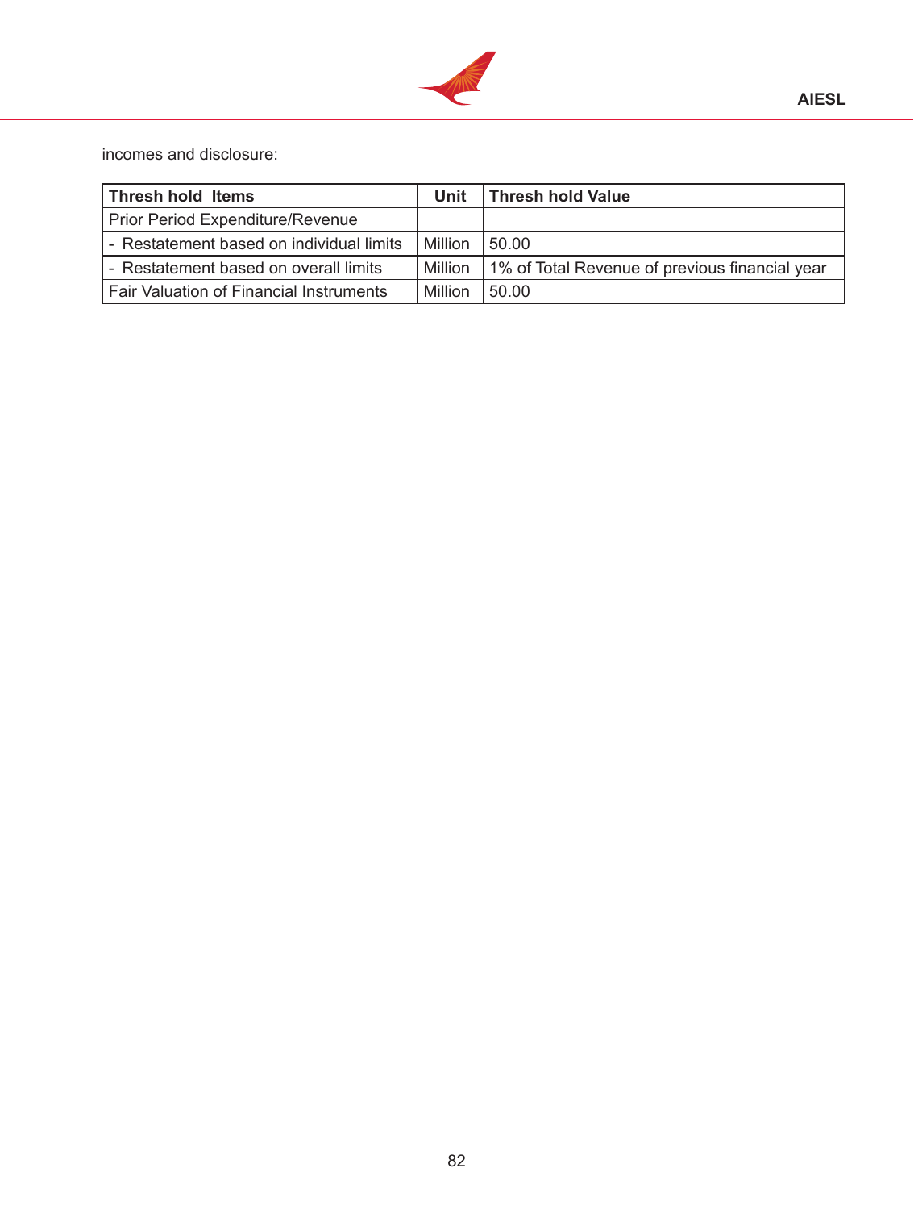incomes and disclosure:

| Thresh hold Items | Unit | Thresh hold Value |
|---|---|---|
| Prior Period Expenditure/Revenue | | |
| - Restatement based on individual limits | Million | 50.00 |
| - Restatement based on overall limits | Million | 1% of Total Revenue of previous financial year |
| Fair Valuation of Financial Instruments | Million | 50.00 |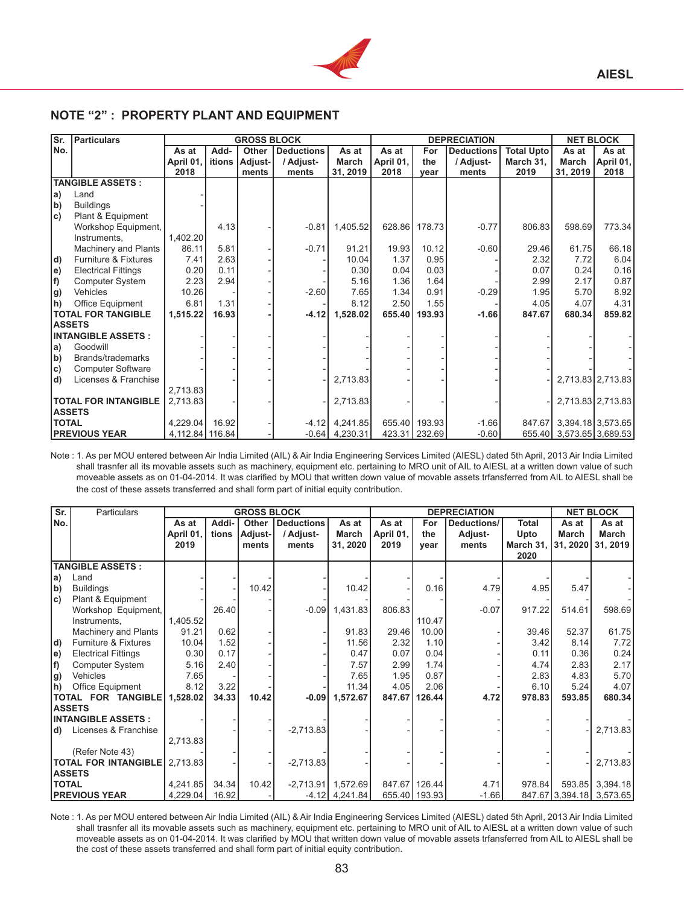## NOTE "2" : PROPERTY PLANT AND EQUIPMENT

| Sr. No. | Particulars | GROSS BLOCK | | | | | DEPRECIATION | | | | NET BLOCK | |
|---|---|---|---|---|---|---|---|---|---|---|---|---|
| | | As at April 01, 2018 | Additions | Other Adjustments | Deductions / Adjustments | As at March 31, 2019 | As at April 01, 2018 | For the year | Deductions / Adjustments | Total Upto March 31, 2019 | As at March 31, 2019 | As at April 01, 2018 |
| | **TANGIBLE ASSETS :** | | | | | | | | | | | |
| a) | Land | - | | | | | | | | | | |
| b) | Buildings | - | | | | | | | | | | |
| c) | Plant & Equipment | | | | | | | | | | | |
| | Workshop Equipment, Instruments, | 1,402.20 | 4.13 | - | -0.81 | 1,405.52 | 628.86 | 178.73 | -0.77 | 806.83 | 598.69 | 773.34 |
| | Machinery and Plants | 86.11 | 5.81 | - | -0.71 | 91.21 | 19.93 | 10.12 | -0.60 | 29.46 | 61.75 | 66.18 |
| d) | Furniture & Fixtures | 7.41 | 2.63 | - | - | 10.04 | 1.37 | 0.95 | - | 2.32 | 7.72 | 6.04 |
| e) | Electrical Fittings | 0.20 | 0.11 | - | - | 0.30 | 0.04 | 0.03 | - | 0.07 | 0.24 | 0.16 |
| f) | Computer System | 2.23 | 2.94 | - | - | 5.16 | 1.36 | 1.64 | - | 2.99 | 2.17 | 0.87 |
| g) | Vehicles | 10.26 | - | - | -2.60 | 7.65 | 1.34 | 0.91 | -0.29 | 1.95 | 5.70 | 8.92 |
| h) | Office Equipment | 6.81 | 1.31 | - | - | 8.12 | 2.50 | 1.55 | - | 4.05 | 4.07 | 4.31 |
| | **TOTAL FOR TANGIBLE ASSETS** | **1,515.22** | **16.93** | **-** | **-4.12** | **1,528.02** | **655.40** | **193.93** | **-1.66** | **847.67** | **680.34** | **859.82** |
| | **INTANGIBLE ASSETS :** | - | - | - | - | - | - | - | - | - | - | - |
| a) | Goodwill | - | - | - | - | - | - | - | - | - | - | - |
| b) | Brands/trademarks | - | - | - | - | - | - | - | - | - | - | - |
| c) | Computer Software | - | - | - | - | - | - | - | - | - | - | - |
| d) | Licenses & Franchise | 2,713.83 | - | - | - | 2,713.83 | - | - | - | - | 2,713.83 | 2,713.83 |
| | **TOTAL FOR INTANGIBLE ASSETS** | 2,713.83 | - | - | - | 2,713.83 | - | - | - | - | 2,713.83 | 2,713.83 |
| | **TOTAL** | 4,229.04 | 16.92 | - | -4.12 | 4,241.85 | 655.40 | 193.93 | -1.66 | 847.67 | 3,394.18 | 3,573.65 |
| | **PREVIOUS YEAR** | 4,112.84 | 116.84 | - | -0.64 | 4,230.31 | 423.31 | 232.69 | -0.60 | 655.40 | 3,573.65 | 3,689.53 |

Note : 1. As per MOU entered between Air India Limited (AIL) & Air India Engineering Services Limited (AIESL) dated 5th April, 2013 Air India Limited shall trasnfer all its movable assets such as machinery, equipment etc. pertaining to MRO unit of AIL to AIESL at a written down value of such moveable assets as on 01-04-2014. It was clarified by MOU that written down value of movable assets trfansferred from AIL to AIESL shall be the cost of these assets transferred and shall form part of initial equity contribution.

| Sr. No. | Particulars | GROSS BLOCK | | | | | DEPRECIATION | | | | NET BLOCK | |
|---|---|---|---|---|---|---|---|---|---|---|---|---|
| | | As at April 01, 2019 | Additions | Other Adjustments | Deductions / Adjustments | As at March 31, 2020 | As at April 01, 2019 | For the year | Deductions/ Adjustments | Total Upto March 31, 2020 | As at March 31, 2020 | As at March 31, 2019 |
| | **TANGIBLE ASSETS :** | | | | | | | | | | | |
| a) | Land | - | - | - | - | - | - | - | - | - | - | - |
| b) | Buildings | - | - | 10.42 | - | 10.42 | - | 0.16 | 4.79 | 4.95 | 5.47 | - |
| c) | Plant & Equipment | - | - | - | - | - | - | - | | | | |
| | Workshop Equipment, Instruments, | 1,405.52 | 26.40 | - | -0.09 | 1,431.83 | 806.83 | 110.47 | -0.07 | 917.22 | 514.61 | 598.69 |
| | Machinery and Plants | 91.21 | 0.62 | - | - | 91.83 | 29.46 | 10.00 | - | 39.46 | 52.37 | 61.75 |
| d) | Furniture & Fixtures | 10.04 | 1.52 | - | - | 11.56 | 2.32 | 1.10 | - | 3.42 | 8.14 | 7.72 |
| e) | Electrical Fittings | 0.30 | 0.17 | - | - | 0.47 | 0.07 | 0.04 | - | 0.11 | 0.36 | 0.24 |
| f) | Computer System | 5.16 | 2.40 | - | - | 7.57 | 2.99 | 1.74 | - | 4.74 | 2.83 | 2.17 |
| g) | Vehicles | 7.65 | - | - | - | 7.65 | 1.95 | 0.87 | - | 2.83 | 4.83 | 5.70 |
| h) | Office Equipment | 8.12 | 3.22 | - | - | 11.34 | 4.05 | 2.06 | - | 6.10 | 5.24 | 4.07 |
| | **TOTAL FOR TANGIBLE ASSETS** | **1,528.02** | **34.33** | **10.42** | **-0.09** | **1,572.67** | **847.67** | **126.44** | **4.72** | **978.83** | **593.85** | **680.34** |
| | **INTANGIBLE ASSETS :** | - | - | - | - | - | - | - | - | - | - | - |
| d) | Licenses & Franchise | 2,713.83 | - | - | -2,713.83 | - | - | - | - | - | - | 2,713.83 |
| | (Refer Note 43) | - | - | - | - | - | - | - | - | - | - | - |
| | **TOTAL FOR INTANGIBLE ASSETS** | 2,713.83 | - | - | -2,713.83 | - | - | - | - | - | - | 2,713.83 |
| | **TOTAL** | 4,241.85 | 34.34 | 10.42 | -2,713.91 | 1,572.69 | 847.67 | 126.44 | 4.71 | 978.84 | 593.85 | 3,394.18 |
| | **PREVIOUS YEAR** | 4,229.04 | 16.92 | - | -4.12 | 4,241.84 | 655.40 | 193.93 | -1.66 | 847.67 | 3,394.18 | 3,573.65 |

Note : 1. As per MOU entered between Air India Limited (AIL) & Air India Engineering Services Limited (AIESL) dated 5th April, 2013 Air India Limited shall trasnfer all its movable assets such as machinery, equipment etc. pertaining to MRO unit of AIL to AIESL at a written down value of such moveable assets as on 01-04-2014. It was clarified by MOU that written down value of movable assets trfansferred from AIL to AIESL shall be the cost of these assets transferred and shall form part of initial equity contribution.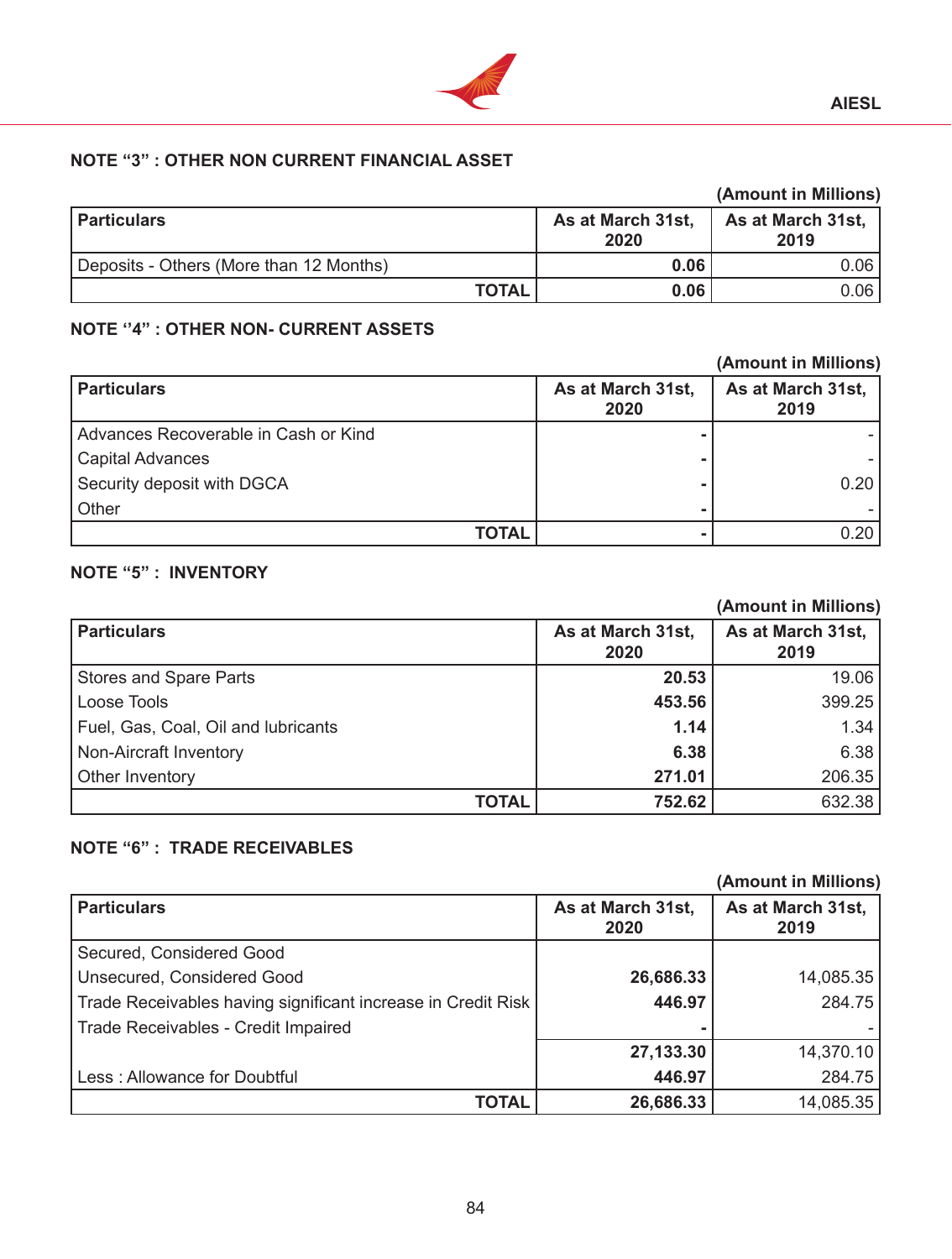## NOTE "3" : OTHER NON CURRENT FINANCIAL ASSET

(Amount in Millions)

| Particulars | As at March 31st, 2020 | As at March 31st, 2019 |
|---|---|---|
| Deposits - Others (More than 12 Months) | **0.06** | 0.06 |
| **TOTAL** | **0.06** | 0.06 |

## NOTE "4" : OTHER NON- CURRENT ASSETS

(Amount in Millions)

| Particulars | As at March 31st, 2020 | As at March 31st, 2019 |
|---|---|---|
| Advances Recoverable in Cash or Kind | **-** | - |
| Capital Advances | **-** | - |
| Security deposit with DGCA | **-** | 0.20 |
| Other | **-** | - |
| **TOTAL** | **-** | 0.20 |

## NOTE "5" : INVENTORY

(Amount in Millions)

| Particulars | As at March 31st, 2020 | As at March 31st, 2019 |
|---|---|---|
| Stores and Spare Parts | **20.53** | 19.06 |
| Loose Tools | **453.56** | 399.25 |
| Fuel, Gas, Coal, Oil and lubricants | **1.14** | 1.34 |
| Non-Aircraft Inventory | **6.38** | 6.38 |
| Other Inventory | **271.01** | 206.35 |
| **TOTAL** | **752.62** | 632.38 |

## NOTE "6" : TRADE RECEIVABLES

(Amount in Millions)

| Particulars | As at March 31st, 2020 | As at March 31st, 2019 |
|---|---|---|
| Secured, Considered Good | | |
| Unsecured, Considered Good | **26,686.33** | 14,085.35 |
| Trade Receivables having significant increase in Credit Risk | **446.97** | 284.75 |
| Trade Receivables - Credit Impaired | **-** | - |
| | **27,133.30** | 14,370.10 |
| Less : Allowance for Doubtful | **446.97** | 284.75 |
| **TOTAL** | **26,686.33** | 14,085.35 |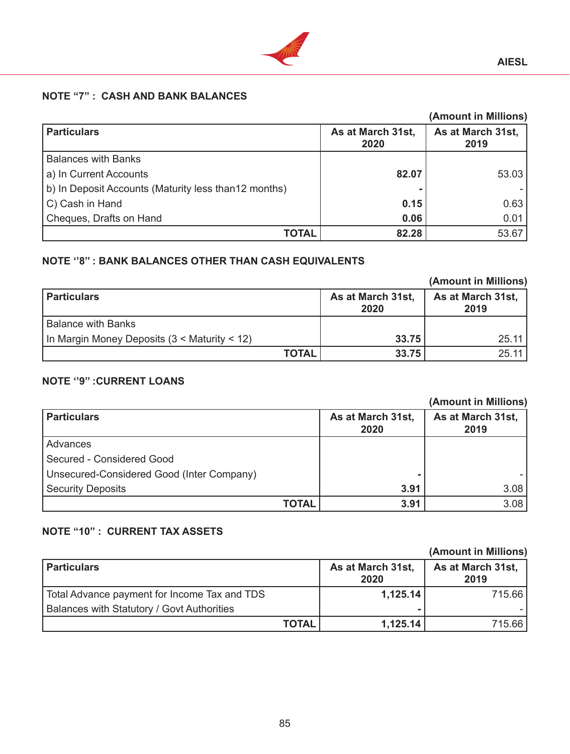### NOTE "7" : CASH AND BANK BALANCES

(Amount in Millions)

| Particulars | As at March 31st, 2020 | As at March 31st, 2019 |
|---|---|---|
| Balances with Banks | | |
| a) In Current Accounts | **82.07** | 53.03 |
| b) In Deposit Accounts (Maturity less than12 months) | **-** | - |
| C) Cash in Hand | **0.15** | 0.63 |
| Cheques, Drafts on Hand | **0.06** | 0.01 |
| **TOTAL** | **82.28** | 53.67 |

### NOTE ''8" : BANK BALANCES OTHER THAN CASH EQUIVALENTS

(Amount in Millions)

| Particulars | As at March 31st, 2020 | As at March 31st, 2019 |
|---|---|---|
| Balance with Banks | | |
| In Margin Money Deposits (3 < Maturity < 12) | **33.75** | 25.11 |
| **TOTAL** | **33.75** | 25.11 |

### NOTE ''9" :CURRENT LOANS

(Amount in Millions)

| Particulars | As at March 31st, 2020 | As at March 31st, 2019 |
|---|---|---|
| Advances | | |
| Secured - Considered Good | | |
| Unsecured-Considered Good (Inter Company) | **-** | - |
| Security Deposits | **3.91** | 3.08 |
| **TOTAL** | **3.91** | 3.08 |

### NOTE "10" : CURRENT TAX ASSETS

(Amount in Millions)

| Particulars | As at March 31st, 2020 | As at March 31st, 2019 |
|---|---|---|
| Total Advance payment for Income Tax and TDS | **1,125.14** | 715.66 |
| Balances with Statutory / Govt Authorities | **-** | - |
| **TOTAL** | **1,125.14** | 715.66 |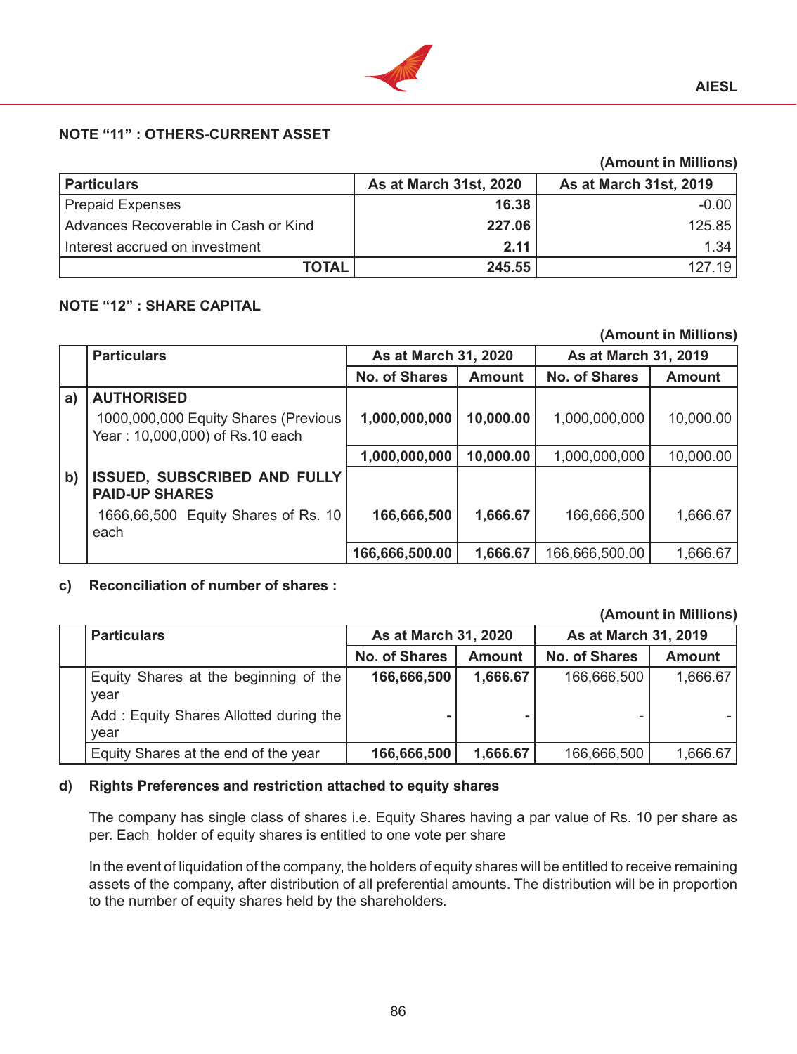## NOTE "11" : OTHERS-CURRENT ASSET

**(Amount in Millions)**

| Particulars | As at March 31st, 2020 | As at March 31st, 2019 |
|---|---|---|
| Prepaid Expenses | **16.38** | -0.00 |
| Advances Recoverable in Cash or Kind | **227.06** | 125.85 |
| Interest accrued on investment | **2.11** | 1.34 |
| **TOTAL** | **245.55** | 127.19 |

## NOTE "12" : SHARE CAPITAL

**(Amount in Millions)**

| | Particulars | As at March 31, 2020 | | As at March 31, 2019 | |
|---|---|---|---|---|---|
| | | No. of Shares | Amount | No. of Shares | Amount |
| a) | **AUTHORISED** | | | | |
| | 1000,000,000 Equity Shares (Previous Year : 10,000,000) of Rs.10 each | **1,000,000,000** | **10,000.00** | 1,000,000,000 | 10,000.00 |
| | | **1,000,000,000** | **10,000.00** | 1,000,000,000 | 10,000.00 |
| b) | **ISSUED, SUBSCRIBED AND FULLY PAID-UP SHARES** | | | | |
| | 1666,66,500 Equity Shares of Rs. 10 each | **166,666,500** | **1,666.67** | 166,666,500 | 1,666.67 |
| | | **166,666,500.00** | **1,666.67** | 166,666,500.00 | 1,666.67 |

**c) Reconciliation of number of shares :**

**(Amount in Millions)**

| | Particulars | As at March 31, 2020 | | As at March 31, 2019 | |
|---|---|---|---|---|---|
| | | No. of Shares | Amount | No. of Shares | Amount |
| | Equity Shares at the beginning of the year | **166,666,500** | **1,666.67** | 166,666,500 | 1,666.67 |
| | Add : Equity Shares Allotted during the year | **-** | **-** | - | - |
| | Equity Shares at the end of the year | **166,666,500** | **1,666.67** | 166,666,500 | 1,666.67 |

**d) Rights Preferences and restriction attached to equity shares**

The company has single class of shares i.e. Equity Shares having a par value of Rs. 10 per share as per. Each holder of equity shares is entitled to one vote per share

In the event of liquidation of the company, the holders of equity shares will be entitled to receive remaining assets of the company, after distribution of all preferential amounts. The distribution will be in proportion to the number of equity shares held by the shareholders.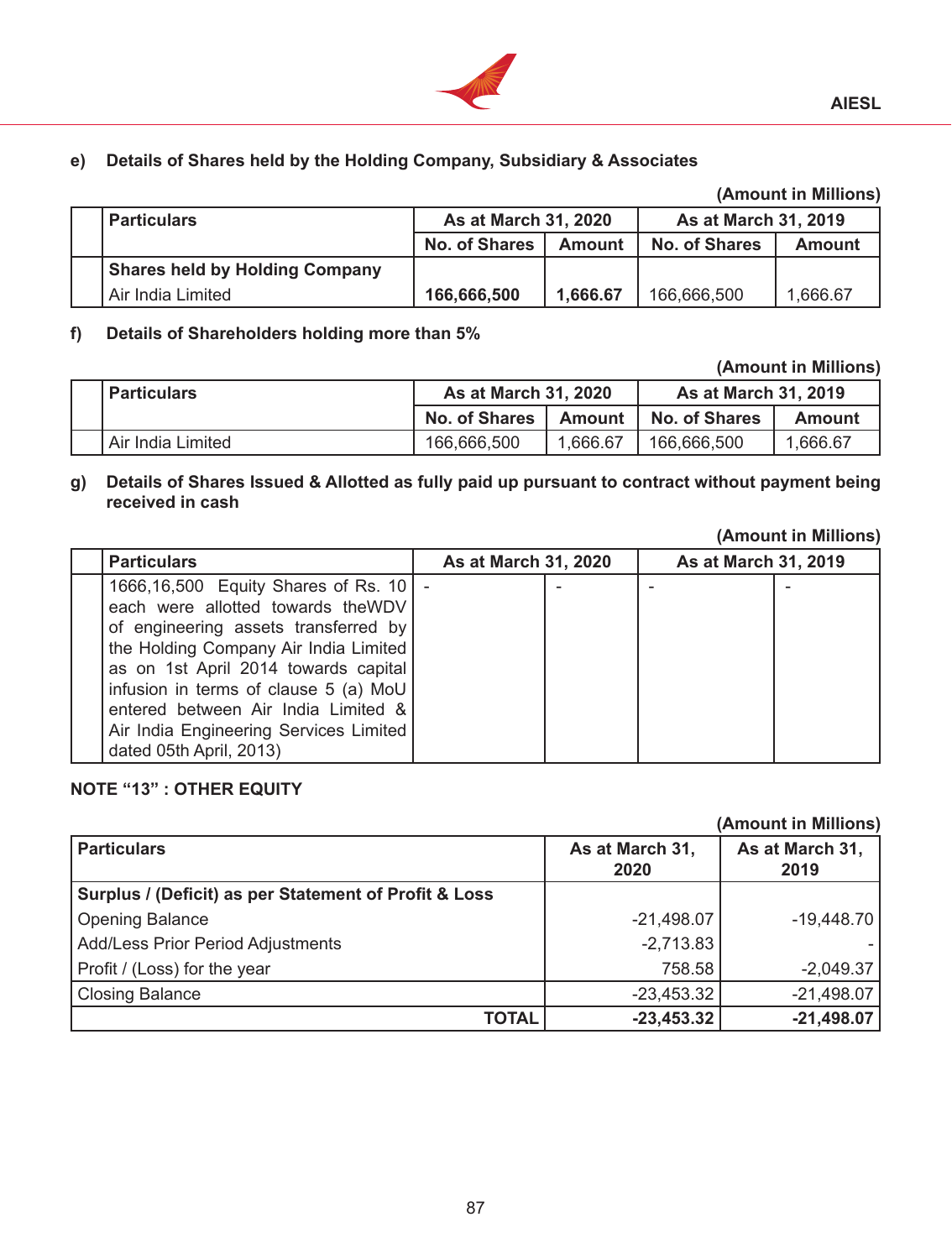**e) Details of Shares held by the Holding Company, Subsidiary & Associates**

(Amount in Millions)

| | Particulars | As at March 31, 2020 | | As at March 31, 2019 | |
|---|---|---|---|---|---|
| | | No. of Shares | Amount | No. of Shares | Amount |
| | **Shares held by Holding Company** | | | | |
| | Air India Limited | **166,666,500** | **1,666.67** | 166,666,500 | 1,666.67 |

**f) Details of Shareholders holding more than 5%**

(Amount in Millions)

| | Particulars | As at March 31, 2020 | | As at March 31, 2019 | |
|---|---|---|---|---|---|
| | | No. of Shares | Amount | No. of Shares | Amount |
| | Air India Limited | 166,666,500 | 1,666.67 | 166,666,500 | 1,666.67 |

**g) Details of Shares Issued & Allotted as fully paid up pursuant to contract without payment being received in cash**

(Amount in Millions)

| | Particulars | As at March 31, 2020 | | As at March 31, 2019 | |
|---|---|---|---|---|---|
| | 1666,16,500 Equity Shares of Rs. 10 each were allotted towards theWDV of engineering assets transferred by the Holding Company Air India Limited as on 1st April 2014 towards capital infusion in terms of clause 5 (a) MoU entered between Air India Limited & Air India Engineering Services Limited dated 05th April, 2013) | - | - | - | - |

**NOTE "13" : OTHER EQUITY**

(Amount in Millions)

| Particulars | As at March 31, 2020 | As at March 31, 2019 |
|---|---|---|
| **Surplus / (Deficit) as per Statement of Profit & Loss** | | |
| Opening Balance | -21,498.07 | -19,448.70 |
| Add/Less Prior Period Adjustments | -2,713.83 | - |
| Profit / (Loss) for the year | 758.58 | -2,049.37 |
| Closing Balance | -23,453.32 | -21,498.07 |
| **TOTAL** | **-23,453.32** | **-21,498.07** |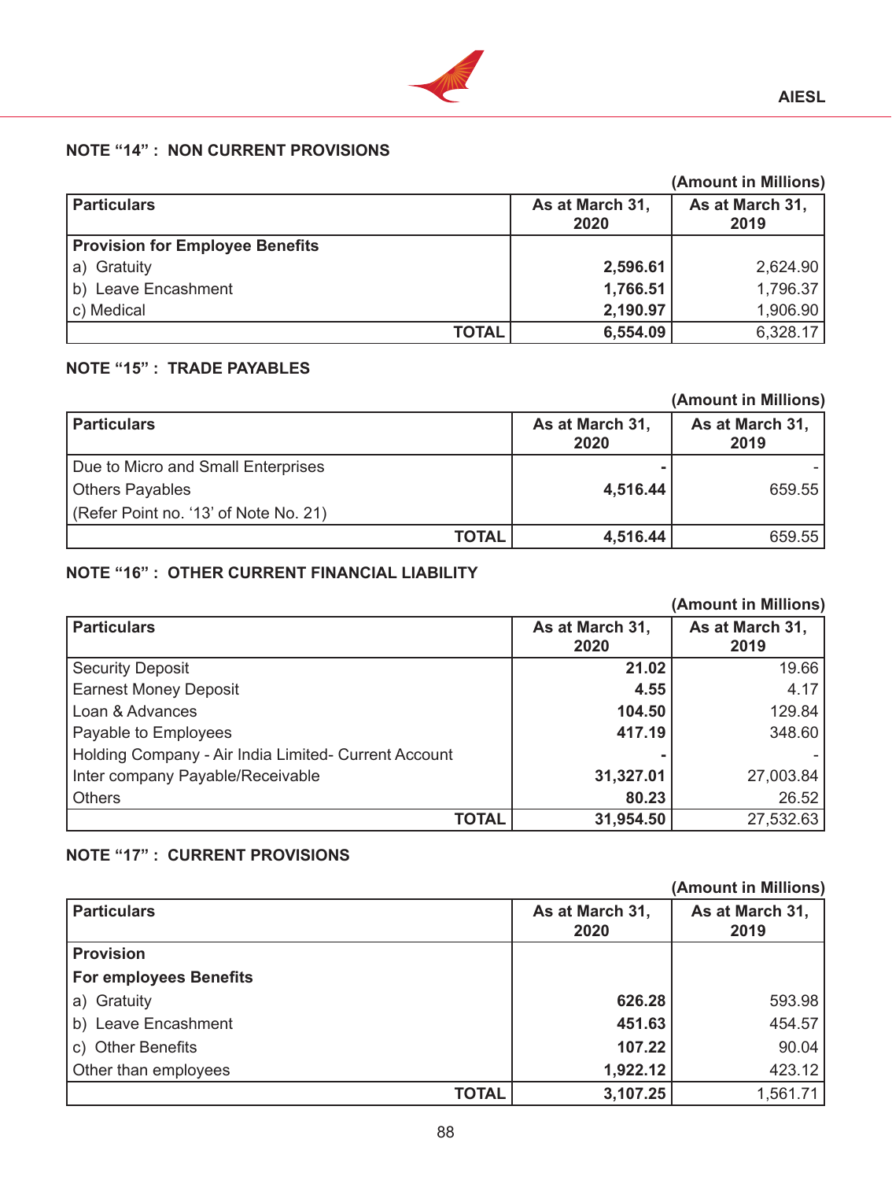## NOTE "14" : NON CURRENT PROVISIONS

(Amount in Millions)

| Particulars | As at March 31, 2020 | As at March 31, 2019 |
|---|---|---|
| **Provision for Employee Benefits** | | |
| a) Gratuity | **2,596.61** | 2,624.90 |
| b) Leave Encashment | **1,766.51** | 1,796.37 |
| c) Medical | **2,190.97** | 1,906.90 |
| **TOTAL** | **6,554.09** | 6,328.17 |

## NOTE "15" : TRADE PAYABLES

(Amount in Millions)

| Particulars | As at March 31, 2020 | As at March 31, 2019 |
|---|---|---|
| Due to Micro and Small Enterprises | **-** | - |
| Others Payables | **4,516.44** | 659.55 |
| (Refer Point no. '13' of Note No. 21) | | |
| **TOTAL** | **4,516.44** | 659.55 |

## NOTE "16" : OTHER CURRENT FINANCIAL LIABILITY

(Amount in Millions)

| Particulars | As at March 31, 2020 | As at March 31, 2019 |
|---|---|---|
| Security Deposit | **21.02** | 19.66 |
| Earnest Money Deposit | **4.55** | 4.17 |
| Loan & Advances | **104.50** | 129.84 |
| Payable to Employees | **417.19** | 348.60 |
| Holding Company - Air India Limited- Current Account | **-** | - |
| Inter company Payable/Receivable | **31,327.01** | 27,003.84 |
| Others | **80.23** | 26.52 |
| **TOTAL** | **31,954.50** | 27,532.63 |

## NOTE "17" : CURRENT PROVISIONS

(Amount in Millions)

| Particulars | As at March 31, 2020 | As at March 31, 2019 |
|---|---|---|
| **Provision** | | |
| **For employees Benefits** | | |
| a) Gratuity | **626.28** | 593.98 |
| b) Leave Encashment | **451.63** | 454.57 |
| c) Other Benefits | **107.22** | 90.04 |
| Other than employees | **1,922.12** | 423.12 |
| **TOTAL** | **3,107.25** | 1,561.71 |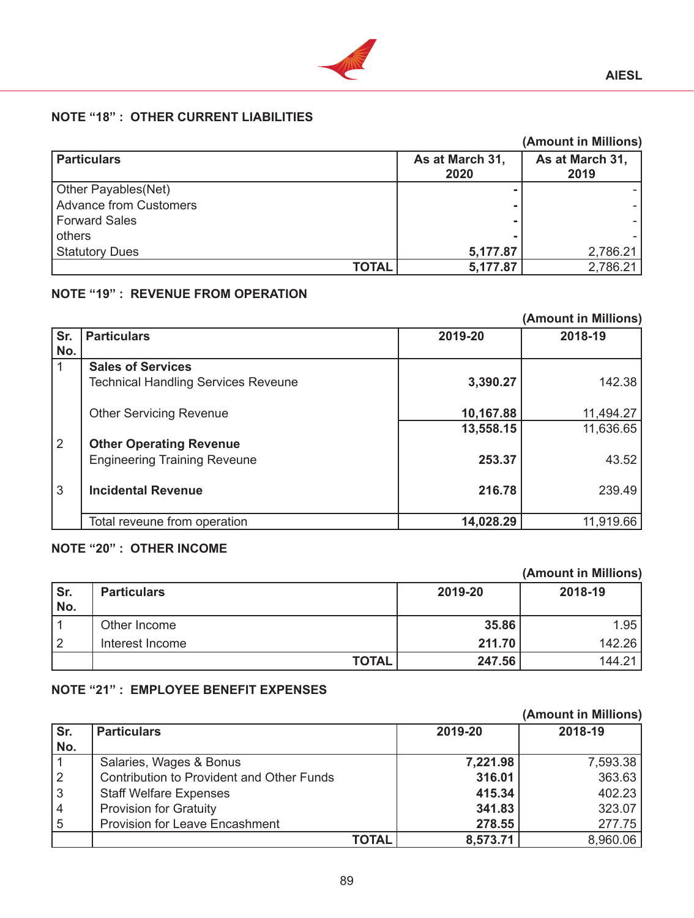## NOTE "18" : OTHER CURRENT LIABILITIES

(Amount in Millions)

| Particulars | As at March 31, 2020 | As at March 31, 2019 |
|---|---|---|
| Other Payables(Net) | - | - |
| Advance from Customers | - | - |
| Forward Sales | - | - |
| others | - | - |
| Statutory Dues | 5,177.87 | 2,786.21 |
| **TOTAL** | **5,177.87** | 2,786.21 |

## NOTE "19" : REVENUE FROM OPERATION

(Amount in Millions)

| Sr. No. | Particulars | 2019-20 | 2018-19 |
|---|---|---|---|
| 1 | **Sales of Services** | | |
| | Technical Handling Services Reveune | **3,390.27** | 142.38 |
| | Other Servicing Revenue | **10,167.88** | 11,494.27 |
| | | **13,558.15** | 11,636.65 |
| 2 | **Other Operating Revenue** | | |
| | Engineering Training Reveune | **253.37** | 43.52 |
| 3 | **Incidental Revenue** | **216.78** | 239.49 |
| | Total reveune from operation | **14,028.29** | 11,919.66 |

## NOTE "20" : OTHER INCOME

(Amount in Millions)

| Sr. No. | Particulars | 2019-20 | 2018-19 |
|---|---|---|---|
| 1 | Other Income | **35.86** | 1.95 |
| 2 | Interest Income | **211.70** | 142.26 |
| | **TOTAL** | **247.56** | 144.21 |

## NOTE "21" : EMPLOYEE BENEFIT EXPENSES

(Amount in Millions)

| Sr. No. | Particulars | 2019-20 | 2018-19 |
|---|---|---|---|
| 1 | Salaries, Wages & Bonus | **7,221.98** | 7,593.38 |
| 2 | Contribution to Provident and Other Funds | **316.01** | 363.63 |
| 3 | Staff Welfare Expenses | **415.34** | 402.23 |
| 4 | Provision for Gratuity | **341.83** | 323.07 |
| 5 | Provision for Leave Encashment | **278.55** | 277.75 |
| | **TOTAL** | **8,573.71** | 8,960.06 |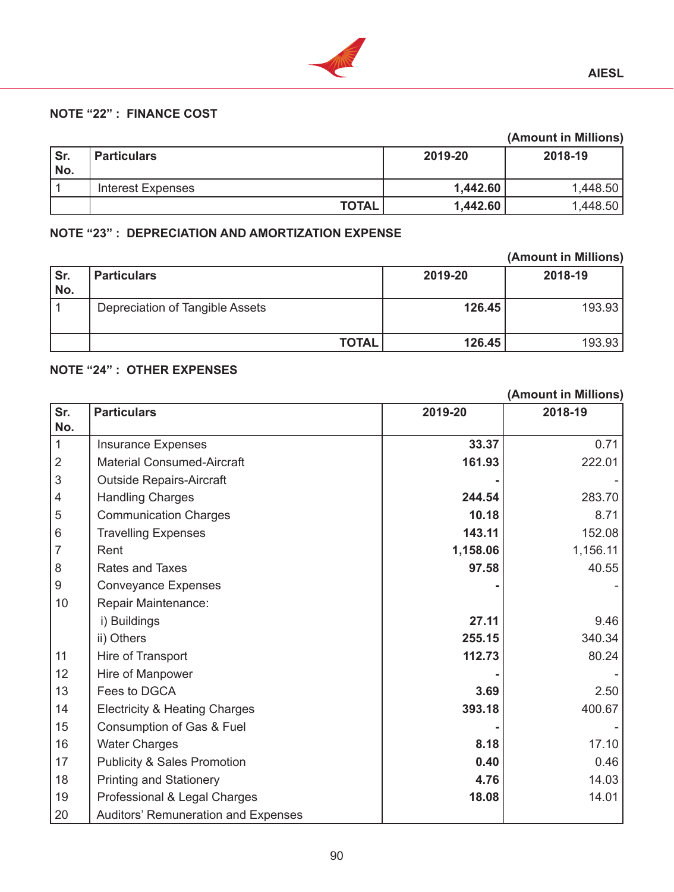### NOTE "22" : FINANCE COST

(Amount in Millions)

| Sr. No. | Particulars | 2019-20 | 2018-19 |
|---|---|---|---|
| 1 | Interest Expenses | **1,442.60** | 1,448.50 |
| | **TOTAL** | **1,442.60** | 1,448.50 |

### NOTE "23" : DEPRECIATION AND AMORTIZATION EXPENSE

(Amount in Millions)

| Sr. No. | Particulars | 2019-20 | 2018-19 |
|---|---|---|---|
| 1 | Depreciation of Tangible Assets | **126.45** | 193.93 |
| | **TOTAL** | **126.45** | 193.93 |

### NOTE "24" : OTHER EXPENSES

(Amount in Millions)

| Sr. No. | Particulars | 2019-20 | 2018-19 |
|---|---|---|---|
| 1 | Insurance Expenses | **33.37** | 0.71 |
| 2 | Material Consumed-Aircraft | **161.93** | 222.01 |
| 3 | Outside Repairs-Aircraft | **-** | - |
| 4 | Handling Charges | **244.54** | 283.70 |
| 5 | Communication Charges | **10.18** | 8.71 |
| 6 | Travelling Expenses | **143.11** | 152.08 |
| 7 | Rent | **1,158.06** | 1,156.11 |
| 8 | Rates and Taxes | **97.58** | 40.55 |
| 9 | Conveyance Expenses | **-** | - |
| 10 | Repair Maintenance: | | |
| | i) Buildings | **27.11** | 9.46 |
| | ii) Others | **255.15** | 340.34 |
| 11 | Hire of Transport | **112.73** | 80.24 |
| 12 | Hire of Manpower | **-** | - |
| 13 | Fees to DGCA | **3.69** | 2.50 |
| 14 | Electricity & Heating Charges | **393.18** | 400.67 |
| 15 | Consumption of Gas & Fuel | **-** | - |
| 16 | Water Charges | **8.18** | 17.10 |
| 17 | Publicity & Sales Promotion | **0.40** | 0.46 |
| 18 | Printing and Stationery | **4.76** | 14.03 |
| 19 | Professional & Legal Charges | **18.08** | 14.01 |
| 20 | Auditors' Remuneration and Expenses | | |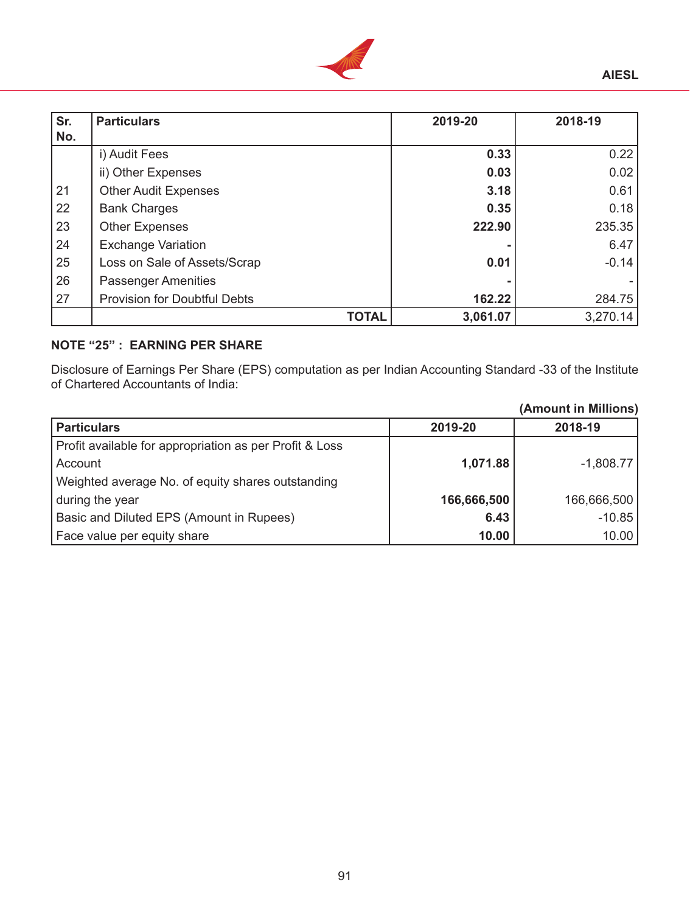| Sr. No. | Particulars | 2019-20 | 2018-19 |
|---|---|---|---|
| | i) Audit Fees | **0.33** | 0.22 |
| | ii) Other Expenses | **0.03** | 0.02 |
| 21 | Other Audit Expenses | **3.18** | 0.61 |
| 22 | Bank Charges | **0.35** | 0.18 |
| 23 | Other Expenses | **222.90** | 235.35 |
| 24 | Exchange Variation | **-** | 6.47 |
| 25 | Loss on Sale of Assets/Scrap | **0.01** | -0.14 |
| 26 | Passenger Amenities | **-** | - |
| 27 | Provision for Doubtful Debts | **162.22** | 284.75 |
| | **TOTAL** | **3,061.07** | 3,270.14 |

**NOTE "25" : EARNING PER SHARE**

Disclosure of Earnings Per Share (EPS) computation as per Indian Accounting Standard -33 of the Institute of Chartered Accountants of India:

**(Amount in Millions)**

| Particulars | 2019-20 | 2018-19 |
|---|---|---|
| Profit available for appropriation as per Profit & Loss Account | **1,071.88** | -1,808.77 |
| Weighted average No. of equity shares outstanding during the year | **166,666,500** | 166,666,500 |
| Basic and Diluted EPS (Amount in Rupees) | **6.43** | -10.85 |
| Face value per equity share | **10.00** | 10.00 |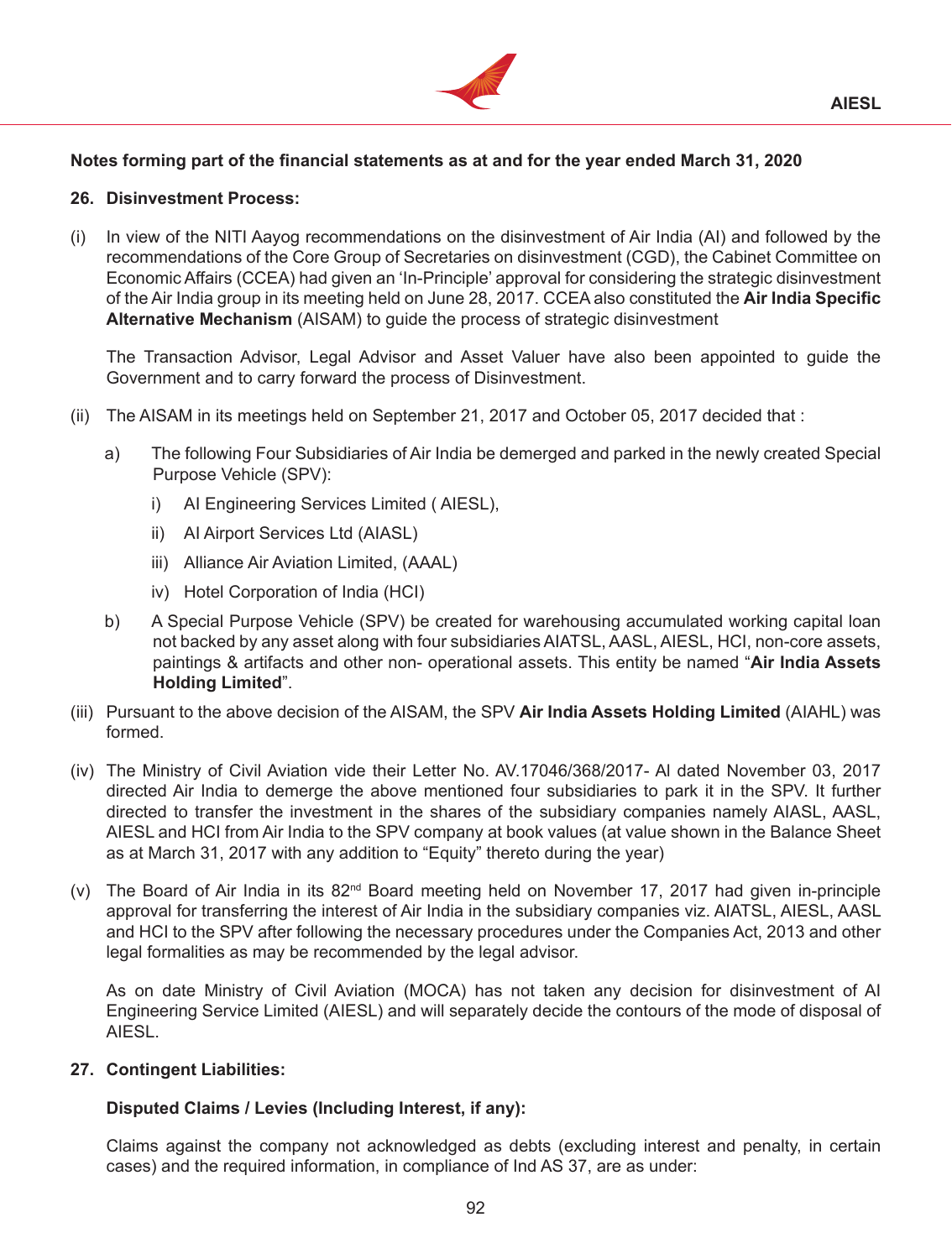**Notes forming part of the financial statements as at and for the year ended March 31, 2020**

**26. Disinvestment Process:**

(i) In view of the NITI Aayog recommendations on the disinvestment of Air India (AI) and followed by the recommendations of the Core Group of Secretaries on disinvestment (CGD), the Cabinet Committee on Economic Affairs (CCEA) had given an 'In-Principle' approval for considering the strategic disinvestment of the Air India group in its meeting held on June 28, 2017. CCEA also constituted the **Air India Specific Alternative Mechanism** (AISAM) to guide the process of strategic disinvestment

The Transaction Advisor, Legal Advisor and Asset Valuer have also been appointed to guide the Government and to carry forward the process of Disinvestment.

(ii) The AISAM in its meetings held on September 21, 2017 and October 05, 2017 decided that :

a) The following Four Subsidiaries of Air India be demerged and parked in the newly created Special Purpose Vehicle (SPV):

i) AI Engineering Services Limited ( AIESL),

ii) AI Airport Services Ltd (AIASL)

iii) Alliance Air Aviation Limited, (AAAL)

iv) Hotel Corporation of India (HCI)

b) A Special Purpose Vehicle (SPV) be created for warehousing accumulated working capital loan not backed by any asset along with four subsidiaries AIATSL, AASL, AIESL, HCI, non-core assets, paintings & artifacts and other non- operational assets. This entity be named "**Air India Assets Holding Limited**".

(iii) Pursuant to the above decision of the AISAM, the SPV **Air India Assets Holding Limited** (AIAHL) was formed.

(iv) The Ministry of Civil Aviation vide their Letter No. AV.17046/368/2017- AI dated November 03, 2017 directed Air India to demerge the above mentioned four subsidiaries to park it in the SPV. It further directed to transfer the investment in the shares of the subsidiary companies namely AIASL, AASL, AIESL and HCI from Air India to the SPV company at book values (at value shown in the Balance Sheet as at March 31, 2017 with any addition to "Equity" thereto during the year)

(v) The Board of Air India in its 82nd Board meeting held on November 17, 2017 had given in-principle approval for transferring the interest of Air India in the subsidiary companies viz. AIATSL, AIESL, AASL and HCI to the SPV after following the necessary procedures under the Companies Act, 2013 and other legal formalities as may be recommended by the legal advisor.

As on date Ministry of Civil Aviation (MOCA) has not taken any decision for disinvestment of AI Engineering Service Limited (AIESL) and will separately decide the contours of the mode of disposal of AIESL.

**27. Contingent Liabilities:**

**Disputed Claims / Levies (Including Interest, if any):**

Claims against the company not acknowledged as debts (excluding interest and penalty, in certain cases) and the required information, in compliance of Ind AS 37, are as under: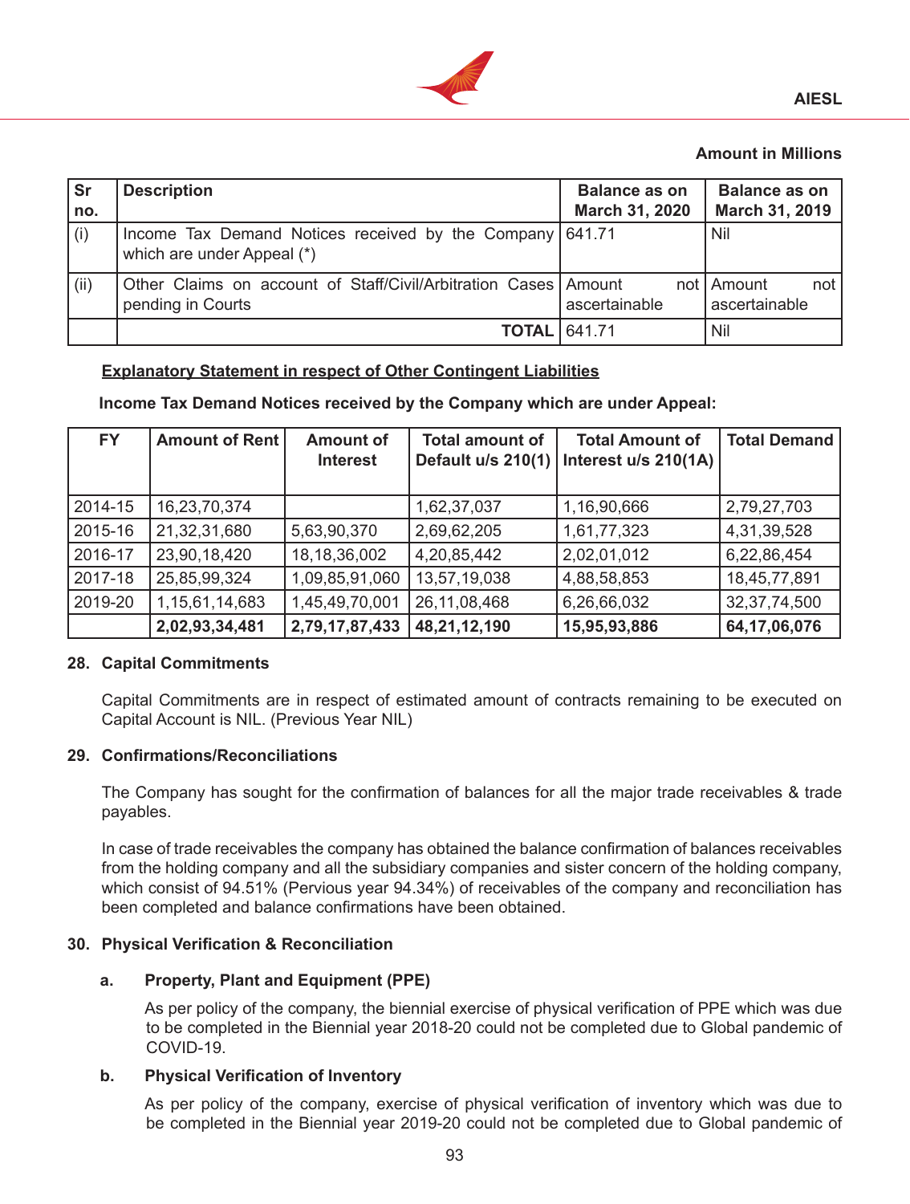**Amount in Millions**

| Sr no. | Description | Balance as on March 31, 2020 | Balance as on March 31, 2019 |
|---|---|---|---|
| (i) | Income Tax Demand Notices received by the Company which are under Appeal (*) | 641.71 | Nil |
| (ii) | Other Claims on account of Staff/Civil/Arbitration Cases pending in Courts | Amount not ascertainable | Amount not ascertainable |
| | **TOTAL** | 641.71 | Nil |

**Explanatory Statement in respect of Other Contingent Liabilities**

**Income Tax Demand Notices received by the Company which are under Appeal:**

| FY | Amount of Rent | Amount of Interest | Total amount of Default u/s 210(1) | Total Amount of Interest u/s 210(1A) | Total Demand |
|---|---|---|---|---|---|
| 2014-15 | 16,23,70,374 | | 1,62,37,037 | 1,16,90,666 | 2,79,27,703 |
| 2015-16 | 21,32,31,680 | 5,63,90,370 | 2,69,62,205 | 1,61,77,323 | 4,31,39,528 |
| 2016-17 | 23,90,18,420 | 18,18,36,002 | 4,20,85,442 | 2,02,01,012 | 6,22,86,454 |
| 2017-18 | 25,85,99,324 | 1,09,85,91,060 | 13,57,19,038 | 4,88,58,853 | 18,45,77,891 |
| 2019-20 | 1,15,61,14,683 | 1,45,49,70,001 | 26,11,08,468 | 6,26,66,032 | 32,37,74,500 |
| | **2,02,93,34,481** | **2,79,17,87,433** | **48,21,12,190** | **15,95,93,886** | **64,17,06,076** |

## 28. Capital Commitments

Capital Commitments are in respect of estimated amount of contracts remaining to be executed on Capital Account is NIL. (Previous Year NIL)

## 29. Confirmations/Reconciliations

The Company has sought for the confirmation of balances for all the major trade receivables & trade payables.

In case of trade receivables the company has obtained the balance confirmation of balances receivables from the holding company and all the subsidiary companies and sister concern of the holding company, which consist of 94.51% (Pervious year 94.34%) of receivables of the company and reconciliation has been completed and balance confirmations have been obtained.

## 30. Physical Verification & Reconciliation

### a. Property, Plant and Equipment (PPE)

As per policy of the company, the biennial exercise of physical verification of PPE which was due to be completed in the Biennial year 2018-20 could not be completed due to Global pandemic of COVID-19.

### b. Physical Verification of Inventory

As per policy of the company, exercise of physical verification of inventory which was due to be completed in the Biennial year 2019-20 could not be completed due to Global pandemic of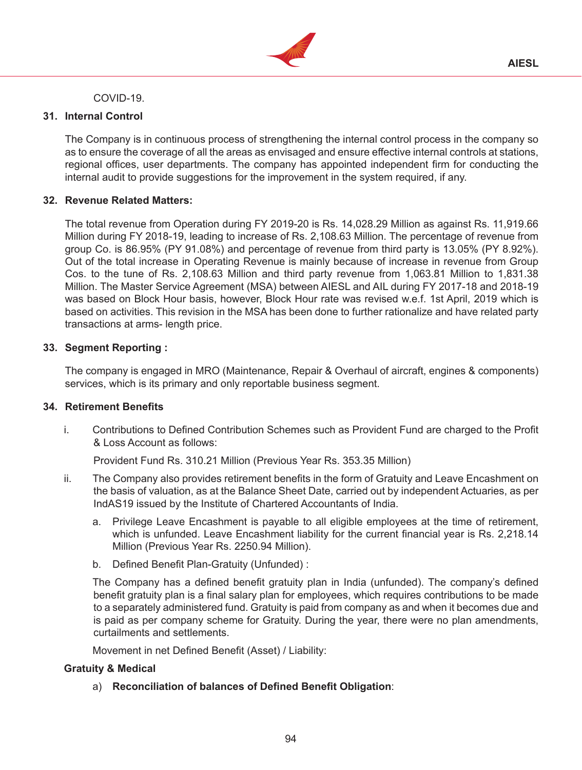COVID-19.

**31. Internal Control**

The Company is in continuous process of strengthening the internal control process in the company so as to ensure the coverage of all the areas as envisaged and ensure effective internal controls at stations, regional offices, user departments. The company has appointed independent firm for conducting the internal audit to provide suggestions for the improvement in the system required, if any.

**32. Revenue Related Matters:**

The total revenue from Operation during FY 2019-20 is Rs. 14,028.29 Million as against Rs. 11,919.66 Million during FY 2018-19, leading to increase of Rs. 2,108.63 Million. The percentage of revenue from group Co. is 86.95% (PY 91.08%) and percentage of revenue from third party is 13.05% (PY 8.92%). Out of the total increase in Operating Revenue is mainly because of increase in revenue from Group Cos. to the tune of Rs. 2,108.63 Million and third party revenue from 1,063.81 Million to 1,831.38 Million. The Master Service Agreement (MSA) between AIESL and AIL during FY 2017-18 and 2018-19 was based on Block Hour basis, however, Block Hour rate was revised w.e.f. 1st April, 2019 which is based on activities. This revision in the MSA has been done to further rationalize and have related party transactions at arms- length price.

**33. Segment Reporting :**

The company is engaged in MRO (Maintenance, Repair & Overhaul of aircraft, engines & components) services, which is its primary and only reportable business segment.

**34. Retirement Benefits**

i. Contributions to Defined Contribution Schemes such as Provident Fund are charged to the Profit & Loss Account as follows:

Provident Fund Rs. 310.21 Million (Previous Year Rs. 353.35 Million)

ii. The Company also provides retirement benefits in the form of Gratuity and Leave Encashment on the basis of valuation, as at the Balance Sheet Date, carried out by independent Actuaries, as per IndAS19 issued by the Institute of Chartered Accountants of India.

a. Privilege Leave Encashment is payable to all eligible employees at the time of retirement, which is unfunded. Leave Encashment liability for the current financial year is Rs. 2,218.14 Million (Previous Year Rs. 2250.94 Million).

b. Defined Benefit Plan-Gratuity (Unfunded) :

The Company has a defined benefit gratuity plan in India (unfunded). The company's defined benefit gratuity plan is a final salary plan for employees, which requires contributions to be made to a separately administered fund. Gratuity is paid from company as and when it becomes due and is paid as per company scheme for Gratuity. During the year, there were no plan amendments, curtailments and settlements.

Movement in net Defined Benefit (Asset) / Liability:

**Gratuity & Medical**

a) **Reconciliation of balances of Defined Benefit Obligation**: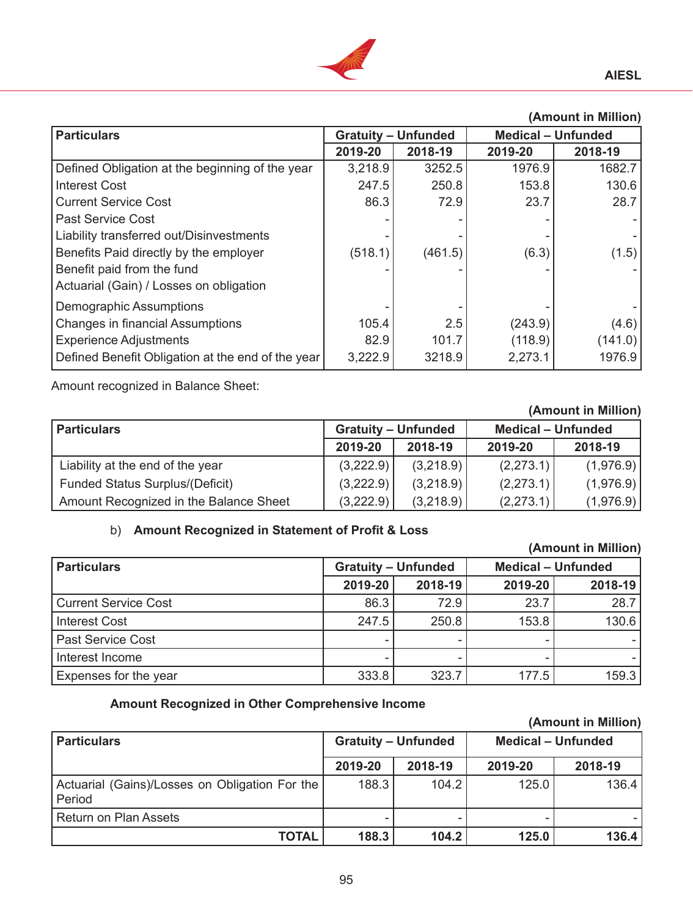(Amount in Million)

| Particulars | Gratuity – Unfunded | | Medical – Unfunded | |
|---|---|---|---|---|
| | 2019-20 | 2018-19 | 2019-20 | 2018-19 |
| Defined Obligation at the beginning of the year | 3,218.9 | 3252.5 | 1976.9 | 1682.7 |
| Interest Cost | 247.5 | 250.8 | 153.8 | 130.6 |
| Current Service Cost | 86.3 | 72.9 | 23.7 | 28.7 |
| Past Service Cost | - | - | - | - |
| Liability transferred out/Disinvestments | - | - | - | - |
| Benefits Paid directly by the employer | (518.1) | (461.5) | (6.3) | (1.5) |
| Benefit paid from the fund | - | - | - | - |
| Actuarial (Gain) / Losses on obligation | | | | |
| Demographic Assumptions | - | - | - | - |
| Changes in financial Assumptions | 105.4 | 2.5 | (243.9) | (4.6) |
| Experience Adjustments | 82.9 | 101.7 | (118.9) | (141.0) |
| Defined Benefit Obligation at the end of the year | 3,222.9 | 3218.9 | 2,273.1 | 1976.9 |

Amount recognized in Balance Sheet:

(Amount in Million)

| Particulars | Gratuity – Unfunded | | Medical – Unfunded | |
|---|---|---|---|---|
| | 2019-20 | 2018-19 | 2019-20 | 2018-19 |
| Liability at the end of the year | (3,222.9) | (3,218.9) | (2,273.1) | (1,976.9) |
| Funded Status Surplus/(Deficit) | (3,222.9) | (3,218.9) | (2,273.1) | (1,976.9) |
| Amount Recognized in the Balance Sheet | (3,222.9) | (3,218.9) | (2,273.1) | (1,976.9) |

b) **Amount Recognized in Statement of Profit & Loss**

(Amount in Million)

| Particulars | Gratuity – Unfunded | | Medical – Unfunded | |
|---|---|---|---|---|
| | 2019-20 | 2018-19 | 2019-20 | 2018-19 |
| Current Service Cost | 86.3 | 72.9 | 23.7 | 28.7 |
| Interest Cost | 247.5 | 250.8 | 153.8 | 130.6 |
| Past Service Cost | - | - | - | - |
| Interest Income | - | - | - | - |
| Expenses for the year | 333.8 | 323.7 | 177.5 | 159.3 |

**Amount Recognized in Other Comprehensive Income**

(Amount in Million)

| Particulars | Gratuity – Unfunded | | Medical – Unfunded | |
|---|---|---|---|---|
| | 2019-20 | 2018-19 | 2019-20 | 2018-19 |
| Actuarial (Gains)/Losses on Obligation For the Period | 188.3 | 104.2 | 125.0 | 136.4 |
| Return on Plan Assets | - | - | - | - |
| **TOTAL** | **188.3** | **104.2** | **125.0** | **136.4** |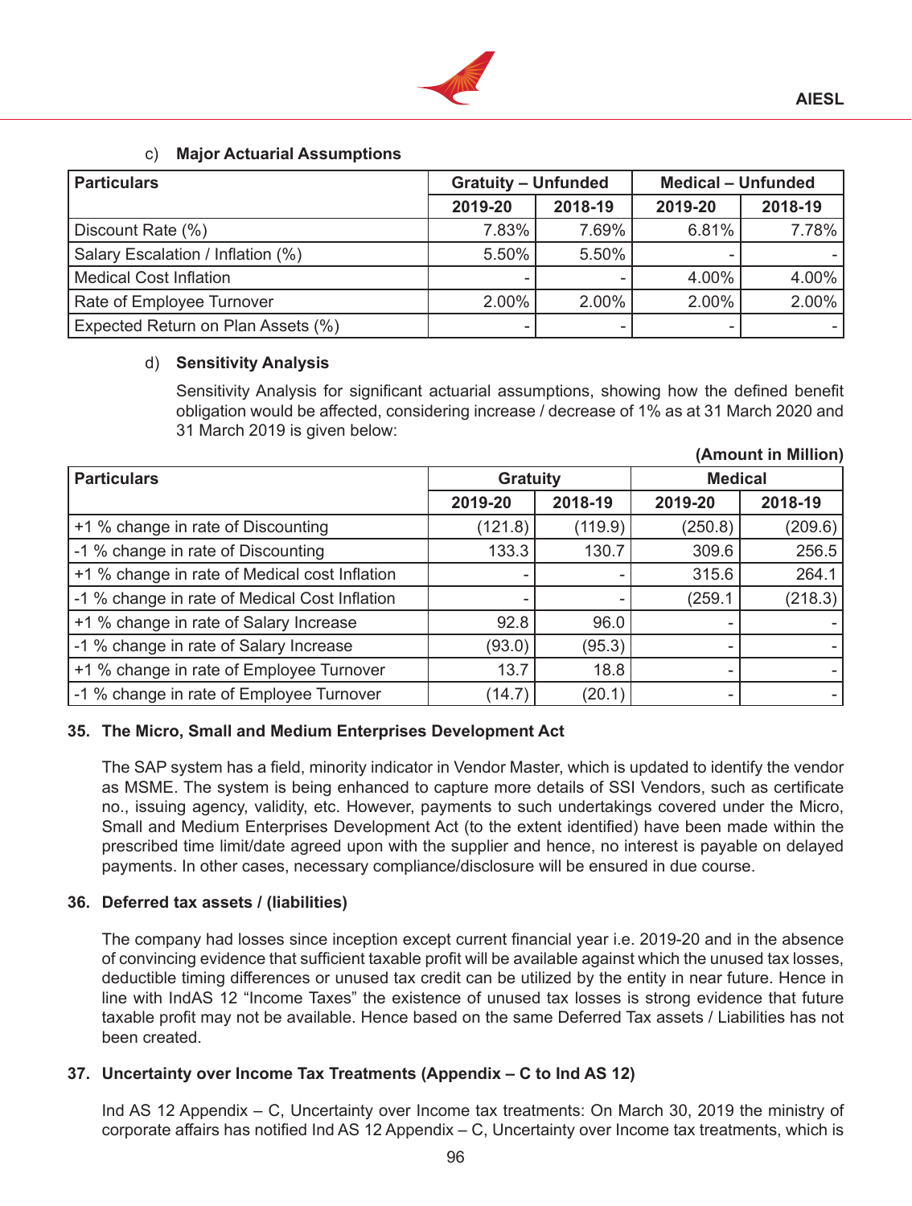c) **Major Actuarial Assumptions**

| Particulars | Gratuity – Unfunded | | Medical – Unfunded | |
|---|---|---|---|---|
| | 2019-20 | 2018-19 | 2019-20 | 2018-19 |
| Discount Rate (%) | 7.83% | 7.69% | 6.81% | 7.78% |
| Salary Escalation / Inflation (%) | 5.50% | 5.50% | - | - |
| Medical Cost Inflation | - | - | 4.00% | 4.00% |
| Rate of Employee Turnover | 2.00% | 2.00% | 2.00% | 2.00% |
| Expected Return on Plan Assets (%) | - | - | - | - |

d) **Sensitivity Analysis**

Sensitivity Analysis for significant actuarial assumptions, showing how the defined benefit obligation would be affected, considering increase / decrease of 1% as at 31 March 2020 and 31 March 2019 is given below:

**(Amount in Million)**

| Particulars | Gratuity | | Medical | |
|---|---|---|---|---|
| | 2019-20 | 2018-19 | 2019-20 | 2018-19 |
| +1 % change in rate of Discounting | (121.8) | (119.9) | (250.8) | (209.6) |
| -1 % change in rate of Discounting | 133.3 | 130.7 | 309.6 | 256.5 |
| +1 % change in rate of Medical cost Inflation | - | - | 315.6 | 264.1 |
| -1 % change in rate of Medical Cost Inflation | - | - | (259.1 | (218.3) |
| +1 % change in rate of Salary Increase | 92.8 | 96.0 | - | - |
| -1 % change in rate of Salary Increase | (93.0) | (95.3) | - | - |
| +1 % change in rate of Employee Turnover | 13.7 | 18.8 | - | - |
| -1 % change in rate of Employee Turnover | (14.7) | (20.1) | - | - |

### 35. The Micro, Small and Medium Enterprises Development Act

The SAP system has a field, minority indicator in Vendor Master, which is updated to identify the vendor as MSME. The system is being enhanced to capture more details of SSI Vendors, such as certificate no., issuing agency, validity, etc. However, payments to such undertakings covered under the Micro, Small and Medium Enterprises Development Act (to the extent identified) have been made within the prescribed time limit/date agreed upon with the supplier and hence, no interest is payable on delayed payments. In other cases, necessary compliance/disclosure will be ensured in due course.

### 36. Deferred tax assets / (liabilities)

The company had losses since inception except current financial year i.e. 2019-20 and in the absence of convincing evidence that sufficient taxable profit will be available against which the unused tax losses, deductible timing differences or unused tax credit can be utilized by the entity in near future. Hence in line with IndAS 12 “Income Taxes” the existence of unused tax losses is strong evidence that future taxable profit may not be available. Hence based on the same Deferred Tax assets / Liabilities has not been created.

### 37. Uncertainty over Income Tax Treatments (Appendix – C to Ind AS 12)

Ind AS 12 Appendix – C, Uncertainty over Income tax treatments: On March 30, 2019 the ministry of corporate affairs has notified Ind AS 12 Appendix – C, Uncertainty over Income tax treatments, which is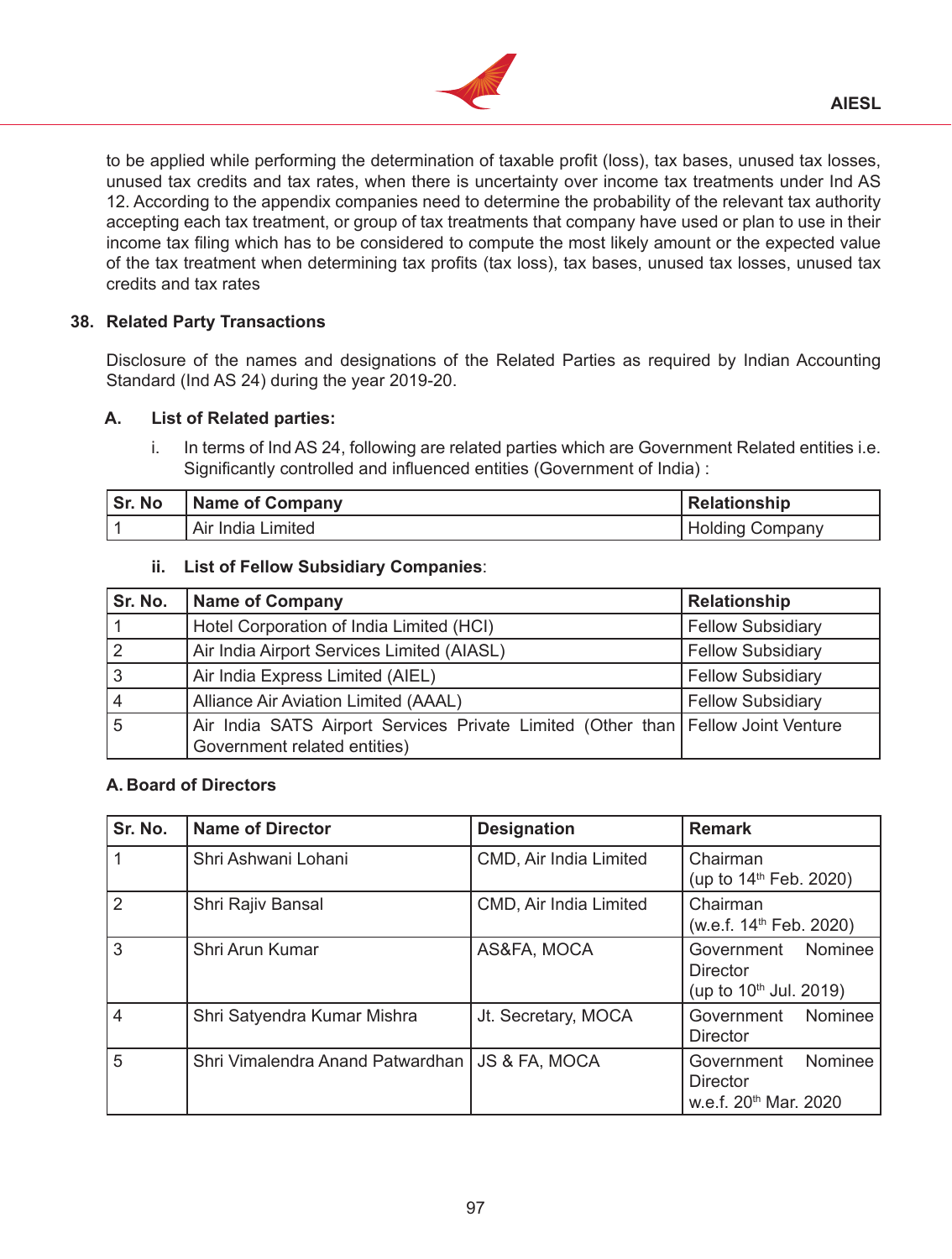to be applied while performing the determination of taxable profit (loss), tax bases, unused tax losses, unused tax credits and tax rates, when there is uncertainty over income tax treatments under Ind AS 12. According to the appendix companies need to determine the probability of the relevant tax authority accepting each tax treatment, or group of tax treatments that company have used or plan to use in their income tax filing which has to be considered to compute the most likely amount or the expected value of the tax treatment when determining tax profits (tax loss), tax bases, unused tax losses, unused tax credits and tax rates

## 38. Related Party Transactions

Disclosure of the names and designations of the Related Parties as required by Indian Accounting Standard (Ind AS 24) during the year 2019-20.

### A. List of Related parties:

i. In terms of Ind AS 24, following are related parties which are Government Related entities i.e. Significantly controlled and influenced entities (Government of India) :

| Sr. No | Name of Company | Relationship |
|---|---|---|
| 1 | Air India Limited | Holding Company |

**ii. List of Fellow Subsidiary Companies**:

| Sr. No. | Name of Company | Relationship |
|---|---|---|
| 1 | Hotel Corporation of India Limited (HCI) | Fellow Subsidiary |
| 2 | Air India Airport Services Limited (AIASL) | Fellow Subsidiary |
| 3 | Air India Express Limited (AIEL) | Fellow Subsidiary |
| 4 | Alliance Air Aviation Limited (AAAL) | Fellow Subsidiary |
| 5 | Air India SATS Airport Services Private Limited (Other than Government related entities) | Fellow Joint Venture |

### A. Board of Directors

| Sr. No. | Name of Director | Designation | Remark |
|---|---|---|---|
| 1 | Shri Ashwani Lohani | CMD, Air India Limited | Chairman (up to 14th Feb. 2020) |
| 2 | Shri Rajiv Bansal | CMD, Air India Limited | Chairman (w.e.f. 14th Feb. 2020) |
| 3 | Shri Arun Kumar | AS&FA, MOCA | Government Nominee Director (up to 10th Jul. 2019) |
| 4 | Shri Satyendra Kumar Mishra | Jt. Secretary, MOCA | Government Nominee Director |
| 5 | Shri Vimalendra Anand Patwardhan | JS & FA, MOCA | Government Nominee Director w.e.f. 20th Mar. 2020 |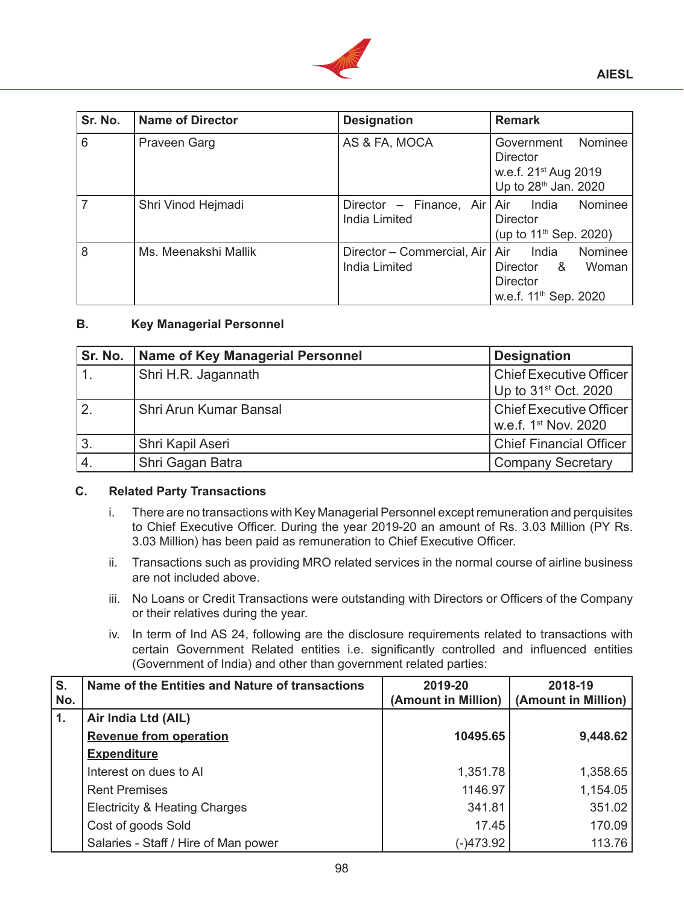| Sr. No. | Name of Director | Designation | Remark |
|---|---|---|---|
| 6 | Praveen Garg | AS & FA, MOCA | Government Nominee Director w.e.f. 21st Aug 2019 Up to 28th Jan. 2020 |
| 7 | Shri Vinod Hejmadi | Director – Finance, Air India Limited | Air India Nominee Director (up to 11th Sep. 2020) |
| 8 | Ms. Meenakshi Mallik | Director – Commercial, Air India Limited | Air India Nominee Director & Woman Director w.e.f. 11th Sep. 2020 |

**B. Key Managerial Personnel**

| Sr. No. | Name of Key Managerial Personnel | Designation |
|---|---|---|
| 1. | Shri H.R. Jagannath | Chief Executive Officer Up to 31st Oct. 2020 |
| 2. | Shri Arun Kumar Bansal | Chief Executive Officer w.e.f. 1st Nov. 2020 |
| 3. | Shri Kapil Aseri | Chief Financial Officer |
| 4. | Shri Gagan Batra | Company Secretary |

**C. Related Party Transactions**

i. There are no transactions with Key Managerial Personnel except remuneration and perquisites to Chief Executive Officer. During the year 2019-20 an amount of Rs. 3.03 Million (PY Rs. 3.03 Million) has been paid as remuneration to Chief Executive Officer.

ii. Transactions such as providing MRO related services in the normal course of airline business are not included above.

iii. No Loans or Credit Transactions were outstanding with Directors or Officers of the Company or their relatives during the year.

iv. In term of Ind AS 24, following are the disclosure requirements related to transactions with certain Government Related entities i.e. significantly controlled and influenced entities (Government of India) and other than government related parties:

| S. No. | Name of the Entities and Nature of transactions | 2019-20 (Amount in Million) | 2018-19 (Amount in Million) |
|---|---|---|---|
| 1. | **Air India Ltd (AIL)** | | |
| | **Revenue from operation** | **10495.65** | **9,448.62** |
| | **Expenditure** | | |
| | Interest on dues to AI | 1,351.78 | 1,358.65 |
| | Rent Premises | 1146.97 | 1,154.05 |
| | Electricity & Heating Charges | 341.81 | 351.02 |
| | Cost of goods Sold | 17.45 | 170.09 |
| | Salaries - Staff / Hire of Man power | (-)473.92 | 113.76 |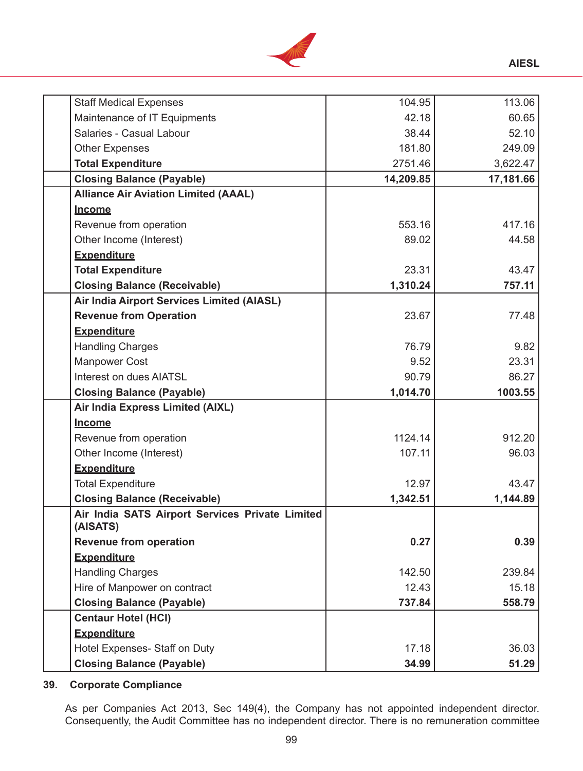| | | | |
|---|---|---|---|
| | Staff Medical Expenses | 104.95 | 113.06 |
| | Maintenance of IT Equipments | 42.18 | 60.65 |
| | Salaries - Casual Labour | 38.44 | 52.10 |
| | Other Expenses | 181.80 | 249.09 |
| | **Total Expenditure** | 2751.46 | 3,622.47 |
| | **Closing Balance (Payable)** | **14,209.85** | **17,181.66** |
| | **Alliance Air Aviation Limited (AAAL)** | | |
| | **Income** | | |
| | Revenue from operation | 553.16 | 417.16 |
| | Other Income (Interest) | 89.02 | 44.58 |
| | **Expenditure** | | |
| | **Total Expenditure** | 23.31 | 43.47 |
| | **Closing Balance (Receivable)** | **1,310.24** | **757.11** |
| | **Air India Airport Services Limited (AIASL)** | | |
| | **Revenue from Operation** | 23.67 | 77.48 |
| | **Expenditure** | | |
| | Handling Charges | 76.79 | 9.82 |
| | Manpower Cost | 9.52 | 23.31 |
| | Interest on dues AIATSL | 90.79 | 86.27 |
| | **Closing Balance (Payable)** | **1,014.70** | **1003.55** |
| | **Air India Express Limited (AIXL)** | | |
| | **Income** | | |
| | Revenue from operation | 1124.14 | 912.20 |
| | Other Income (Interest) | 107.11 | 96.03 |
| | **Expenditure** | | |
| | Total Expenditure | 12.97 | 43.47 |
| | **Closing Balance (Receivable)** | **1,342.51** | **1,144.89** |
| | **Air India SATS Airport Services Private Limited (AISATS)** | | |
| | **Revenue from operation** | **0.27** | **0.39** |
| | **Expenditure** | | |
| | Handling Charges | 142.50 | 239.84 |
| | Hire of Manpower on contract | 12.43 | 15.18 |
| | **Closing Balance (Payable)** | **737.84** | **558.79** |
| | **Centaur Hotel (HCI)** | | |
| | **Expenditure** | | |
| | Hotel Expenses- Staff on Duty | 17.18 | 36.03 |
| | **Closing Balance (Payable)** | **34.99** | **51.29** |

**39. Corporate Compliance**

As per Companies Act 2013, Sec 149(4), the Company has not appointed independent director. Consequently, the Audit Committee has no independent director. There is no remuneration committee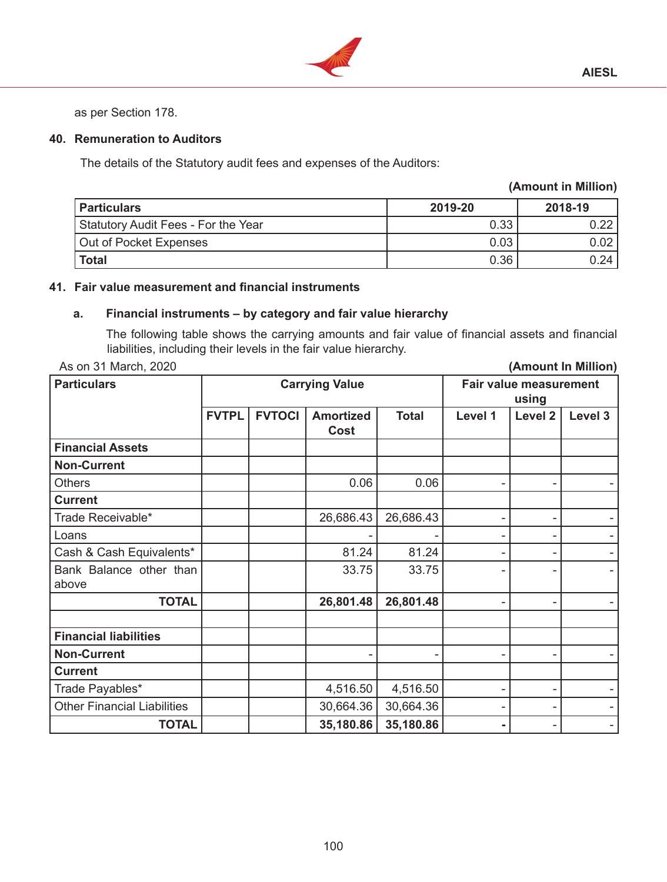as per Section 178.

## 40. Remuneration to Auditors

The details of the Statutory audit fees and expenses of the Auditors:

**(Amount in Million)**

| Particulars | 2019-20 | 2018-19 |
|---|---|---|
| Statutory Audit Fees - For the Year | 0.33 | 0.22 |
| Out of Pocket Expenses | 0.03 | 0.02 |
| **Total** | 0.36 | 0.24 |

## 41. Fair value measurement and financial instruments

### a. Financial instruments – by category and fair value hierarchy

The following table shows the carrying amounts and fair value of financial assets and financial liabilities, including their levels in the fair value hierarchy.

As on 31 March, 2020 **(Amount In Million)**

| Particulars | Carrying Value | | | | Fair value measurement using | | |
|---|---|---|---|---|---|---|---|
| | FVTPL | FVTOCI | Amortized Cost | Total | Level 1 | Level 2 | Level 3 |
| **Financial Assets** | | | | | | | |
| **Non-Current** | | | | | | | |
| Others | | | 0.06 | 0.06 | - | - | - |
| **Current** | | | | | | | |
| Trade Receivable* | | | 26,686.43 | 26,686.43 | - | - | - |
| Loans | | | - | - | - | - | - |
| Cash & Cash Equivalents* | | | 81.24 | 81.24 | - | - | - |
| Bank Balance other than above | | | 33.75 | 33.75 | - | - | - |
| **TOTAL** | | | **26,801.48** | **26,801.48** | - | - | - |
| | | | | | | | |
| **Financial liabilities** | | | | | | | |
| **Non-Current** | | | - | - | - | - | - |
| **Current** | | | | | | | |
| Trade Payables* | | | 4,516.50 | 4,516.50 | - | - | - |
| Other Financial Liabilities | | | 30,664.36 | 30,664.36 | - | - | - |
| **TOTAL** | | | **35,180.86** | **35,180.86** | **-** | - | - |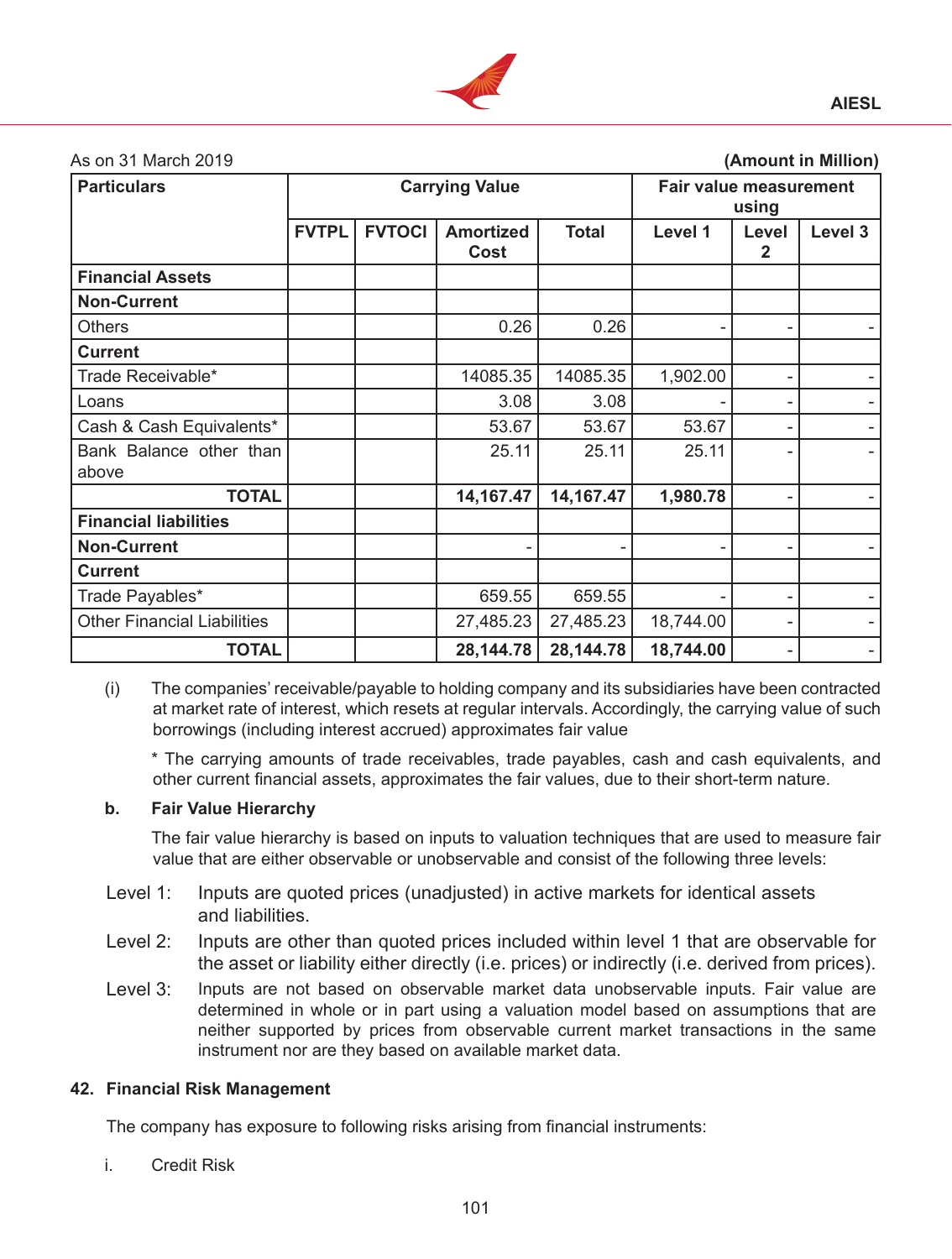As on 31 March 2019 **(Amount in Million)**

| Particulars | Carrying Value | | | | Fair value measurement using | | |
|---|---|---|---|---|---|---|---|
| | FVTPL | FVTOCI | Amortized Cost | Total | Level 1 | Level 2 | Level 3 |
| **Financial Assets** | | | | | | | |
| **Non-Current** | | | | | | | |
| Others | | | 0.26 | 0.26 | - | - | - |
| **Current** | | | | | | | |
| Trade Receivable* | | | 14085.35 | 14085.35 | 1,902.00 | - | - |
| Loans | | | 3.08 | 3.08 | - | - | - |
| Cash & Cash Equivalents* | | | 53.67 | 53.67 | 53.67 | - | - |
| Bank Balance other than above | | | 25.11 | 25.11 | 25.11 | - | - |
| **TOTAL** | | | **14,167.47** | **14,167.47** | **1,980.78** | - | - |
| **Financial liabilities** | | | | | | | |
| **Non-Current** | | | - | - | - | - | - |
| **Current** | | | | | | | |
| Trade Payables* | | | 659.55 | 659.55 | - | - | - |
| Other Financial Liabilities | | | 27,485.23 | 27,485.23 | 18,744.00 | - | - |
| **TOTAL** | | | **28,144.78** | **28,144.78** | **18,744.00** | - | - |

(i) The companies' receivable/payable to holding company and its subsidiaries have been contracted at market rate of interest, which resets at regular intervals. Accordingly, the carrying value of such borrowings (including interest accrued) approximates fair value

\* The carrying amounts of trade receivables, trade payables, cash and cash equivalents, and other current financial assets, approximates the fair values, due to their short-term nature.

**b. Fair Value Hierarchy**

The fair value hierarchy is based on inputs to valuation techniques that are used to measure fair value that are either observable or unobservable and consist of the following three levels:

Level 1: Inputs are quoted prices (unadjusted) in active markets for identical assets and liabilities.

Level 2: Inputs are other than quoted prices included within level 1 that are observable for the asset or liability either directly (i.e. prices) or indirectly (i.e. derived from prices).

Level 3: Inputs are not based on observable market data unobservable inputs. Fair value are determined in whole or in part using a valuation model based on assumptions that are neither supported by prices from observable current market transactions in the same instrument nor are they based on available market data.

## 42. Financial Risk Management

The company has exposure to following risks arising from financial instruments:

i. Credit Risk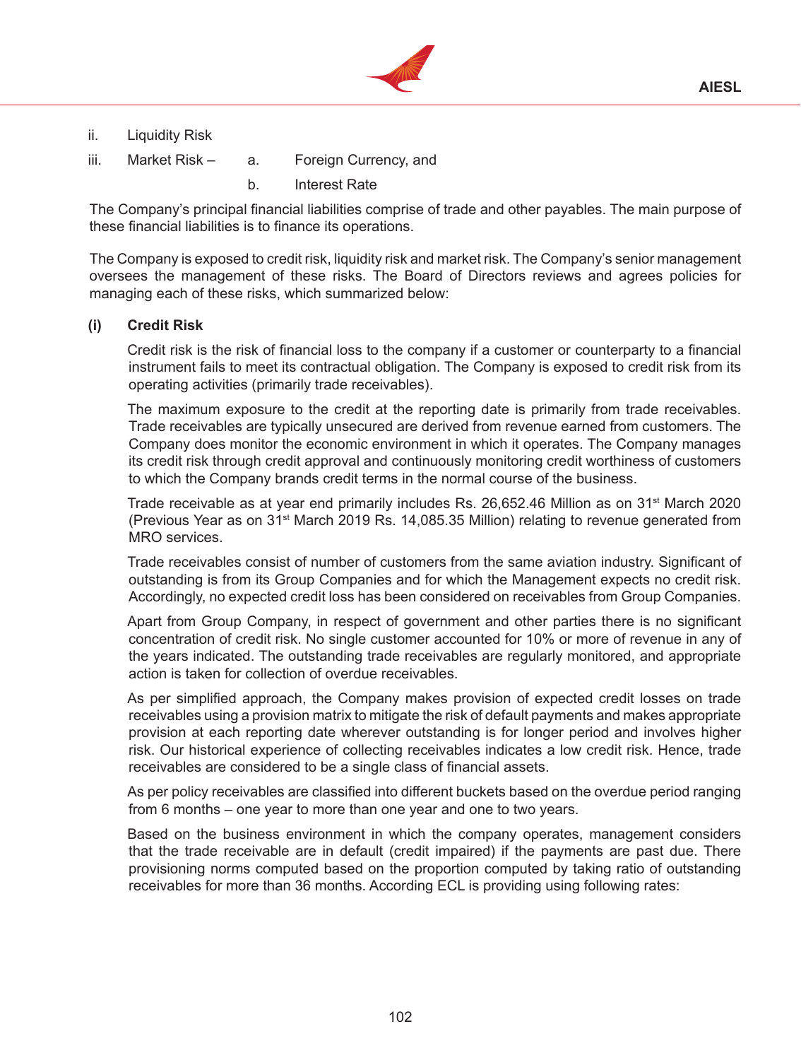ii. Liquidity Risk

iii. Market Risk – a. Foreign Currency, and

b. Interest Rate

The Company's principal financial liabilities comprise of trade and other payables. The main purpose of these financial liabilities is to finance its operations.

The Company is exposed to credit risk, liquidity risk and market risk. The Company's senior management oversees the management of these risks. The Board of Directors reviews and agrees policies for managing each of these risks, which summarized below:

**(i) Credit Risk**

Credit risk is the risk of financial loss to the company if a customer or counterparty to a financial instrument fails to meet its contractual obligation. The Company is exposed to credit risk from its operating activities (primarily trade receivables).

The maximum exposure to the credit at the reporting date is primarily from trade receivables. Trade receivables are typically unsecured are derived from revenue earned from customers. The Company does monitor the economic environment in which it operates. The Company manages its credit risk through credit approval and continuously monitoring credit worthiness of customers to which the Company brands credit terms in the normal course of the business.

Trade receivable as at year end primarily includes Rs. 26,652.46 Million as on 31st March 2020 (Previous Year as on 31st March 2019 Rs. 14,085.35 Million) relating to revenue generated from MRO services.

Trade receivables consist of number of customers from the same aviation industry. Significant of outstanding is from its Group Companies and for which the Management expects no credit risk. Accordingly, no expected credit loss has been considered on receivables from Group Companies.

Apart from Group Company, in respect of government and other parties there is no significant concentration of credit risk. No single customer accounted for 10% or more of revenue in any of the years indicated. The outstanding trade receivables are regularly monitored, and appropriate action is taken for collection of overdue receivables.

As per simplified approach, the Company makes provision of expected credit losses on trade receivables using a provision matrix to mitigate the risk of default payments and makes appropriate provision at each reporting date wherever outstanding is for longer period and involves higher risk. Our historical experience of collecting receivables indicates a low credit risk. Hence, trade receivables are considered to be a single class of financial assets.

As per policy receivables are classified into different buckets based on the overdue period ranging from 6 months – one year to more than one year and one to two years.

Based on the business environment in which the company operates, management considers that the trade receivable are in default (credit impaired) if the payments are past due. There provisioning norms computed based on the proportion computed by taking ratio of outstanding receivables for more than 36 months. According ECL is providing using following rates: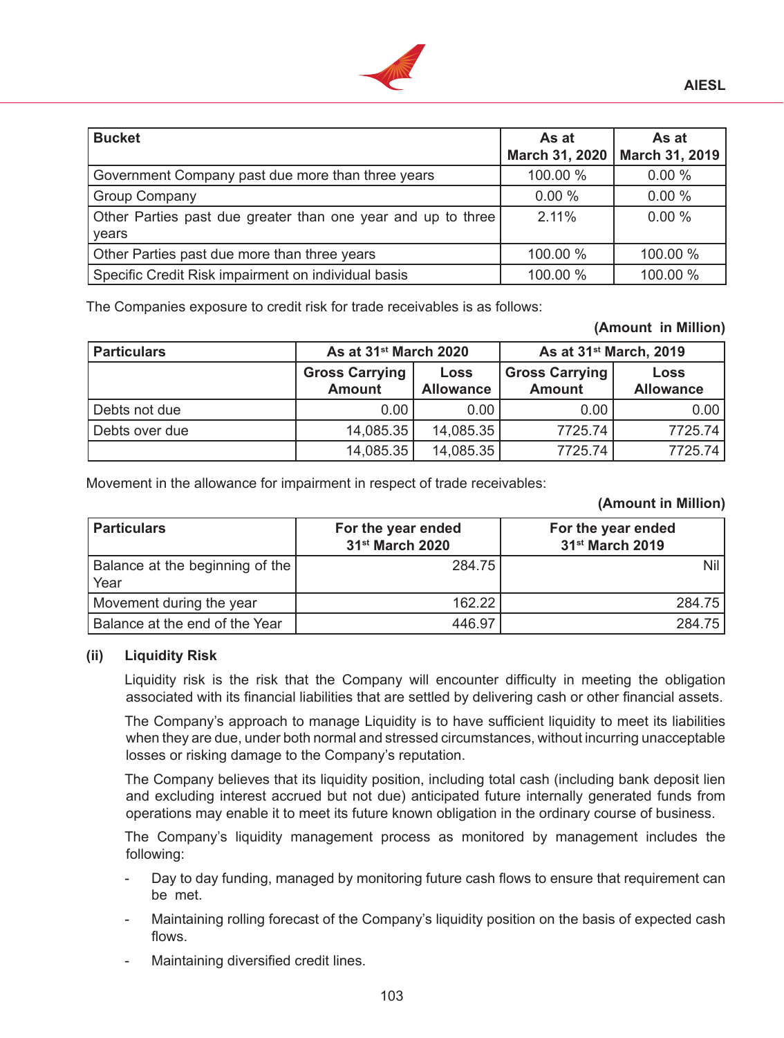| Bucket | As at March 31, 2020 | As at March 31, 2019 |
|---|---|---|
| Government Company past due more than three years | 100.00 % | 0.00 % |
| Group Company | 0.00 % | 0.00 % |
| Other Parties past due greater than one year and up to three years | 2.11% | 0.00 % |
| Other Parties past due more than three years | 100.00 % | 100.00 % |
| Specific Credit Risk impairment on individual basis | 100.00 % | 100.00 % |

The Companies exposure to credit risk for trade receivables is as follows:

**(Amount in Million)**

| Particulars | As at 31st March 2020 | | As at 31st March, 2019 | |
|---|---|---|---|---|
| | Gross Carrying Amount | Loss Allowance | Gross Carrying Amount | Loss Allowance |
| Debts not due | 0.00 | 0.00 | 0.00 | 0.00 |
| Debts over due | 14,085.35 | 14,085.35 | 7725.74 | 7725.74 |
| | 14,085.35 | 14,085.35 | 7725.74 | 7725.74 |

Movement in the allowance for impairment in respect of trade receivables:

**(Amount in Million)**

| Particulars | For the year ended 31st March 2020 | For the year ended 31st March 2019 |
|---|---|---|
| Balance at the beginning of the Year | 284.75 | Nil |
| Movement during the year | 162.22 | 284.75 |
| Balance at the end of the Year | 446.97 | 284.75 |

**(ii) Liquidity Risk**

Liquidity risk is the risk that the Company will encounter difficulty in meeting the obligation associated with its financial liabilities that are settled by delivering cash or other financial assets.

The Company's approach to manage Liquidity is to have sufficient liquidity to meet its liabilities when they are due, under both normal and stressed circumstances, without incurring unacceptable losses or risking damage to the Company's reputation.

The Company believes that its liquidity position, including total cash (including bank deposit lien and excluding interest accrued but not due) anticipated future internally generated funds from operations may enable it to meet its future known obligation in the ordinary course of business.

The Company's liquidity management process as monitored by management includes the following:

- Day to day funding, managed by monitoring future cash flows to ensure that requirement can be met.
- Maintaining rolling forecast of the Company's liquidity position on the basis of expected cash flows.
- Maintaining diversified credit lines.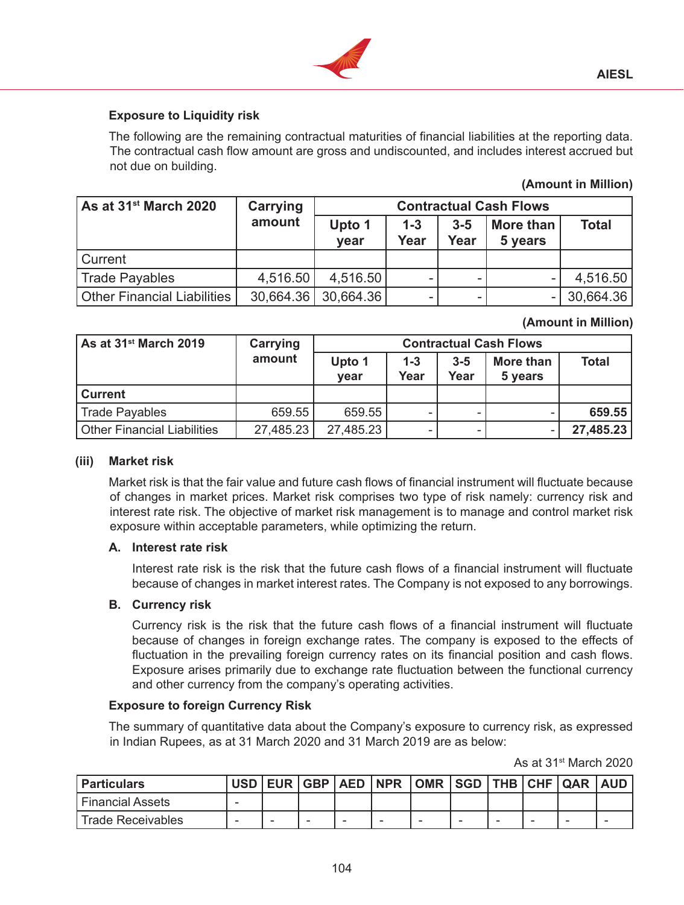### Exposure to Liquidity risk

The following are the remaining contractual maturities of financial liabilities at the reporting data. The contractual cash flow amount are gross and undiscounted, and includes interest accrued but not due on building.

**(Amount in Million)**

| As at 31st March 2020 | Carrying amount | Contractual Cash Flows | | | | |
|---|---|---|---|---|---|---|
| | | Upto 1 year | 1-3 Year | 3-5 Year | More than 5 years | Total |
| Current | | | | | | |
| Trade Payables | 4,516.50 | 4,516.50 | - | - | - | 4,516.50 |
| Other Financial Liabilities | 30,664.36 | 30,664.36 | - | - | - | 30,664.36 |

**(Amount in Million)**

| As at 31st March 2019 | Carrying amount | Contractual Cash Flows | | | | |
|---|---|---|---|---|---|---|
| | | Upto 1 year | 1-3 Year | 3-5 Year | More than 5 years | Total |
| **Current** | | | | | | |
| Trade Payables | 659.55 | 659.55 | - | - | - | **659.55** |
| Other Financial Liabilities | 27,485.23 | 27,485.23 | - | - | - | **27,485.23** |

**(iii) Market risk**

Market risk is that the fair value and future cash flows of financial instrument will fluctuate because of changes in market prices. Market risk comprises two type of risk namely: currency risk and interest rate risk. The objective of market risk management is to manage and control market risk exposure within acceptable parameters, while optimizing the return.

**A. Interest rate risk**

Interest rate risk is the risk that the future cash flows of a financial instrument will fluctuate because of changes in market interest rates. The Company is not exposed to any borrowings.

**B. Currency risk**

Currency risk is the risk that the future cash flows of a financial instrument will fluctuate because of changes in foreign exchange rates. The company is exposed to the effects of fluctuation in the prevailing foreign currency rates on its financial position and cash flows. Exposure arises primarily due to exchange rate fluctuation between the functional currency and other currency from the company's operating activities.

### Exposure to foreign Currency Risk

The summary of quantitative data about the Company's exposure to currency risk, as expressed in Indian Rupees, as at 31 March 2020 and 31 March 2019 are as below:

As at 31st March 2020

| Particulars | USD | EUR | GBP | AED | NPR | OMR | SGD | THB | CHF | QAR | AUD |
|---|---|---|---|---|---|---|---|---|---|---|---|
| Financial Assets | - | | | | | | | | | | |
| Trade Receivables | - | - | - | - | - | - | - | - | - | - | - |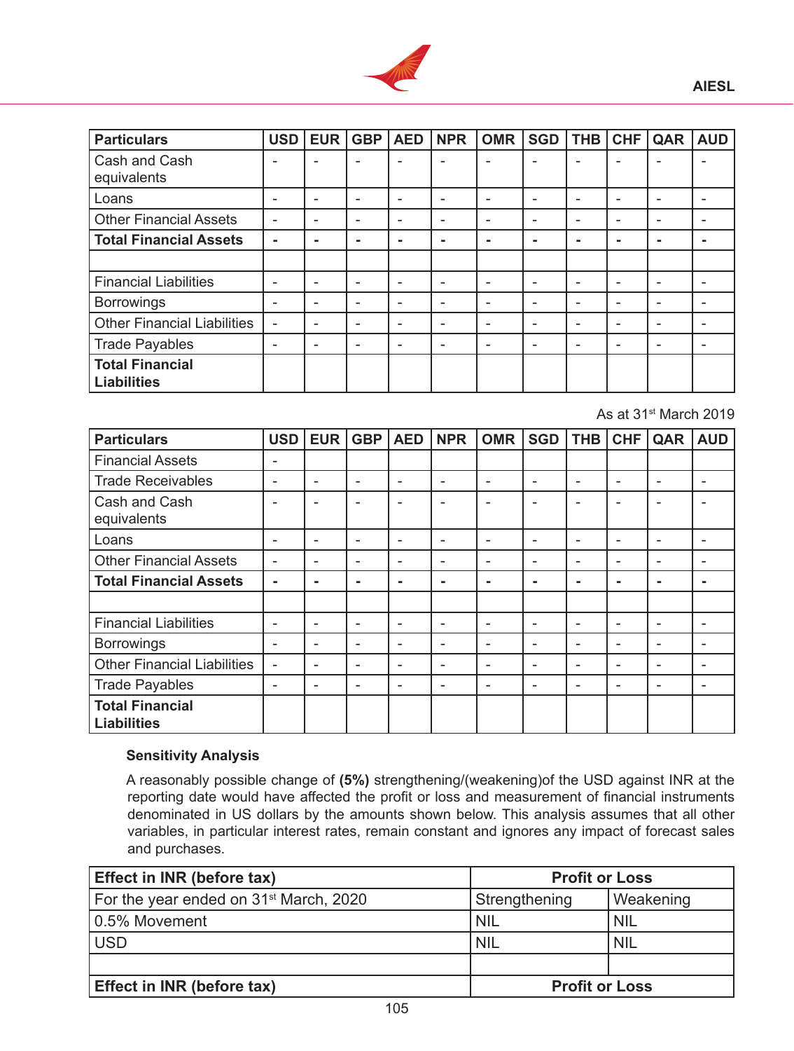| Particulars | USD | EUR | GBP | AED | NPR | OMR | SGD | THB | CHF | QAR | AUD |
|---|---|---|---|---|---|---|---|---|---|---|---|
| Cash and Cash equivalents | - | - | - | - | - | - | - | - | - | - | - |
| Loans | - | - | - | - | - | - | - | - | - | - | - |
| Other Financial Assets | - | - | - | - | - | - | - | - | - | - | - |
| **Total Financial Assets** | **-** | **-** | **-** | **-** | **-** | **-** | **-** | **-** | **-** | **-** | **-** |
| | | | | | | | | | | | |
| Financial Liabilities | - | - | - | - | - | - | - | - | - | - | - |
| Borrowings | - | - | - | - | - | - | - | - | - | - | - |
| Other Financial Liabilities | - | - | - | - | - | - | - | - | - | - | - |
| Trade Payables | - | - | - | - | - | - | - | - | - | - | - |
| **Total Financial Liabilities** | | | | | | | | | | | |

As at 31st March 2019

| Particulars | USD | EUR | GBP | AED | NPR | OMR | SGD | THB | CHF | QAR | AUD |
|---|---|---|---|---|---|---|---|---|---|---|---|
| Financial Assets | - | | | | | | | | | | |
| Trade Receivables | - | - | - | - | - | - | - | - | - | - | - |
| Cash and Cash equivalents | - | - | - | - | - | - | - | - | - | - | - |
| Loans | - | - | - | - | - | - | - | - | - | - | - |
| Other Financial Assets | - | - | - | - | - | - | - | - | - | - | - |
| **Total Financial Assets** | **-** | **-** | **-** | **-** | **-** | **-** | **-** | **-** | **-** | **-** | **-** |
| | | | | | | | | | | | |
| Financial Liabilities | - | - | - | - | - | - | - | - | - | - | - |
| Borrowings | - | - | - | - | - | - | - | - | - | - | - |
| Other Financial Liabilities | - | - | - | - | - | - | - | - | - | - | - |
| Trade Payables | - | - | - | - | - | - | - | - | - | - | - |
| **Total Financial Liabilities** | | | | | | | | | | | |

**Sensitivity Analysis**

A reasonably possible change of **(5%)** strengthening/(weakening)of the USD against INR at the reporting date would have affected the profit or loss and measurement of financial instruments denominated in US dollars by the amounts shown below. This analysis assumes that all other variables, in particular interest rates, remain constant and ignores any impact of forecast sales and purchases.

| **Effect in INR (before tax)** | **Profit or Loss** | |
|---|---|---|
| For the year ended on 31st March, 2020 | Strengthening | Weakening |
| 0.5% Movement | NIL | NIL |
| USD | NIL | NIL |
| | | |
| **Effect in INR (before tax)** | **Profit or Loss** | |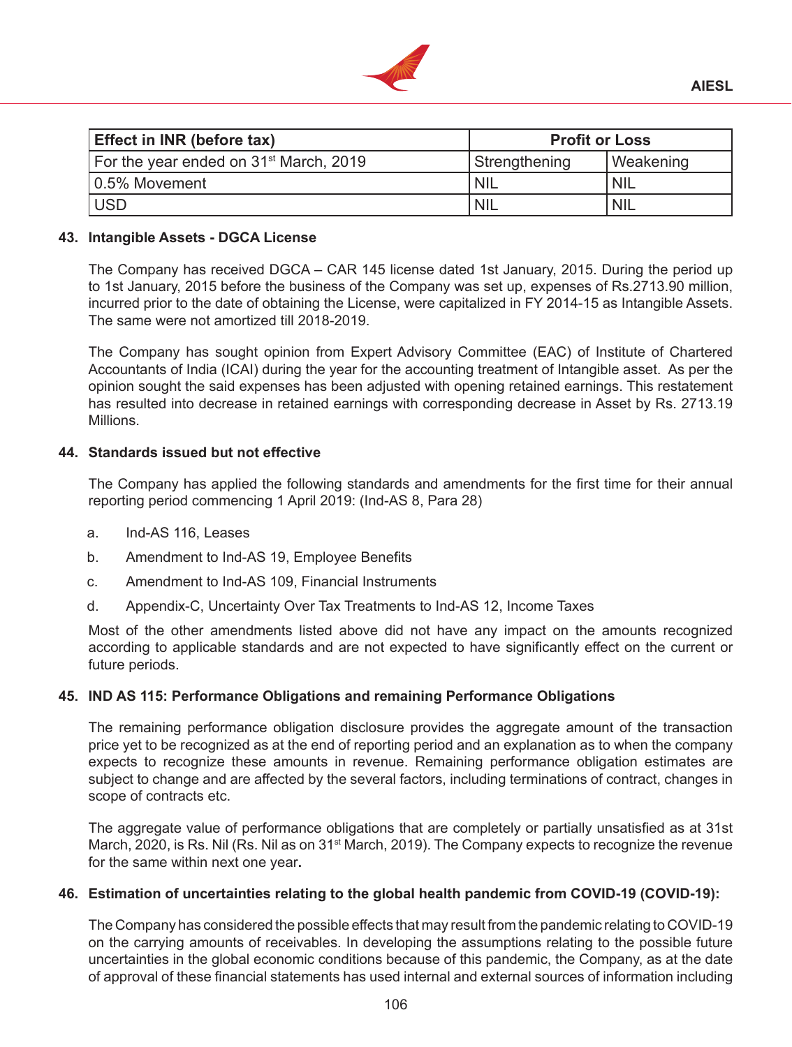| Effect in INR (before tax) | Profit or Loss | |
|---|---|---|
| For the year ended on 31st March, 2019 | Strengthening | Weakening |
| 0.5% Movement | NIL | NIL |
| USD | NIL | NIL |

### 43. Intangible Assets - DGCA License

The Company has received DGCA – CAR 145 license dated 1st January, 2015. During the period up to 1st January, 2015 before the business of the Company was set up, expenses of Rs.2713.90 million, incurred prior to the date of obtaining the License, were capitalized in FY 2014-15 as Intangible Assets. The same were not amortized till 2018-2019.

The Company has sought opinion from Expert Advisory Committee (EAC) of Institute of Chartered Accountants of India (ICAI) during the year for the accounting treatment of Intangible asset. As per the opinion sought the said expenses has been adjusted with opening retained earnings. This restatement has resulted into decrease in retained earnings with corresponding decrease in Asset by Rs. 2713.19 Millions.

### 44. Standards issued but not effective

The Company has applied the following standards and amendments for the first time for their annual reporting period commencing 1 April 2019: (Ind-AS 8, Para 28)

a. Ind-AS 116, Leases

b. Amendment to Ind-AS 19, Employee Benefits

c. Amendment to Ind-AS 109, Financial Instruments

d. Appendix-C, Uncertainty Over Tax Treatments to Ind-AS 12, Income Taxes

Most of the other amendments listed above did not have any impact on the amounts recognized according to applicable standards and are not expected to have significantly effect on the current or future periods.

### 45. IND AS 115: Performance Obligations and remaining Performance Obligations

The remaining performance obligation disclosure provides the aggregate amount of the transaction price yet to be recognized as at the end of reporting period and an explanation as to when the company expects to recognize these amounts in revenue. Remaining performance obligation estimates are subject to change and are affected by the several factors, including terminations of contract, changes in scope of contracts etc.

The aggregate value of performance obligations that are completely or partially unsatisfied as at 31st March, 2020, is Rs. Nil (Rs. Nil as on 31st March, 2019). The Company expects to recognize the revenue for the same within next one year**.**

### 46. Estimation of uncertainties relating to the global health pandemic from COVID-19 (COVID-19):

The Company has considered the possible effects that may result from the pandemic relating to COVID-19 on the carrying amounts of receivables. In developing the assumptions relating to the possible future uncertainties in the global economic conditions because of this pandemic, the Company, as at the date of approval of these financial statements has used internal and external sources of information including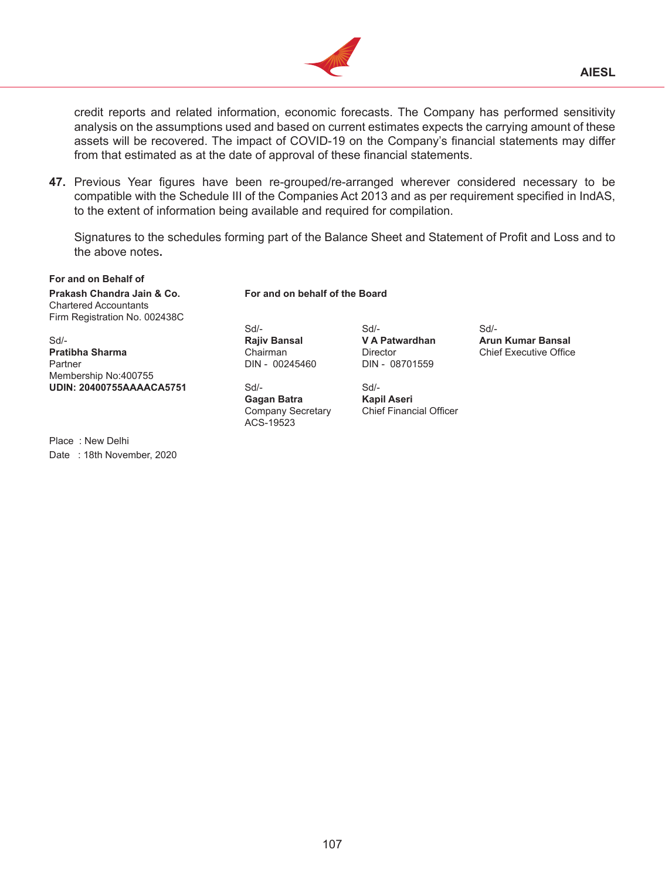credit reports and related information, economic forecasts. The Company has performed sensitivity analysis on the assumptions used and based on current estimates expects the carrying amount of these assets will be recovered. The impact of COVID-19 on the Company's financial statements may differ from that estimated as at the date of approval of these financial statements.

**47.** Previous Year figures have been re-grouped/re-arranged wherever considered necessary to be compatible with the Schedule III of the Companies Act 2013 and as per requirement specified in IndAS, to the extent of information being available and required for compilation.

Signatures to the schedules forming part of the Balance Sheet and Statement of Profit and Loss and to the above notes**.**

**For and on Behalf of**
**Prakash Chandra Jain & Co.**
Chartered Accountants
Firm Registration No. 002438C

Sd/-
**Pratibha Sharma**
Partner
Membership No:400755
**UDIN: 20400755AAAACA5751**

**For and on behalf of the Board**

Sd/-
**Rajiv Bansal**
Chairman
DIN - 00245460

Sd/-
**V A Patwardhan**
Director
DIN - 08701559

Sd/-
**Arun Kumar Bansal**
Chief Executive Office

Sd/-
**Gagan Batra**
Company Secretary
ACS-19523

Sd/-
**Kapil Aseri**
Chief Financial Officer

Place : New Delhi
Date : 18th November, 2020